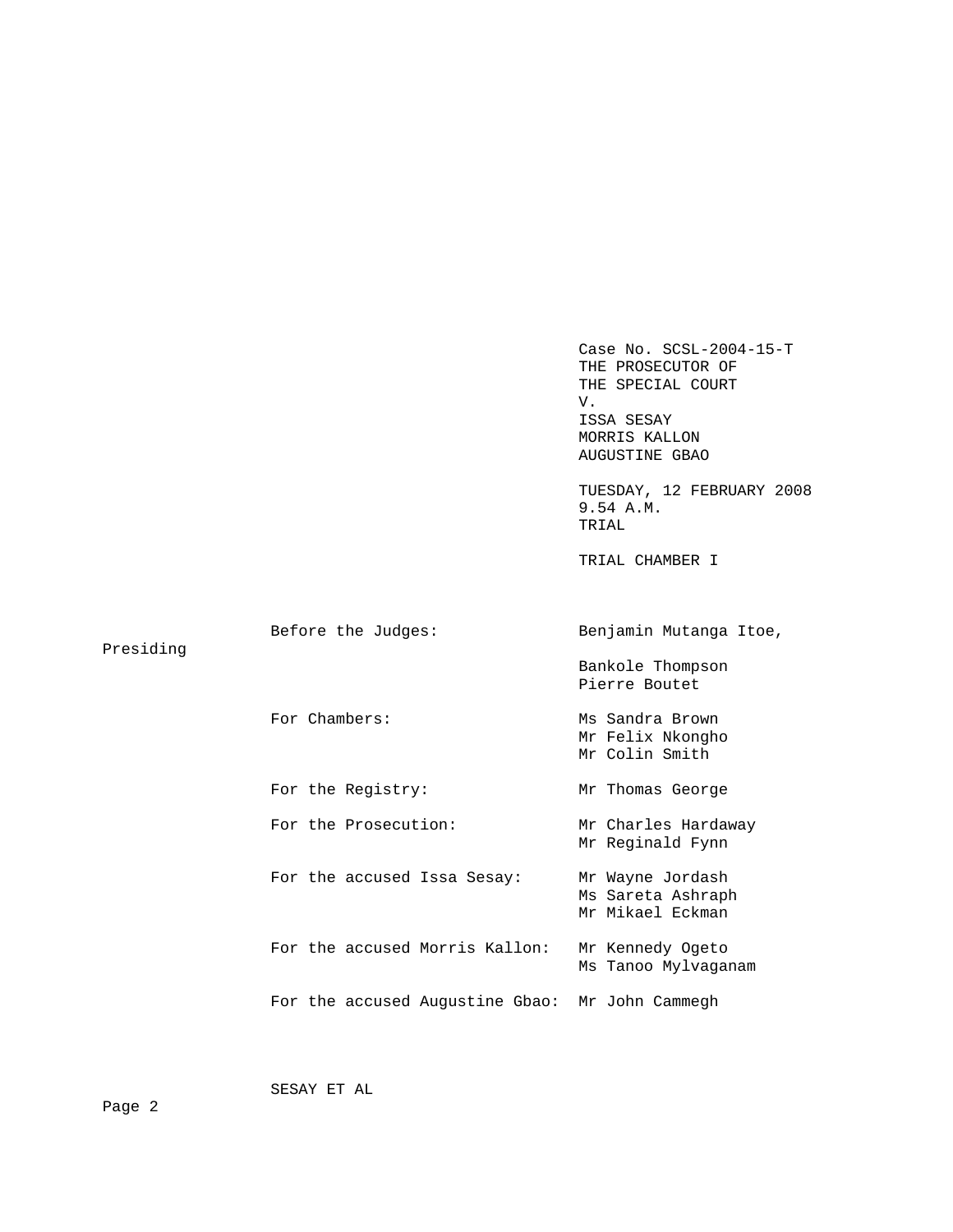Case No. SCSL-2004-15-T
THE PROSECUTOR OF
THE SPECIAL COURT
V.
ISSA SESAY
MORRIS KALLON
AUGUSTINE GBAO

TUESDAY, 12 FEBRUARY 2008
9.54 A.M.
TRIAL

TRIAL CHAMBER I

| | |
|---|---|
| Before the Judges: | Benjamin Mutanga Itoe, Presiding<br>Bankole Thompson<br>Pierre Boutet |
| For Chambers: | Ms Sandra Brown<br>Mr Felix Nkongho<br>Mr Colin Smith |
| For the Registry: | Mr Thomas George |
| For the Prosecution: | Mr Charles Hardaway<br>Mr Reginald Fynn |
| For the accused Issa Sesay: | Mr Wayne Jordash<br>Ms Sareta Ashraph<br>Mr Mikael Eckman |
| For the accused Morris Kallon: | Mr Kennedy Ogeto<br>Ms Tanoo Mylvaganam |
| For the accused Augustine Gbao: | Mr John Cammegh |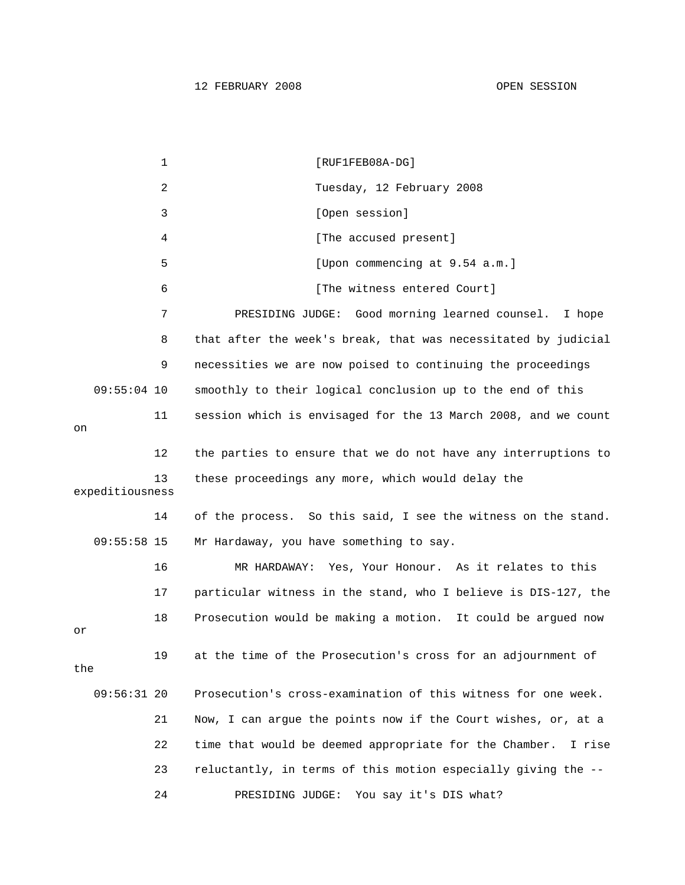[RUF1FEB08A-DG]

Tuesday, 12 February 2008

[Open session]

[The accused present]

[Upon commencing at 9.54 a.m.]

[The witness entered Court]

PRESIDING JUDGE: Good morning learned counsel. I hope that after the week's break, that was necessitated by judicial necessities we are now poised to continuing the proceedings smoothly to their logical conclusion up to the end of this session which is envisaged for the 13 March 2008, and we count on the parties to ensure that we do not have any interruptions to these proceedings any more, which would delay the expeditiousness of the process. So this said, I see the witness on the stand. Mr Hardaway, you have something to say.

MR HARDAWAY: Yes, Your Honour. As it relates to this particular witness in the stand, who I believe is DIS-127, the Prosecution would be making a motion. It could be argued now or at the time of the Prosecution's cross for an adjournment of the Prosecution's cross-examination of this witness for one week. Now, I can argue the points now if the Court wishes, or, at a time that would be deemed appropriate for the Chamber. I rise reluctantly, in terms of this motion especially giving the --

PRESIDING JUDGE: You say it's DIS what?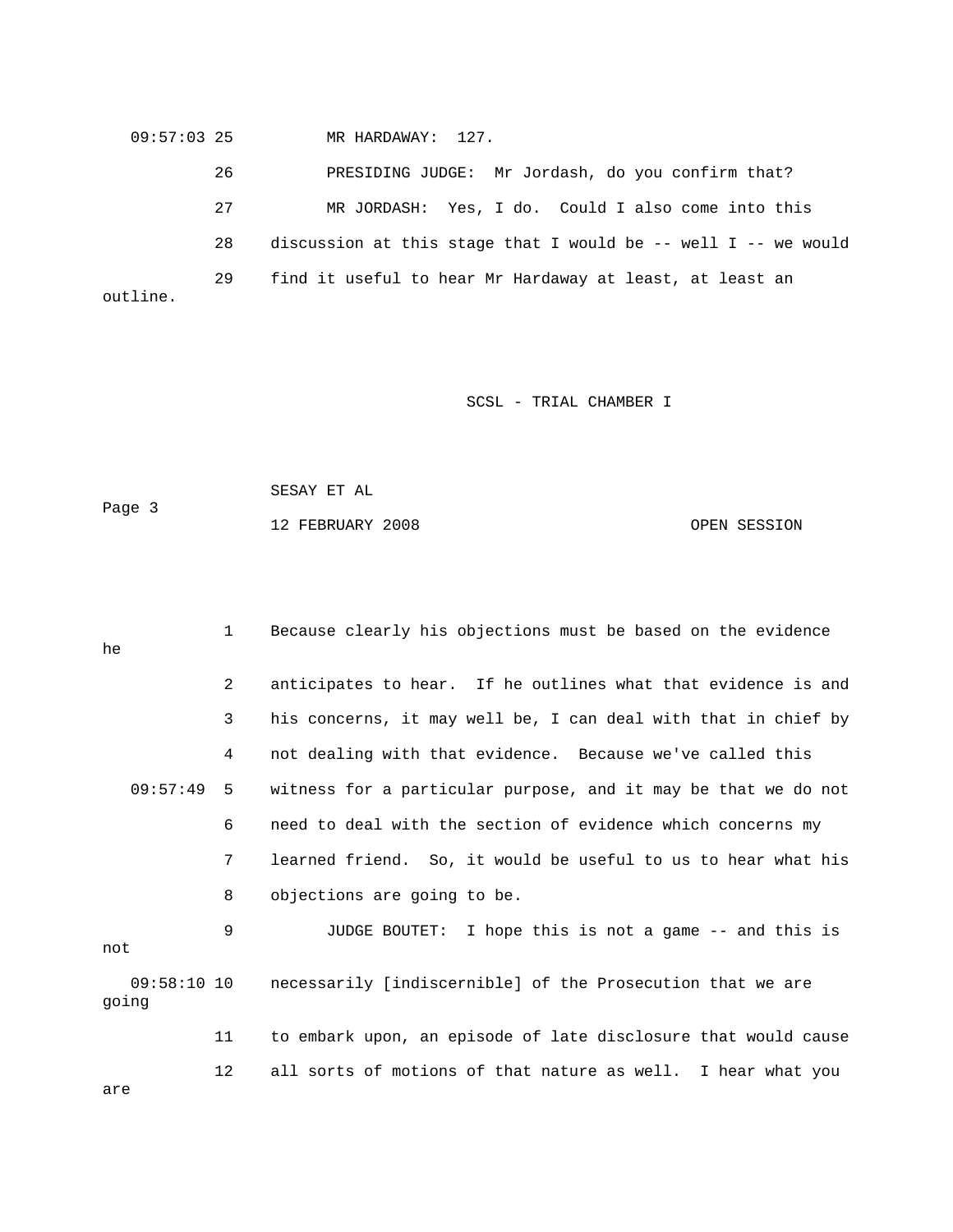09:57:03 25 MR HARDAWAY: 127.

26 PRESIDING JUDGE: Mr Jordash, do you confirm that?

27 MR JORDASH: Yes, I do. Could I also come into this

28 discussion at this stage that I would be -- well I -- we would

29 find it useful to hear Mr Hardaway at least, at least an outline.

1 Because clearly his objections must be based on the evidence he

2 anticipates to hear. If he outlines what that evidence is and

3 his concerns, it may well be, I can deal with that in chief by

4 not dealing with that evidence. Because we've called this

09:57:49 5 witness for a particular purpose, and it may be that we do not

6 need to deal with the section of evidence which concerns my

7 learned friend. So, it would be useful to us to hear what his

8 objections are going to be.

9 JUDGE BOUTET: I hope this is not a game -- and this is not

09:58:10 10 necessarily [indiscernible] of the Prosecution that we are going

11 to embark upon, an episode of late disclosure that would cause

12 all sorts of motions of that nature as well. I hear what you are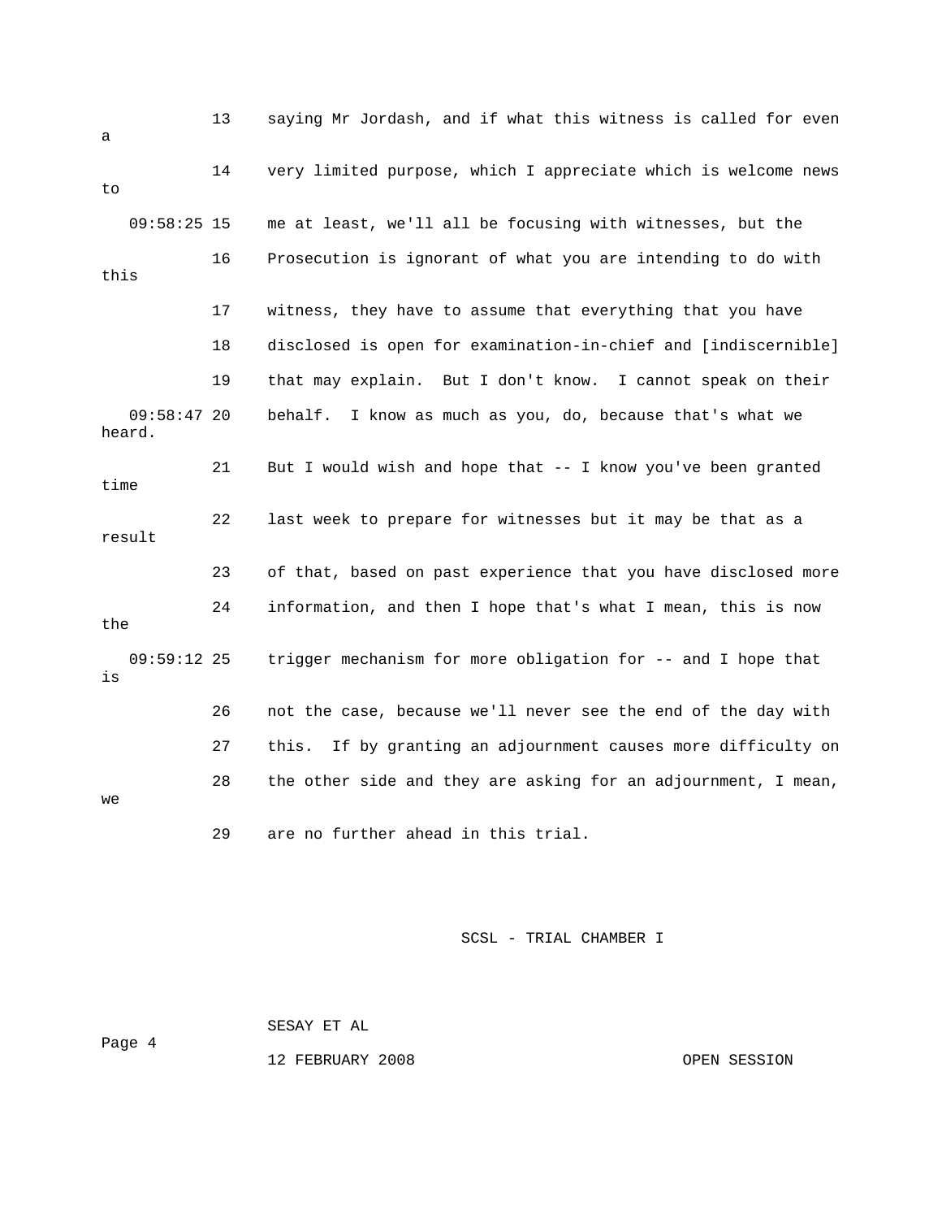13 saying Mr Jordash, and if what this witness is called for even a

14 very limited purpose, which I appreciate which is welcome news to

09:58:25 15 me at least, we'll all be focusing with witnesses, but the

16 Prosecution is ignorant of what you are intending to do with this

17 witness, they have to assume that everything that you have

18 disclosed is open for examination-in-chief and [indiscernible]

19 that may explain. But I don't know. I cannot speak on their

09:58:47 20 behalf. I know as much as you, do, because that's what we heard.

21 But I would wish and hope that -- I know you've been granted time

22 last week to prepare for witnesses but it may be that as a result

23 of that, based on past experience that you have disclosed more

24 information, and then I hope that's what I mean, this is now the

09:59:12 25 trigger mechanism for more obligation for -- and I hope that is

26 not the case, because we'll never see the end of the day with

27 this. If by granting an adjournment causes more difficulty on

28 the other side and they are asking for an adjournment, I mean, we

29 are no further ahead in this trial.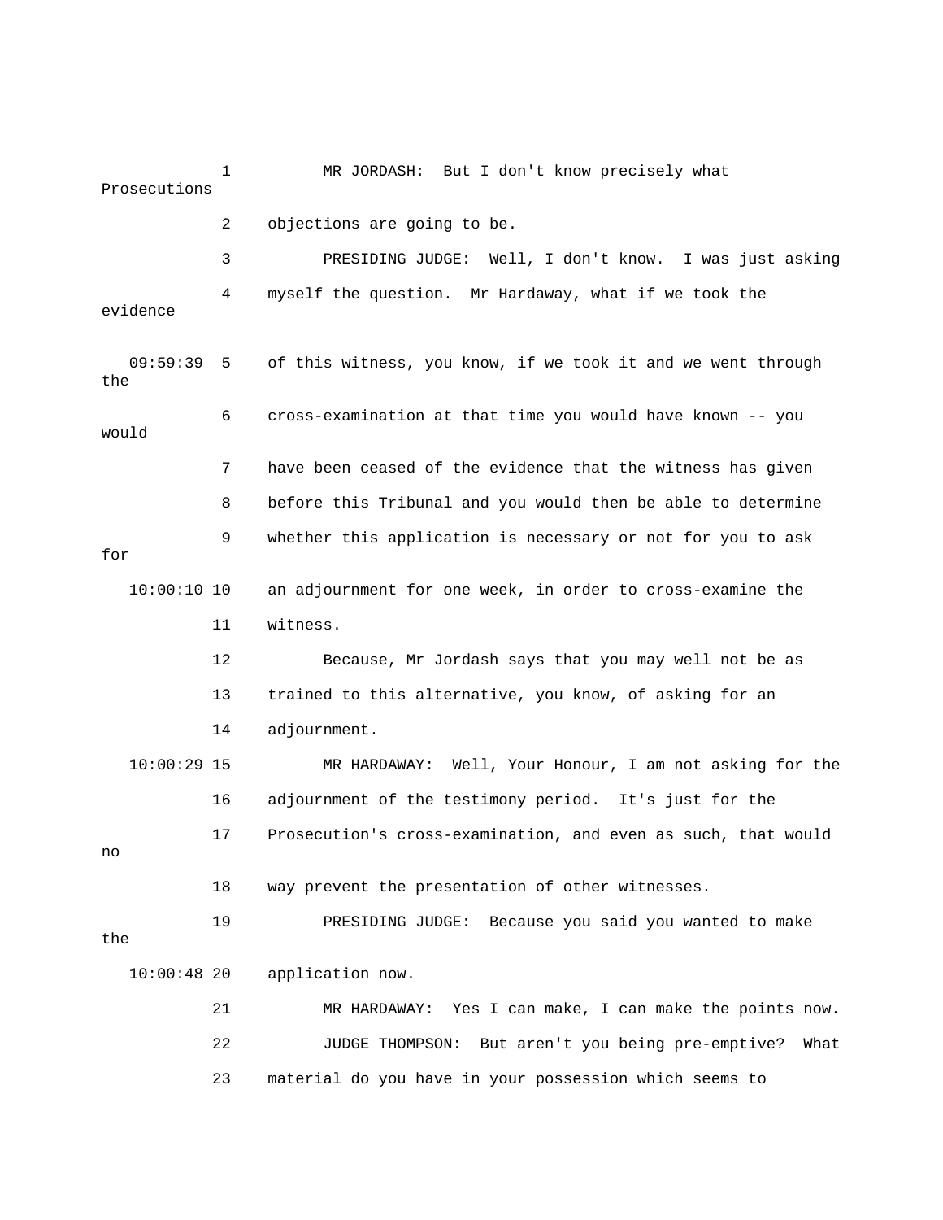1 MR JORDASH: But I don't know precisely what Prosecutions

2 objections are going to be.

3 PRESIDING JUDGE: Well, I don't know. I was just asking

4 myself the question. Mr Hardaway, what if we took the evidence

09:59:39 5 of this witness, you know, if we took it and we went through the

6 cross-examination at that time you would have known -- you would

7 have been ceased of the evidence that the witness has given

8 before this Tribunal and you would then be able to determine

9 whether this application is necessary or not for you to ask for

10:00:10 10 an adjournment for one week, in order to cross-examine the

11 witness.

12 Because, Mr Jordash says that you may well not be as

13 trained to this alternative, you know, of asking for an

14 adjournment.

10:00:29 15 MR HARDAWAY: Well, Your Honour, I am not asking for the

16 adjournment of the testimony period. It's just for the

17 Prosecution's cross-examination, and even as such, that would no

18 way prevent the presentation of other witnesses.

19 PRESIDING JUDGE: Because you said you wanted to make the

10:00:48 20 application now.

21 MR HARDAWAY: Yes I can make, I can make the points now.

22 JUDGE THOMPSON: But aren't you being pre-emptive? What

23 material do you have in your possession which seems to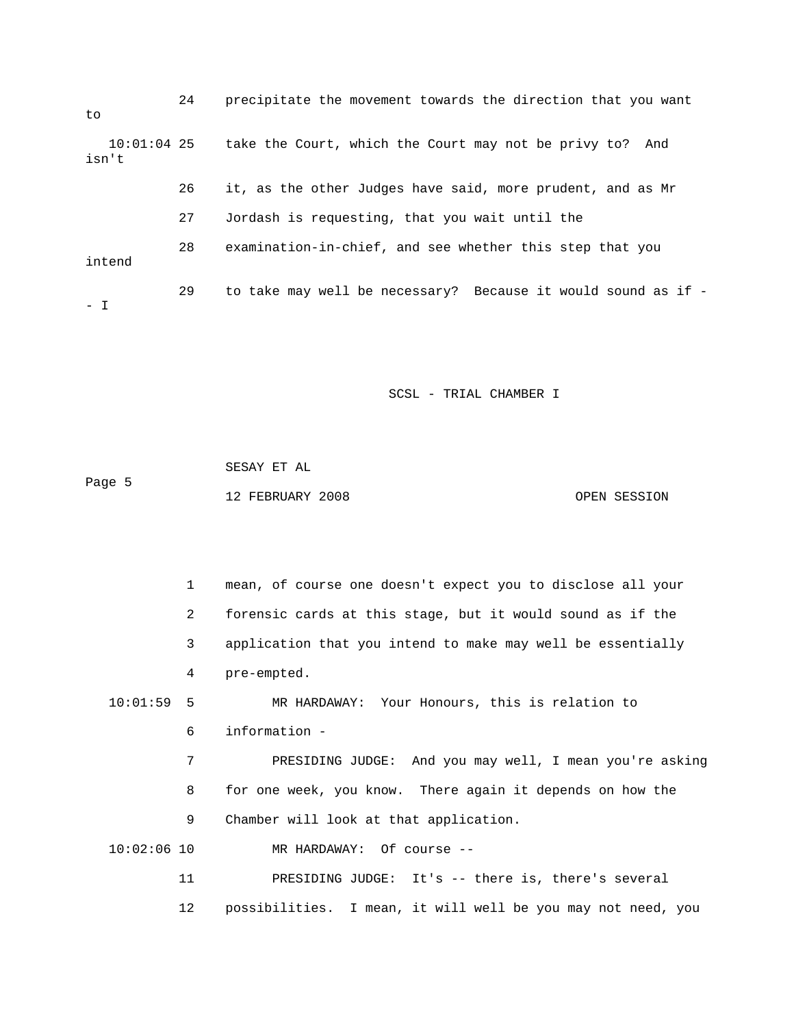24 precipitate the movement towards the direction that you want to

10:01:04 25 take the Court, which the Court may not be privy to? And isn't

26 it, as the other Judges have said, more prudent, and as Mr

27 Jordash is requesting, that you wait until the

28 examination-in-chief, and see whether this step that you intend

29 to take may well be necessary? Because it would sound as if -- I

1 mean, of course one doesn't expect you to disclose all your

2 forensic cards at this stage, but it would sound as if the

3 application that you intend to make may well be essentially

4 pre-empted.

10:01:59 5 MR HARDAWAY: Your Honours, this is relation to

6 information -

7 PRESIDING JUDGE: And you may well, I mean you're asking

8 for one week, you know. There again it depends on how the

9 Chamber will look at that application.

10:02:06 10 MR HARDAWAY: Of course --

11 PRESIDING JUDGE: It's -- there is, there's several

12 possibilities. I mean, it will well be you may not need, you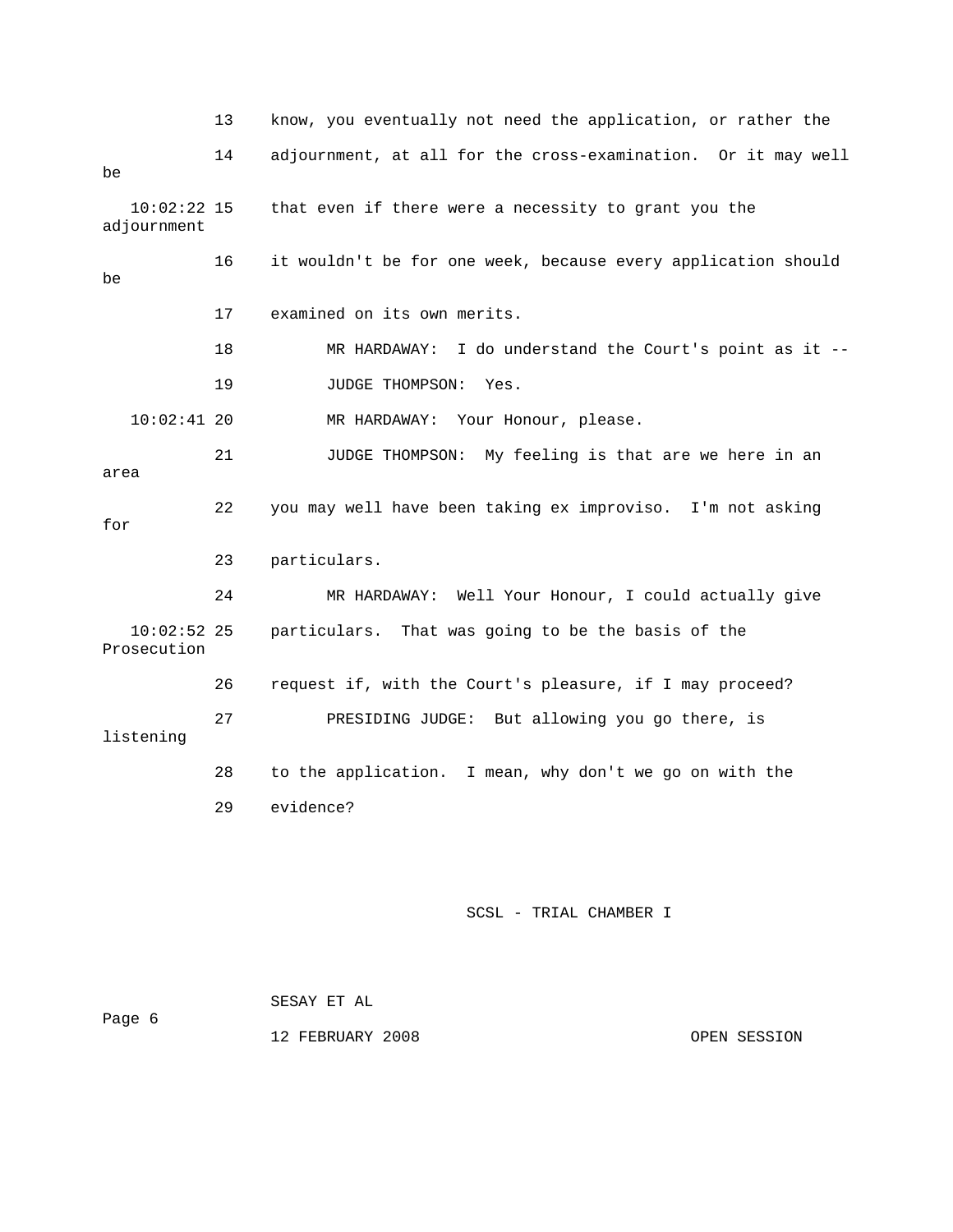13 know, you eventually not need the application, or rather the

14 adjournment, at all for the cross-examination. Or it may well be

10:02:22 15 that even if there were a necessity to grant you the adjournment

16 it wouldn't be for one week, because every application should be

17 examined on its own merits.

18 MR HARDAWAY: I do understand the Court's point as it --

19 JUDGE THOMPSON: Yes.

10:02:41 20 MR HARDAWAY: Your Honour, please.

21 JUDGE THOMPSON: My feeling is that are we here in an area

22 you may well have been taking ex improviso. I'm not asking for

23 particulars.

24 MR HARDAWAY: Well Your Honour, I could actually give

10:02:52 25 particulars. That was going to be the basis of the Prosecution

26 request if, with the Court's pleasure, if I may proceed?

27 PRESIDING JUDGE: But allowing you go there, is listening

28 to the application. I mean, why don't we go on with the

29 evidence?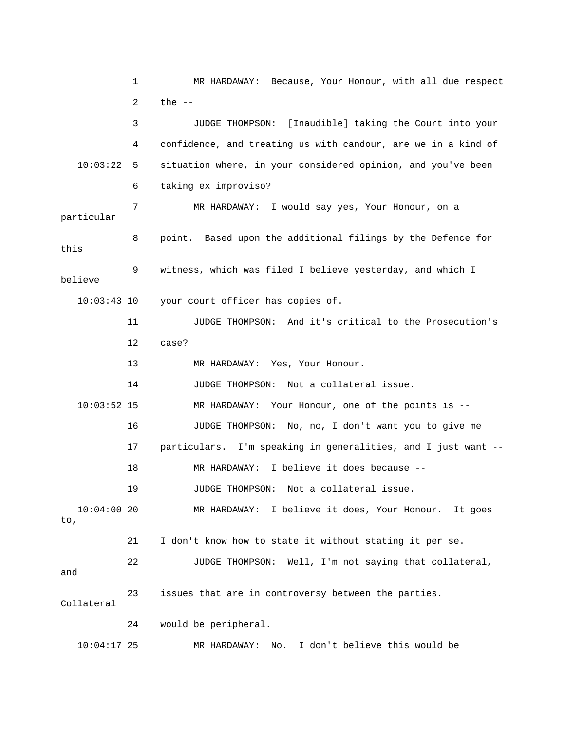1 MR HARDAWAY: Because, Your Honour, with all due respect
2 the --
3 JUDGE THOMPSON: [Inaudible] taking the Court into your
4 confidence, and treating us with candour, are we in a kind of
10:03:22 5 situation where, in your considered opinion, and you've been
6 taking ex improviso?
7 MR HARDAWAY: I would say yes, Your Honour, on a particular
8 point. Based upon the additional filings by the Defence for this
9 witness, which was filed I believe yesterday, and which I believe
10:03:43 10 your court officer has copies of.
11 JUDGE THOMPSON: And it's critical to the Prosecution's
12 case?
13 MR HARDAWAY: Yes, Your Honour.
14 JUDGE THOMPSON: Not a collateral issue.
10:03:52 15 MR HARDAWAY: Your Honour, one of the points is --
16 JUDGE THOMPSON: No, no, I don't want you to give me
17 particulars. I'm speaking in generalities, and I just want --
18 MR HARDAWAY: I believe it does because --
19 JUDGE THOMPSON: Not a collateral issue.
10:04:00 20 MR HARDAWAY: I believe it does, Your Honour. It goes to,
21 I don't know how to state it without stating it per se.
22 JUDGE THOMPSON: Well, I'm not saying that collateral, and
23 issues that are in controversy between the parties. Collateral
24 would be peripheral.
10:04:17 25 MR HARDAWAY: No. I don't believe this would be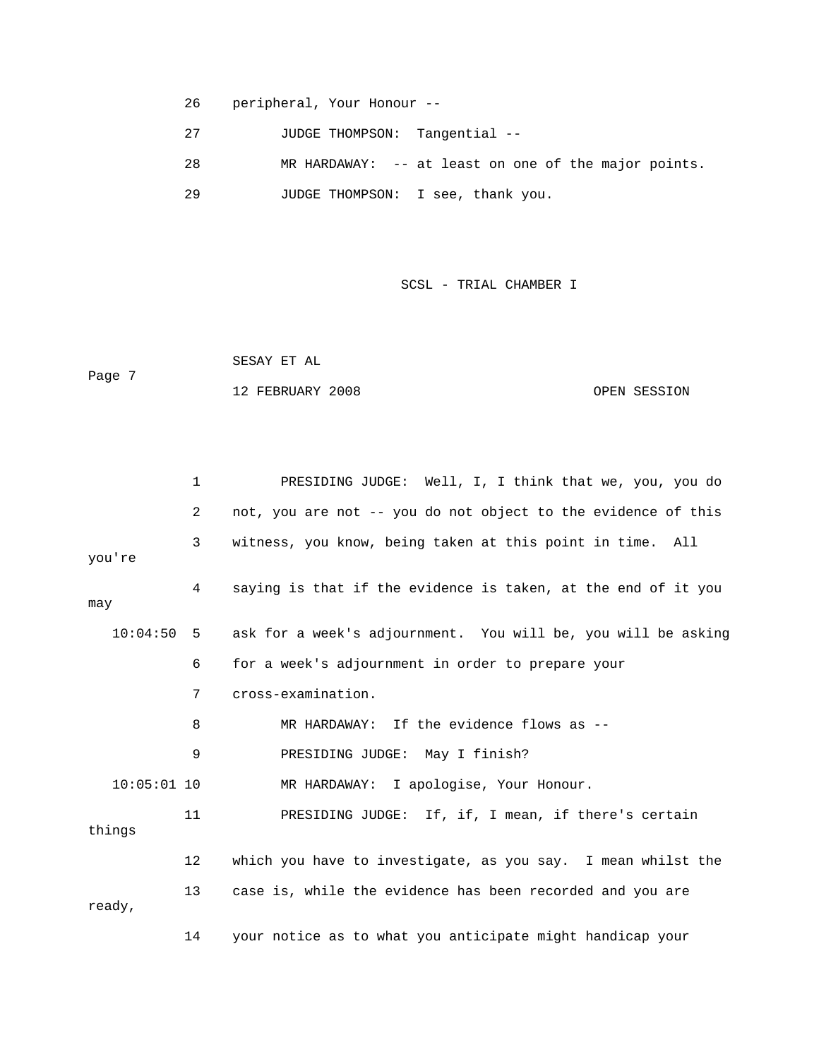26 peripheral, Your Honour --

27 JUDGE THOMPSON: Tangential --

28 MR HARDAWAY: -- at least on one of the major points.

29 JUDGE THOMPSON: I see, thank you.

1 PRESIDING JUDGE: Well, I, I think that we, you, you do

2 not, you are not -- you do not object to the evidence of this

3 witness, you know, being taken at this point in time. All you're

4 saying is that if the evidence is taken, at the end of it you may

10:04:50 5 ask for a week's adjournment. You will be, you will be asking

6 for a week's adjournment in order to prepare your

7 cross-examination.

8 MR HARDAWAY: If the evidence flows as --

9 PRESIDING JUDGE: May I finish?

10:05:01 10 MR HARDAWAY: I apologise, Your Honour.

11 PRESIDING JUDGE: If, if, I mean, if there's certain things

12 which you have to investigate, as you say. I mean whilst the

13 case is, while the evidence has been recorded and you are ready,

14 your notice as to what you anticipate might handicap your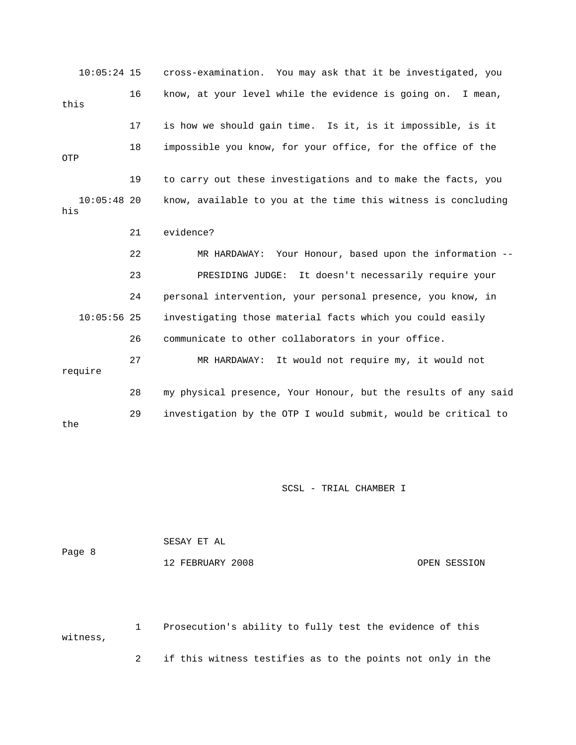cross-examination. You may ask that it be investigated, you know, at your level while the evidence is going on. I mean, this is how we should gain time. Is it, is it impossible, is it impossible you know, for your office, for the office of the OTP to carry out these investigations and to make the facts, you know, available to you at the time this witness is concluding his evidence?

MR HARDAWAY: Your Honour, based upon the information --

PRESIDING JUDGE: It doesn't necessarily require your personal intervention, your personal presence, you know, in investigating those material facts which you could easily communicate to other collaborators in your office.

MR HARDAWAY: It would not require my, it would not require my physical presence, Your Honour, but the results of any said investigation by the OTP I would submit, would be critical to the

Prosecution's ability to fully test the evidence of this witness, if this witness testifies as to the points not only in the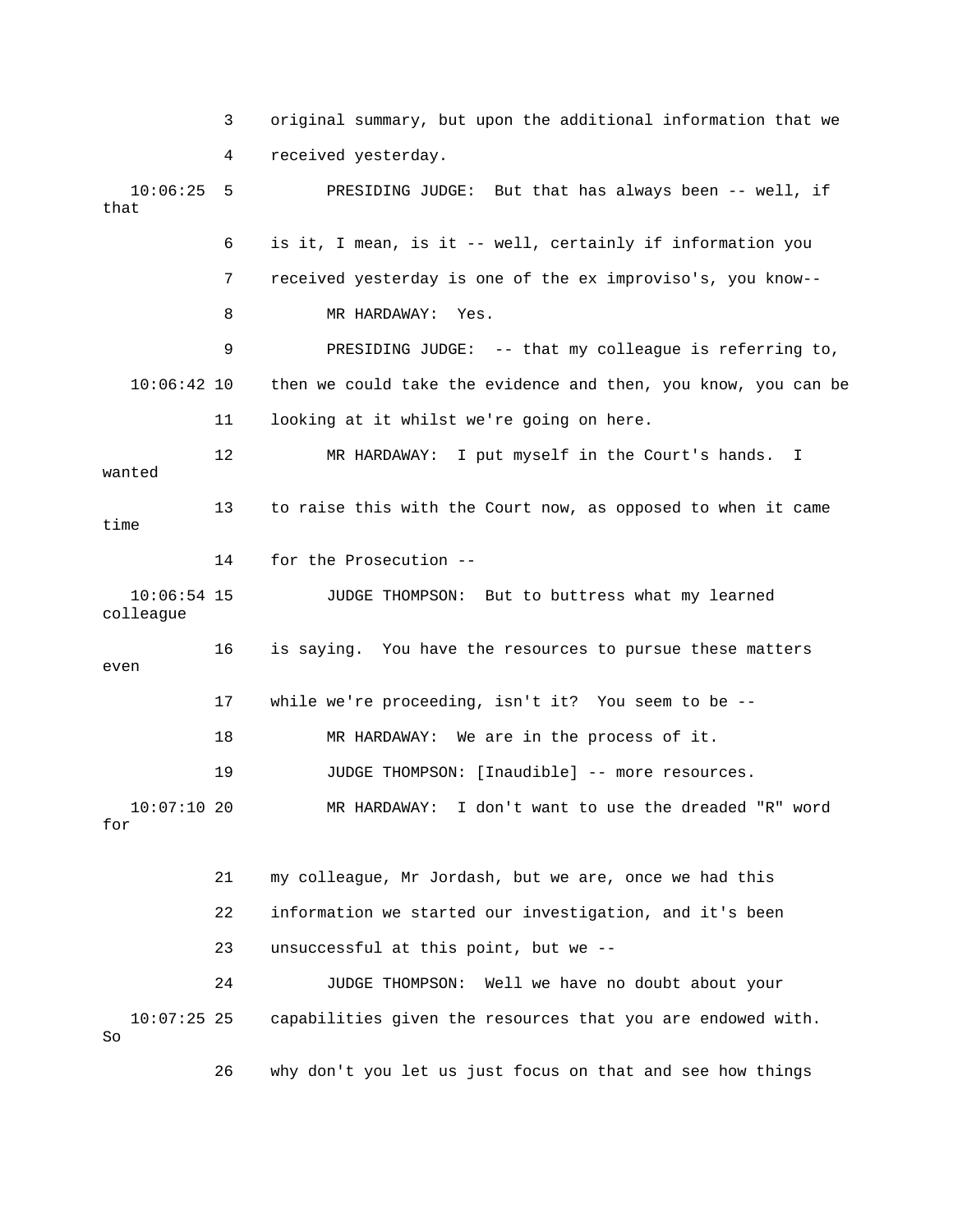3 original summary, but upon the additional information that we

4 received yesterday.

10:06:25 5 PRESIDING JUDGE: But that has always been -- well, if that

6 is it, I mean, is it -- well, certainly if information you

7 received yesterday is one of the ex improviso's, you know--

8 MR HARDAWAY: Yes.

9 PRESIDING JUDGE: -- that my colleague is referring to,

10:06:42 10 then we could take the evidence and then, you know, you can be

11 looking at it whilst we're going on here.

12 MR HARDAWAY: I put myself in the Court's hands. I wanted

13 to raise this with the Court now, as opposed to when it came time

14 for the Prosecution --

10:06:54 15 JUDGE THOMPSON: But to buttress what my learned colleague

16 is saying. You have the resources to pursue these matters even

17 while we're proceeding, isn't it? You seem to be --

18 MR HARDAWAY: We are in the process of it.

19 JUDGE THOMPSON: [Inaudible] -- more resources.

10:07:10 20 MR HARDAWAY: I don't want to use the dreaded "R" word for

21 my colleague, Mr Jordash, but we are, once we had this

22 information we started our investigation, and it's been

23 unsuccessful at this point, but we --

24 JUDGE THOMPSON: Well we have no doubt about your

10:07:25 25 capabilities given the resources that you are endowed with. So

26 why don't you let us just focus on that and see how things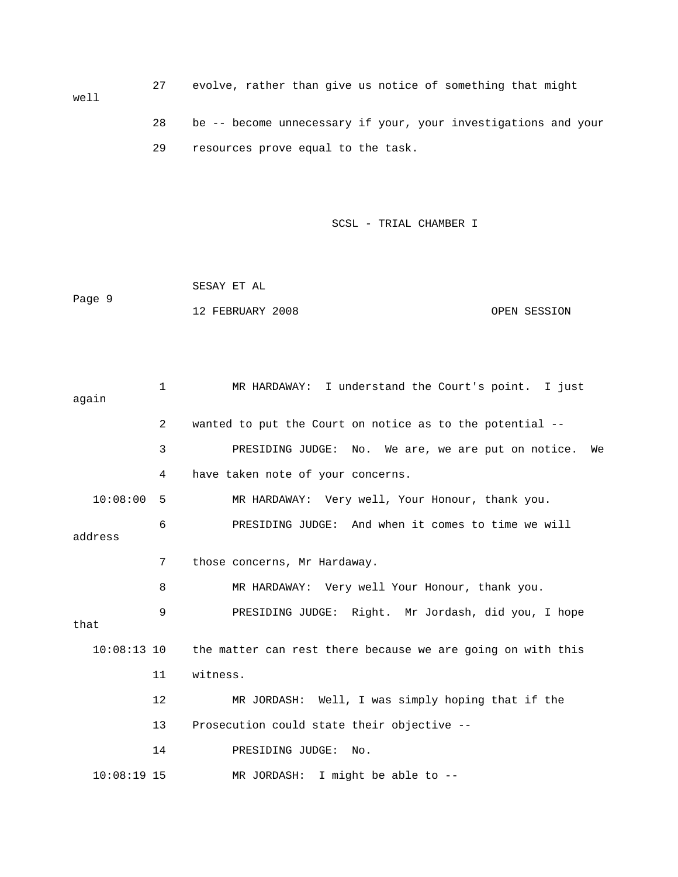27 evolve, rather than give us notice of something that might well

28 be -- become unnecessary if your, your investigations and your

29 resources prove equal to the task.

SCSL - TRIAL CHAMBER I

SESAY ET AL

Page 9

12 FEBRUARY 2008 OPEN SESSION

1 MR HARDAWAY: I understand the Court's point. I just again

2 wanted to put the Court on notice as to the potential --

3 PRESIDING JUDGE: No. We are, we are put on notice. We

4 have taken note of your concerns.

10:08:00 5 MR HARDAWAY: Very well, Your Honour, thank you.

6 PRESIDING JUDGE: And when it comes to time we will address

7 those concerns, Mr Hardaway.

8 MR HARDAWAY: Very well Your Honour, thank you.

9 PRESIDING JUDGE: Right. Mr Jordash, did you, I hope that

10:08:13 10 the matter can rest there because we are going on with this

11 witness.

12 MR JORDASH: Well, I was simply hoping that if the

13 Prosecution could state their objective --

14 PRESIDING JUDGE: No.

10:08:19 15 MR JORDASH: I might be able to --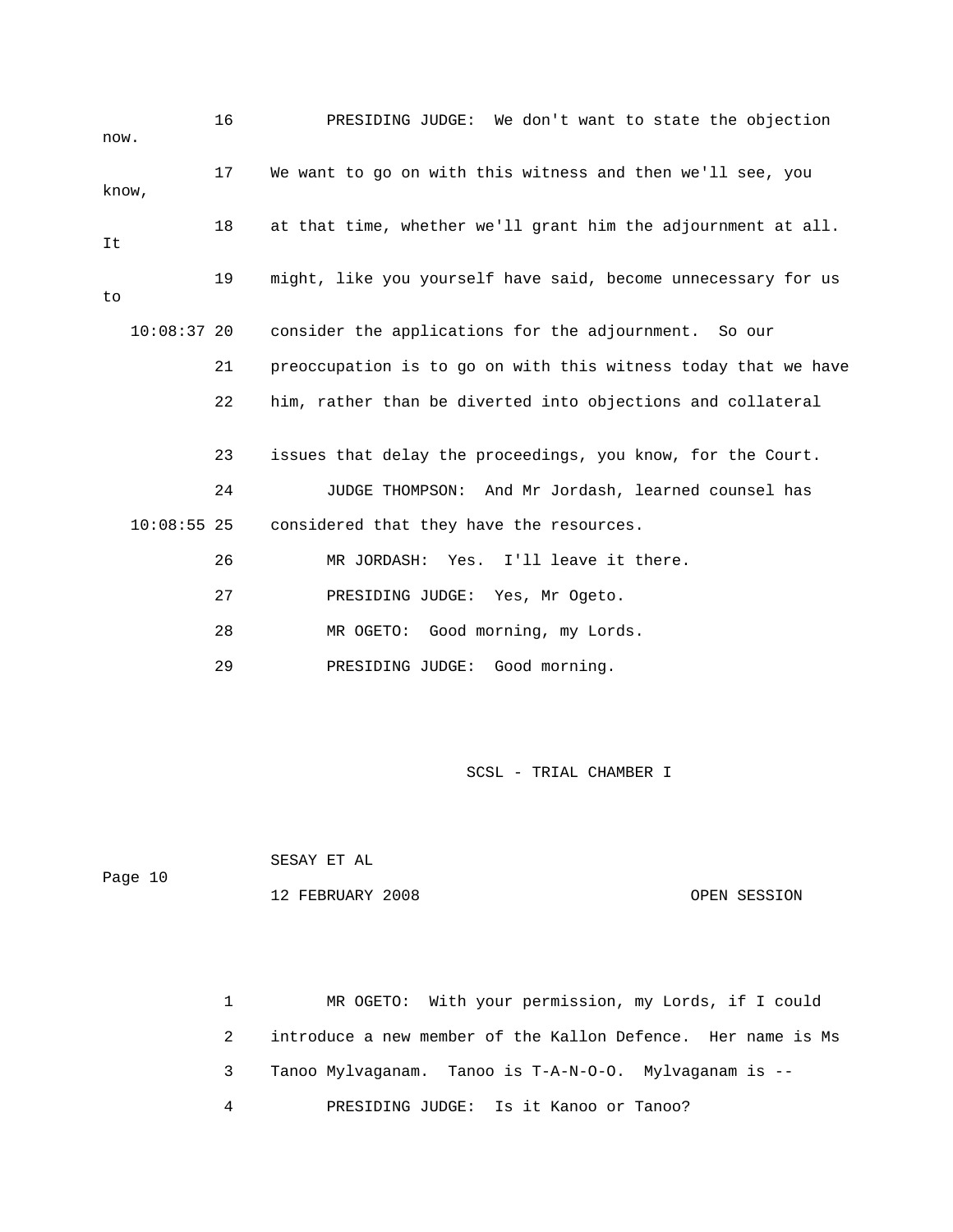16 PRESIDING JUDGE: We don't want to state the objection now.

17 We want to go on with this witness and then we'll see, you know,

18 at that time, whether we'll grant him the adjournment at all. It

19 might, like you yourself have said, become unnecessary for us to

10:08:37 20 consider the applications for the adjournment. So our

21 preoccupation is to go on with this witness today that we have

22 him, rather than be diverted into objections and collateral

23 issues that delay the proceedings, you know, for the Court.

24 JUDGE THOMPSON: And Mr Jordash, learned counsel has

10:08:55 25 considered that they have the resources.

26 MR JORDASH: Yes. I'll leave it there.

27 PRESIDING JUDGE: Yes, Mr Ogeto.

28 MR OGETO: Good morning, my Lords.

29 PRESIDING JUDGE: Good morning.

SCSL - TRIAL CHAMBER I

SESAY ET AL

Page 10

12 FEBRUARY 2008 OPEN SESSION

1 MR OGETO: With your permission, my Lords, if I could

2 introduce a new member of the Kallon Defence. Her name is Ms

3 Tanoo Mylvaganam. Tanoo is T-A-N-O-O. Mylvaganam is --

4 PRESIDING JUDGE: Is it Kanoo or Tanoo?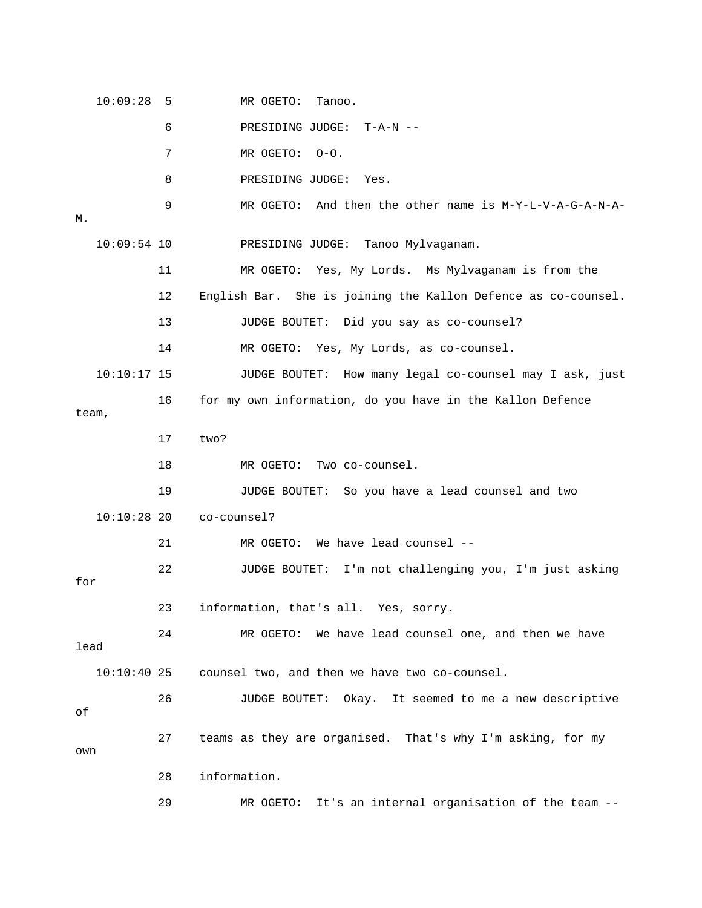10:09:28 5 MR OGETO: Tanoo.

6 PRESIDING JUDGE: T-A-N --

7 MR OGETO: O-O.

8 PRESIDING JUDGE: Yes.

9 MR OGETO: And then the other name is M-Y-L-V-A-G-A-N-A-M.

10:09:54 10 PRESIDING JUDGE: Tanoo Mylvaganam.

11 MR OGETO: Yes, My Lords. Ms Mylvaganam is from the

12 English Bar. She is joining the Kallon Defence as co-counsel.

13 JUDGE BOUTET: Did you say as co-counsel?

14 MR OGETO: Yes, My Lords, as co-counsel.

10:10:17 15 JUDGE BOUTET: How many legal co-counsel may I ask, just

16 for my own information, do you have in the Kallon Defence team,

17 two?

18 MR OGETO: Two co-counsel.

19 JUDGE BOUTET: So you have a lead counsel and two

10:10:28 20 co-counsel?

21 MR OGETO: We have lead counsel --

22 JUDGE BOUTET: I'm not challenging you, I'm just asking for

23 information, that's all. Yes, sorry.

24 MR OGETO: We have lead counsel one, and then we have lead

10:10:40 25 counsel two, and then we have two co-counsel.

26 JUDGE BOUTET: Okay. It seemed to me a new descriptive of

27 teams as they are organised. That's why I'm asking, for my own

28 information.

29 MR OGETO: It's an internal organisation of the team --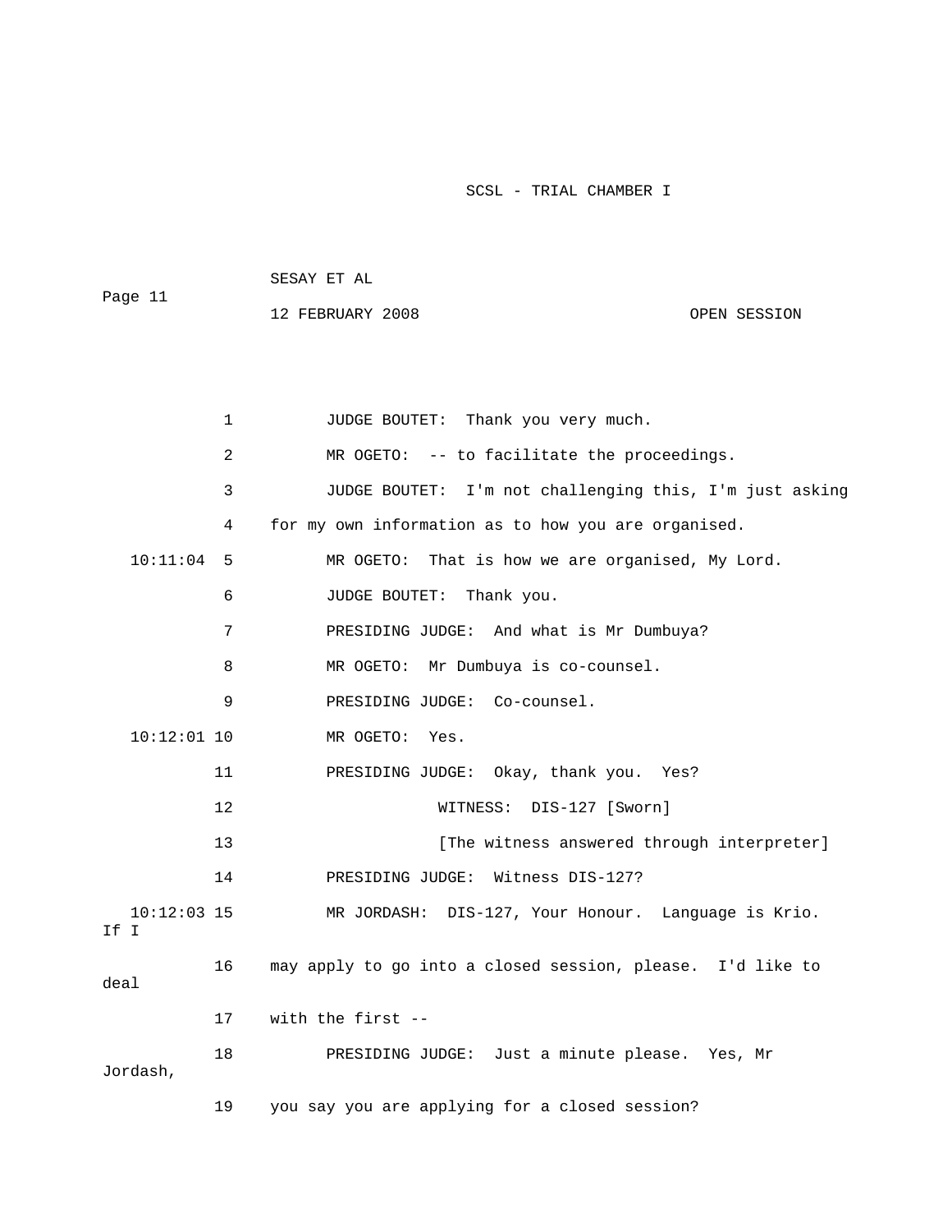1 JUDGE BOUTET: Thank you very much.

2 MR OGETO: -- to facilitate the proceedings.

3 JUDGE BOUTET: I'm not challenging this, I'm just asking

4 for my own information as to how you are organised.

10:11:04 5 MR OGETO: That is how we are organised, My Lord.

6 JUDGE BOUTET: Thank you.

7 PRESIDING JUDGE: And what is Mr Dumbuya?

8 MR OGETO: Mr Dumbuya is co-counsel.

9 PRESIDING JUDGE: Co-counsel.

10:12:01 10 MR OGETO: Yes.

11 PRESIDING JUDGE: Okay, thank you. Yes?

12 WITNESS: DIS-127 [Sworn]

13 [The witness answered through interpreter]

14 PRESIDING JUDGE: Witness DIS-127?

10:12:03 15 MR JORDASH: DIS-127, Your Honour. Language is Krio. If I

16 may apply to go into a closed session, please. I'd like to deal

17 with the first --

18 PRESIDING JUDGE: Just a minute please. Yes, Mr Jordash,

19 you say you are applying for a closed session?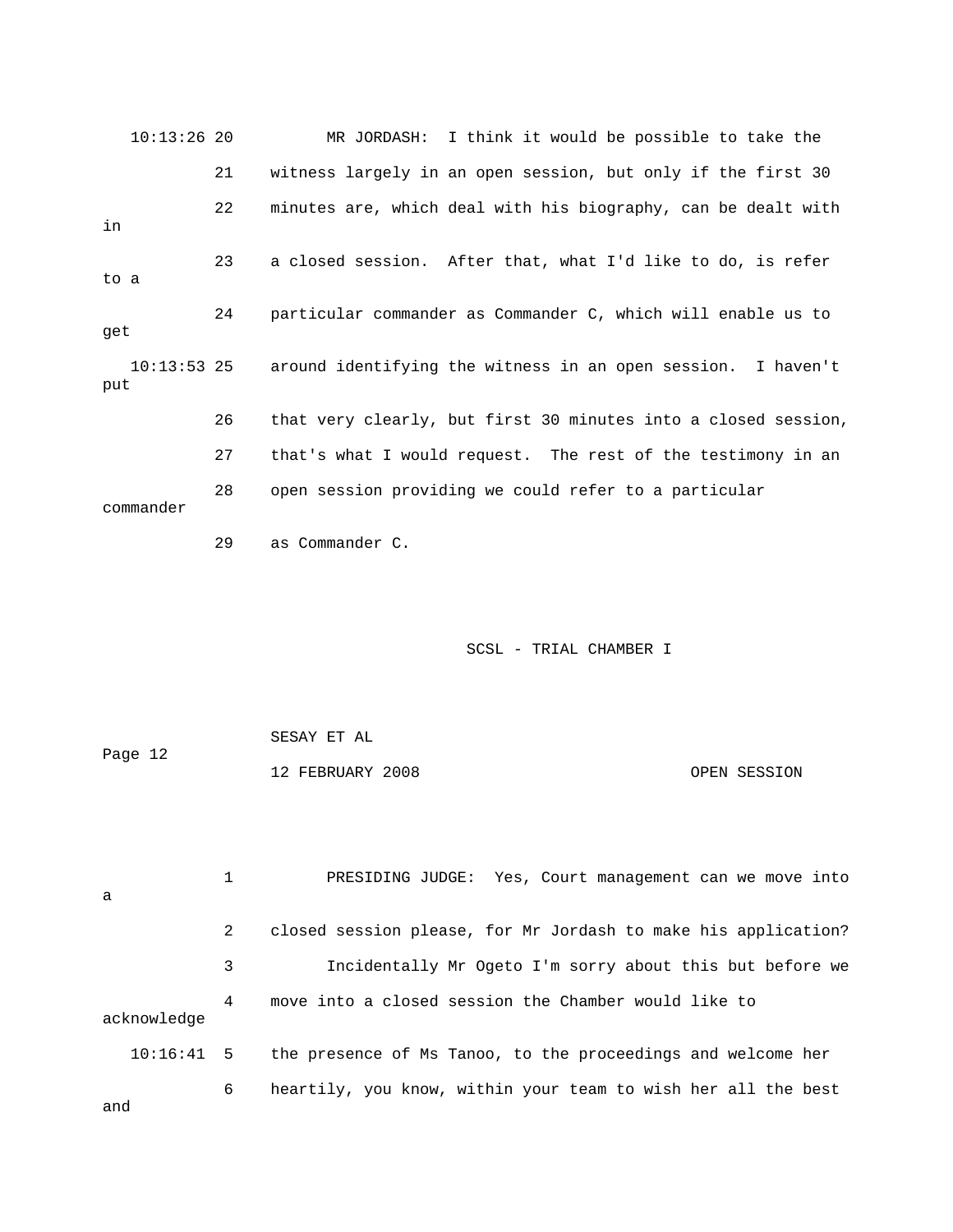10:13:26 20 MR JORDASH: I think it would be possible to take the

21 witness largely in an open session, but only if the first 30

22 minutes are, which deal with his biography, can be dealt with in

23 a closed session. After that, what I'd like to do, is refer to a

24 particular commander as Commander C, which will enable us to get

10:13:53 25 around identifying the witness in an open session. I haven't put

26 that very clearly, but first 30 minutes into a closed session,

27 that's what I would request. The rest of the testimony in an

28 open session providing we could refer to a particular commander

29 as Commander C.

1 PRESIDING JUDGE: Yes, Court management can we move into a

2 closed session please, for Mr Jordash to make his application?

3 Incidentally Mr Ogeto I'm sorry about this but before we

4 move into a closed session the Chamber would like to acknowledge

10:16:41 5 the presence of Ms Tanoo, to the proceedings and welcome her

6 heartily, you know, within your team to wish her all the best and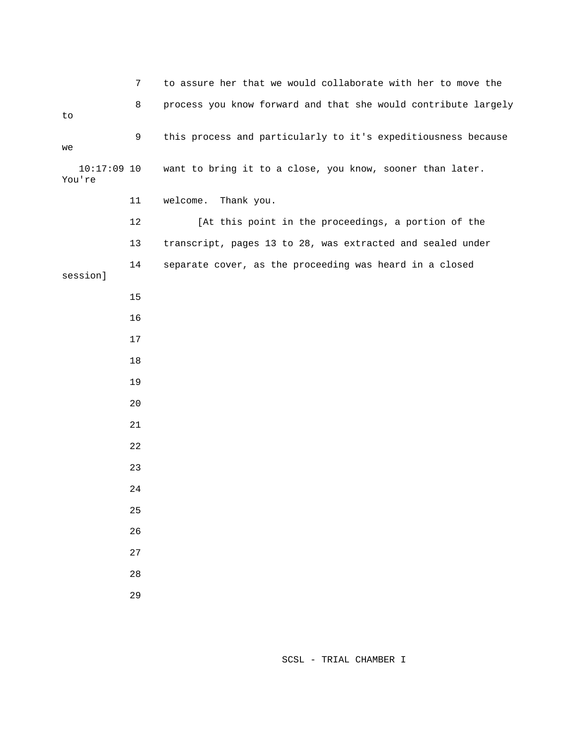7 to assure her that we would collaborate with her to move the

8 process you know forward and that she would contribute largely to

9 this process and particularly to it's expeditiousness because we

10:17:09 10 want to bring it to a close, you know, sooner than later. You're

11 welcome. Thank you.

12 [At this point in the proceedings, a portion of the

13 transcript, pages 13 to 28, was extracted and sealed under

14 separate cover, as the proceeding was heard in a closed session]

15

16

17

18

19

20

21

22

23

24

25

26

27

28

29

SCSL - TRIAL CHAMBER I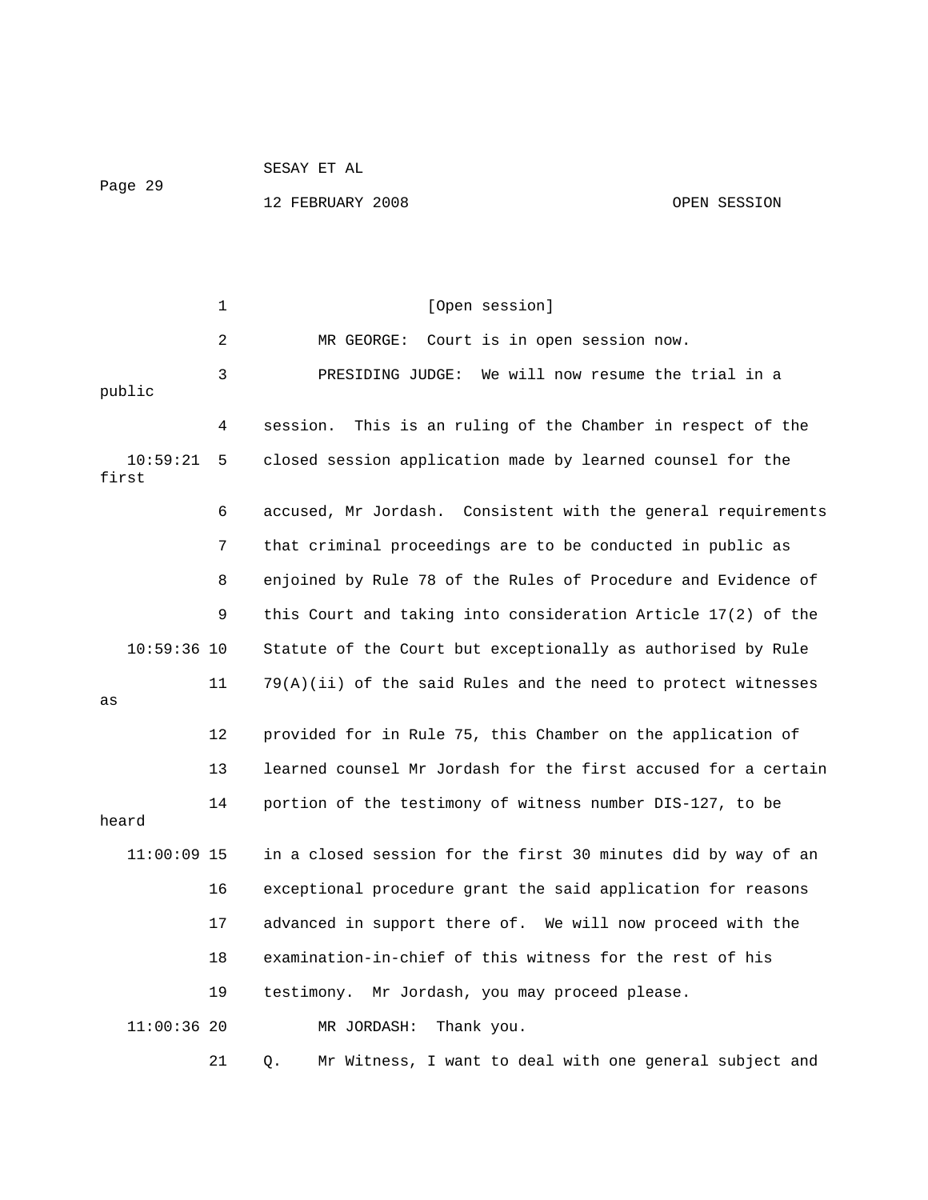[Open session]

MR GEORGE: Court is in open session now.

PRESIDING JUDGE: We will now resume the trial in a public session. This is an ruling of the Chamber in respect of the closed session application made by learned counsel for the first accused, Mr Jordash. Consistent with the general requirements that criminal proceedings are to be conducted in public as enjoined by Rule 78 of the Rules of Procedure and Evidence of this Court and taking into consideration Article 17(2) of the Statute of the Court but exceptionally as authorised by Rule 79(A)(ii) of the said Rules and the need to protect witnesses as provided for in Rule 75, this Chamber on the application of learned counsel Mr Jordash for the first accused for a certain portion of the testimony of witness number DIS-127, to be heard in a closed session for the first 30 minutes did by way of an exceptional procedure grant the said application for reasons advanced in support there of. We will now proceed with the examination-in-chief of this witness for the rest of his testimony. Mr Jordash, you may proceed please.

MR JORDASH: Thank you.

Q. Mr Witness, I want to deal with one general subject and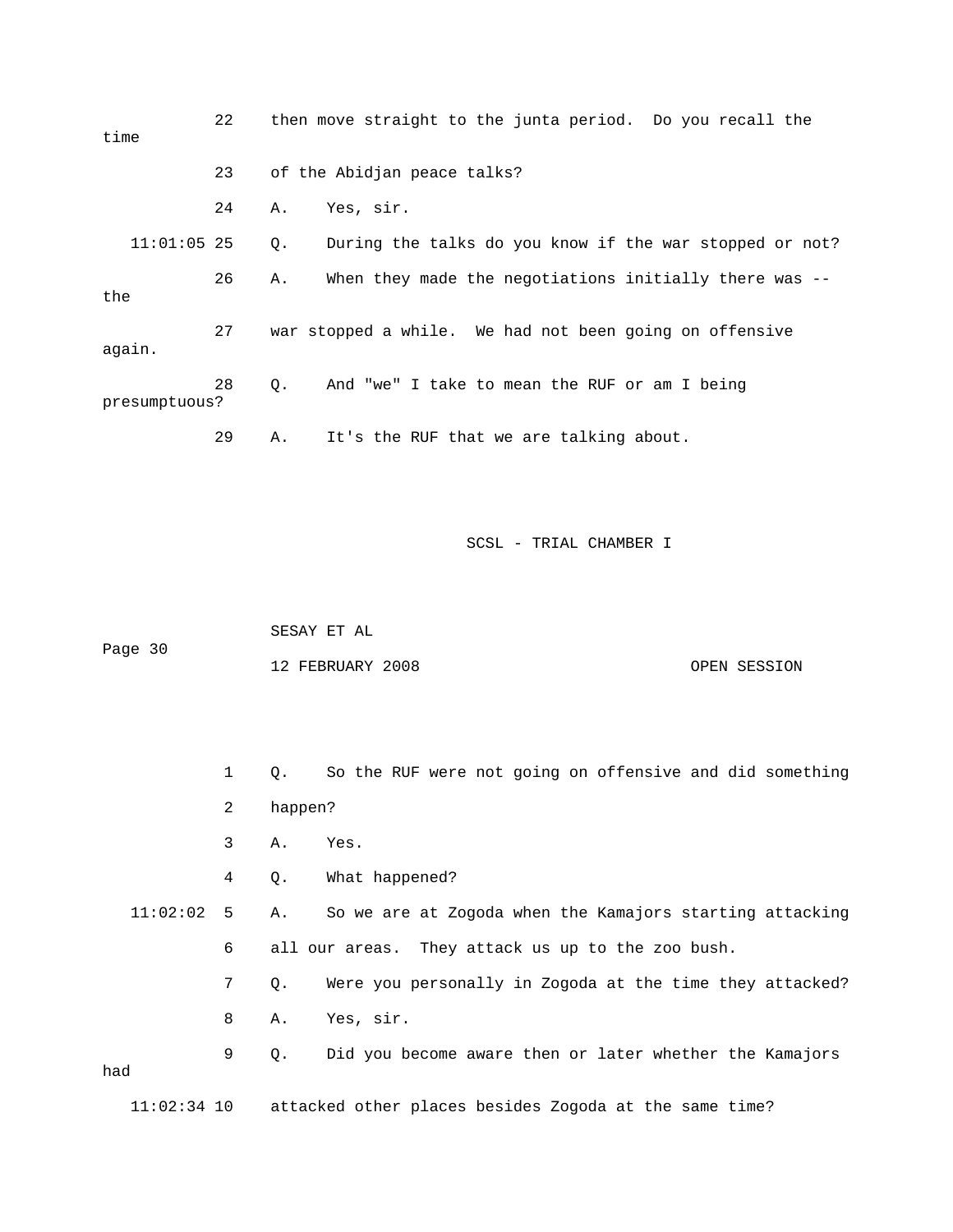22 then move straight to the junta period. Do you recall the time

23 of the Abidjan peace talks?

24 A. Yes, sir.

11:01:05 25 Q. During the talks do you know if the war stopped or not?

26 A. When they made the negotiations initially there was -- the

27 war stopped a while. We had not been going on offensive again.

28 Q. And "we" I take to mean the RUF or am I being presumptuous?

29 A. It's the RUF that we are talking about.

1 Q. So the RUF were not going on offensive and did something

2 happen?

3 A. Yes.

4 Q. What happened?

11:02:02 5 A. So we are at Zogoda when the Kamajors starting attacking

6 all our areas. They attack us up to the zoo bush.

7 Q. Were you personally in Zogoda at the time they attacked?

8 A. Yes, sir.

9 Q. Did you become aware then or later whether the Kamajors had

11:02:34 10 attacked other places besides Zogoda at the same time?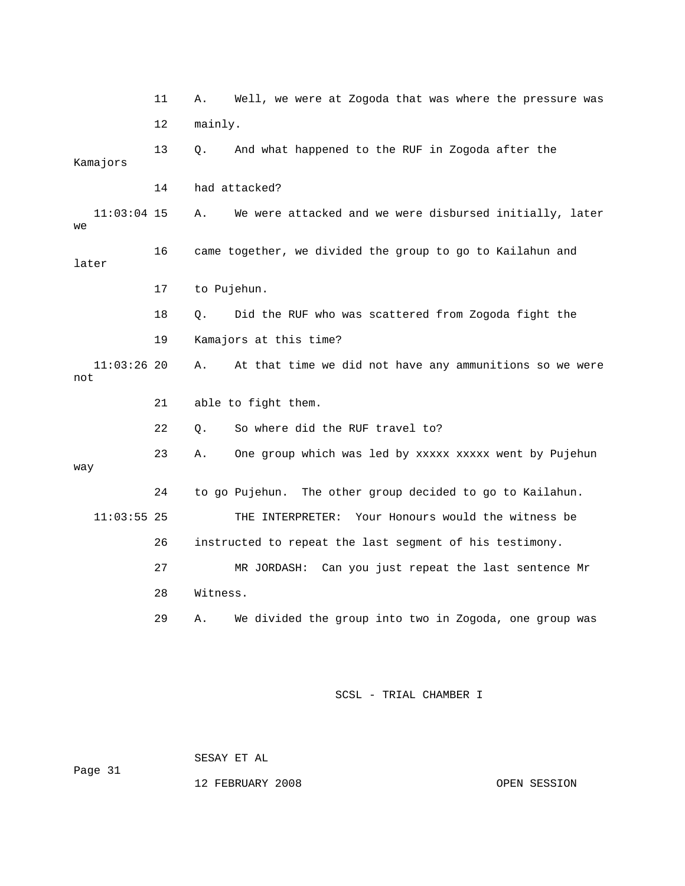11    A.    Well, we were at Zogoda that was where the pressure was

12    mainly.

13    Q.    And what happened to the RUF in Zogoda after the Kamajors

14    had attacked?

11:03:04 15    A.    We were attacked and we were disbursed initially, later we

16    came together, we divided the group to go to Kailahun and later

17    to Pujehun.

18    Q.    Did the RUF who was scattered from Zogoda fight the

19    Kamajors at this time?

11:03:26 20    A.    At that time we did not have any ammunitions so we were not

21    able to fight them.

22    Q.    So where did the RUF travel to?

23    A.    One group which was led by xxxxx xxxxx went by Pujehun way

24    to go Pujehun.  The other group decided to go to Kailahun.

11:03:55 25          THE INTERPRETER:  Your Honours would the witness be

26    instructed to repeat the last segment of his testimony.

27          MR JORDASH:  Can you just repeat the last sentence Mr

28    Witness.

29    A.    We divided the group into two in Zogoda, one group was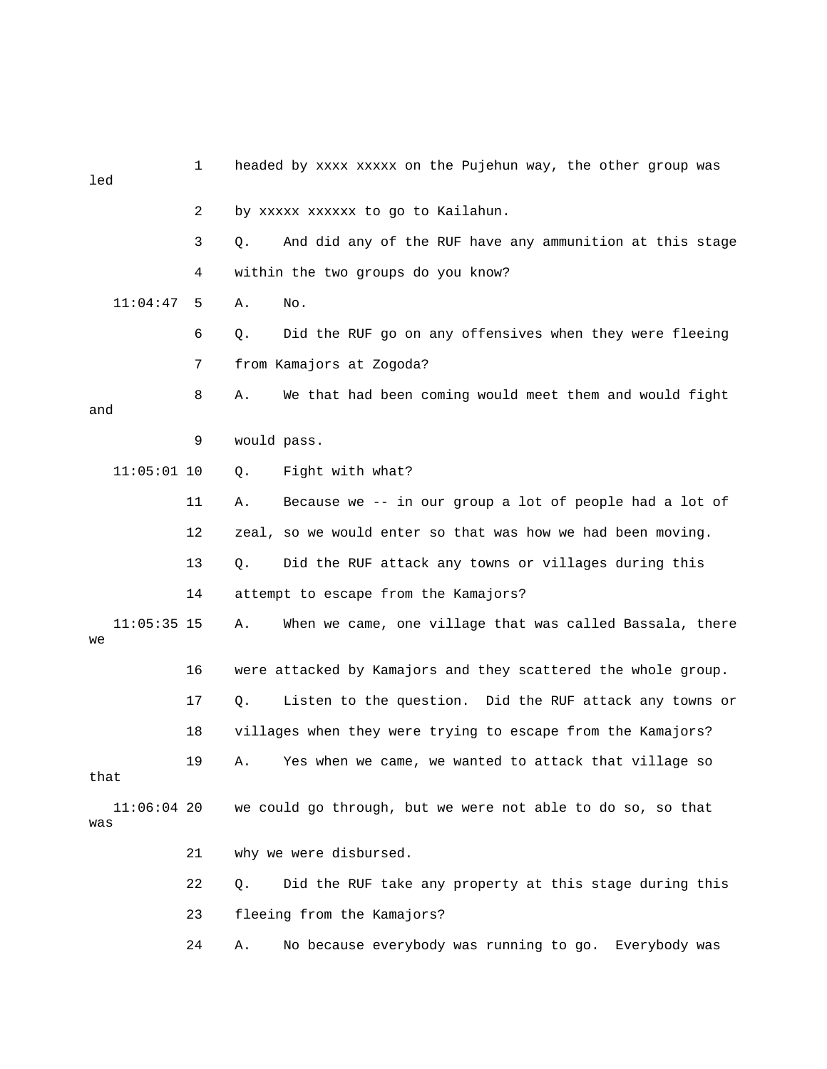1 headed by xxxx xxxxx on the Pujehun way, the other group was led

2 by xxxxx xxxxxx to go to Kailahun.

3 Q. And did any of the RUF have any ammunition at this stage

4 within the two groups do you know?

11:04:47 5 A. No.

6 Q. Did the RUF go on any offensives when they were fleeing

7 from Kamajors at Zogoda?

8 A. We that had been coming would meet them and would fight and

9 would pass.

11:05:01 10 Q. Fight with what?

11 A. Because we -- in our group a lot of people had a lot of

12 zeal, so we would enter so that was how we had been moving.

13 Q. Did the RUF attack any towns or villages during this

14 attempt to escape from the Kamajors?

11:05:35 15 A. When we came, one village that was called Bassala, there we

16 were attacked by Kamajors and they scattered the whole group.

17 Q. Listen to the question. Did the RUF attack any towns or

18 villages when they were trying to escape from the Kamajors?

19 A. Yes when we came, we wanted to attack that village so that

11:06:04 20 we could go through, but we were not able to do so, so that was

21 why we were disbursed.

22 Q. Did the RUF take any property at this stage during this

23 fleeing from the Kamajors?

24 A. No because everybody was running to go. Everybody was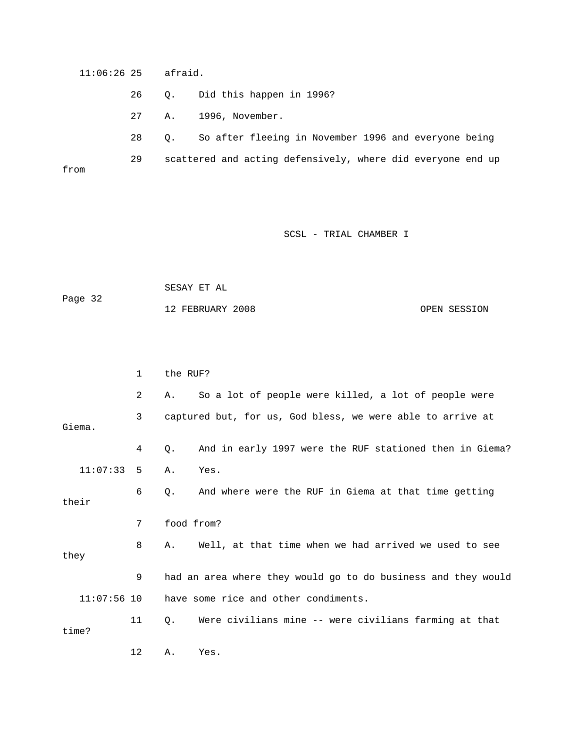11:06:26 25 afraid.

26 Q. Did this happen in 1996?

27 A. 1996, November.

28 Q. So after fleeing in November 1996 and everyone being

29 scattered and acting defensively, where did everyone end up from

1 the RUF?

2 A. So a lot of people were killed, a lot of people were

3 captured but, for us, God bless, we were able to arrive at Giema.

4 Q. And in early 1997 were the RUF stationed then in Giema?

11:07:33 5 A. Yes.

6 Q. And where were the RUF in Giema at that time getting their

7 food from?

8 A. Well, at that time when we had arrived we used to see they

9 had an area where they would go to do business and they would

11:07:56 10 have some rice and other condiments.

11 Q. Were civilians mine -- were civilians farming at that time?

12 A. Yes.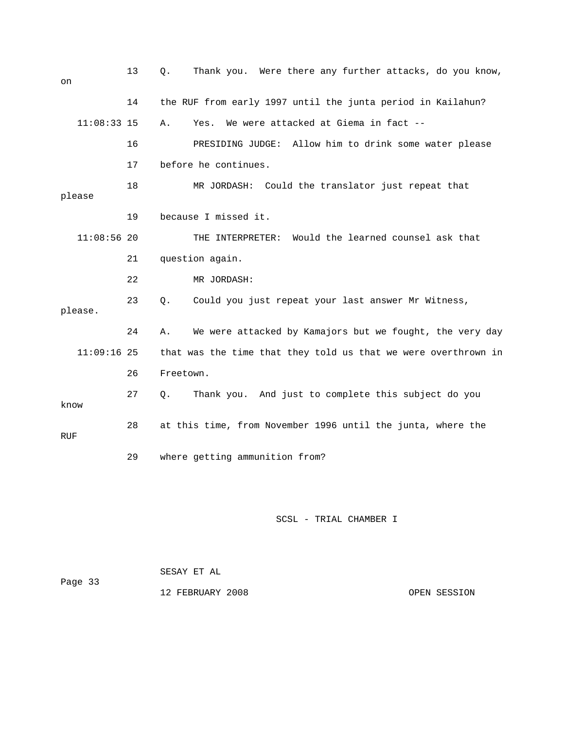13 Q. Thank you. Were there any further attacks, do you know, on

14 the RUF from early 1997 until the junta period in Kailahun?

11:08:33 15 A. Yes. We were attacked at Giema in fact --

16 PRESIDING JUDGE: Allow him to drink some water please

17 before he continues.

18 MR JORDASH: Could the translator just repeat that please

19 because I missed it.

11:08:56 20 THE INTERPRETER: Would the learned counsel ask that

21 question again.

22 MR JORDASH:

23 Q. Could you just repeat your last answer Mr Witness, please.

24 A. We were attacked by Kamajors but we fought, the very day

11:09:16 25 that was the time that they told us that we were overthrown in

26 Freetown.

27 Q. Thank you. And just to complete this subject do you know

28 at this time, from November 1996 until the junta, where the RUF

29 where getting ammunition from?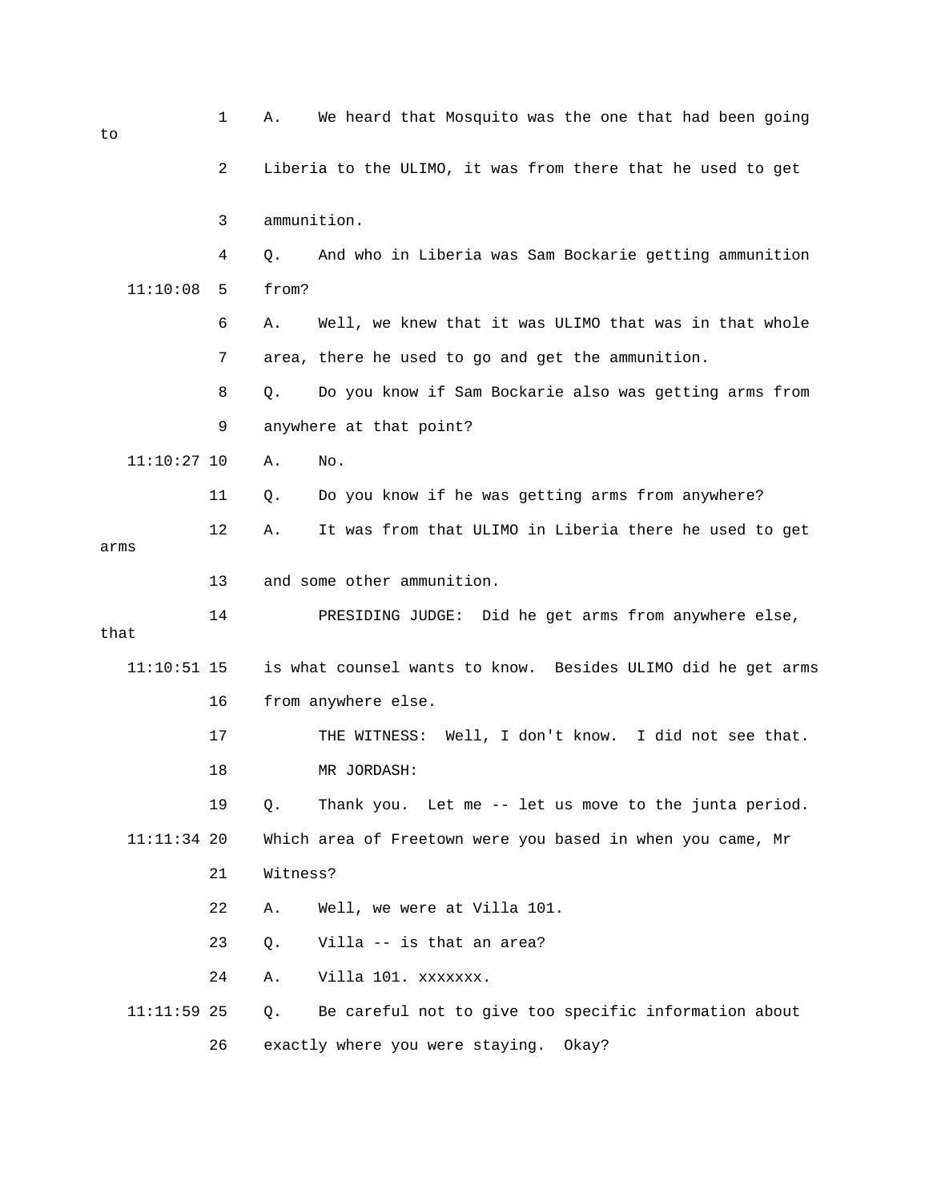1 A. We heard that Mosquito was the one that had been going to

2 Liberia to the ULIMO, it was from there that he used to get

3 ammunition.

4 Q. And who in Liberia was Sam Bockarie getting ammunition

11:10:08 5 from?

6 A. Well, we knew that it was ULIMO that was in that whole

7 area, there he used to go and get the ammunition.

8 Q. Do you know if Sam Bockarie also was getting arms from

9 anywhere at that point?

11:10:27 10 A. No.

11 Q. Do you know if he was getting arms from anywhere?

12 A. It was from that ULIMO in Liberia there he used to get arms

13 and some other ammunition.

14 PRESIDING JUDGE: Did he get arms from anywhere else, that

11:10:51 15 is what counsel wants to know. Besides ULIMO did he get arms

16 from anywhere else.

17 THE WITNESS: Well, I don't know. I did not see that.

18 MR JORDASH:

19 Q. Thank you. Let me -- let us move to the junta period.

11:11:34 20 Which area of Freetown were you based in when you came, Mr

21 Witness?

22 A. Well, we were at Villa 101.

23 Q. Villa -- is that an area?

24 A. Villa 101. xxxxxxx.

11:11:59 25 Q. Be careful not to give too specific information about

26 exactly where you were staying. Okay?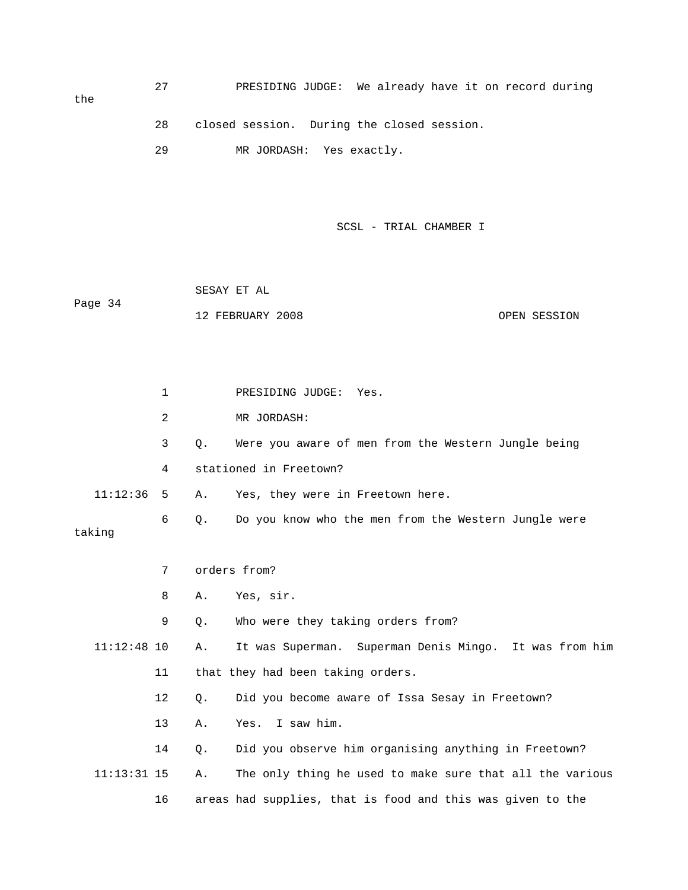27 PRESIDING JUDGE: We already have it on record during the

28 closed session. During the closed session.

29 MR JORDASH: Yes exactly.

1 PRESIDING JUDGE: Yes.

2 MR JORDASH:

3 Q. Were you aware of men from the Western Jungle being

4 stationed in Freetown?

11:12:36 5 A. Yes, they were in Freetown here.

6 Q. Do you know who the men from the Western Jungle were taking

7 orders from?

8 A. Yes, sir.

9 Q. Who were they taking orders from?

11:12:48 10 A. It was Superman. Superman Denis Mingo. It was from him

11 that they had been taking orders.

12 Q. Did you become aware of Issa Sesay in Freetown?

13 A. Yes. I saw him.

14 Q. Did you observe him organising anything in Freetown?

11:13:31 15 A. The only thing he used to make sure that all the various

16 areas had supplies, that is food and this was given to the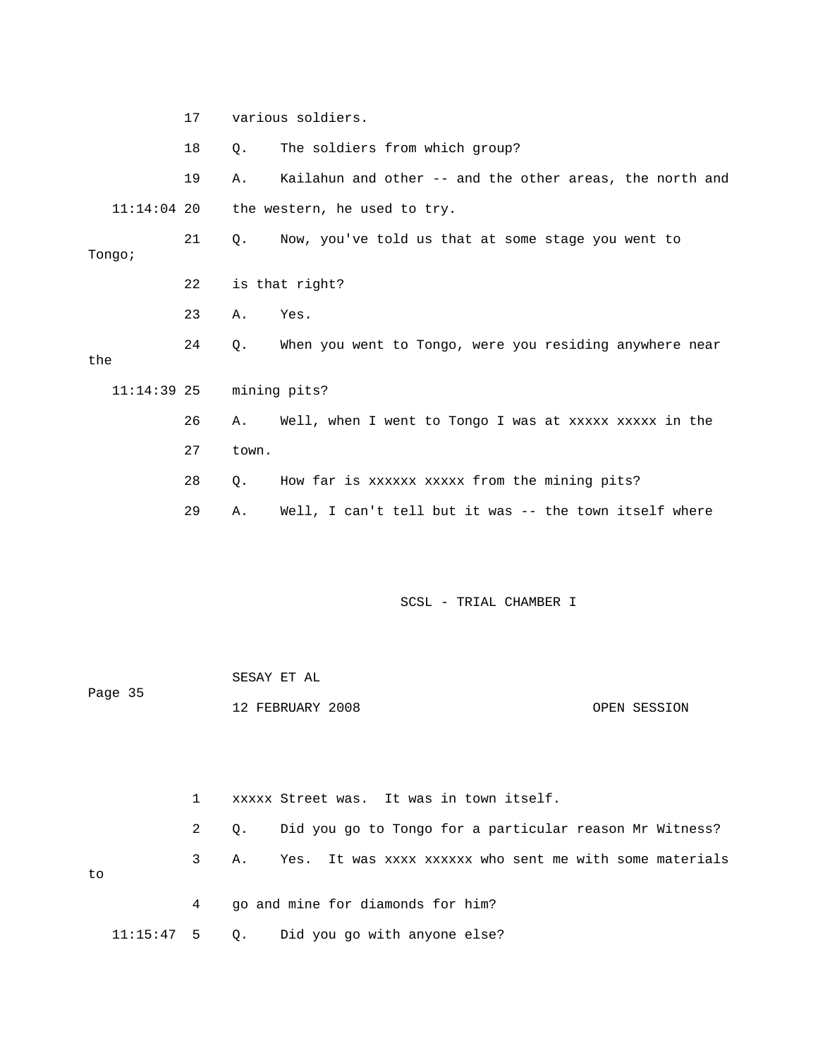17 various soldiers.

18 Q. The soldiers from which group?

19 A. Kailahun and other -- and the other areas, the north and

11:14:04 20 the western, he used to try.

21 Q. Now, you've told us that at some stage you went to Tongo;

22 is that right?

23 A. Yes.

24 Q. When you went to Tongo, were you residing anywhere near the

11:14:39 25 mining pits?

26 A. Well, when I went to Tongo I was at xxxxx xxxxx in the

27 town.

28 Q. How far is xxxxxx xxxxx from the mining pits?

29 A. Well, I can't tell but it was -- the town itself where

1 xxxxx Street was. It was in town itself.

2 Q. Did you go to Tongo for a particular reason Mr Witness?

3 A. Yes. It was xxxx xxxxxx who sent me with some materials to

4 go and mine for diamonds for him?

11:15:47 5 Q. Did you go with anyone else?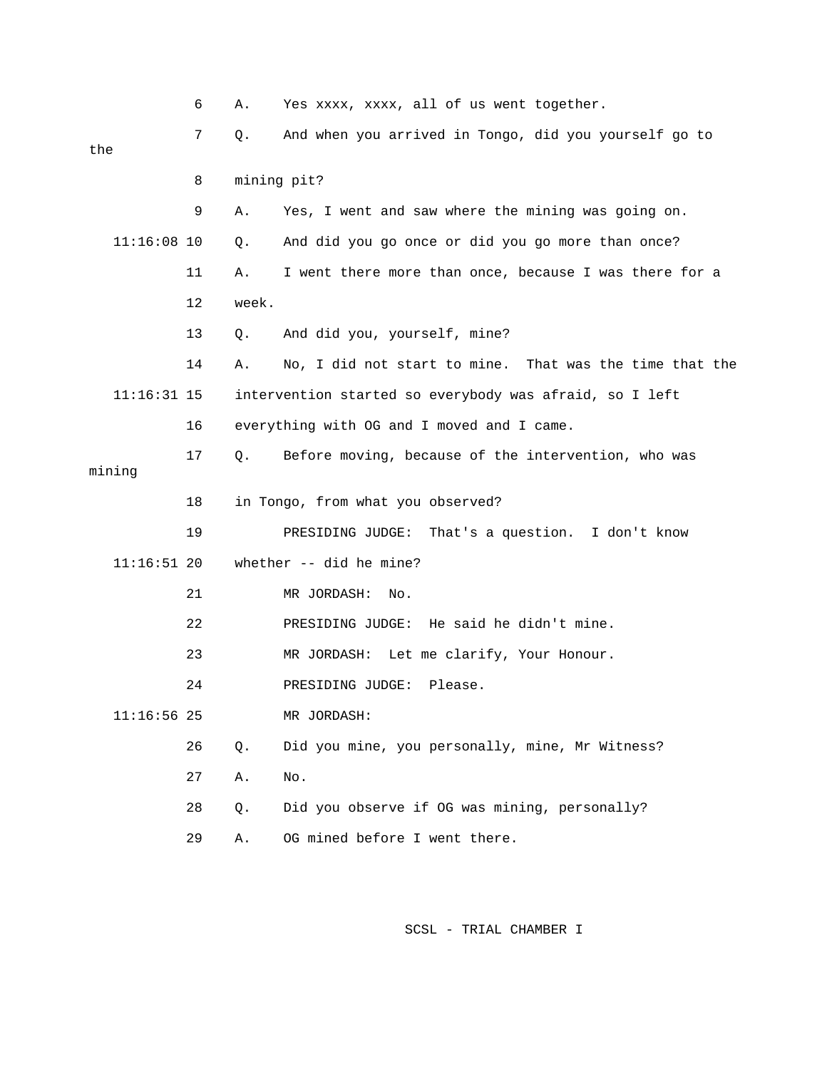6 A. Yes xxxx, xxxx, all of us went together.

7 Q. And when you arrived in Tongo, did you yourself go to the

8 mining pit?

9 A. Yes, I went and saw where the mining was going on.

11:16:08 10 Q. And did you go once or did you go more than once?

11 A. I went there more than once, because I was there for a

12 week.

13 Q. And did you, yourself, mine?

14 A. No, I did not start to mine. That was the time that the

11:16:31 15 intervention started so everybody was afraid, so I left

16 everything with OG and I moved and I came.

17 Q. Before moving, because of the intervention, who was mining

18 in Tongo, from what you observed?

19 PRESIDING JUDGE: That's a question. I don't know

11:16:51 20 whether -- did he mine?

21 MR JORDASH: No.

22 PRESIDING JUDGE: He said he didn't mine.

23 MR JORDASH: Let me clarify, Your Honour.

24 PRESIDING JUDGE: Please.

11:16:56 25 MR JORDASH:

26 Q. Did you mine, you personally, mine, Mr Witness?

27 A. No.

28 Q. Did you observe if OG was mining, personally?

29 A. OG mined before I went there.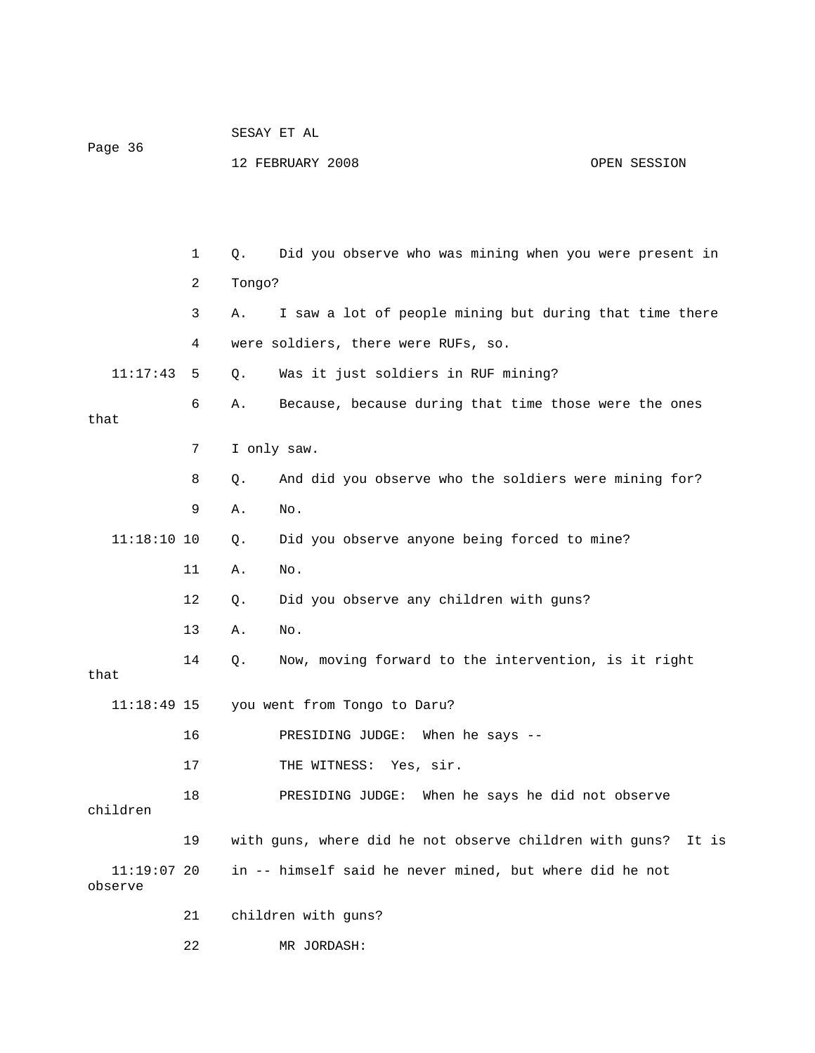1 Q. Did you observe who was mining when you were present in

2 Tongo?

3 A. I saw a lot of people mining but during that time there

4 were soldiers, there were RUFs, so.

11:17:43 5 Q. Was it just soldiers in RUF mining?

6 A. Because, because during that time those were the ones that

7 I only saw.

8 Q. And did you observe who the soldiers were mining for?

9 A. No.

11:18:10 10 Q. Did you observe anyone being forced to mine?

11 A. No.

12 Q. Did you observe any children with guns?

13 A. No.

14 Q. Now, moving forward to the intervention, is it right that

11:18:49 15 you went from Tongo to Daru?

16 PRESIDING JUDGE: When he says --

17 THE WITNESS: Yes, sir.

18 PRESIDING JUDGE: When he says he did not observe children

19 with guns, where did he not observe children with guns? It is

11:19:07 20 in -- himself said he never mined, but where did he not observe

21 children with guns?

22 MR JORDASH: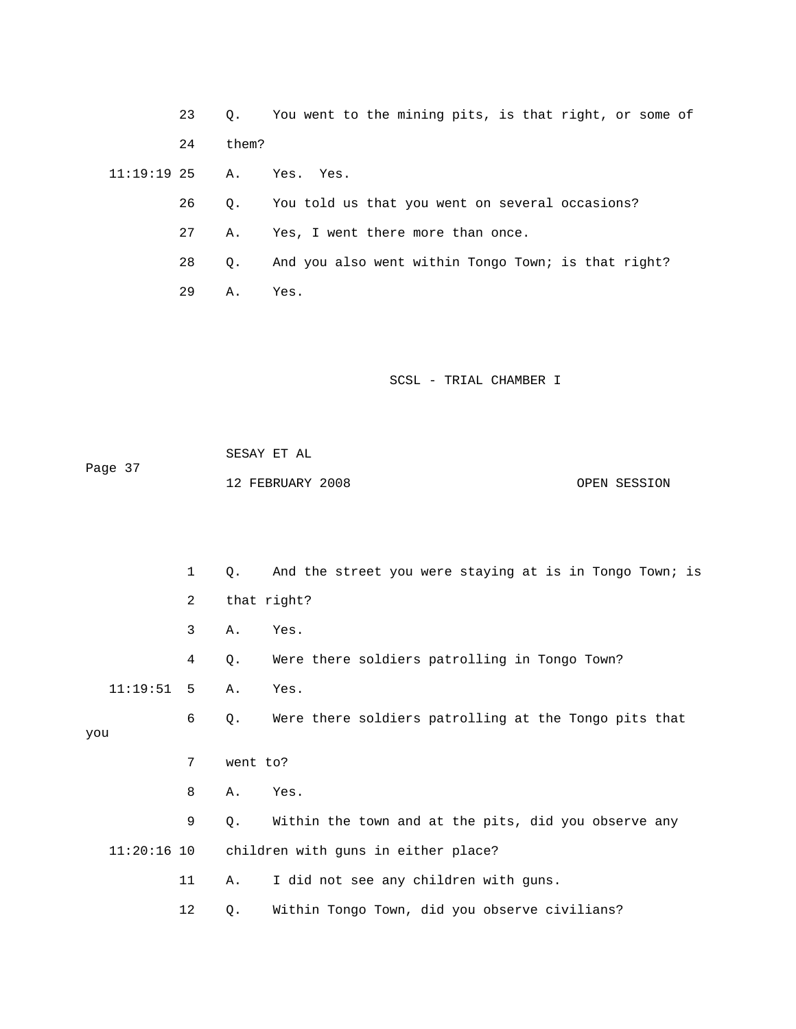23 Q. You went to the mining pits, is that right, or some of

24 them?

11:19:19 25 A. Yes. Yes.

26 Q. You told us that you went on several occasions?

27 A. Yes, I went there more than once.

28 Q. And you also went within Tongo Town; is that right?

29 A. Yes.

1 Q. And the street you were staying at is in Tongo Town; is

2 that right?

3 A. Yes.

4 Q. Were there soldiers patrolling in Tongo Town?

11:19:51 5 A. Yes.

6 Q. Were there soldiers patrolling at the Tongo pits that you

7 went to?

8 A. Yes.

9 Q. Within the town and at the pits, did you observe any

11:20:16 10 children with guns in either place?

11 A. I did not see any children with guns.

12 Q. Within Tongo Town, did you observe civilians?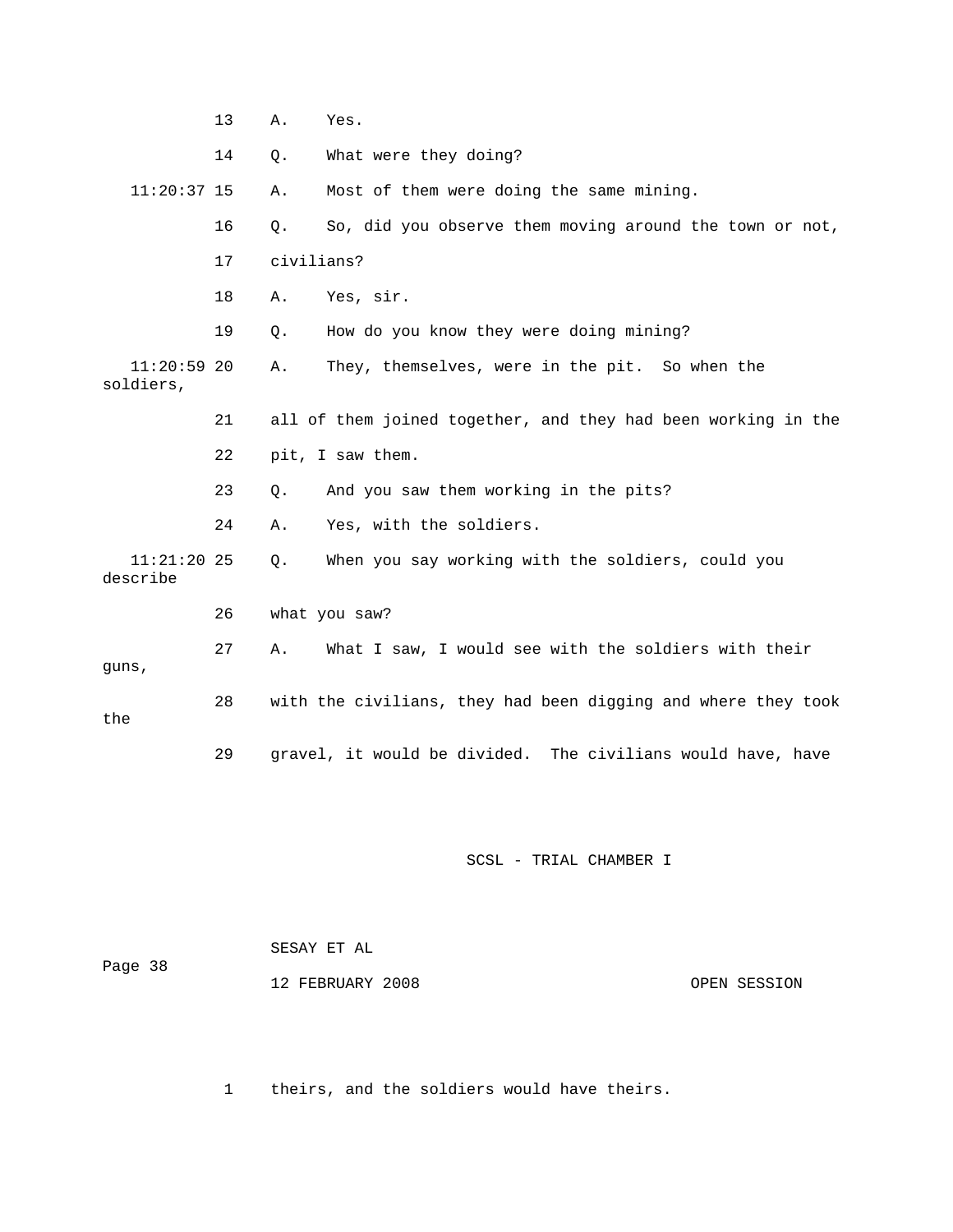13 A. Yes.

14 Q. What were they doing?

11:20:37 15 A. Most of them were doing the same mining.

16 Q. So, did you observe them moving around the town or not,

17 civilians?

18 A. Yes, sir.

19 Q. How do you know they were doing mining?

11:20:59 20 A. They, themselves, were in the pit. So when the soldiers,

21 all of them joined together, and they had been working in the

22 pit, I saw them.

23 Q. And you saw them working in the pits?

24 A. Yes, with the soldiers.

11:21:20 25 Q. When you say working with the soldiers, could you describe

26 what you saw?

27 A. What I saw, I would see with the soldiers with their guns,

28 with the civilians, they had been digging and where they took the

29 gravel, it would be divided. The civilians would have, have

1 theirs, and the soldiers would have theirs.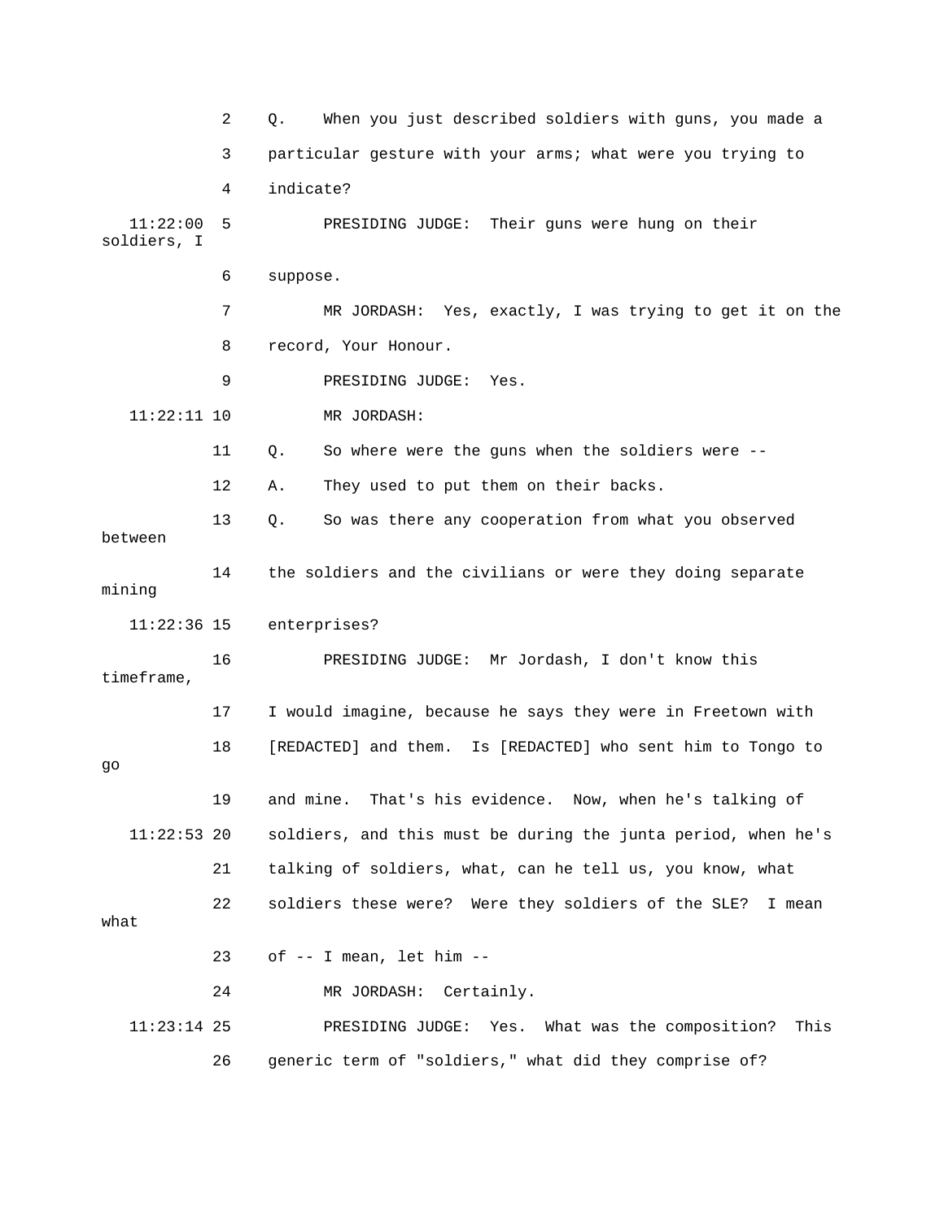2 Q. When you just described soldiers with guns, you made a

3 particular gesture with your arms; what were you trying to

4 indicate?

11:22:00 5 PRESIDING JUDGE: Their guns were hung on their soldiers, I

6 suppose.

7 MR JORDASH: Yes, exactly, I was trying to get it on the

8 record, Your Honour.

9 PRESIDING JUDGE: Yes.

11:22:11 10 MR JORDASH:

11 Q. So where were the guns when the soldiers were --

12 A. They used to put them on their backs.

13 Q. So was there any cooperation from what you observed between

14 the soldiers and the civilians or were they doing separate mining

11:22:36 15 enterprises?

16 PRESIDING JUDGE: Mr Jordash, I don't know this timeframe,

17 I would imagine, because he says they were in Freetown with

18 [REDACTED] and them. Is [REDACTED] who sent him to Tongo to go

19 and mine. That's his evidence. Now, when he's talking of

11:22:53 20 soldiers, and this must be during the junta period, when he's

21 talking of soldiers, what, can he tell us, you know, what

22 soldiers these were? Were they soldiers of the SLE? I mean what

23 of -- I mean, let him --

24 MR JORDASH: Certainly.

11:23:14 25 PRESIDING JUDGE: Yes. What was the composition? This

26 generic term of "soldiers," what did they comprise of?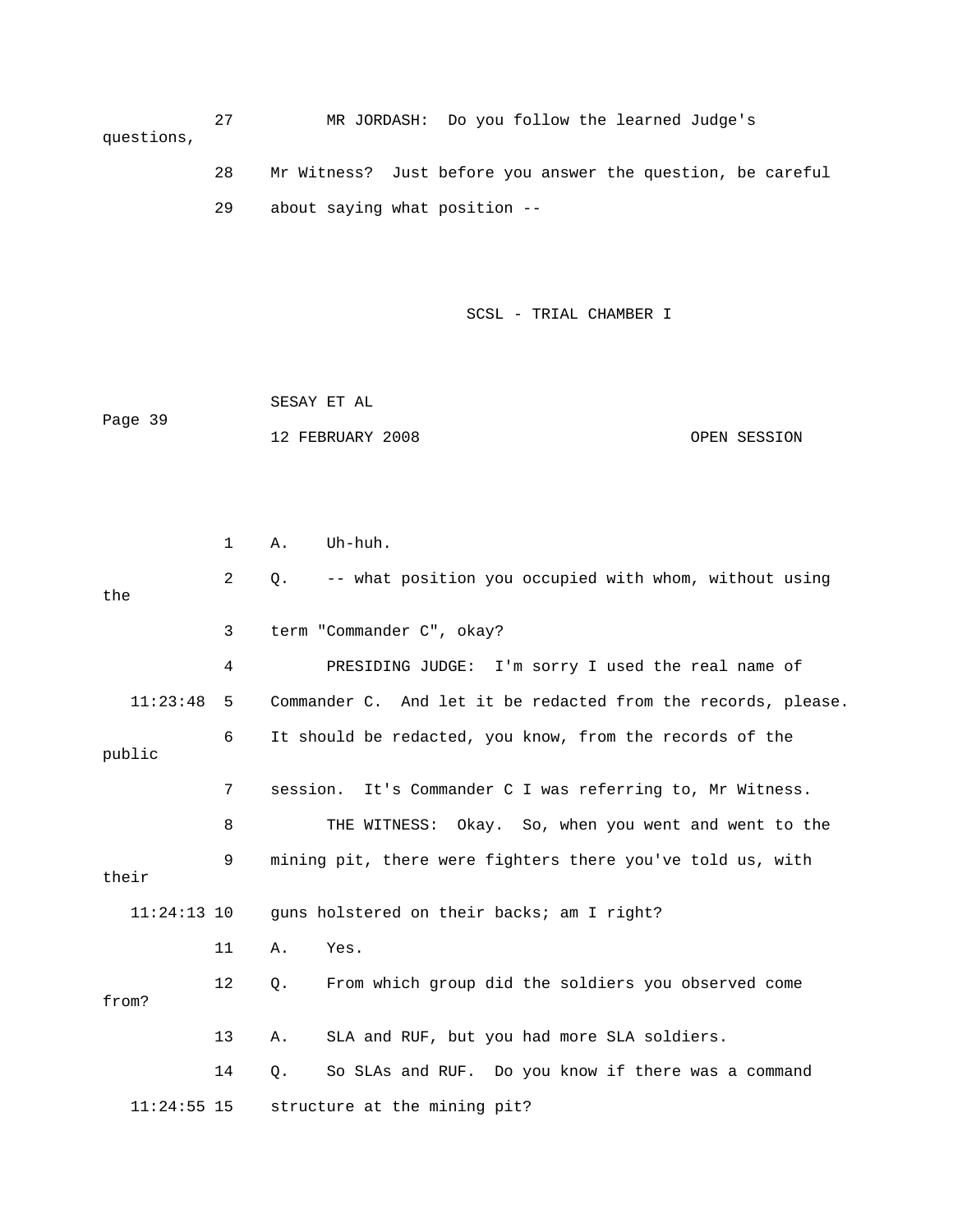27 MR JORDASH: Do you follow the learned Judge's questions,

28 Mr Witness? Just before you answer the question, be careful

29 about saying what position --

1 A. Uh-huh.

2 Q. -- what position you occupied with whom, without using the

3 term "Commander C", okay?

4 PRESIDING JUDGE: I'm sorry I used the real name of

11:23:48 5 Commander C. And let it be redacted from the records, please.

6 It should be redacted, you know, from the records of the public

7 session. It's Commander C I was referring to, Mr Witness.

8 THE WITNESS: Okay. So, when you went and went to the

9 mining pit, there were fighters there you've told us, with their

11:24:13 10 guns holstered on their backs; am I right?

11 A. Yes.

12 Q. From which group did the soldiers you observed come from?

13 A. SLA and RUF, but you had more SLA soldiers.

14 Q. So SLAs and RUF. Do you know if there was a command

11:24:55 15 structure at the mining pit?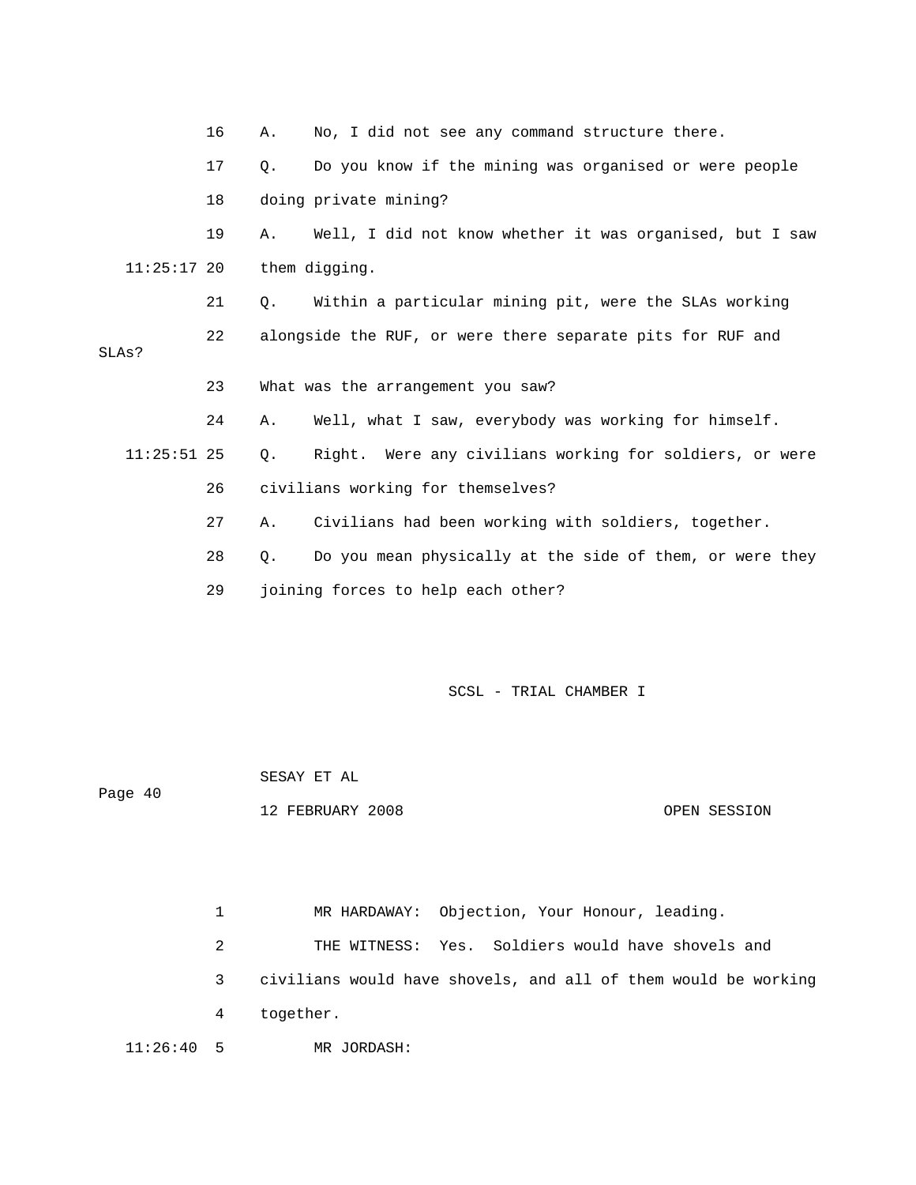16 A. No, I did not see any command structure there.

17 Q. Do you know if the mining was organised or were people

18 doing private mining?

19 A. Well, I did not know whether it was organised, but I saw

11:25:17 20 them digging.

21 Q. Within a particular mining pit, were the SLAs working

22 alongside the RUF, or were there separate pits for RUF and SLAs?

23 What was the arrangement you saw?

24 A. Well, what I saw, everybody was working for himself.

11:25:51 25 Q. Right. Were any civilians working for soldiers, or were

26 civilians working for themselves?

27 A. Civilians had been working with soldiers, together.

28 Q. Do you mean physically at the side of them, or were they

29 joining forces to help each other?

SCSL - TRIAL CHAMBER I

SESAY ET AL

Page 40

12 FEBRUARY 2008 OPEN SESSION

1 MR HARDAWAY: Objection, Your Honour, leading.

2 THE WITNESS: Yes. Soldiers would have shovels and

3 civilians would have shovels, and all of them would be working

4 together.

11:26:40 5 MR JORDASH: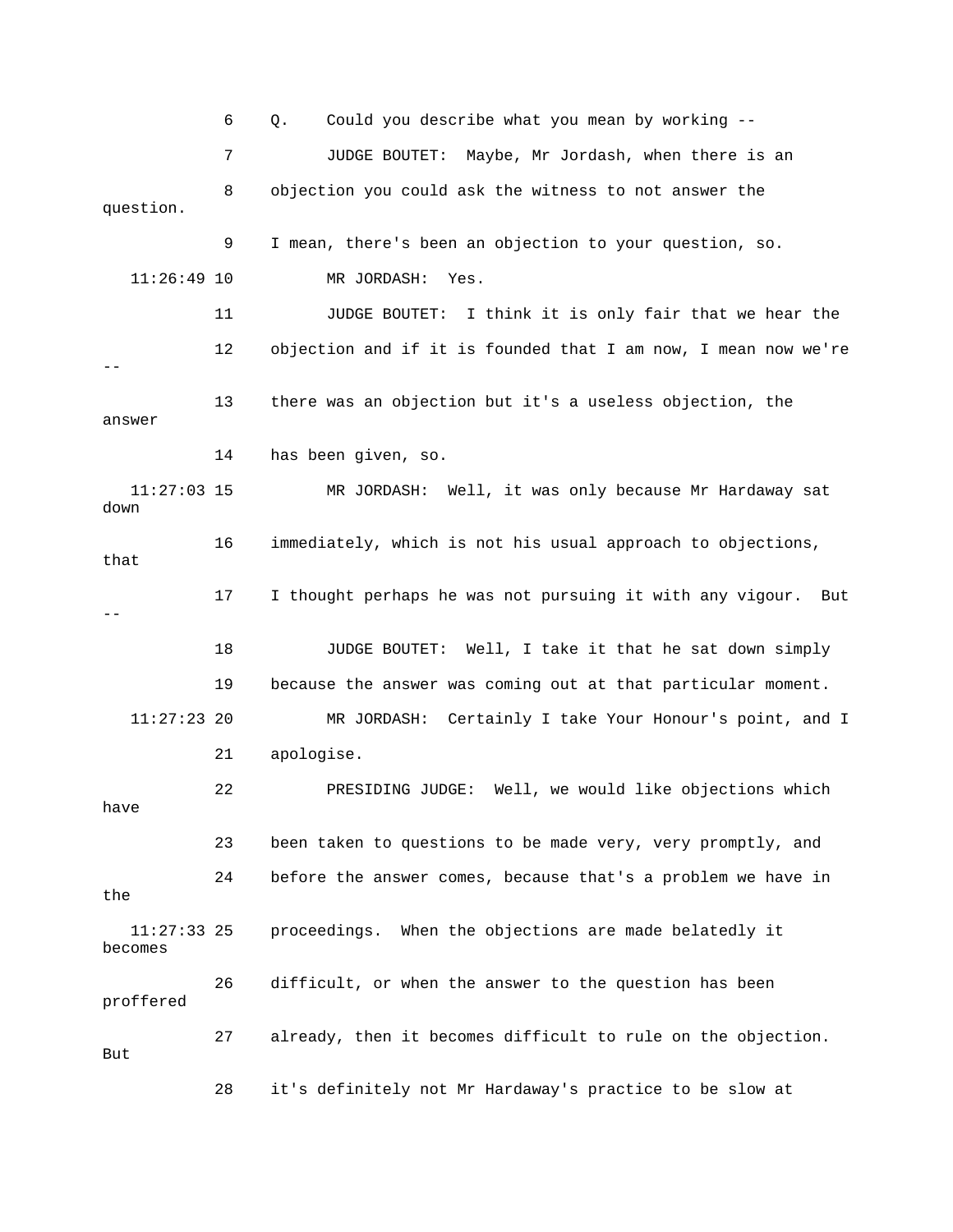6 Q. Could you describe what you mean by working --

7 JUDGE BOUTET: Maybe, Mr Jordash, when there is an

8 objection you could ask the witness to not answer the question.

9 I mean, there's been an objection to your question, so.

11:26:49 10 MR JORDASH: Yes.

11 JUDGE BOUTET: I think it is only fair that we hear the

12 objection and if it is founded that I am now, I mean now we're --

13 there was an objection but it's a useless objection, the answer

14 has been given, so.

11:27:03 15 MR JORDASH: Well, it was only because Mr Hardaway sat down

16 immediately, which is not his usual approach to objections, that

17 I thought perhaps he was not pursuing it with any vigour. But --

18 JUDGE BOUTET: Well, I take it that he sat down simply

19 because the answer was coming out at that particular moment.

11:27:23 20 MR JORDASH: Certainly I take Your Honour's point, and I

21 apologise.

22 PRESIDING JUDGE: Well, we would like objections which have

23 been taken to questions to be made very, very promptly, and

24 before the answer comes, because that's a problem we have in the

11:27:33 25 proceedings. When the objections are made belatedly it becomes

26 difficult, or when the answer to the question has been proffered

27 already, then it becomes difficult to rule on the objection. But

28 it's definitely not Mr Hardaway's practice to be slow at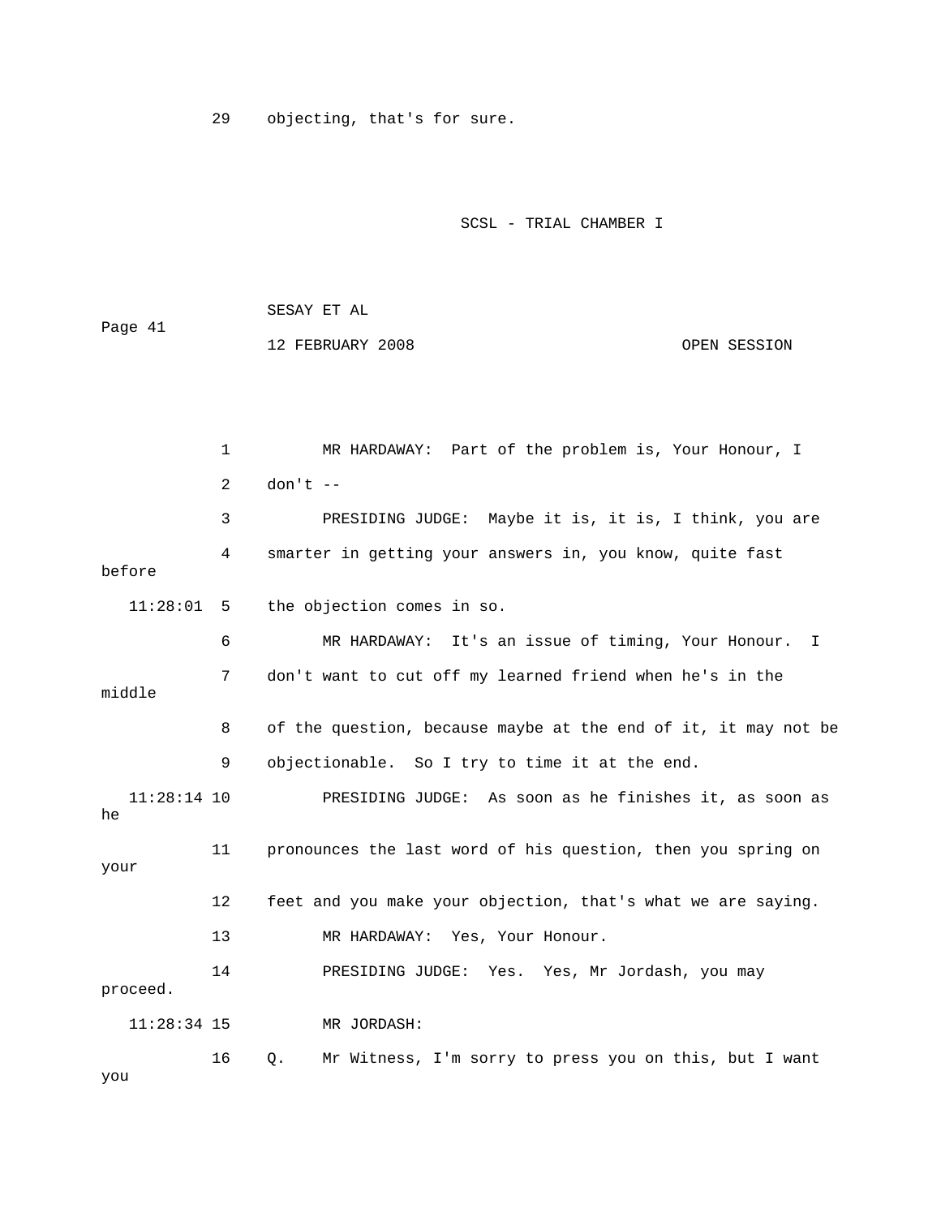29 objecting, that's for sure.

1 MR HARDAWAY: Part of the problem is, Your Honour, I

2 don't --

3 PRESIDING JUDGE: Maybe it is, it is, I think, you are

4 smarter in getting your answers in, you know, quite fast before

11:28:01 5 the objection comes in so.

6 MR HARDAWAY: It's an issue of timing, Your Honour. I

7 don't want to cut off my learned friend when he's in the middle

8 of the question, because maybe at the end of it, it may not be

9 objectionable. So I try to time it at the end.

11:28:14 10 PRESIDING JUDGE: As soon as he finishes it, as soon as he

11 pronounces the last word of his question, then you spring on your

12 feet and you make your objection, that's what we are saying.

13 MR HARDAWAY: Yes, Your Honour.

14 PRESIDING JUDGE: Yes. Yes, Mr Jordash, you may proceed.

11:28:34 15 MR JORDASH:

16 Q. Mr Witness, I'm sorry to press you on this, but I want you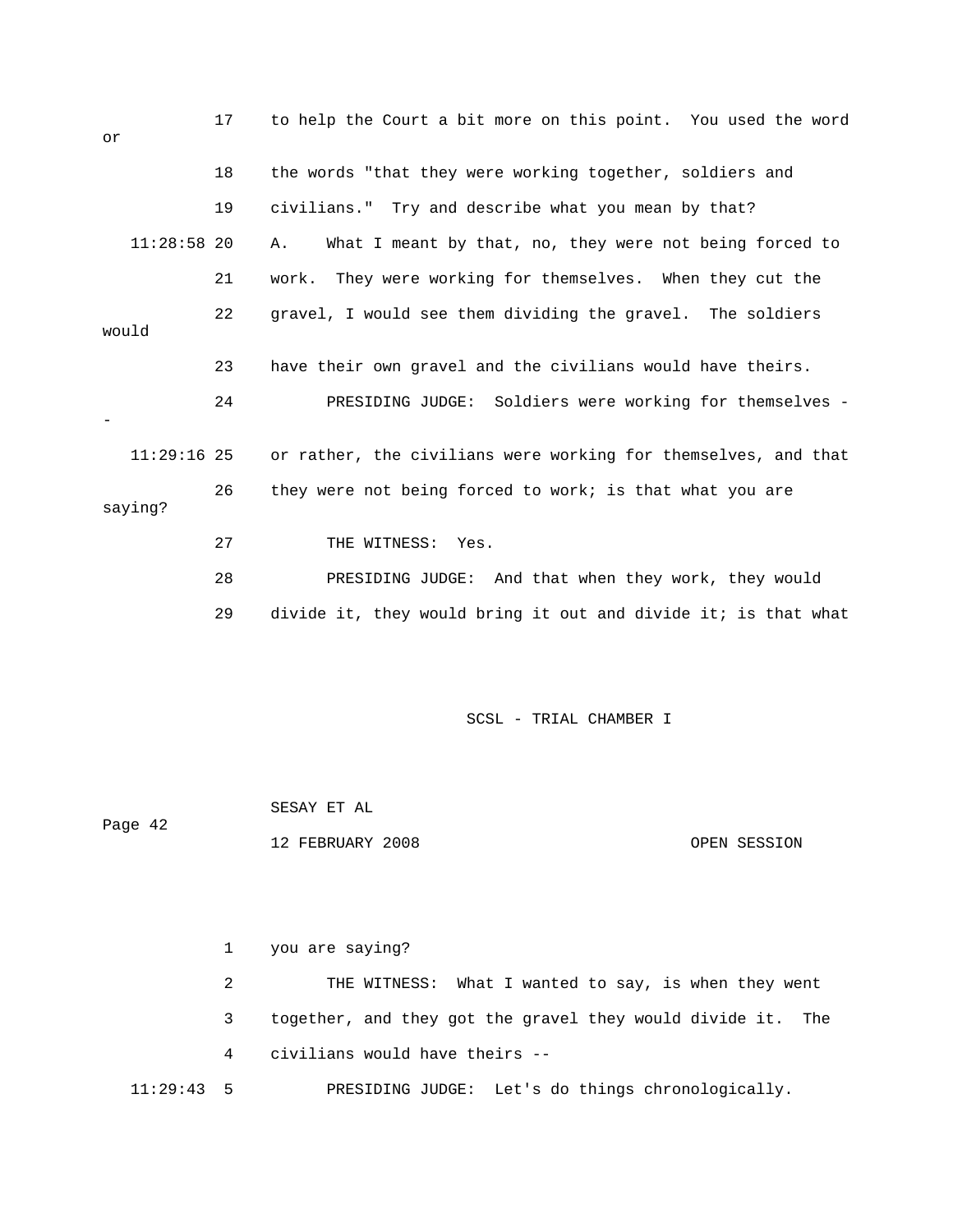17 to help the Court a bit more on this point. You used the word or

18 the words "that they were working together, soldiers and

19 civilians." Try and describe what you mean by that?

11:28:58 20 A. What I meant by that, no, they were not being forced to

21 work. They were working for themselves. When they cut the

22 gravel, I would see them dividing the gravel. The soldiers would

23 have their own gravel and the civilians would have theirs.

24 PRESIDING JUDGE: Soldiers were working for themselves --

11:29:16 25 or rather, the civilians were working for themselves, and that

26 they were not being forced to work; is that what you are saying?

27 THE WITNESS: Yes.

28 PRESIDING JUDGE: And that when they work, they would

29 divide it, they would bring it out and divide it; is that what

1 you are saying?

2 THE WITNESS: What I wanted to say, is when they went

3 together, and they got the gravel they would divide it. The

4 civilians would have theirs --

11:29:43 5 PRESIDING JUDGE: Let's do things chronologically.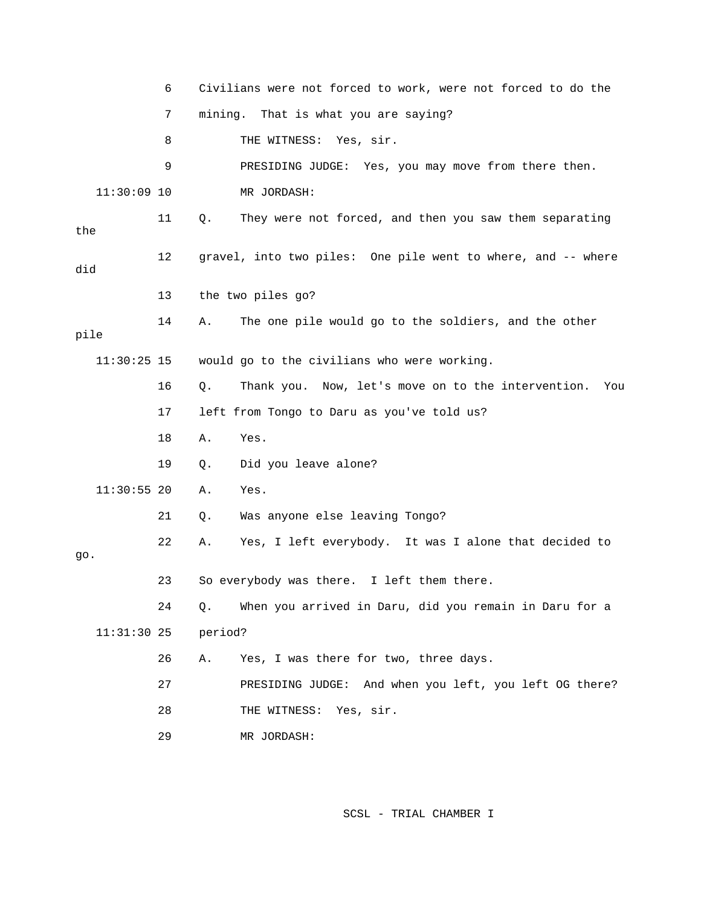6 Civilians were not forced to work, were not forced to do the

7 mining. That is what you are saying?

8 THE WITNESS: Yes, sir.

9 PRESIDING JUDGE: Yes, you may move from there then.

11:30:09 10 MR JORDASH:

11 Q. They were not forced, and then you saw them separating the

12 gravel, into two piles: One pile went to where, and -- where did

13 the two piles go?

14 A. The one pile would go to the soldiers, and the other pile

11:30:25 15 would go to the civilians who were working.

16 Q. Thank you. Now, let's move on to the intervention. You

17 left from Tongo to Daru as you've told us?

18 A. Yes.

19 Q. Did you leave alone?

11:30:55 20 A. Yes.

21 Q. Was anyone else leaving Tongo?

22 A. Yes, I left everybody. It was I alone that decided to go.

23 So everybody was there. I left them there.

24 Q. When you arrived in Daru, did you remain in Daru for a

11:31:30 25 period?

26 A. Yes, I was there for two, three days.

27 PRESIDING JUDGE: And when you left, you left OG there?

28 THE WITNESS: Yes, sir.

29 MR JORDASH:

SCSL - TRIAL CHAMBER I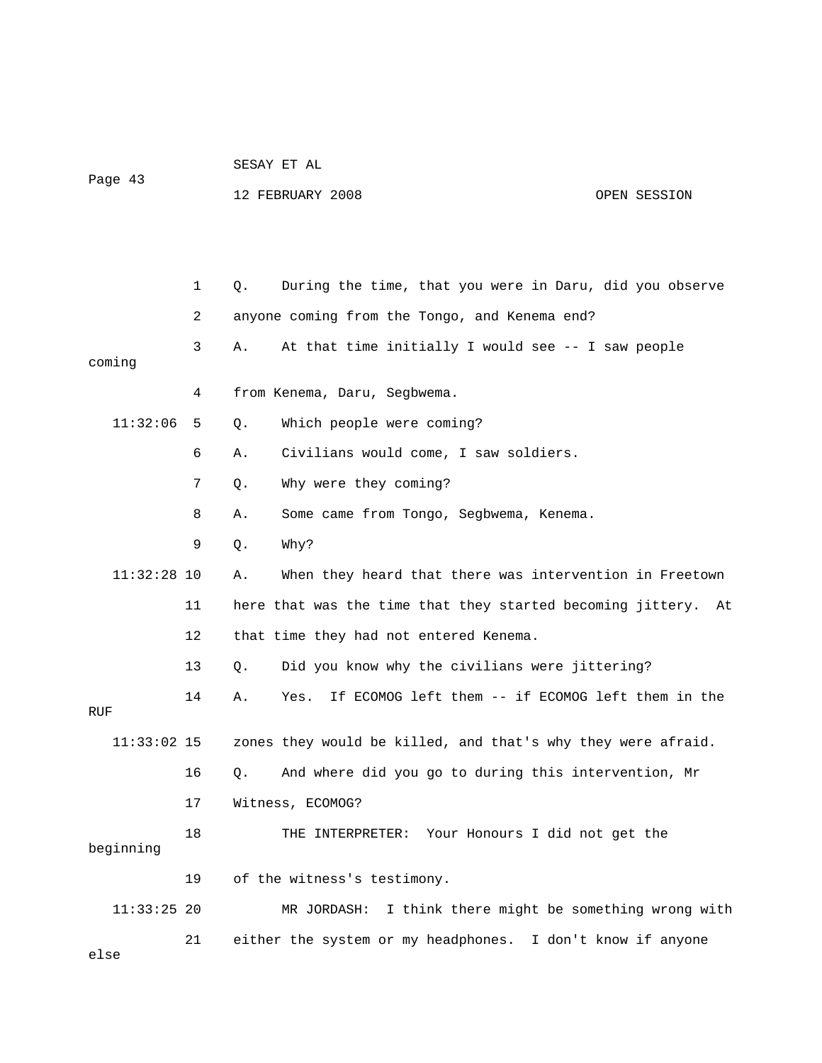Q. During the time, that you were in Daru, did you observe anyone coming from the Tongo, and Kenema end?

A. At that time initially I would see -- I saw people coming from Kenema, Daru, Segbwema.

Q. Which people were coming?

A. Civilians would come, I saw soldiers.

Q. Why were they coming?

A. Some came from Tongo, Segbwema, Kenema.

Q. Why?

A. When they heard that there was intervention in Freetown here that was the time that they started becoming jittery. At that time they had not entered Kenema.

Q. Did you know why the civilians were jittering?

A. Yes. If ECOMOG left them -- if ECOMOG left them in the RUF zones they would be killed, and that's why they were afraid.

Q. And where did you go to during this intervention, Mr Witness, ECOMOG?

THE INTERPRETER: Your Honours I did not get the beginning of the witness's testimony.

MR JORDASH: I think there might be something wrong with either the system or my headphones. I don't know if anyone else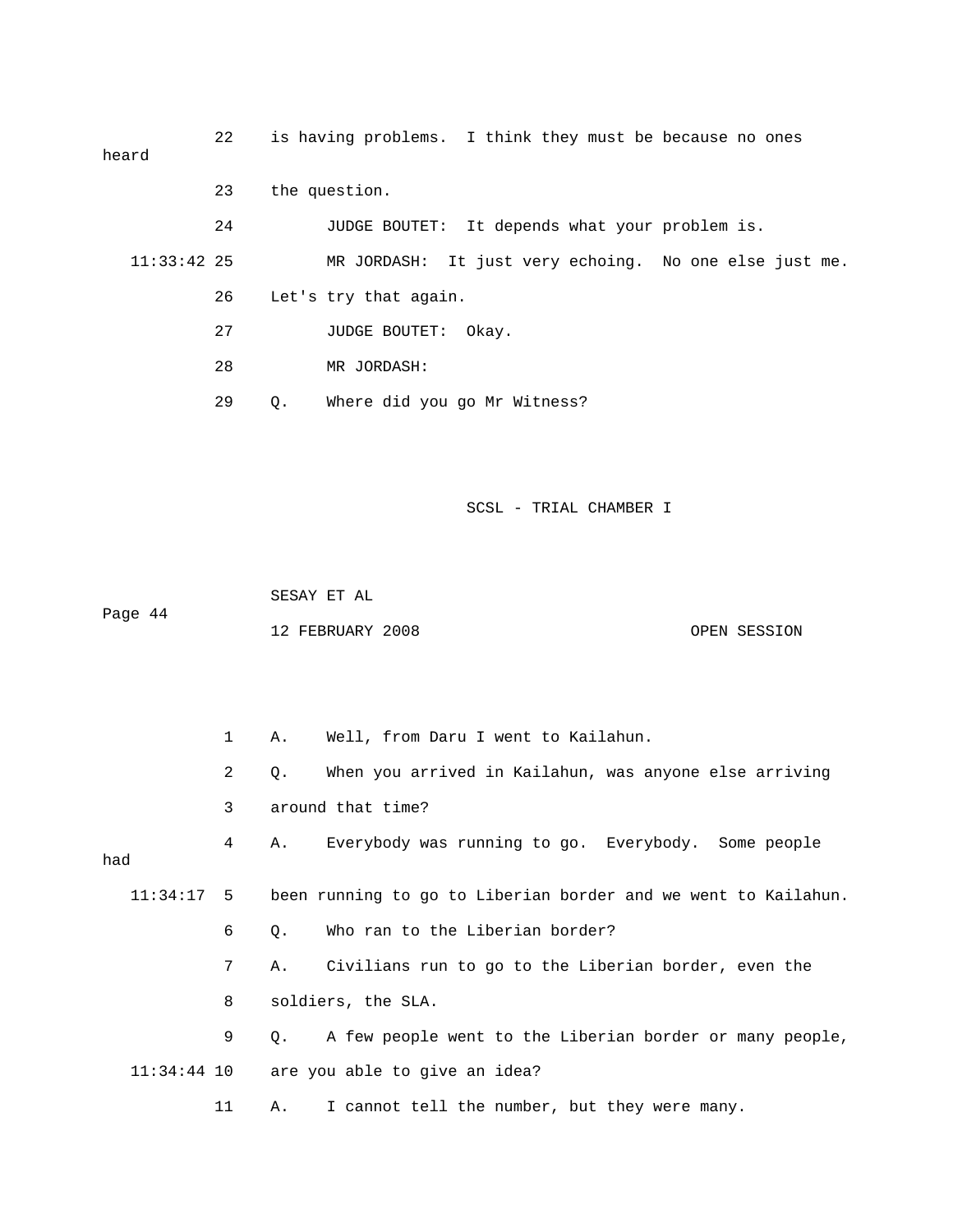22 is having problems. I think they must be because no ones heard

23 the question.

24 JUDGE BOUTET: It depends what your problem is.

11:33:42 25 MR JORDASH: It just very echoing. No one else just me.

26 Let's try that again.

27 JUDGE BOUTET: Okay.

28 MR JORDASH:

29 Q. Where did you go Mr Witness?

1 A. Well, from Daru I went to Kailahun.

2 Q. When you arrived in Kailahun, was anyone else arriving

3 around that time?

4 A. Everybody was running to go. Everybody. Some people had

11:34:17 5 been running to go to Liberian border and we went to Kailahun.

6 Q. Who ran to the Liberian border?

7 A. Civilians run to go to the Liberian border, even the

8 soldiers, the SLA.

9 Q. A few people went to the Liberian border or many people,

11:34:44 10 are you able to give an idea?

11 A. I cannot tell the number, but they were many.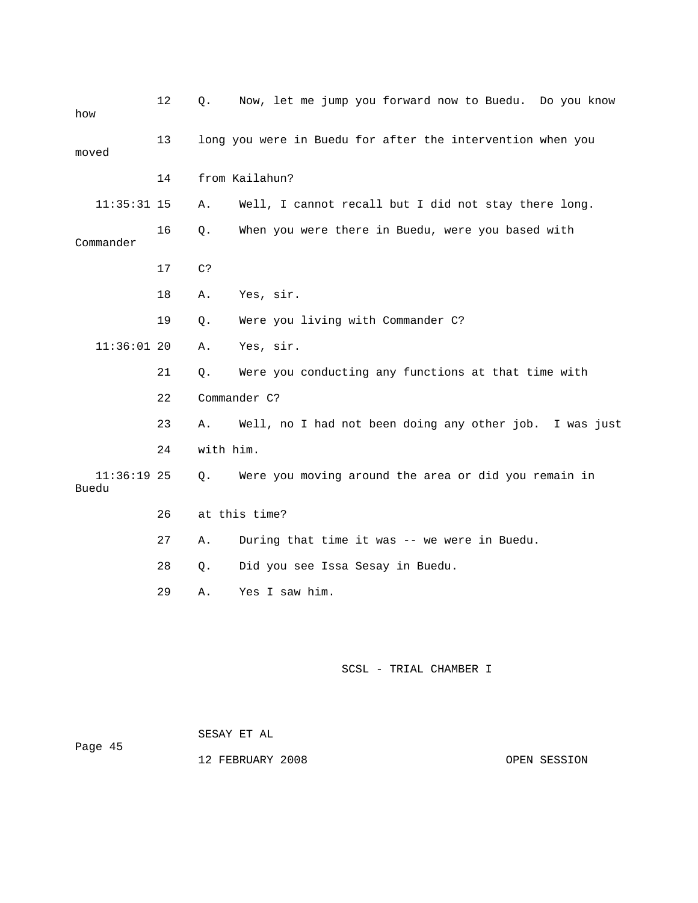12 Q. Now, let me jump you forward now to Buedu. Do you know how

13 long you were in Buedu for after the intervention when you moved

14 from Kailahun?

11:35:31 15 A. Well, I cannot recall but I did not stay there long.

16 Q. When you were there in Buedu, were you based with Commander

17 C?

18 A. Yes, sir.

19 Q. Were you living with Commander C?

11:36:01 20 A. Yes, sir.

21 Q. Were you conducting any functions at that time with

22 Commander C?

23 A. Well, no I had not been doing any other job. I was just

24 with him.

11:36:19 25 Q. Were you moving around the area or did you remain in Buedu

26 at this time?

27 A. During that time it was -- we were in Buedu.

28 Q. Did you see Issa Sesay in Buedu.

29 A. Yes I saw him.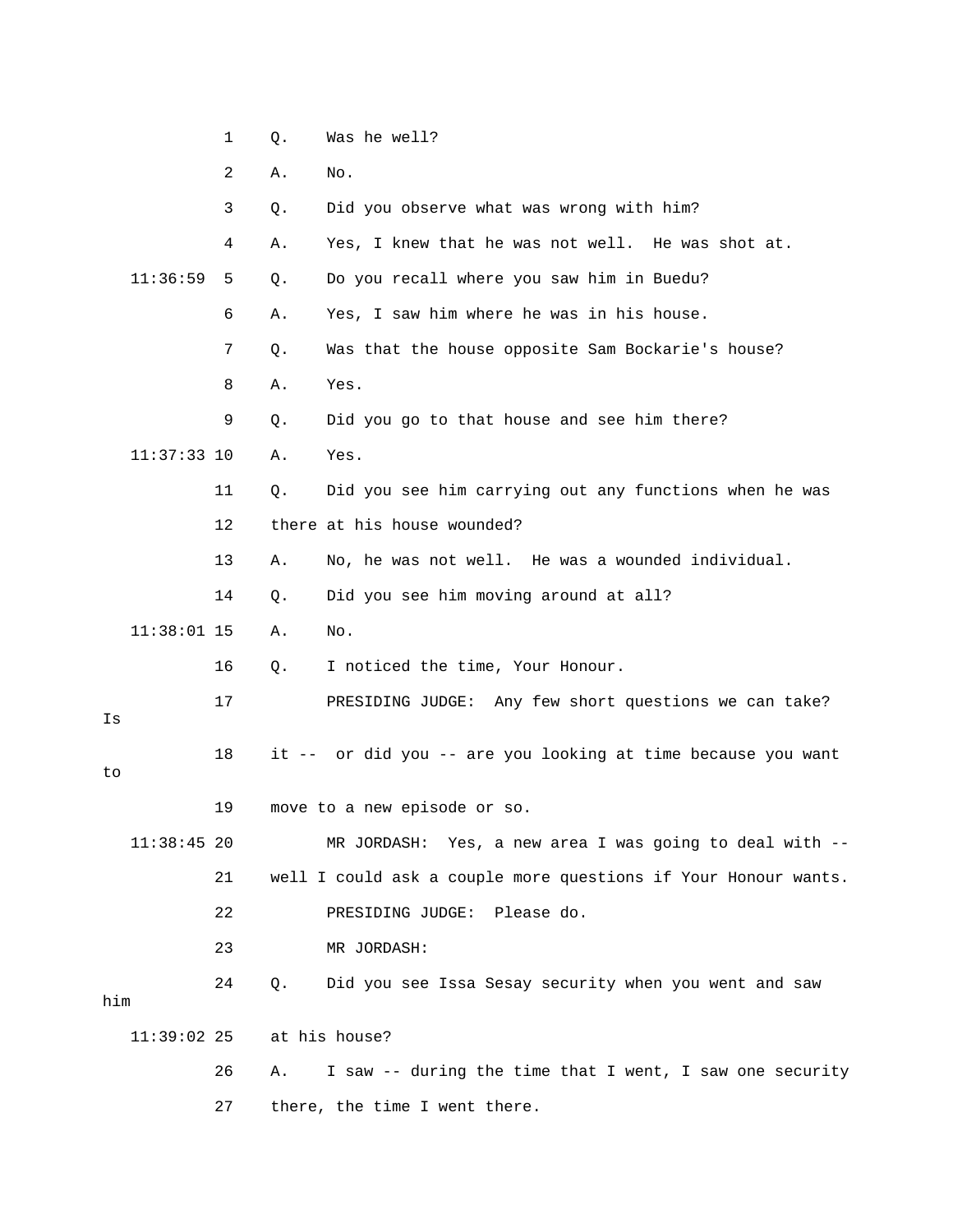1 Q. Was he well?

2 A. No.

3 Q. Did you observe what was wrong with him?

4 A. Yes, I knew that he was not well. He was shot at.

11:36:59 5 Q. Do you recall where you saw him in Buedu?

6 A. Yes, I saw him where he was in his house.

7 Q. Was that the house opposite Sam Bockarie's house?

8 A. Yes.

9 Q. Did you go to that house and see him there?

11:37:33 10 A. Yes.

11 Q. Did you see him carrying out any functions when he was

12 there at his house wounded?

13 A. No, he was not well. He was a wounded individual.

14 Q. Did you see him moving around at all?

11:38:01 15 A. No.

16 Q. I noticed the time, Your Honour.

17 PRESIDING JUDGE: Any few short questions we can take? Is

18 it -- or did you -- are you looking at time because you want to

19 move to a new episode or so.

11:38:45 20 MR JORDASH: Yes, a new area I was going to deal with --

21 well I could ask a couple more questions if Your Honour wants.

22 PRESIDING JUDGE: Please do.

23 MR JORDASH:

24 Q. Did you see Issa Sesay security when you went and saw him

11:39:02 25 at his house?

26 A. I saw -- during the time that I went, I saw one security

27 there, the time I went there.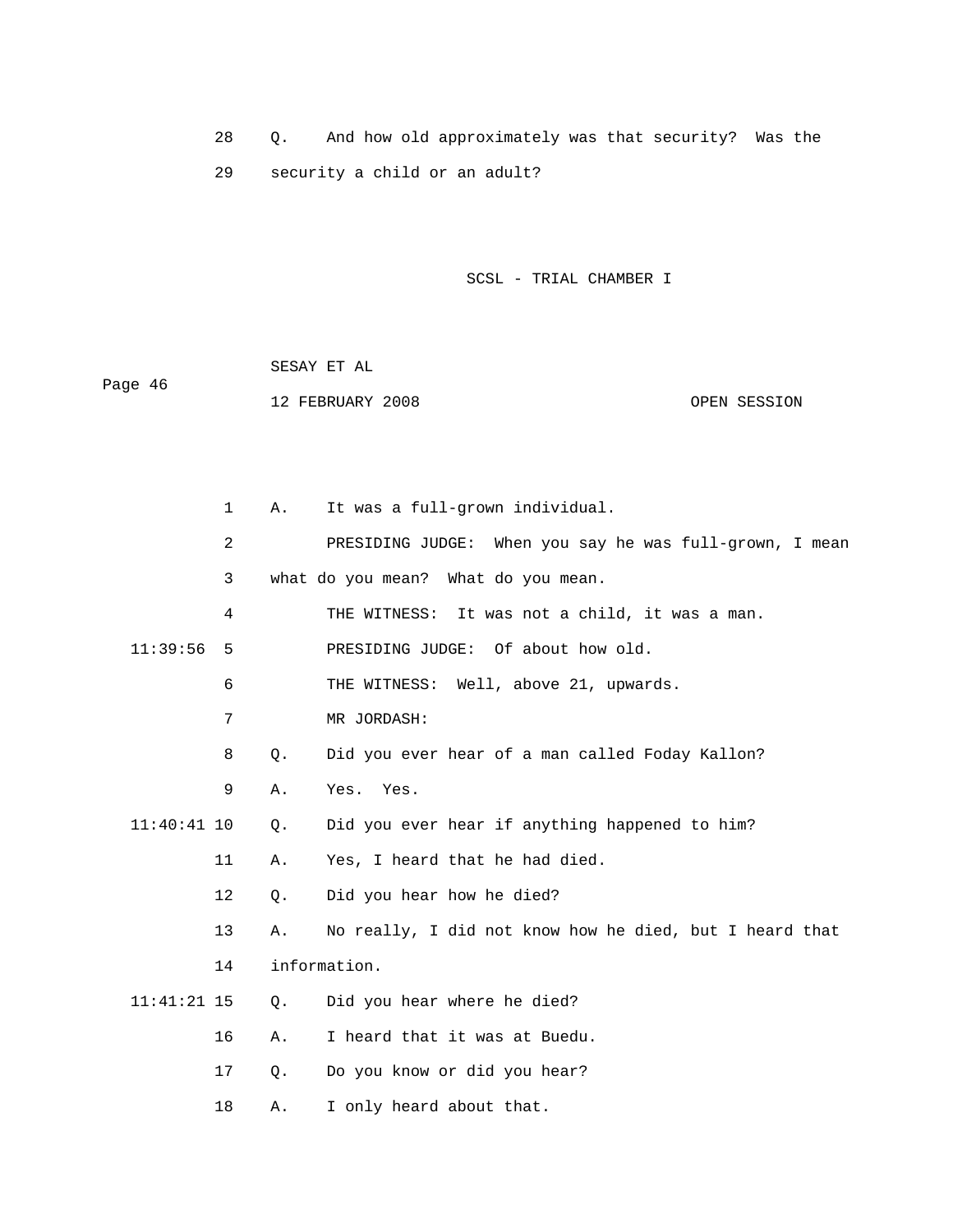28 Q. And how old approximately was that security? Was the

29 security a child or an adult?

1 A. It was a full-grown individual.

2 PRESIDING JUDGE: When you say he was full-grown, I mean

3 what do you mean? What do you mean.

4 THE WITNESS: It was not a child, it was a man.

11:39:56 5 PRESIDING JUDGE: Of about how old.

6 THE WITNESS: Well, above 21, upwards.

7 MR JORDASH:

8 Q. Did you ever hear of a man called Foday Kallon?

9 A. Yes. Yes.

11:40:41 10 Q. Did you ever hear if anything happened to him?

11 A. Yes, I heard that he had died.

12 Q. Did you hear how he died?

13 A. No really, I did not know how he died, but I heard that

14 information.

11:41:21 15 Q. Did you hear where he died?

16 A. I heard that it was at Buedu.

17 Q. Do you know or did you hear?

18 A. I only heard about that.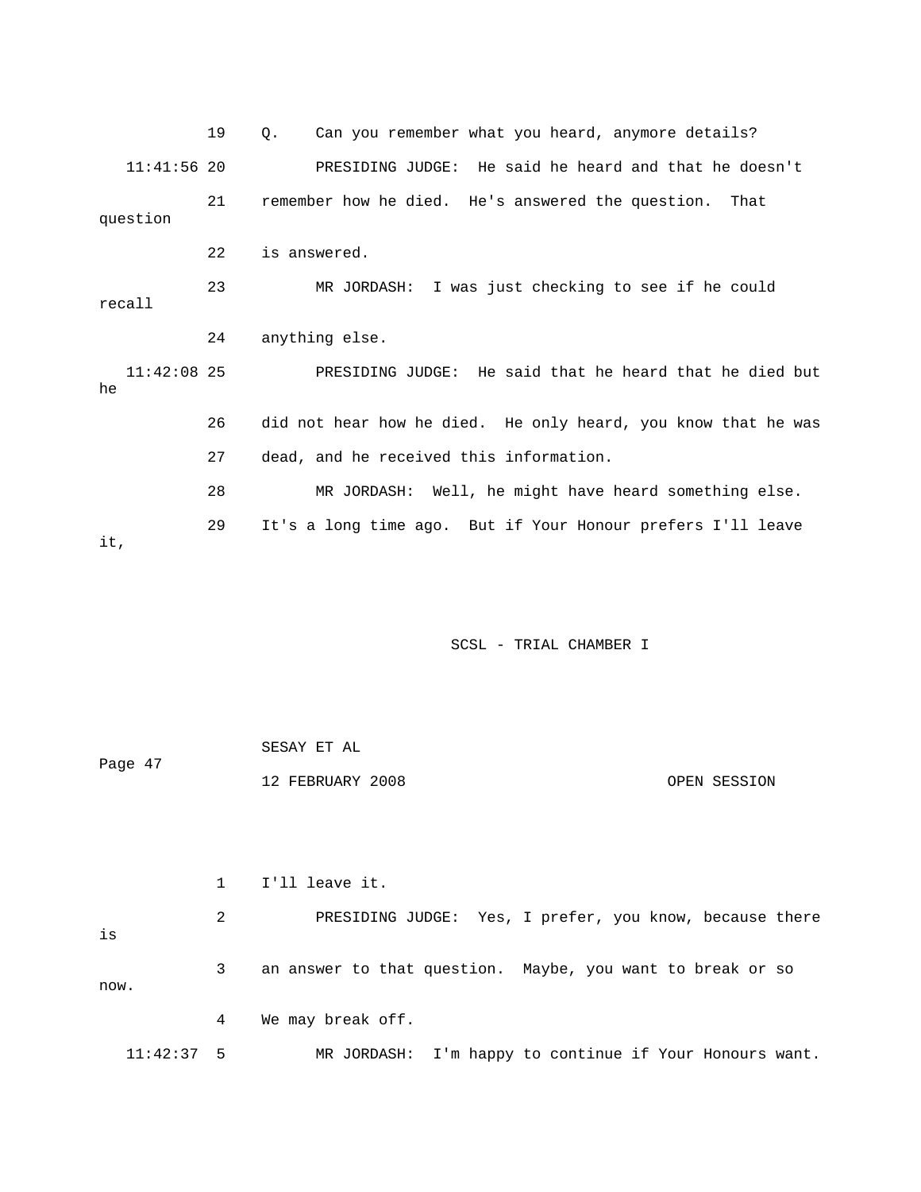19 Q. Can you remember what you heard, anymore details?

11:41:56 20 PRESIDING JUDGE: He said he heard and that he doesn't

21 remember how he died. He's answered the question. That question

22 is answered.

23 MR JORDASH: I was just checking to see if he could recall

24 anything else.

11:42:08 25 PRESIDING JUDGE: He said that he heard that he died but he

26 did not hear how he died. He only heard, you know that he was

27 dead, and he received this information.

28 MR JORDASH: Well, he might have heard something else.

29 It's a long time ago. But if Your Honour prefers I'll leave it,

1 I'll leave it.

2 PRESIDING JUDGE: Yes, I prefer, you know, because there is

3 an answer to that question. Maybe, you want to break or so now.

4 We may break off.

11:42:37 5 MR JORDASH: I'm happy to continue if Your Honours want.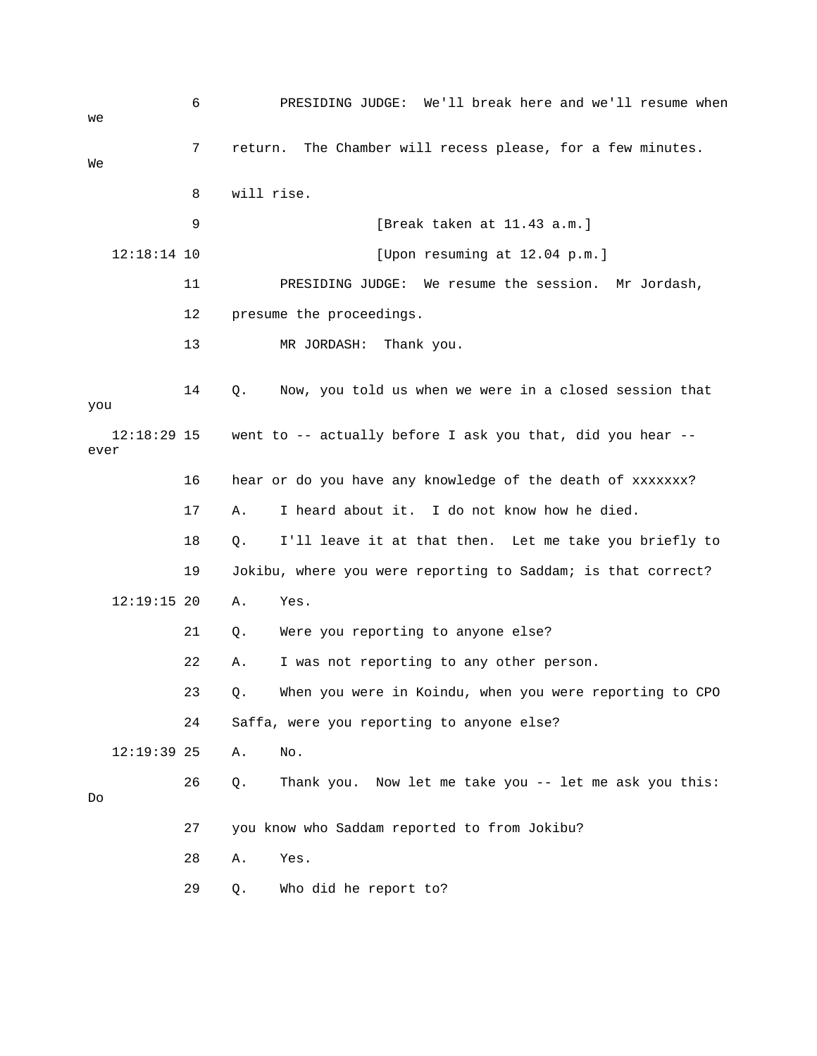6 PRESIDING JUDGE: We'll break here and we'll resume when we

7 return. The Chamber will recess please, for a few minutes. We

8 will rise.

9 [Break taken at 11.43 a.m.]

12:18:14 10 [Upon resuming at 12.04 p.m.]

11 PRESIDING JUDGE: We resume the session. Mr Jordash,

12 presume the proceedings.

13 MR JORDASH: Thank you.

14 Q. Now, you told us when we were in a closed session that you

12:18:29 15 went to -- actually before I ask you that, did you hear -- ever

16 hear or do you have any knowledge of the death of xxxxxxx?

17 A. I heard about it. I do not know how he died.

18 Q. I'll leave it at that then. Let me take you briefly to

19 Jokibu, where you were reporting to Saddam; is that correct?

12:19:15 20 A. Yes.

21 Q. Were you reporting to anyone else?

22 A. I was not reporting to any other person.

23 Q. When you were in Koindu, when you were reporting to CPO

24 Saffa, were you reporting to anyone else?

12:19:39 25 A. No.

26 Q. Thank you. Now let me take you -- let me ask you this: Do

27 you know who Saddam reported to from Jokibu?

28 A. Yes.

29 Q. Who did he report to?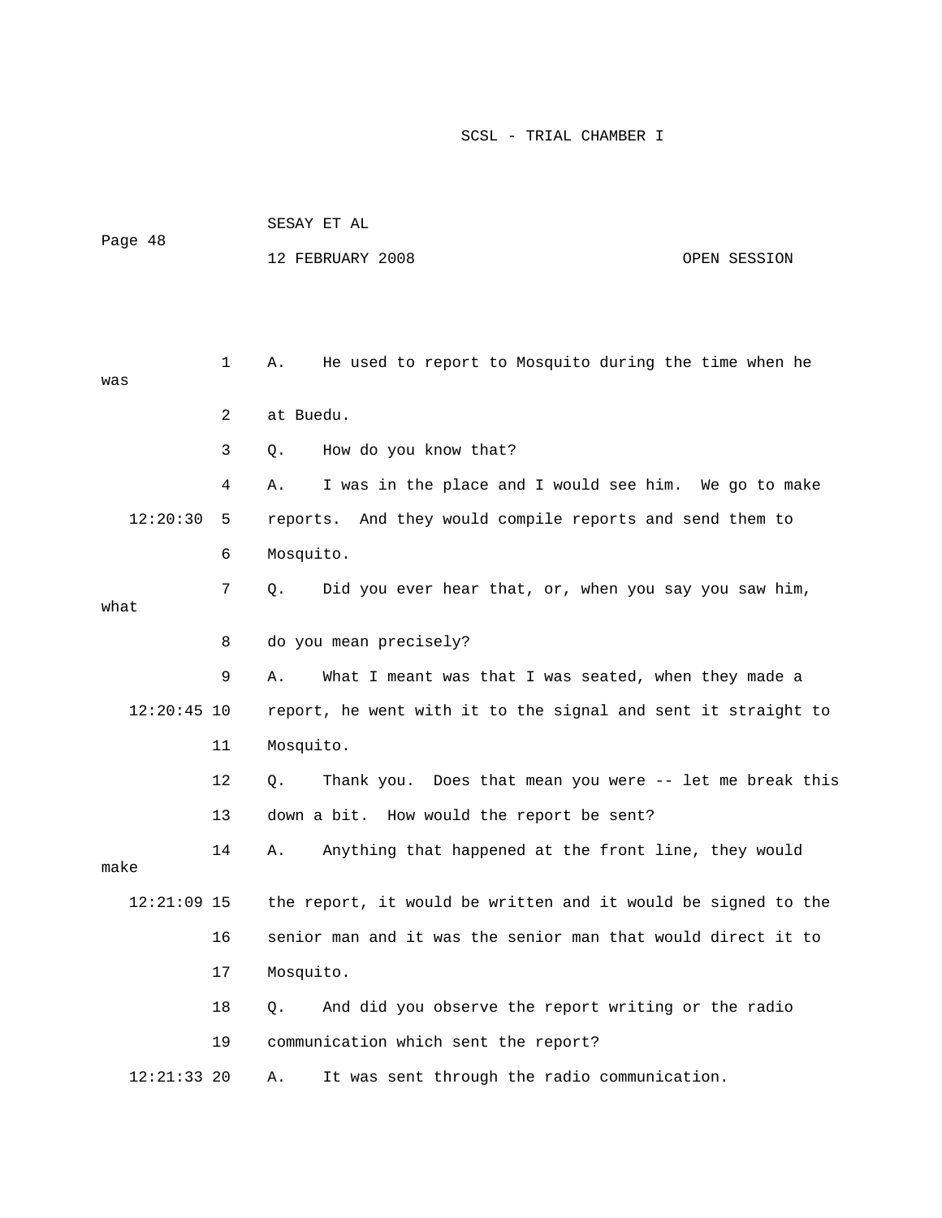A. He used to report to Mosquito during the time when he was at Buedu.

Q. How do you know that?

A. I was in the place and I would see him. We go to make reports. And they would compile reports and send them to Mosquito.

Q. Did you ever hear that, or, when you say you saw him, what do you mean precisely?

A. What I meant was that I was seated, when they made a report, he went with it to the signal and sent it straight to Mosquito.

Q. Thank you. Does that mean you were -- let me break this down a bit. How would the report be sent?

A. Anything that happened at the front line, they would make the report, it would be written and it would be signed to the senior man and it was the senior man that would direct it to Mosquito.

Q. And did you observe the report writing or the radio communication which sent the report?

A. It was sent through the radio communication.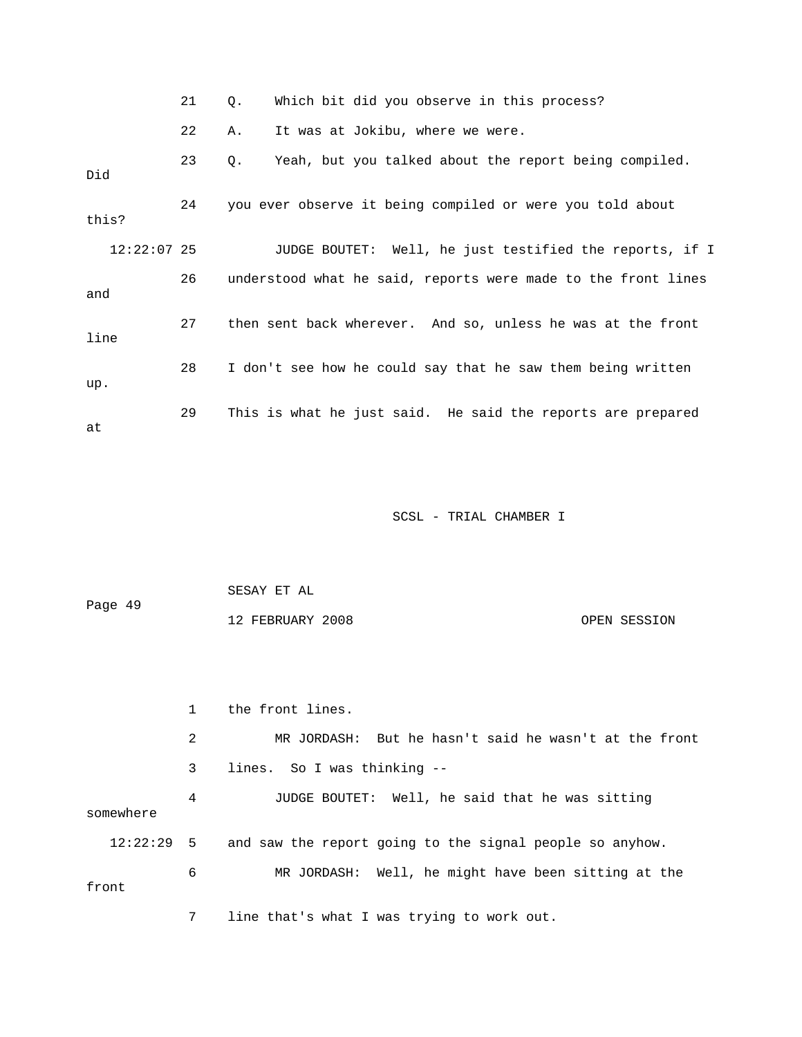21 Q. Which bit did you observe in this process?

22 A. It was at Jokibu, where we were.

23 Q. Yeah, but you talked about the report being compiled. Did

24 you ever observe it being compiled or were you told about this?

12:22:07 25 JUDGE BOUTET: Well, he just testified the reports, if I

26 understood what he said, reports were made to the front lines and

27 then sent back wherever. And so, unless he was at the front line

28 I don't see how he could say that he saw them being written up.

29 This is what he just said. He said the reports are prepared at

1 the front lines.

2 MR JORDASH: But he hasn't said he wasn't at the front

3 lines. So I was thinking --

4 JUDGE BOUTET: Well, he said that he was sitting somewhere

12:22:29 5 and saw the report going to the signal people so anyhow.

6 MR JORDASH: Well, he might have been sitting at the front

7 line that's what I was trying to work out.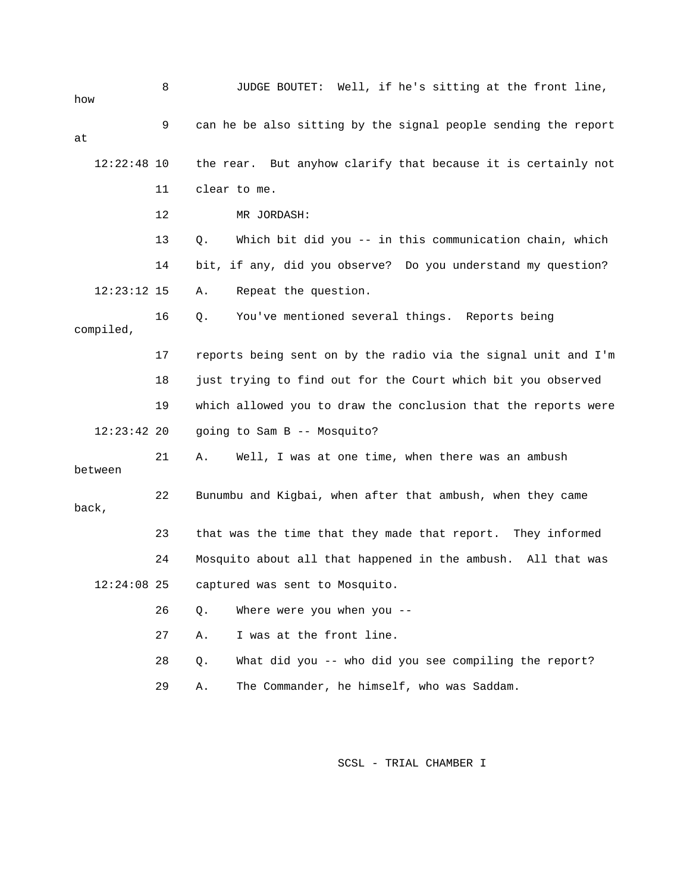8 JUDGE BOUTET: Well, if he's sitting at the front line, how

9 can he be also sitting by the signal people sending the report at

12:22:48 10 the rear. But anyhow clarify that because it is certainly not

11 clear to me.

12 MR JORDASH:

13 Q. Which bit did you -- in this communication chain, which

14 bit, if any, did you observe? Do you understand my question?

12:23:12 15 A. Repeat the question.

16 Q. You've mentioned several things. Reports being compiled,

17 reports being sent on by the radio via the signal unit and I'm

18 just trying to find out for the Court which bit you observed

19 which allowed you to draw the conclusion that the reports were

12:23:42 20 going to Sam B -- Mosquito?

21 A. Well, I was at one time, when there was an ambush between

22 Bunumbu and Kigbai, when after that ambush, when they came back,

23 that was the time that they made that report. They informed

24 Mosquito about all that happened in the ambush. All that was

12:24:08 25 captured was sent to Mosquito.

26 Q. Where were you when you --

27 A. I was at the front line.

28 Q. What did you -- who did you see compiling the report?

29 A. The Commander, he himself, who was Saddam.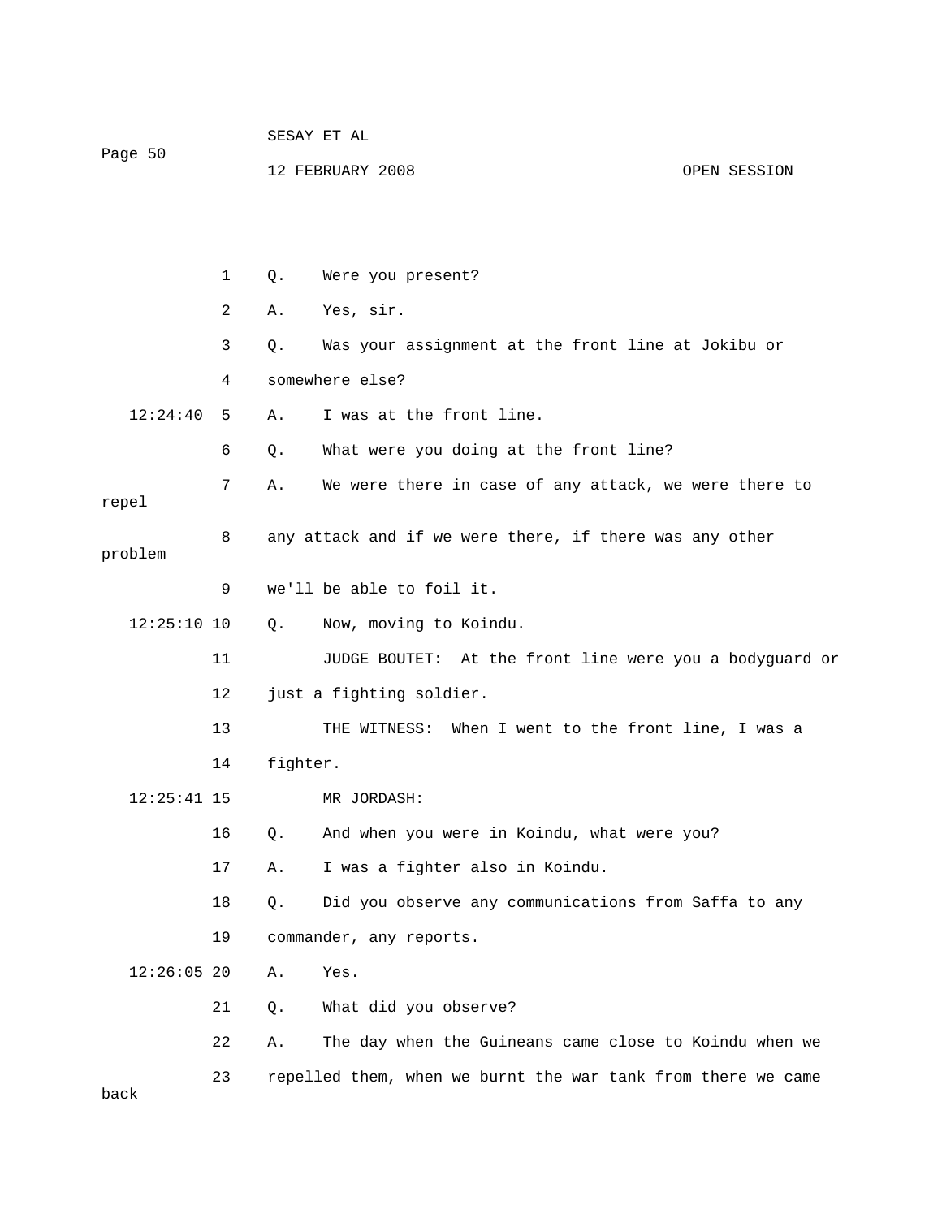1 Q. Were you present?

2 A. Yes, sir.

3 Q. Was your assignment at the front line at Jokibu or

4 somewhere else?

12:24:40 5 A. I was at the front line.

6 Q. What were you doing at the front line?

7 A. We were there in case of any attack, we were there to repel

8 any attack and if we were there, if there was any other problem

9 we'll be able to foil it.

12:25:10 10 Q. Now, moving to Koindu.

11 JUDGE BOUTET: At the front line were you a bodyguard or

12 just a fighting soldier.

13 THE WITNESS: When I went to the front line, I was a

14 fighter.

12:25:41 15 MR JORDASH:

16 Q. And when you were in Koindu, what were you?

17 A. I was a fighter also in Koindu.

18 Q. Did you observe any communications from Saffa to any

19 commander, any reports.

12:26:05 20 A. Yes.

21 Q. What did you observe?

22 A. The day when the Guineans came close to Koindu when we

23 repelled them, when we burnt the war tank from there we came back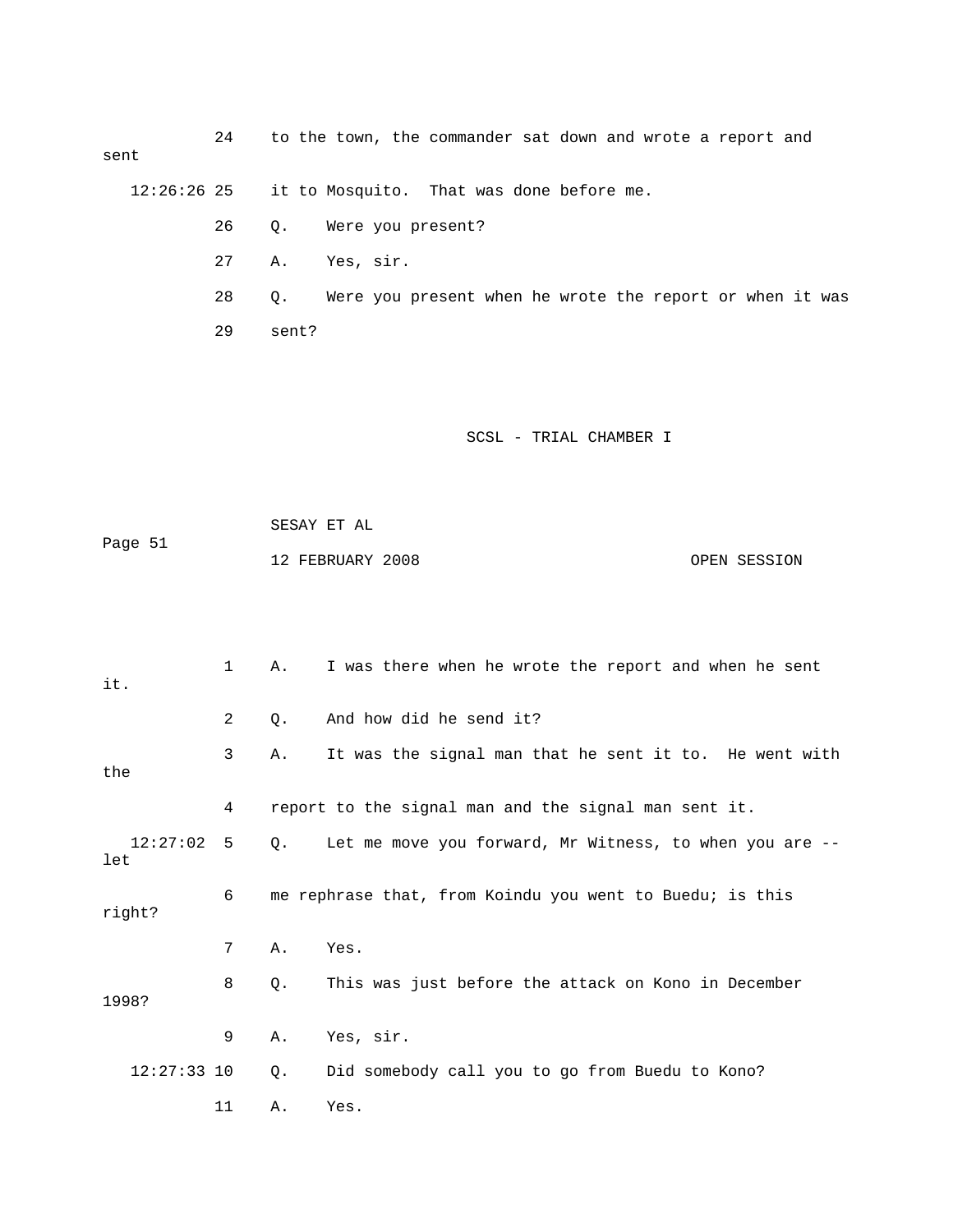24 to the town, the commander sat down and wrote a report and sent

12:26:26 25 it to Mosquito. That was done before me.

26 Q. Were you present?

27 A. Yes, sir.

28 Q. Were you present when he wrote the report or when it was

29 sent?

1 A. I was there when he wrote the report and when he sent it.

2 Q. And how did he send it?

3 A. It was the signal man that he sent it to. He went with the

4 report to the signal man and the signal man sent it.

12:27:02 5 Q. Let me move you forward, Mr Witness, to when you are -- let

6 me rephrase that, from Koindu you went to Buedu; is this right?

7 A. Yes.

8 Q. This was just before the attack on Kono in December 1998?

9 A. Yes, sir.

12:27:33 10 Q. Did somebody call you to go from Buedu to Kono?

11 A. Yes.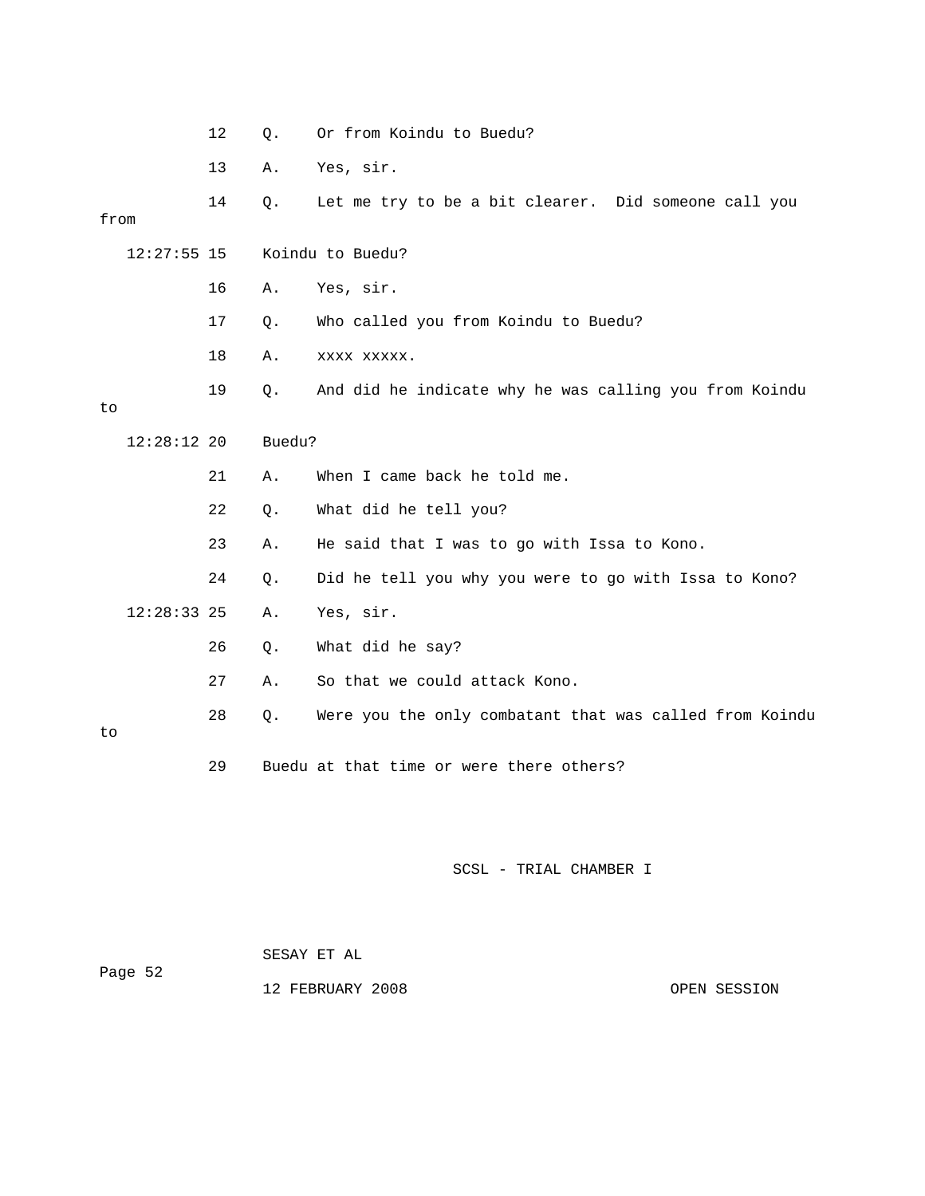12 Q. Or from Koindu to Buedu?

13 A. Yes, sir.

14 Q. Let me try to be a bit clearer. Did someone call you from

12:27:55 15 Koindu to Buedu?

16 A. Yes, sir.

17 Q. Who called you from Koindu to Buedu?

18 A. xxxx xxxxx.

19 Q. And did he indicate why he was calling you from Koindu to

12:28:12 20 Buedu?

21 A. When I came back he told me.

22 Q. What did he tell you?

23 A. He said that I was to go with Issa to Kono.

24 Q. Did he tell you why you were to go with Issa to Kono?

12:28:33 25 A. Yes, sir.

26 Q. What did he say?

27 A. So that we could attack Kono.

28 Q. Were you the only combatant that was called from Koindu to

29 Buedu at that time or were there others?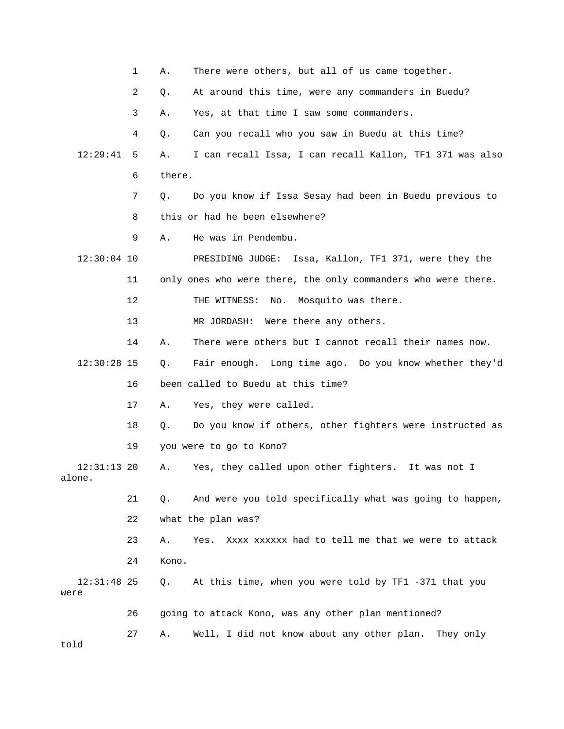1 A. There were others, but all of us came together.

2 Q. At around this time, were any commanders in Buedu?

3 A. Yes, at that time I saw some commanders.

4 Q. Can you recall who you saw in Buedu at this time?

12:29:41 5 A. I can recall Issa, I can recall Kallon, TF1 371 was also

6 there.

7 Q. Do you know if Issa Sesay had been in Buedu previous to

8 this or had he been elsewhere?

9 A. He was in Pendembu.

12:30:04 10 PRESIDING JUDGE: Issa, Kallon, TF1 371, were they the

11 only ones who were there, the only commanders who were there.

12 THE WITNESS: No. Mosquito was there.

13 MR JORDASH: Were there any others.

14 A. There were others but I cannot recall their names now.

12:30:28 15 Q. Fair enough. Long time ago. Do you know whether they'd

16 been called to Buedu at this time?

17 A. Yes, they were called.

18 Q. Do you know if others, other fighters were instructed as

19 you were to go to Kono?

12:31:13 20 A. Yes, they called upon other fighters. It was not I alone.

21 Q. And were you told specifically what was going to happen,

22 what the plan was?

23 A. Yes. Xxxx xxxxxx had to tell me that we were to attack

24 Kono.

12:31:48 25 Q. At this time, when you were told by TF1 -371 that you were

26 going to attack Kono, was any other plan mentioned?

27 A. Well, I did not know about any other plan. They only told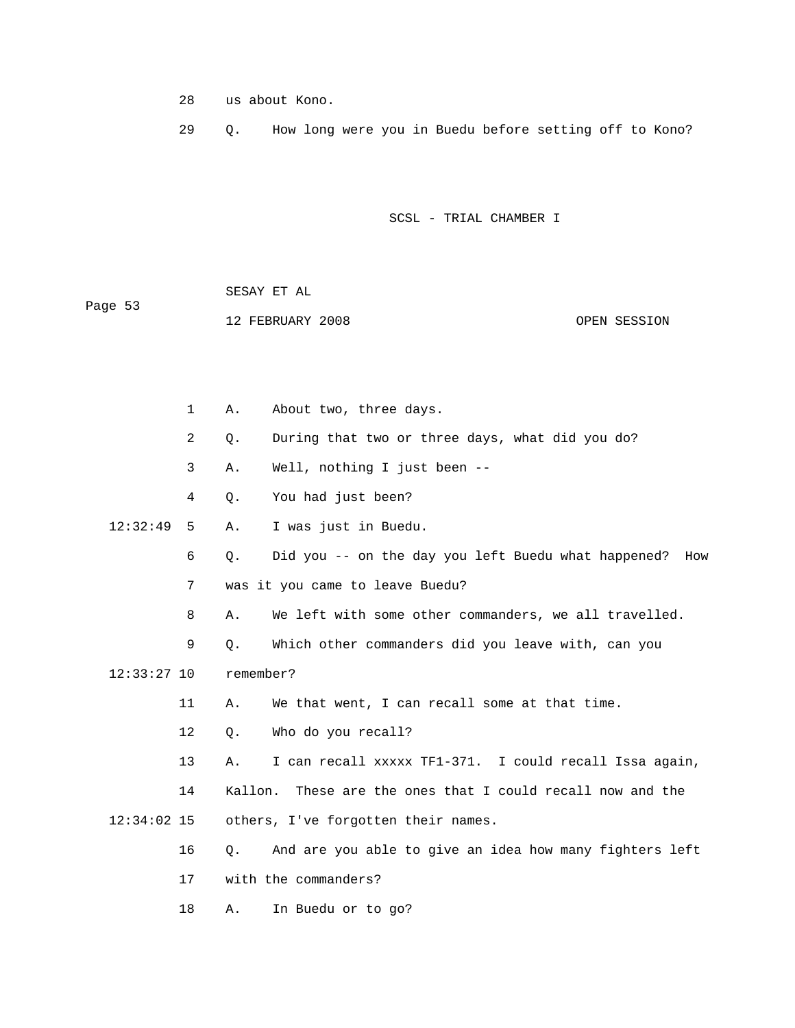28 us about Kono.

29 Q. How long were you in Buedu before setting off to Kono?

1 A. About two, three days.

2 Q. During that two or three days, what did you do?

3 A. Well, nothing I just been --

4 Q. You had just been?

12:32:49 5 A. I was just in Buedu.

6 Q. Did you -- on the day you left Buedu what happened? How

7 was it you came to leave Buedu?

8 A. We left with some other commanders, we all travelled.

9 Q. Which other commanders did you leave with, can you

12:33:27 10 remember?

11 A. We that went, I can recall some at that time.

12 Q. Who do you recall?

13 A. I can recall xxxxx TF1-371. I could recall Issa again,

14 Kallon. These are the ones that I could recall now and the

12:34:02 15 others, I've forgotten their names.

16 Q. And are you able to give an idea how many fighters left

17 with the commanders?

18 A. In Buedu or to go?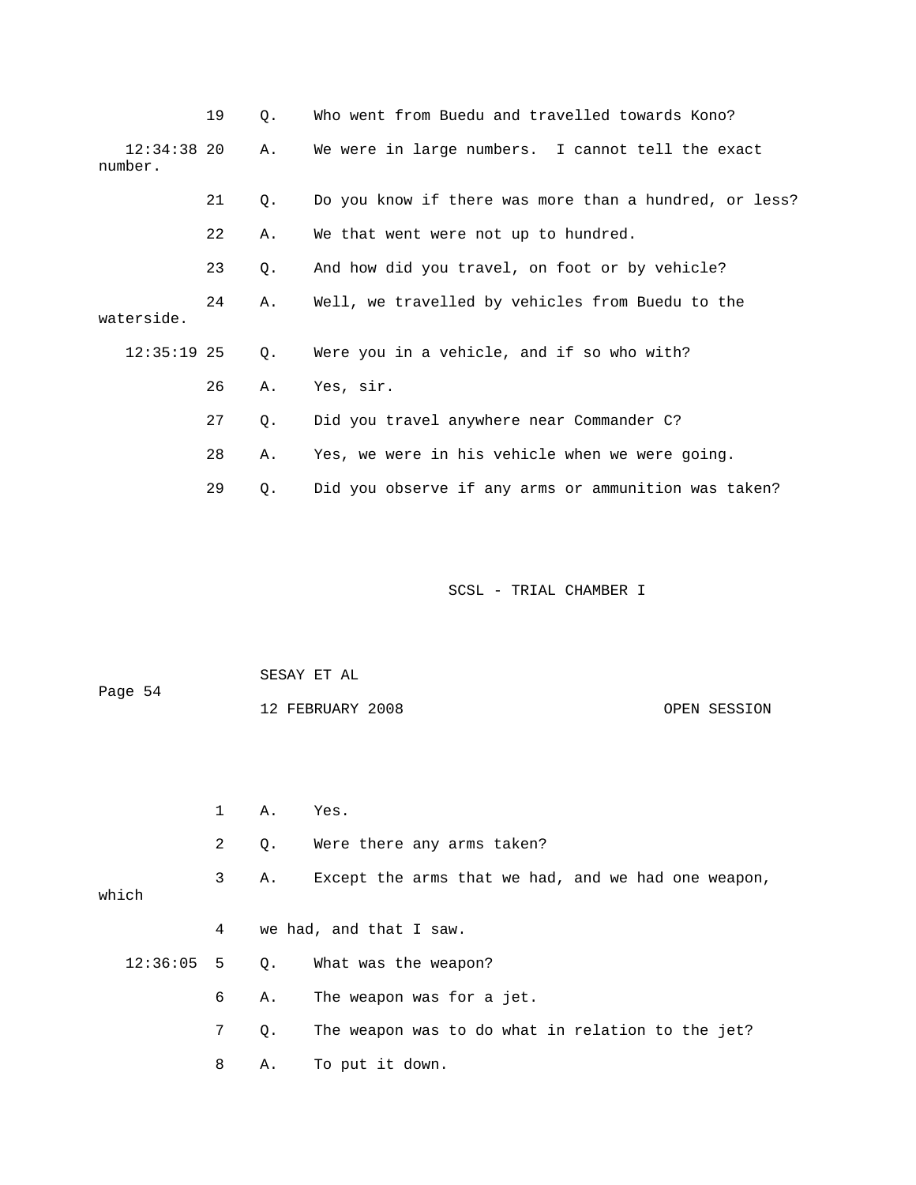19 Q. Who went from Buedu and travelled towards Kono?

12:34:38 20 A. We were in large numbers. I cannot tell the exact number.

21 Q. Do you know if there was more than a hundred, or less?

22 A. We that went were not up to hundred.

23 Q. And how did you travel, on foot or by vehicle?

24 A. Well, we travelled by vehicles from Buedu to the waterside.

12:35:19 25 Q. Were you in a vehicle, and if so who with?

26 A. Yes, sir.

27 Q. Did you travel anywhere near Commander C?

28 A. Yes, we were in his vehicle when we were going.

29 Q. Did you observe if any arms or ammunition was taken?

1 A. Yes.

2 Q. Were there any arms taken?

3 A. Except the arms that we had, and we had one weapon, which

4 we had, and that I saw.

12:36:05 5 Q. What was the weapon?

6 A. The weapon was for a jet.

7 Q. The weapon was to do what in relation to the jet?

8 A. To put it down.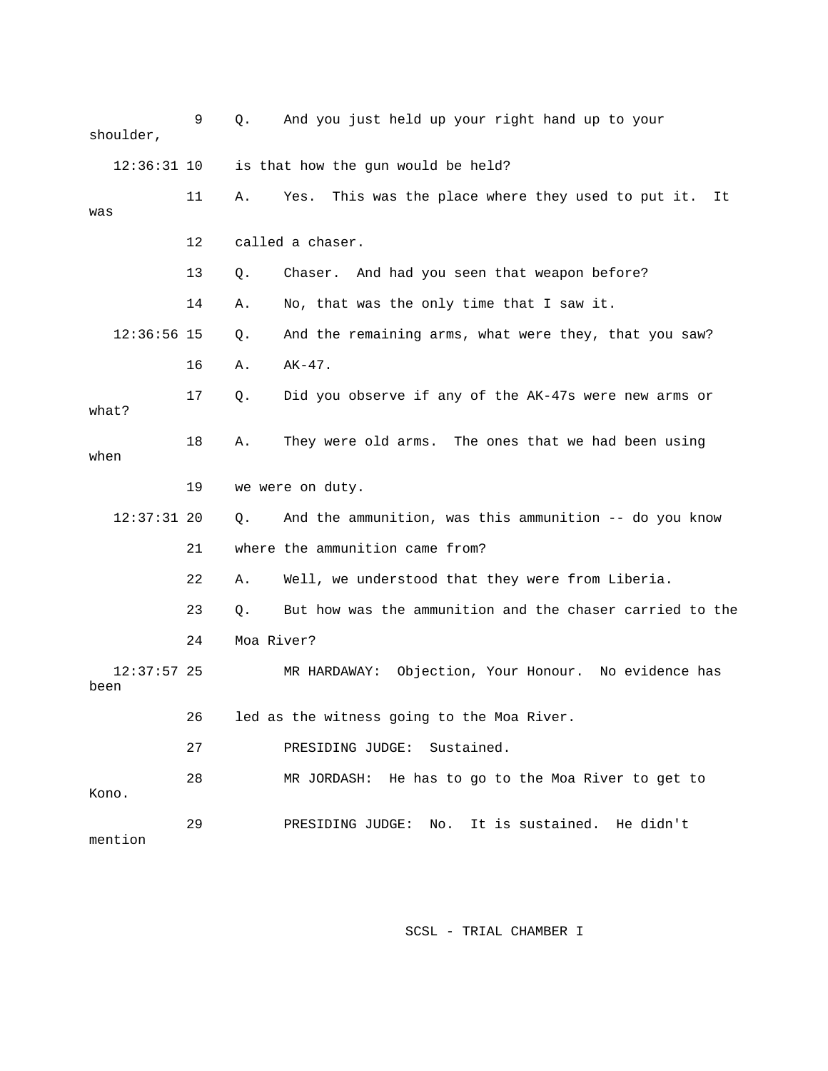9 Q. And you just held up your right hand up to your shoulder,

12:36:31 10 is that how the gun would be held?

11 A. Yes. This was the place where they used to put it. It was

12 called a chaser.

13 Q. Chaser. And had you seen that weapon before?

14 A. No, that was the only time that I saw it.

12:36:56 15 Q. And the remaining arms, what were they, that you saw?

16 A. AK-47.

17 Q. Did you observe if any of the AK-47s were new arms or what?

18 A. They were old arms. The ones that we had been using when

19 we were on duty.

12:37:31 20 Q. And the ammunition, was this ammunition -- do you know

21 where the ammunition came from?

22 A. Well, we understood that they were from Liberia.

23 Q. But how was the ammunition and the chaser carried to the

24 Moa River?

12:37:57 25 MR HARDAWAY: Objection, Your Honour. No evidence has been

26 led as the witness going to the Moa River.

27 PRESIDING JUDGE: Sustained.

28 MR JORDASH: He has to go to the Moa River to get to Kono.

29 PRESIDING JUDGE: No. It is sustained. He didn't mention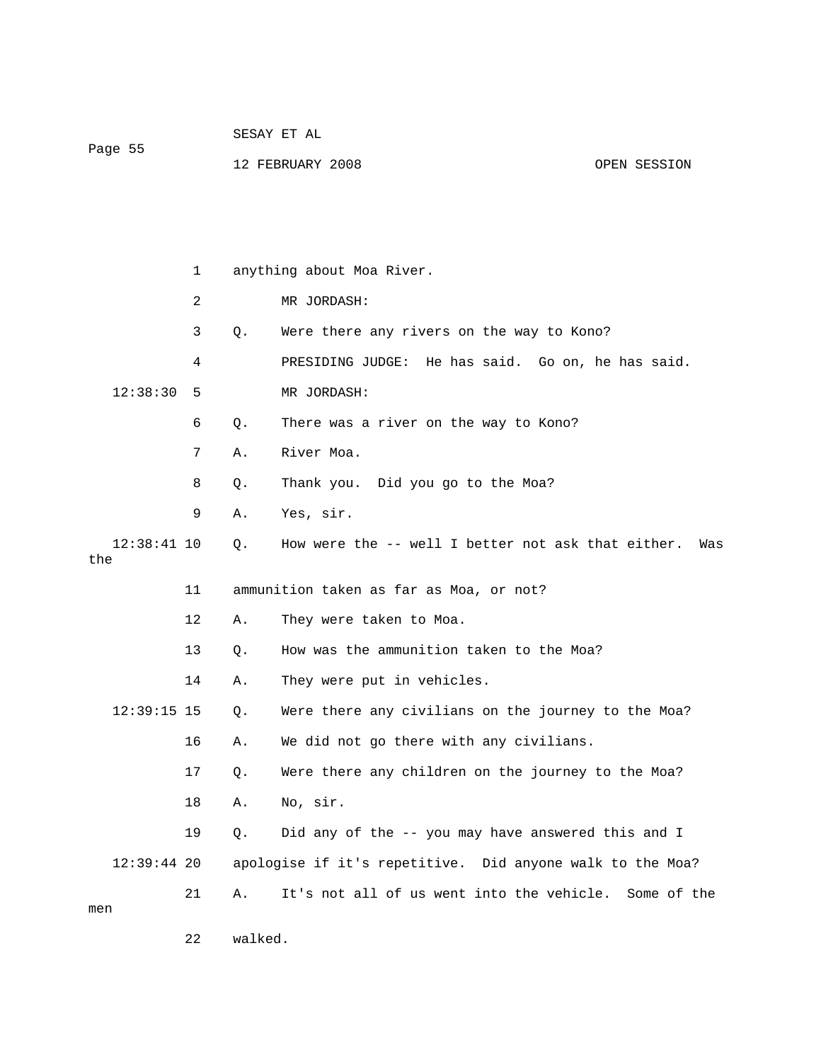anything about Moa River.

MR JORDASH:

Q. Were there any rivers on the way to Kono?

PRESIDING JUDGE: He has said. Go on, he has said.

MR JORDASH:

Q. There was a river on the way to Kono?

A. River Moa.

Q. Thank you. Did you go to the Moa?

A. Yes, sir.

Q. How were the -- well I better not ask that either. Was the ammunition taken as far as Moa, or not?

A. They were taken to Moa.

Q. How was the ammunition taken to the Moa?

A. They were put in vehicles.

Q. Were there any civilians on the journey to the Moa?

A. We did not go there with any civilians.

Q. Were there any children on the journey to the Moa?

A. No, sir.

Q. Did any of the -- you may have answered this and I apologise if it's repetitive. Did anyone walk to the Moa?

A. It's not all of us went into the vehicle. Some of the men walked.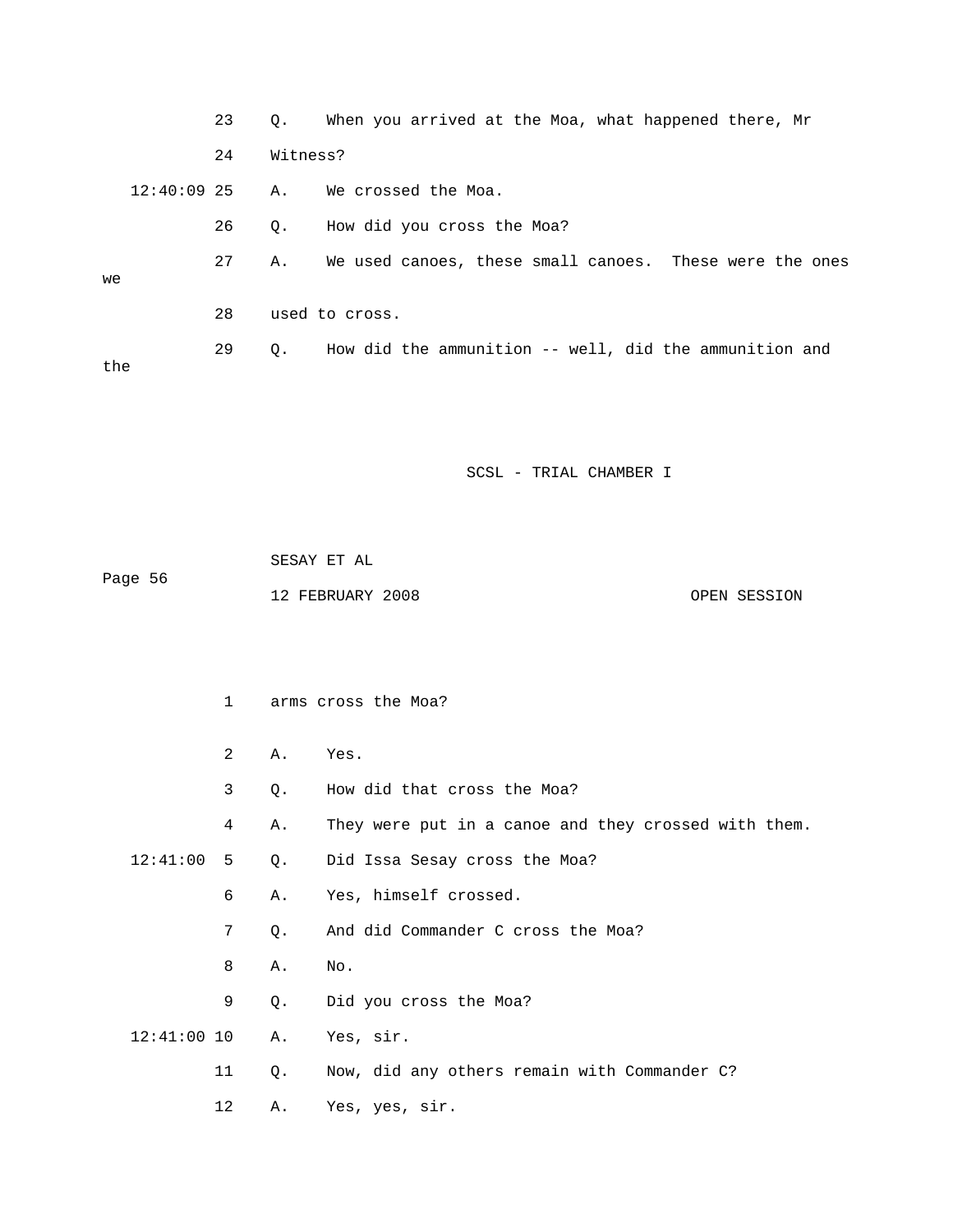23 Q. When you arrived at the Moa, what happened there, Mr

24 Witness?

12:40:09 25 A. We crossed the Moa.

26 Q. How did you cross the Moa?

27 A. We used canoes, these small canoes. These were the ones we

28 used to cross.

29 Q. How did the ammunition -- well, did the ammunition and the

1 arms cross the Moa?

2 A. Yes.

3 Q. How did that cross the Moa?

4 A. They were put in a canoe and they crossed with them.

12:41:00 5 Q. Did Issa Sesay cross the Moa?

6 A. Yes, himself crossed.

7 Q. And did Commander C cross the Moa?

8 A. No.

9 Q. Did you cross the Moa?

12:41:00 10 A. Yes, sir.

11 Q. Now, did any others remain with Commander C?

12 A. Yes, yes, sir.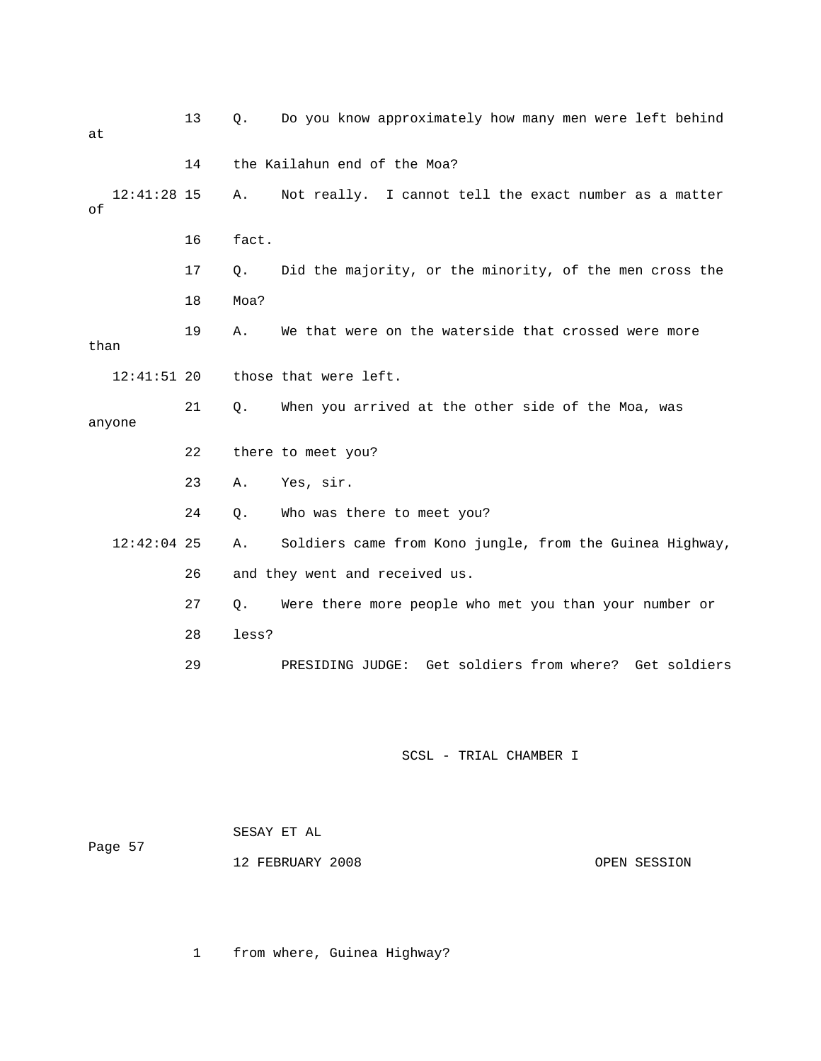13 Q. Do you know approximately how many men were left behind at

14 the Kailahun end of the Moa?

12:41:28 15 A. Not really. I cannot tell the exact number as a matter of

16 fact.

17 Q. Did the majority, or the minority, of the men cross the

18 Moa?

19 A. We that were on the waterside that crossed were more than

12:41:51 20 those that were left.

21 Q. When you arrived at the other side of the Moa, was anyone

22 there to meet you?

23 A. Yes, sir.

24 Q. Who was there to meet you?

12:42:04 25 A. Soldiers came from Kono jungle, from the Guinea Highway,

26 and they went and received us.

27 Q. Were there more people who met you than your number or

28 less?

29 PRESIDING JUDGE: Get soldiers from where? Get soldiers

1 from where, Guinea Highway?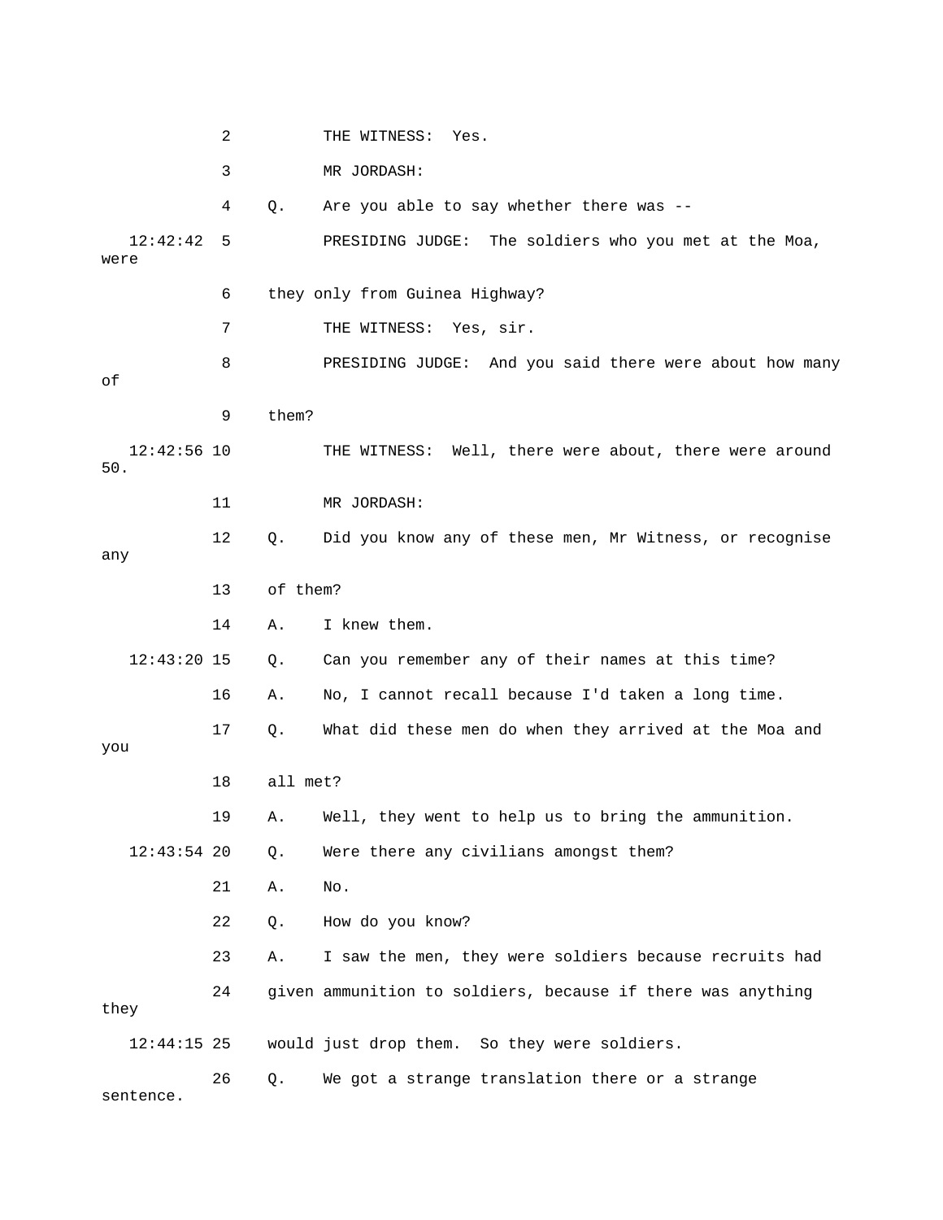2 THE WITNESS: Yes.

3 MR JORDASH:

4 Q. Are you able to say whether there was --

12:42:42 5 PRESIDING JUDGE: The soldiers who you met at the Moa, were

6 they only from Guinea Highway?

7 THE WITNESS: Yes, sir.

8 PRESIDING JUDGE: And you said there were about how many of

9 them?

12:42:56 10 THE WITNESS: Well, there were about, there were around 50.

11 MR JORDASH:

12 Q. Did you know any of these men, Mr Witness, or recognise any

13 of them?

14 A. I knew them.

12:43:20 15 Q. Can you remember any of their names at this time?

16 A. No, I cannot recall because I'd taken a long time.

17 Q. What did these men do when they arrived at the Moa and you

18 all met?

19 A. Well, they went to help us to bring the ammunition.

12:43:54 20 Q. Were there any civilians amongst them?

21 A. No.

22 Q. How do you know?

23 A. I saw the men, they were soldiers because recruits had

24 given ammunition to soldiers, because if there was anything they

12:44:15 25 would just drop them. So they were soldiers.

26 Q. We got a strange translation there or a strange sentence.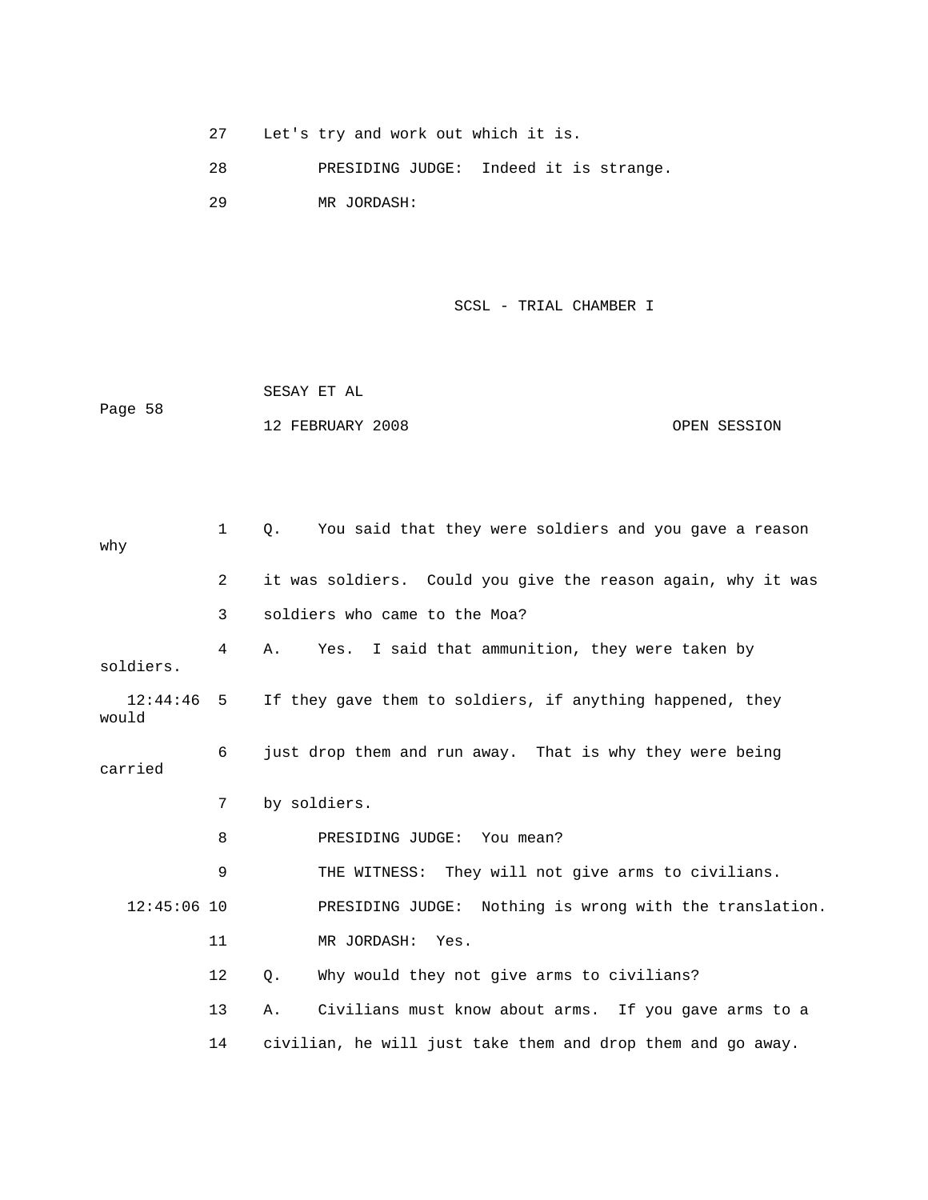27 Let's try and work out which it is.

28 PRESIDING JUDGE: Indeed it is strange.

29 MR JORDASH:

1 Q. You said that they were soldiers and you gave a reason why

2 it was soldiers. Could you give the reason again, why it was

3 soldiers who came to the Moa?

4 A. Yes. I said that ammunition, they were taken by soldiers.

12:44:46 5 If they gave them to soldiers, if anything happened, they would

6 just drop them and run away. That is why they were being carried

7 by soldiers.

8 PRESIDING JUDGE: You mean?

9 THE WITNESS: They will not give arms to civilians.

12:45:06 10 PRESIDING JUDGE: Nothing is wrong with the translation.

11 MR JORDASH: Yes.

12 Q. Why would they not give arms to civilians?

13 A. Civilians must know about arms. If you gave arms to a

14 civilian, he will just take them and drop them and go away.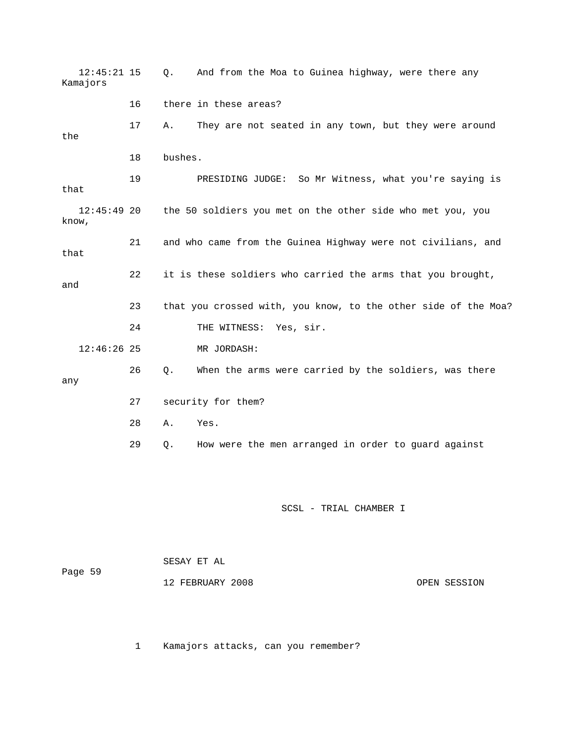12:45:21 15 Q. And from the Moa to Guinea highway, were there any Kamajors

16 there in these areas?

17 A. They are not seated in any town, but they were around the

18 bushes.

19 PRESIDING JUDGE: So Mr Witness, what you're saying is that

12:45:49 20 the 50 soldiers you met on the other side who met you, you know,

21 and who came from the Guinea Highway were not civilians, and that

22 it is these soldiers who carried the arms that you brought, and

23 that you crossed with, you know, to the other side of the Moa?

24 THE WITNESS: Yes, sir.

12:46:26 25 MR JORDASH:

26 Q. When the arms were carried by the soldiers, was there any

27 security for them?

28 A. Yes.

29 Q. How were the men arranged in order to guard against

1 Kamajors attacks, can you remember?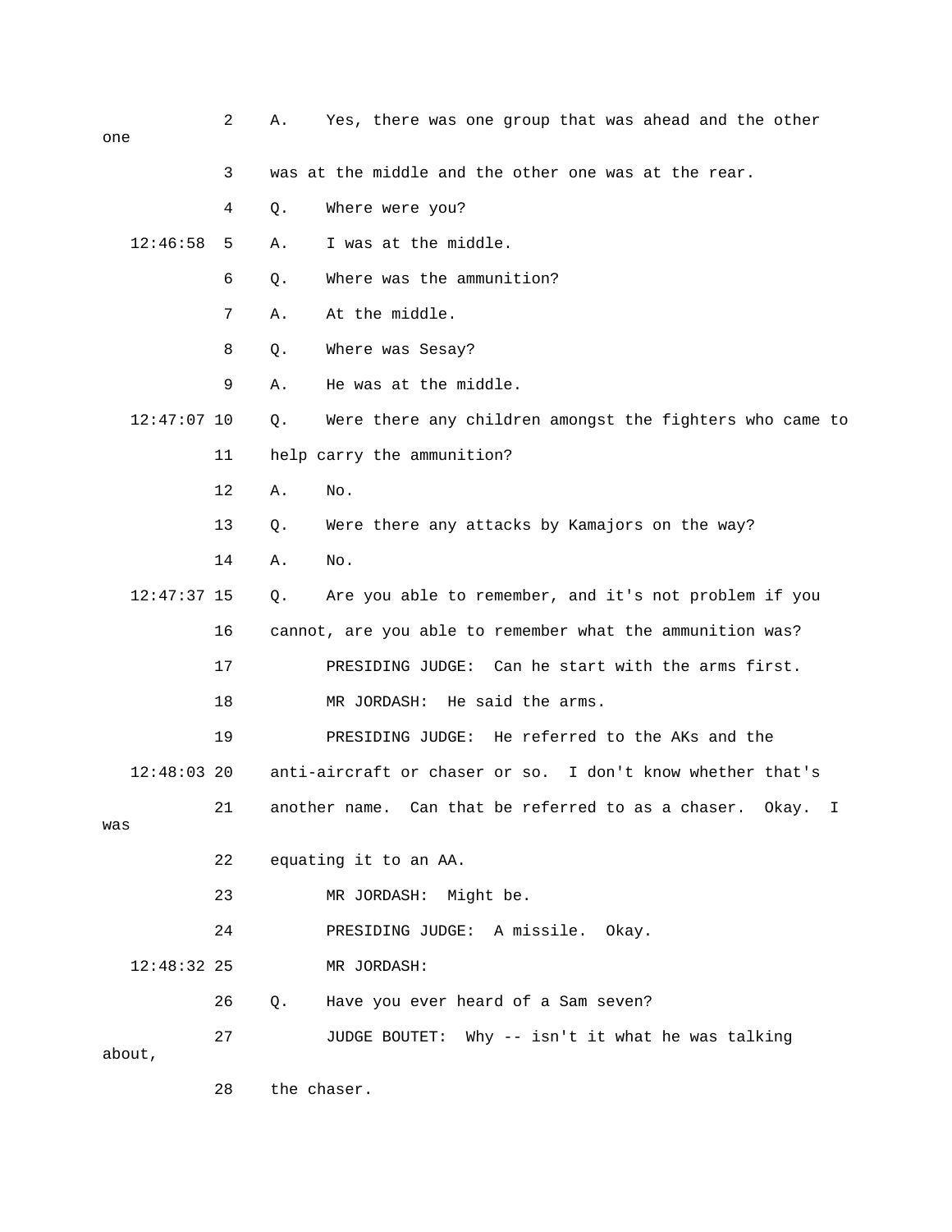2 A. Yes, there was one group that was ahead and the other one

3 was at the middle and the other one was at the rear.

4 Q. Where were you?

12:46:58 5 A. I was at the middle.

6 Q. Where was the ammunition?

7 A. At the middle.

8 Q. Where was Sesay?

9 A. He was at the middle.

12:47:07 10 Q. Were there any children amongst the fighters who came to

11 help carry the ammunition?

12 A. No.

13 Q. Were there any attacks by Kamajors on the way?

14 A. No.

12:47:37 15 Q. Are you able to remember, and it's not problem if you

16 cannot, are you able to remember what the ammunition was?

17 PRESIDING JUDGE: Can he start with the arms first.

18 MR JORDASH: He said the arms.

19 PRESIDING JUDGE: He referred to the AKs and the

12:48:03 20 anti-aircraft or chaser or so. I don't know whether that's

21 another name. Can that be referred to as a chaser. Okay. I was

22 equating it to an AA.

23 MR JORDASH: Might be.

24 PRESIDING JUDGE: A missile. Okay.

12:48:32 25 MR JORDASH:

26 Q. Have you ever heard of a Sam seven?

27 JUDGE BOUTET: Why -- isn't it what he was talking about,

28 the chaser.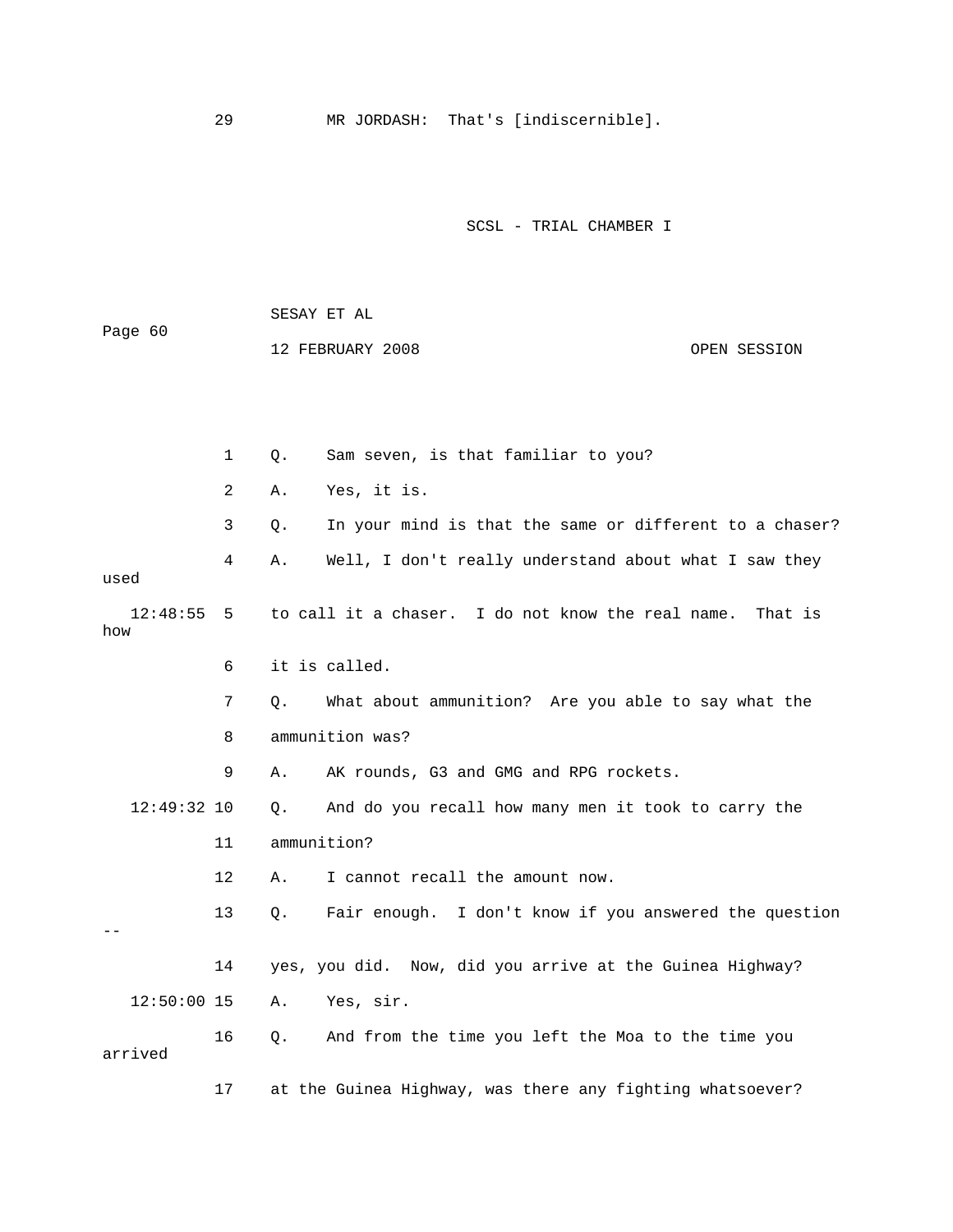29 MR JORDASH: That's [indiscernible].

SCSL - TRIAL CHAMBER I

SESAY ET AL

12 FEBRUARY 2008 OPEN SESSION

1 Q. Sam seven, is that familiar to you?

2 A. Yes, it is.

3 Q. In your mind is that the same or different to a chaser?

4 A. Well, I don't really understand about what I saw they used

12:48:55 5 to call it a chaser. I do not know the real name. That is how

6 it is called.

7 Q. What about ammunition? Are you able to say what the

8 ammunition was?

9 A. AK rounds, G3 and GMG and RPG rockets.

12:49:32 10 Q. And do you recall how many men it took to carry the

11 ammunition?

12 A. I cannot recall the amount now.

13 Q. Fair enough. I don't know if you answered the question --

14 yes, you did. Now, did you arrive at the Guinea Highway?

12:50:00 15 A. Yes, sir.

16 Q. And from the time you left the Moa to the time you arrived

17 at the Guinea Highway, was there any fighting whatsoever?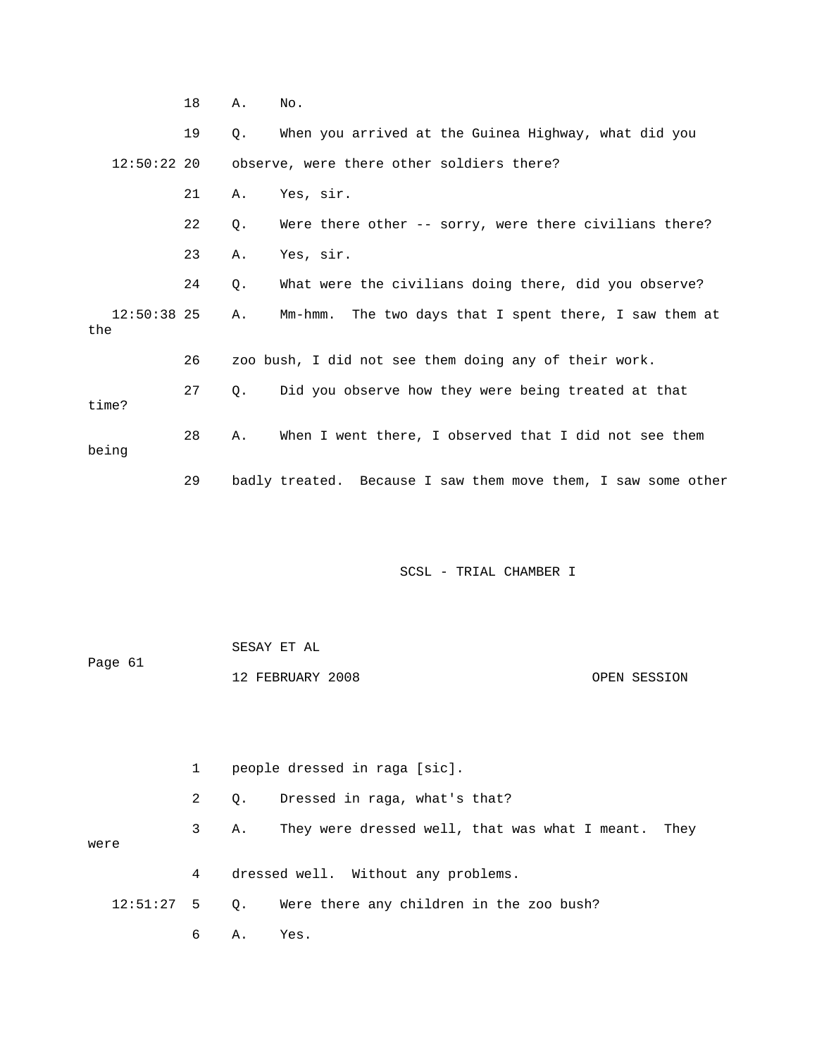18 A. No.

19 Q. When you arrived at the Guinea Highway, what did you

12:50:22 20 observe, were there other soldiers there?

21 A. Yes, sir.

22 Q. Were there other -- sorry, were there civilians there?

23 A. Yes, sir.

24 Q. What were the civilians doing there, did you observe?

12:50:38 25 A. Mm-hmm. The two days that I spent there, I saw them at the

26 zoo bush, I did not see them doing any of their work.

27 Q. Did you observe how they were being treated at that time?

28 A. When I went there, I observed that I did not see them being

29 badly treated. Because I saw them move them, I saw some other

SCSL - TRIAL CHAMBER I

SESAY ET AL

Page 61

12 FEBRUARY 2008 OPEN SESSION

1 people dressed in raga [sic].

2 Q. Dressed in raga, what's that?

3 A. They were dressed well, that was what I meant. They were

4 dressed well. Without any problems.

12:51:27 5 Q. Were there any children in the zoo bush?

6 A. Yes.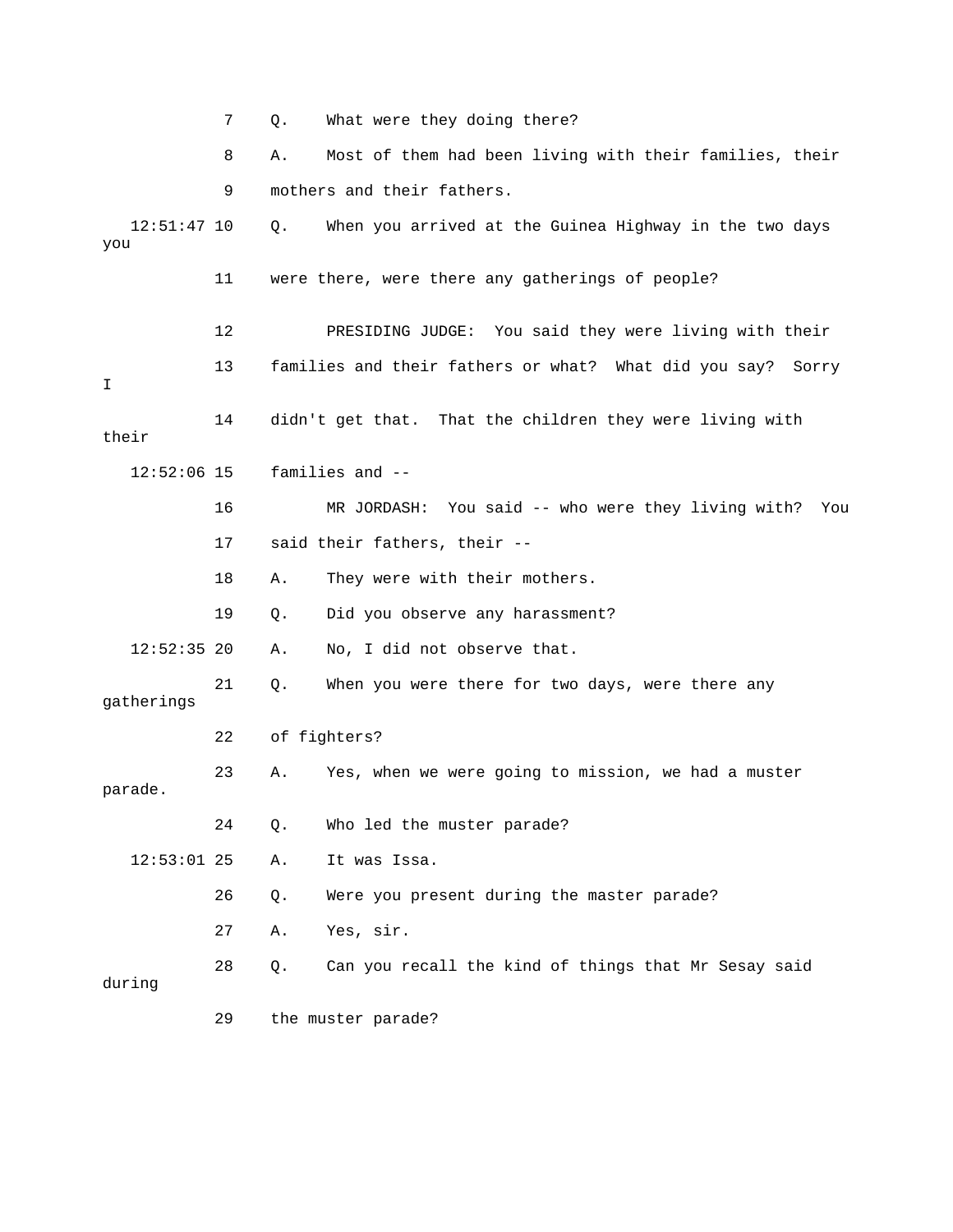7 Q. What were they doing there?

8 A. Most of them had been living with their families, their

9 mothers and their fathers.

12:51:47 10 Q. When you arrived at the Guinea Highway in the two days you

11 were there, were there any gatherings of people?

12 PRESIDING JUDGE: You said they were living with their

13 families and their fathers or what? What did you say? Sorry I

14 didn't get that. That the children they were living with their

12:52:06 15 families and --

16 MR JORDASH: You said -- who were they living with? You

17 said their fathers, their --

18 A. They were with their mothers.

19 Q. Did you observe any harassment?

12:52:35 20 A. No, I did not observe that.

21 Q. When you were there for two days, were there any gatherings

22 of fighters?

23 A. Yes, when we were going to mission, we had a muster parade.

24 Q. Who led the muster parade?

12:53:01 25 A. It was Issa.

26 Q. Were you present during the master parade?

27 A. Yes, sir.

28 Q. Can you recall the kind of things that Mr Sesay said during

29 the muster parade?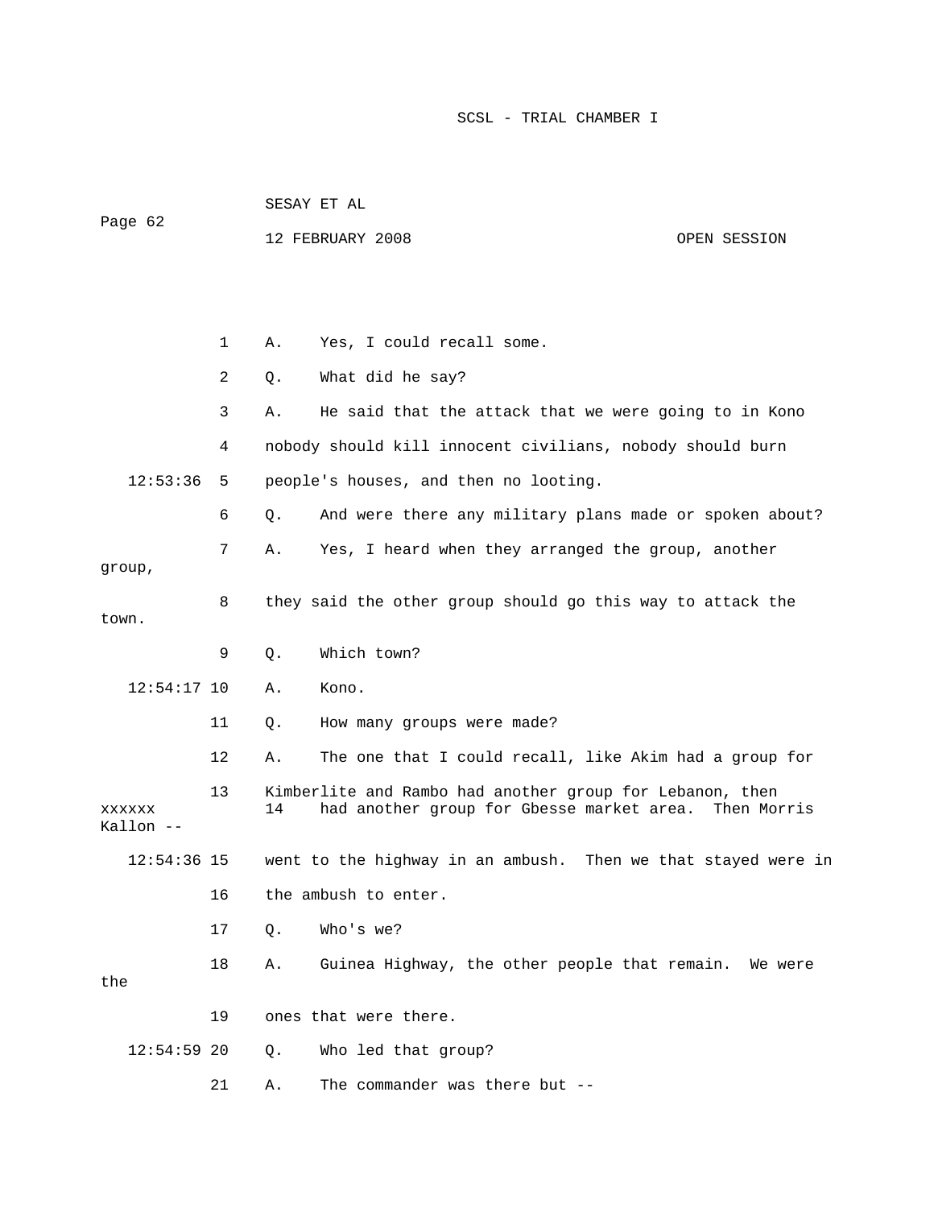1 A. Yes, I could recall some.

2 Q. What did he say?

3 A. He said that the attack that we were going to in Kono

4 nobody should kill innocent civilians, nobody should burn

12:53:36 5 people's houses, and then no looting.

6 Q. And were there any military plans made or spoken about?

7 A. Yes, I heard when they arranged the group, another group,

8 they said the other group should go this way to attack the town.

9 Q. Which town?

12:54:17 10 A. Kono.

11 Q. How many groups were made?

12 A. The one that I could recall, like Akim had a group for

13 Kimberlite and Rambo had another group for Lebanon, then xxxxxx

14 had another group for Gbesse market area. Then Morris Kallon --

12:54:36 15 went to the highway in an ambush. Then we that stayed were in

16 the ambush to enter.

17 Q. Who's we?

18 A. Guinea Highway, the other people that remain. We were the

19 ones that were there.

12:54:59 20 Q. Who led that group?

21 A. The commander was there but --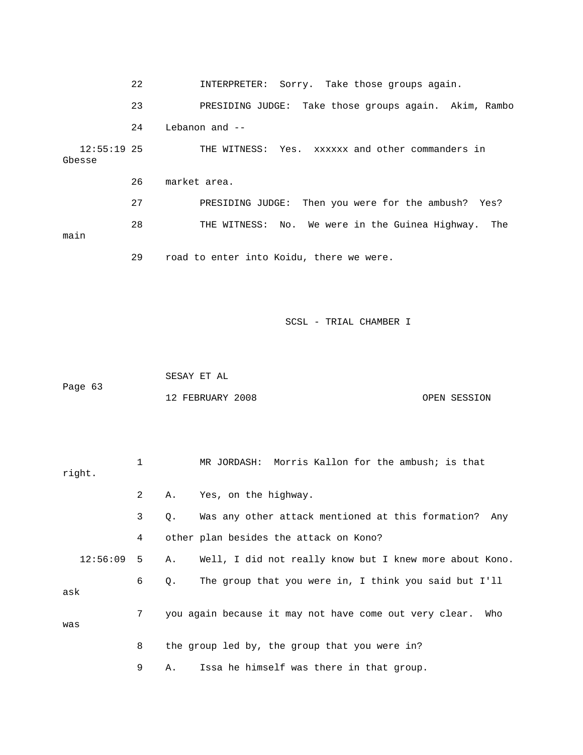22 INTERPRETER: Sorry. Take those groups again.

23 PRESIDING JUDGE: Take those groups again. Akim, Rambo

24 Lebanon and --

12:55:19 25 THE WITNESS: Yes. xxxxxx and other commanders in Gbesse

26 market area.

27 PRESIDING JUDGE: Then you were for the ambush? Yes?

28 THE WITNESS: No. We were in the Guinea Highway. The main

29 road to enter into Koidu, there we were.

SCSL - TRIAL CHAMBER I

SESAY ET AL

Page 63

12 FEBRUARY 2008 OPEN SESSION

1 MR JORDASH: Morris Kallon for the ambush; is that right.

2 A. Yes, on the highway.

3 Q. Was any other attack mentioned at this formation? Any

4 other plan besides the attack on Kono?

12:56:09 5 A. Well, I did not really know but I knew more about Kono.

6 Q. The group that you were in, I think you said but I'll ask

7 you again because it may not have come out very clear. Who was

8 the group led by, the group that you were in?

9 A. Issa he himself was there in that group.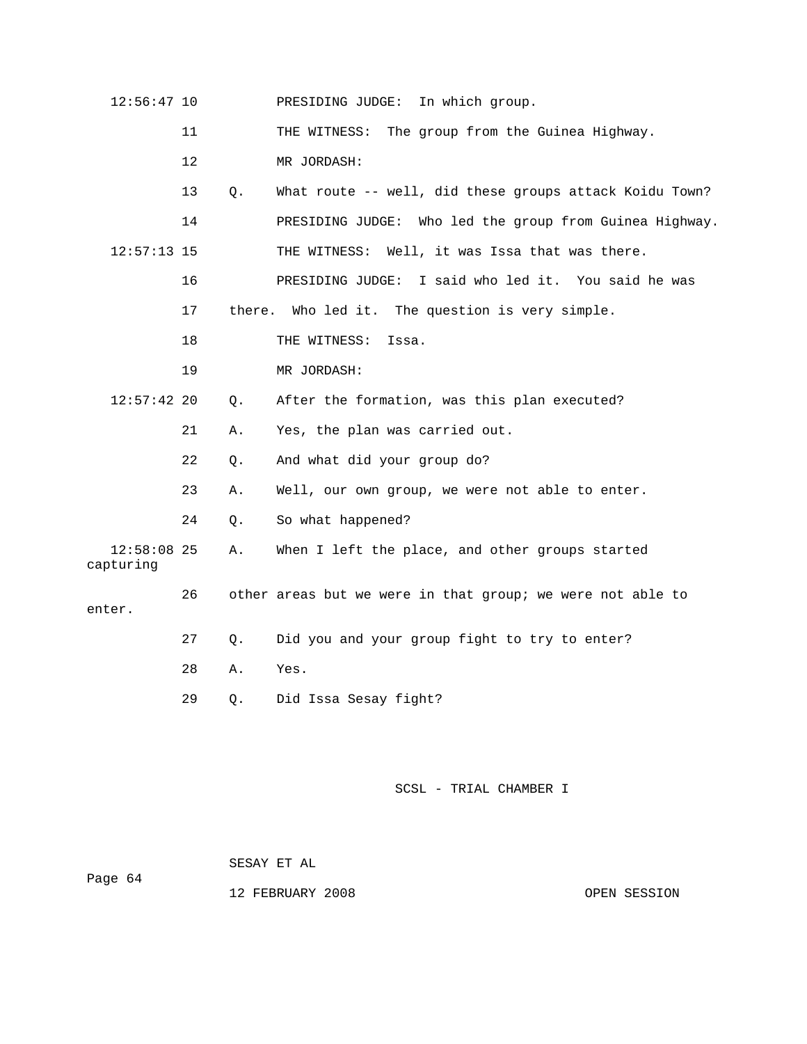12:56:47 10 PRESIDING JUDGE: In which group.

11 THE WITNESS: The group from the Guinea Highway.

12 MR JORDASH:

13 Q. What route -- well, did these groups attack Koidu Town?

14 PRESIDING JUDGE: Who led the group from Guinea Highway.

12:57:13 15 THE WITNESS: Well, it was Issa that was there.

16 PRESIDING JUDGE: I said who led it. You said he was

17 there. Who led it. The question is very simple.

18 THE WITNESS: Issa.

19 MR JORDASH:

12:57:42 20 Q. After the formation, was this plan executed?

21 A. Yes, the plan was carried out.

22 Q. And what did your group do?

23 A. Well, our own group, we were not able to enter.

24 Q. So what happened?

12:58:08 25 A. When I left the place, and other groups started capturing

26 other areas but we were in that group; we were not able to enter.

27 Q. Did you and your group fight to try to enter?

28 A. Yes.

29 Q. Did Issa Sesay fight?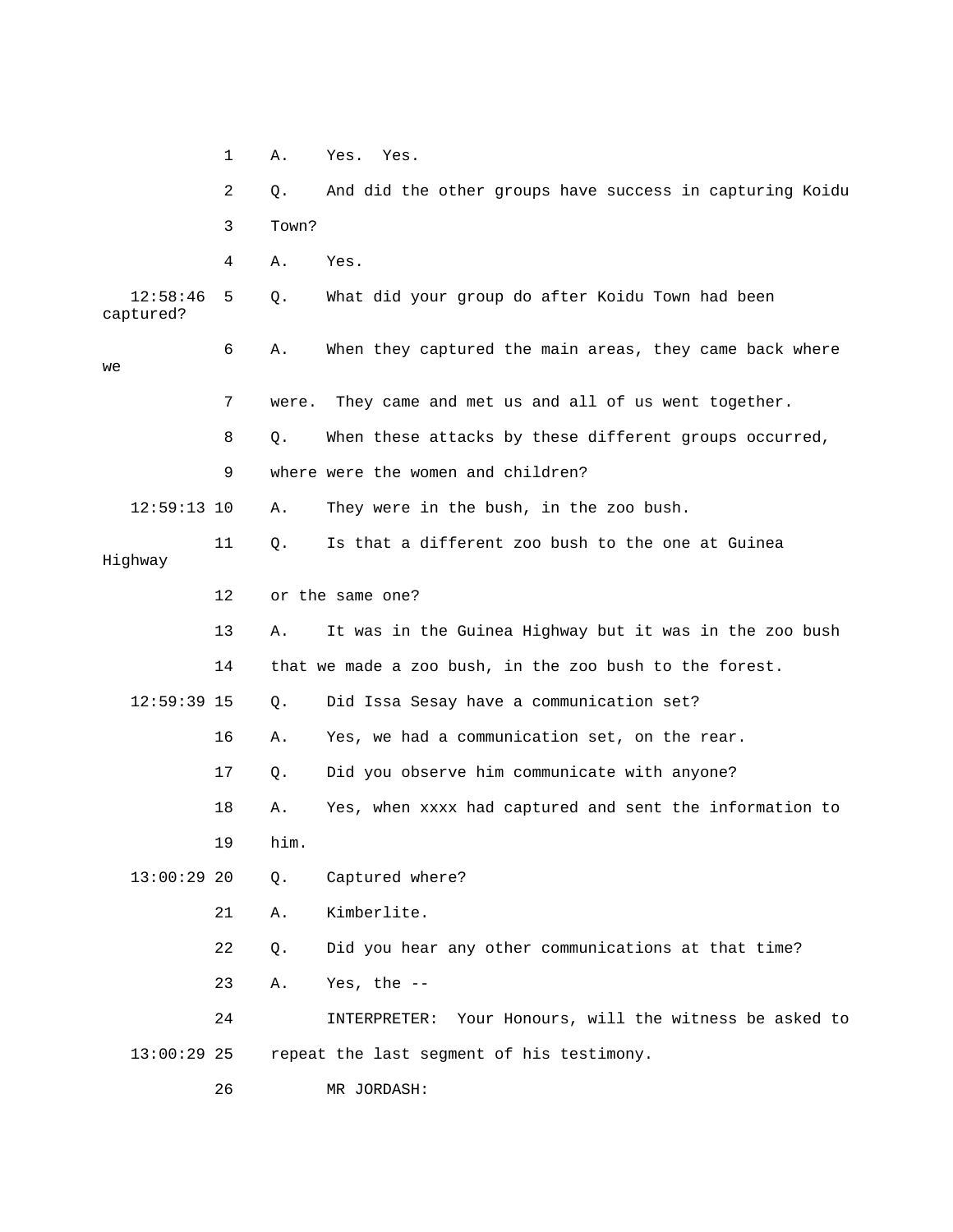1 A. Yes. Yes.

2 Q. And did the other groups have success in capturing Koidu

3 Town?

4 A. Yes.

12:58:46 5 Q. What did your group do after Koidu Town had been captured?

6 A. When they captured the main areas, they came back where we

7 were. They came and met us and all of us went together.

8 Q. When these attacks by these different groups occurred,

9 where were the women and children?

12:59:13 10 A. They were in the bush, in the zoo bush.

11 Q. Is that a different zoo bush to the one at Guinea Highway

12 or the same one?

13 A. It was in the Guinea Highway but it was in the zoo bush

14 that we made a zoo bush, in the zoo bush to the forest.

12:59:39 15 Q. Did Issa Sesay have a communication set?

16 A. Yes, we had a communication set, on the rear.

17 Q. Did you observe him communicate with anyone?

18 A. Yes, when xxxx had captured and sent the information to

19 him.

13:00:29 20 Q. Captured where?

21 A. Kimberlite.

22 Q. Did you hear any other communications at that time?

23 A. Yes, the --

24 INTERPRETER: Your Honours, will the witness be asked to

13:00:29 25 repeat the last segment of his testimony.

26 MR JORDASH: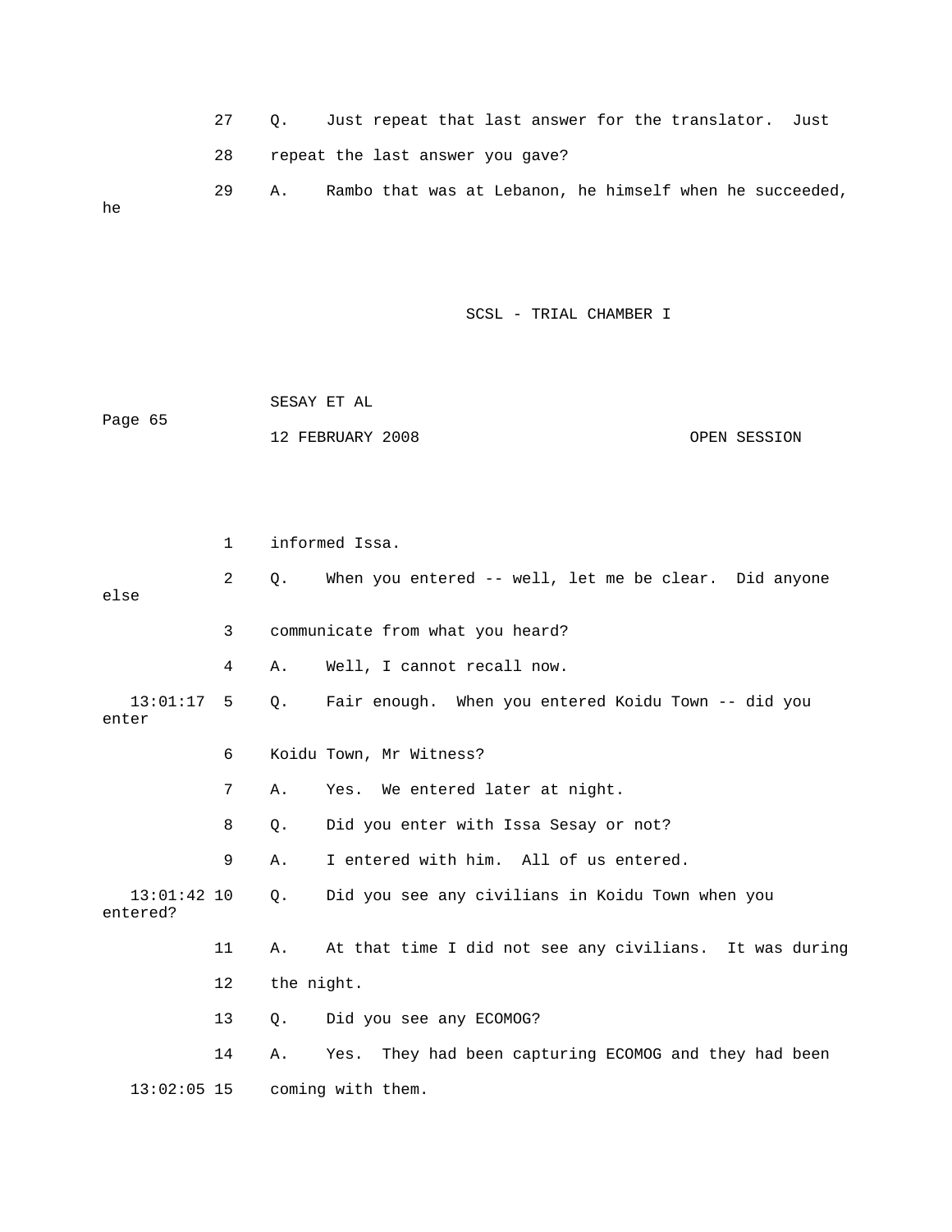27 Q. Just repeat that last answer for the translator. Just

28 repeat the last answer you gave?

29 A. Rambo that was at Lebanon, he himself when he succeeded, he

1 informed Issa.

2 Q. When you entered -- well, let me be clear. Did anyone else

3 communicate from what you heard?

4 A. Well, I cannot recall now.

13:01:17 5 Q. Fair enough. When you entered Koidu Town -- did you enter

6 Koidu Town, Mr Witness?

7 A. Yes. We entered later at night.

8 Q. Did you enter with Issa Sesay or not?

9 A. I entered with him. All of us entered.

13:01:42 10 Q. Did you see any civilians in Koidu Town when you entered?

11 A. At that time I did not see any civilians. It was during

12 the night.

13 Q. Did you see any ECOMOG?

14 A. Yes. They had been capturing ECOMOG and they had been

13:02:05 15 coming with them.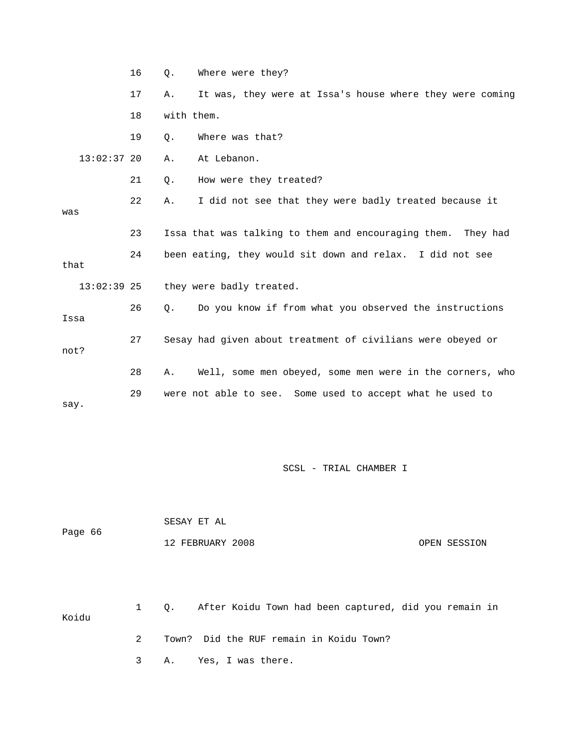16 Q. Where were they?

17 A. It was, they were at Issa's house where they were coming

18 with them.

19 Q. Where was that?

13:02:37 20 A. At Lebanon.

21 Q. How were they treated?

22 A. I did not see that they were badly treated because it was

23 Issa that was talking to them and encouraging them. They had

24 been eating, they would sit down and relax. I did not see that

13:02:39 25 they were badly treated.

26 Q. Do you know if from what you observed the instructions Issa

27 Sesay had given about treatment of civilians were obeyed or not?

28 A. Well, some men obeyed, some men were in the corners, who

29 were not able to see. Some used to accept what he used to say.

1 Q. After Koidu Town had been captured, did you remain in Koidu

2 Town? Did the RUF remain in Koidu Town?

3 A. Yes, I was there.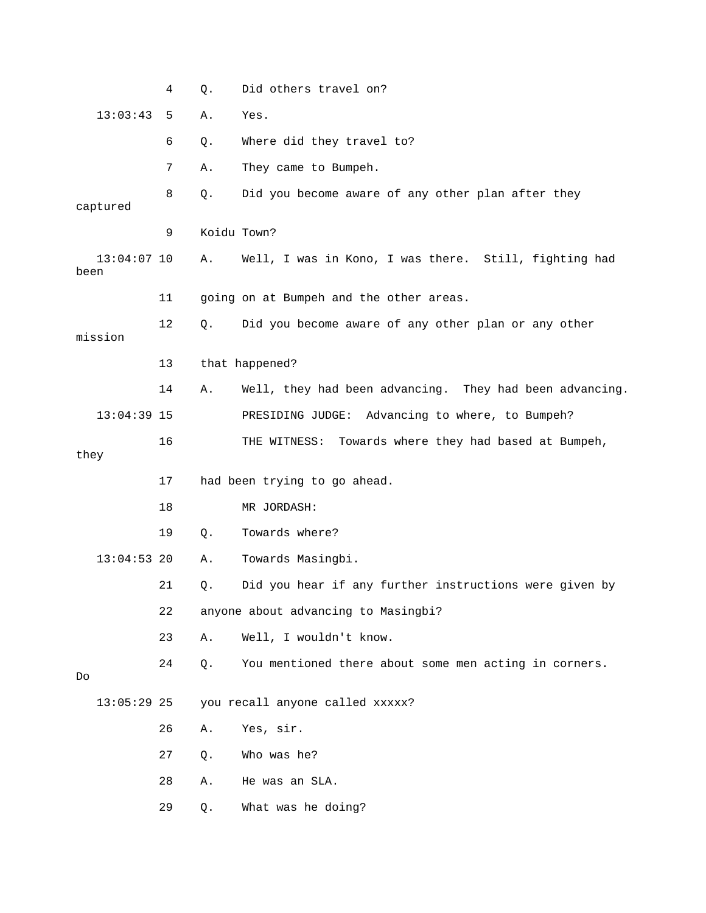4 Q. Did others travel on?

13:03:43 5 A. Yes.

6 Q. Where did they travel to?

7 A. They came to Bumpeh.

8 Q. Did you become aware of any other plan after they captured

9 Koidu Town?

13:04:07 10 A. Well, I was in Kono, I was there. Still, fighting had been

11 going on at Bumpeh and the other areas.

12 Q. Did you become aware of any other plan or any other mission

13 that happened?

14 A. Well, they had been advancing. They had been advancing.

13:04:39 15 PRESIDING JUDGE: Advancing to where, to Bumpeh?

16 THE WITNESS: Towards where they had based at Bumpeh, they

17 had been trying to go ahead.

18 MR JORDASH:

19 Q. Towards where?

13:04:53 20 A. Towards Masingbi.

21 Q. Did you hear if any further instructions were given by

22 anyone about advancing to Masingbi?

23 A. Well, I wouldn't know.

24 Q. You mentioned there about some men acting in corners. Do

13:05:29 25 you recall anyone called xxxxx?

26 A. Yes, sir.

27 Q. Who was he?

28 A. He was an SLA.

29 Q. What was he doing?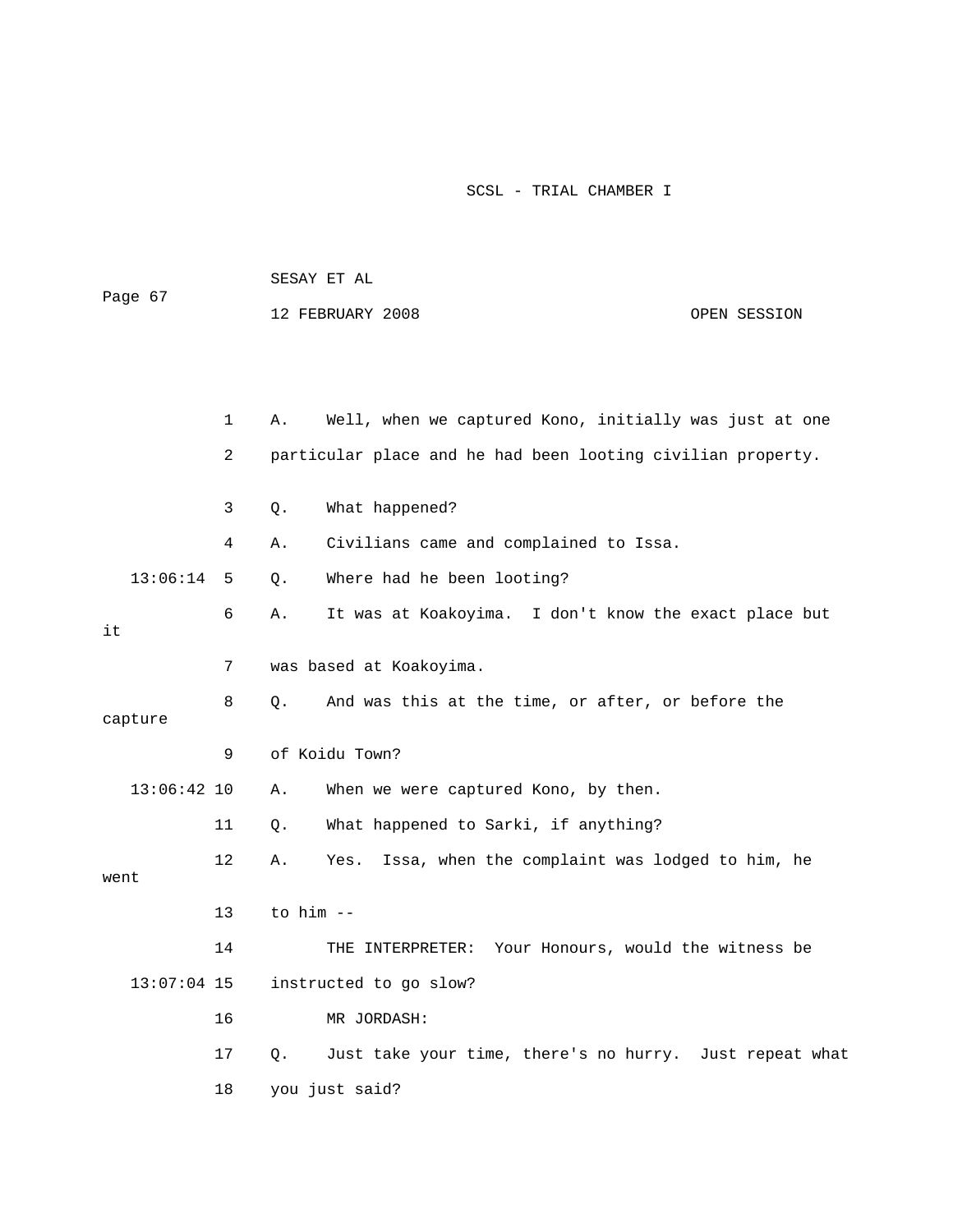1 A. Well, when we captured Kono, initially was just at one
2 particular place and he had been looting civilian property.
3 Q. What happened?
4 A. Civilians came and complained to Issa.
13:06:14 5 Q. Where had he been looting?
6 A. It was at Koakoyima. I don't know the exact place but it
7 was based at Koakoyima.
8 Q. And was this at the time, or after, or before the capture
9 of Koidu Town?
13:06:42 10 A. When we were captured Kono, by then.
11 Q. What happened to Sarki, if anything?
12 A. Yes. Issa, when the complaint was lodged to him, he went
13 to him --
14 THE INTERPRETER: Your Honours, would the witness be
13:07:04 15 instructed to go slow?
16 MR JORDASH:
17 Q. Just take your time, there's no hurry. Just repeat what
18 you just said?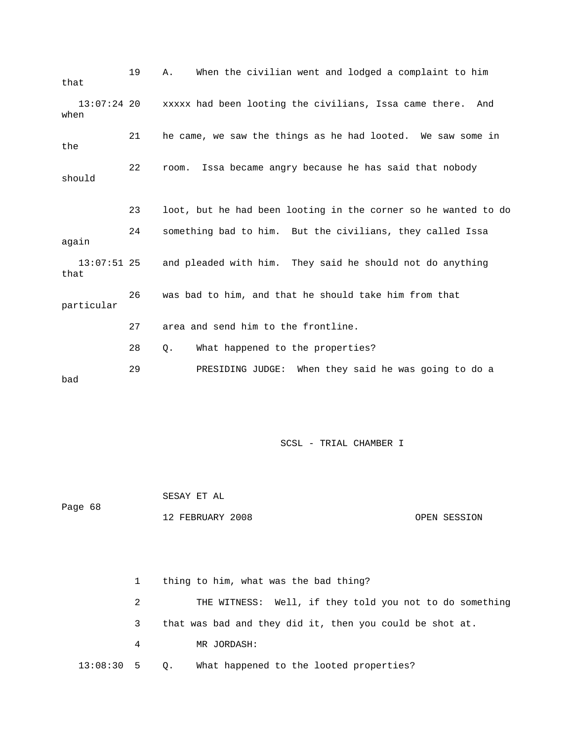19 A. When the civilian went and lodged a complaint to him that

13:07:24 20 xxxxx had been looting the civilians, Issa came there. And when

21 he came, we saw the things as he had looted. We saw some in the

22 room. Issa became angry because he has said that nobody should

23 loot, but he had been looting in the corner so he wanted to do

24 something bad to him. But the civilians, they called Issa again

13:07:51 25 and pleaded with him. They said he should not do anything that

26 was bad to him, and that he should take him from that particular

27 area and send him to the frontline.

28 Q. What happened to the properties?

29 PRESIDING JUDGE: When they said he was going to do a bad

1 thing to him, what was the bad thing?

2 THE WITNESS: Well, if they told you not to do something

3 that was bad and they did it, then you could be shot at.

4 MR JORDASH:

13:08:30 5 Q. What happened to the looted properties?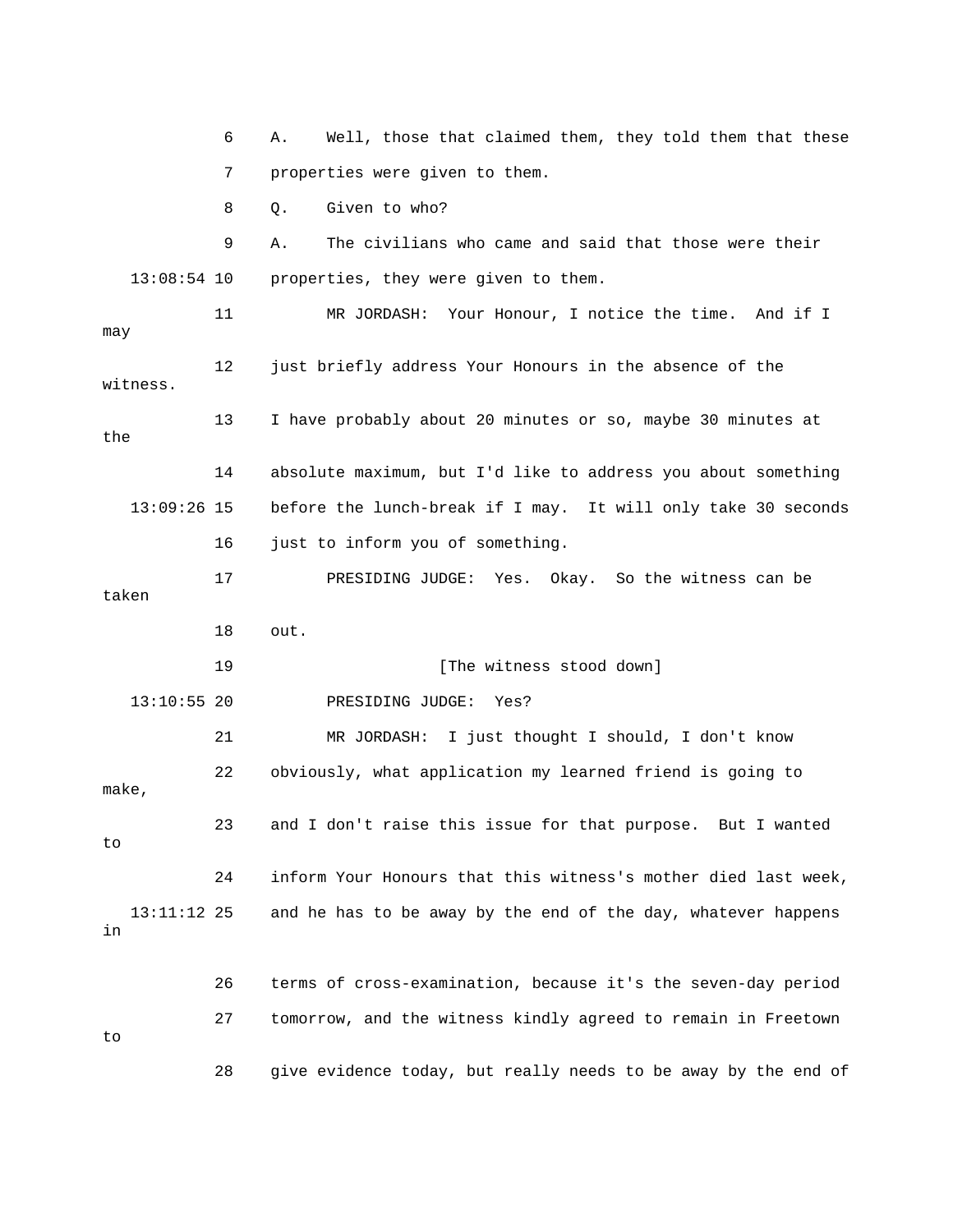6 A. Well, those that claimed them, they told them that these

7 properties were given to them.

8 Q. Given to who?

9 A. The civilians who came and said that those were their

13:08:54 10 properties, they were given to them.

11 MR JORDASH: Your Honour, I notice the time. And if I may

12 just briefly address Your Honours in the absence of the witness.

13 I have probably about 20 minutes or so, maybe 30 minutes at the

14 absolute maximum, but I'd like to address you about something

13:09:26 15 before the lunch-break if I may. It will only take 30 seconds

16 just to inform you of something.

17 PRESIDING JUDGE: Yes. Okay. So the witness can be taken

18 out.

19 [The witness stood down]

13:10:55 20 PRESIDING JUDGE: Yes?

21 MR JORDASH: I just thought I should, I don't know

22 obviously, what application my learned friend is going to make,

23 and I don't raise this issue for that purpose. But I wanted to

24 inform Your Honours that this witness's mother died last week,

13:11:12 25 and he has to be away by the end of the day, whatever happens in

26 terms of cross-examination, because it's the seven-day period

27 tomorrow, and the witness kindly agreed to remain in Freetown to

28 give evidence today, but really needs to be away by the end of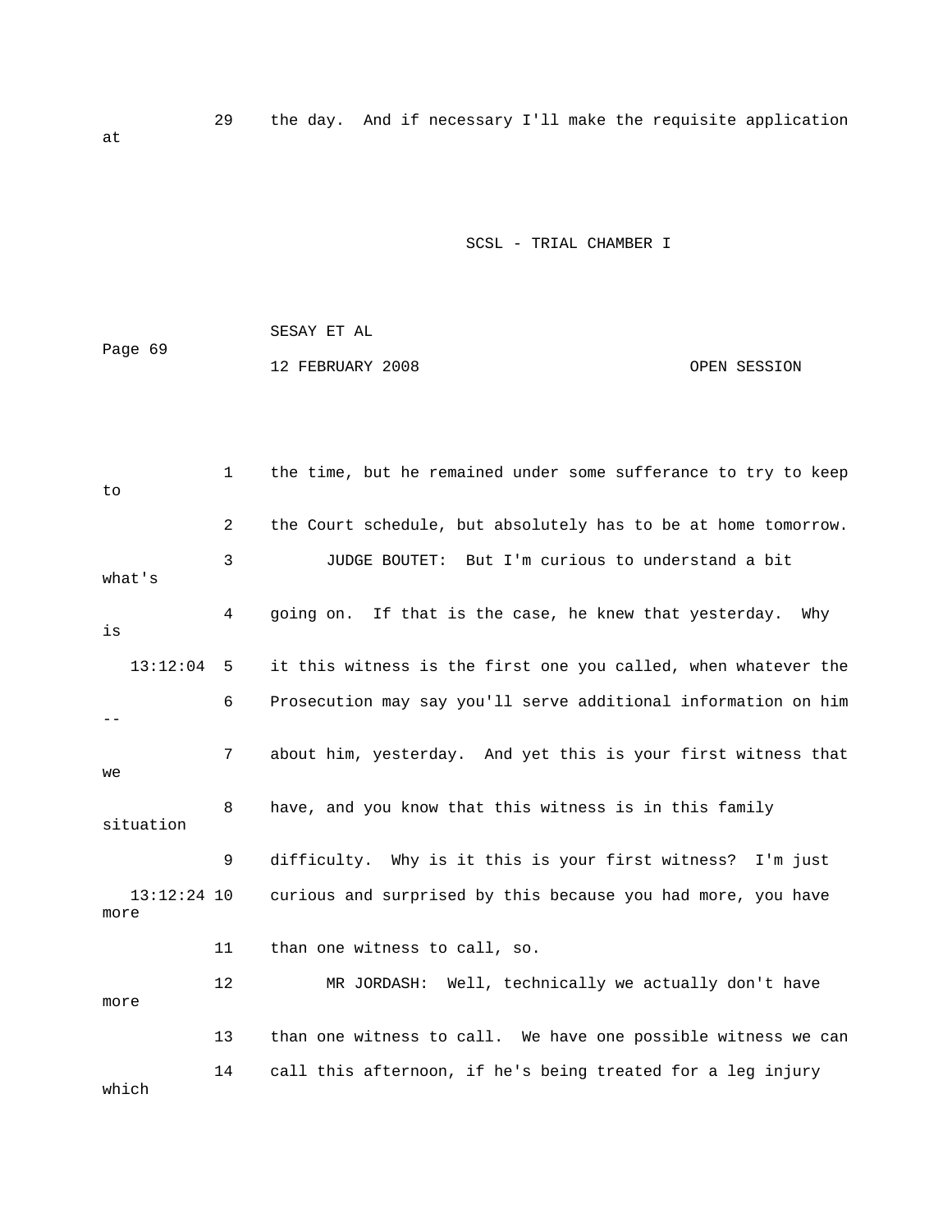29 the day. And if necessary I'll make the requisite application at

1 the time, but he remained under some sufferance to try to keep to

2 the Court schedule, but absolutely has to be at home tomorrow.

3 JUDGE BOUTET: But I'm curious to understand a bit what's

4 going on. If that is the case, he knew that yesterday. Why is

13:12:04 5 it this witness is the first one you called, when whatever the

6 Prosecution may say you'll serve additional information on him --

7 about him, yesterday. And yet this is your first witness that we

8 have, and you know that this witness is in this family situation

9 difficulty. Why is it this is your first witness? I'm just

13:12:24 10 curious and surprised by this because you had more, you have more

11 than one witness to call, so.

12 MR JORDASH: Well, technically we actually don't have more

13 than one witness to call. We have one possible witness we can

14 call this afternoon, if he's being treated for a leg injury which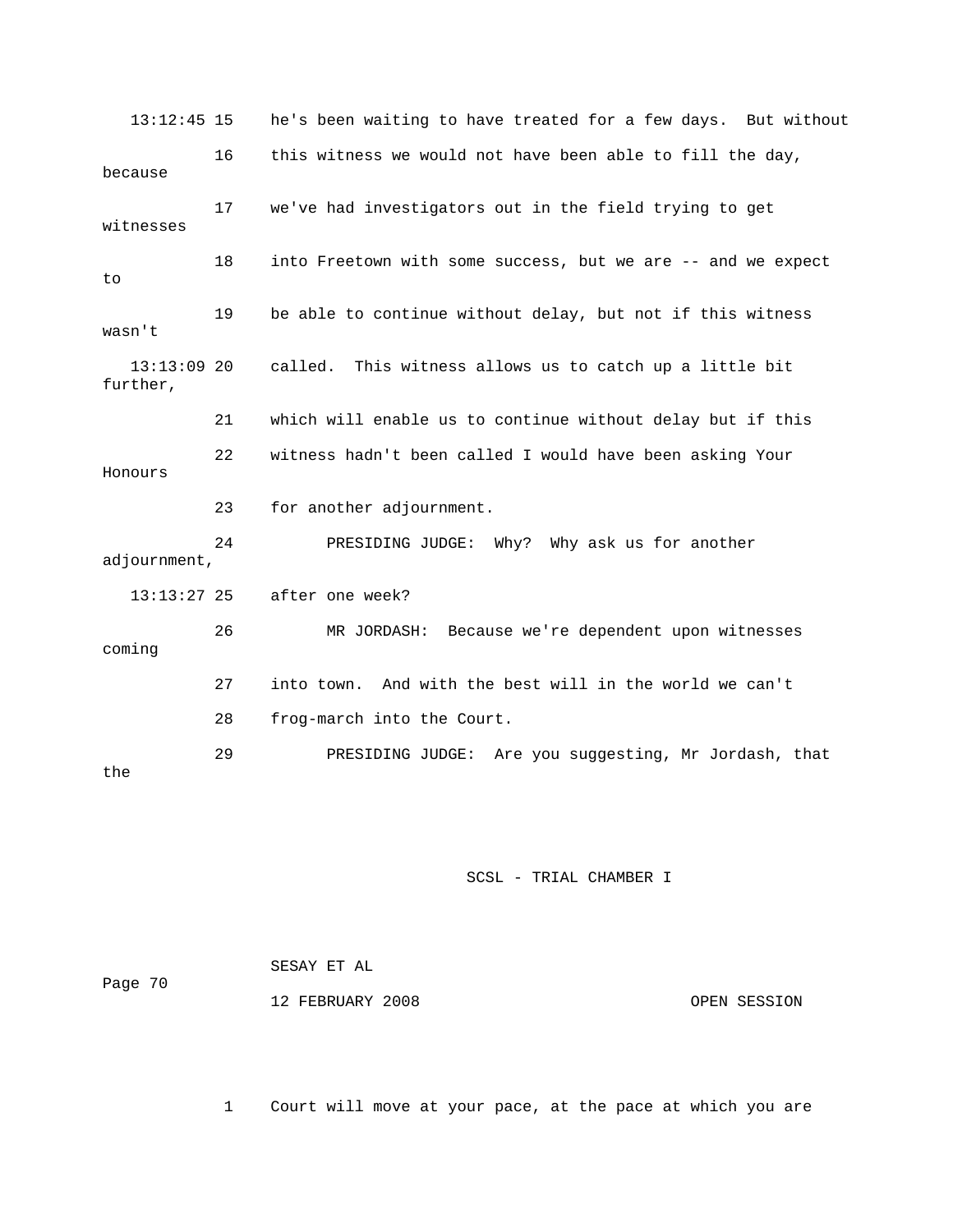13:12:45 15 he's been waiting to have treated for a few days. But without

16 this witness we would not have been able to fill the day, because

17 we've had investigators out in the field trying to get witnesses

18 into Freetown with some success, but we are -- and we expect to

19 be able to continue without delay, but not if this witness wasn't

13:13:09 20 called. This witness allows us to catch up a little bit further,

21 which will enable us to continue without delay but if this

22 witness hadn't been called I would have been asking Your Honours

23 for another adjournment.

24 PRESIDING JUDGE: Why? Why ask us for another adjournment,

13:13:27 25 after one week?

26 MR JORDASH: Because we're dependent upon witnesses coming

27 into town. And with the best will in the world we can't

28 frog-march into the Court.

29 PRESIDING JUDGE: Are you suggesting, Mr Jordash, that the

1 Court will move at your pace, at the pace at which you are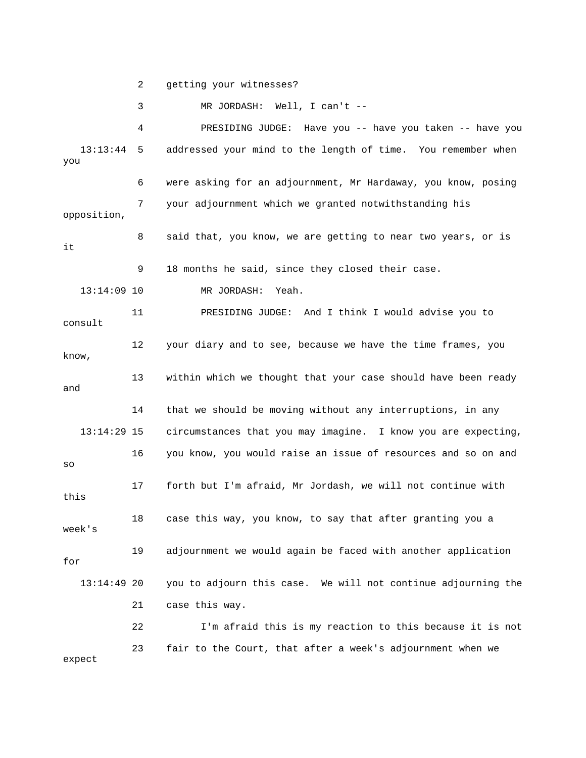getting your witnesses?

MR JORDASH: Well, I can't --

PRESIDING JUDGE: Have you -- have you taken -- have you addressed your mind to the length of time. You remember when you were asking for an adjournment, Mr Hardaway, you know, posing your adjournment which we granted notwithstanding his opposition, said that, you know, we are getting to near two years, or is it 18 months he said, since they closed their case.

MR JORDASH: Yeah.

PRESIDING JUDGE: And I think I would advise you to consult your diary and to see, because we have the time frames, you know, within which we thought that your case should have been ready and that we should be moving without any interruptions, in any circumstances that you may imagine. I know you are expecting, you know, you would raise an issue of resources and so on and so forth but I'm afraid, Mr Jordash, we will not continue with this case this way, you know, to say that after granting you a week's adjournment we would again be faced with another application for you to adjourn this case. We will not continue adjourning the case this way.

I'm afraid this is my reaction to this because it is not fair to the Court, that after a week's adjournment when we expect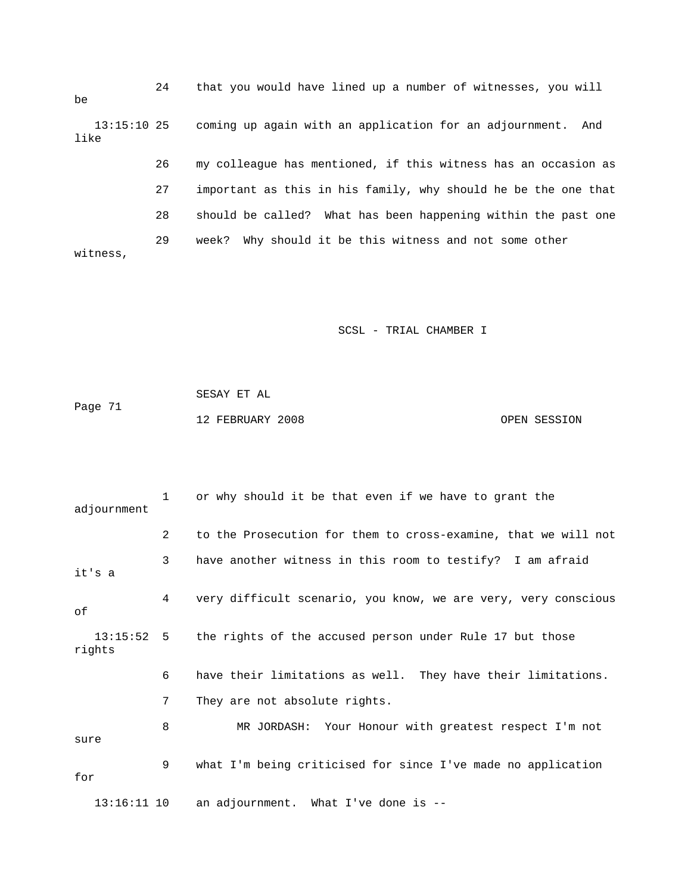24 that you would have lined up a number of witnesses, you will be

13:15:10 25 coming up again with an application for an adjournment. And like

26 my colleague has mentioned, if this witness has an occasion as

27 important as this in his family, why should he be the one that

28 should be called? What has been happening within the past one

29 week? Why should it be this witness and not some other witness,

1 or why should it be that even if we have to grant the adjournment

2 to the Prosecution for them to cross-examine, that we will not

3 have another witness in this room to testify? I am afraid it's a

4 very difficult scenario, you know, we are very, very conscious of

13:15:52 5 the rights of the accused person under Rule 17 but those rights

6 have their limitations as well. They have their limitations.

7 They are not absolute rights.

8 MR JORDASH: Your Honour with greatest respect I'm not sure

9 what I'm being criticised for since I've made no application for

13:16:11 10 an adjournment. What I've done is --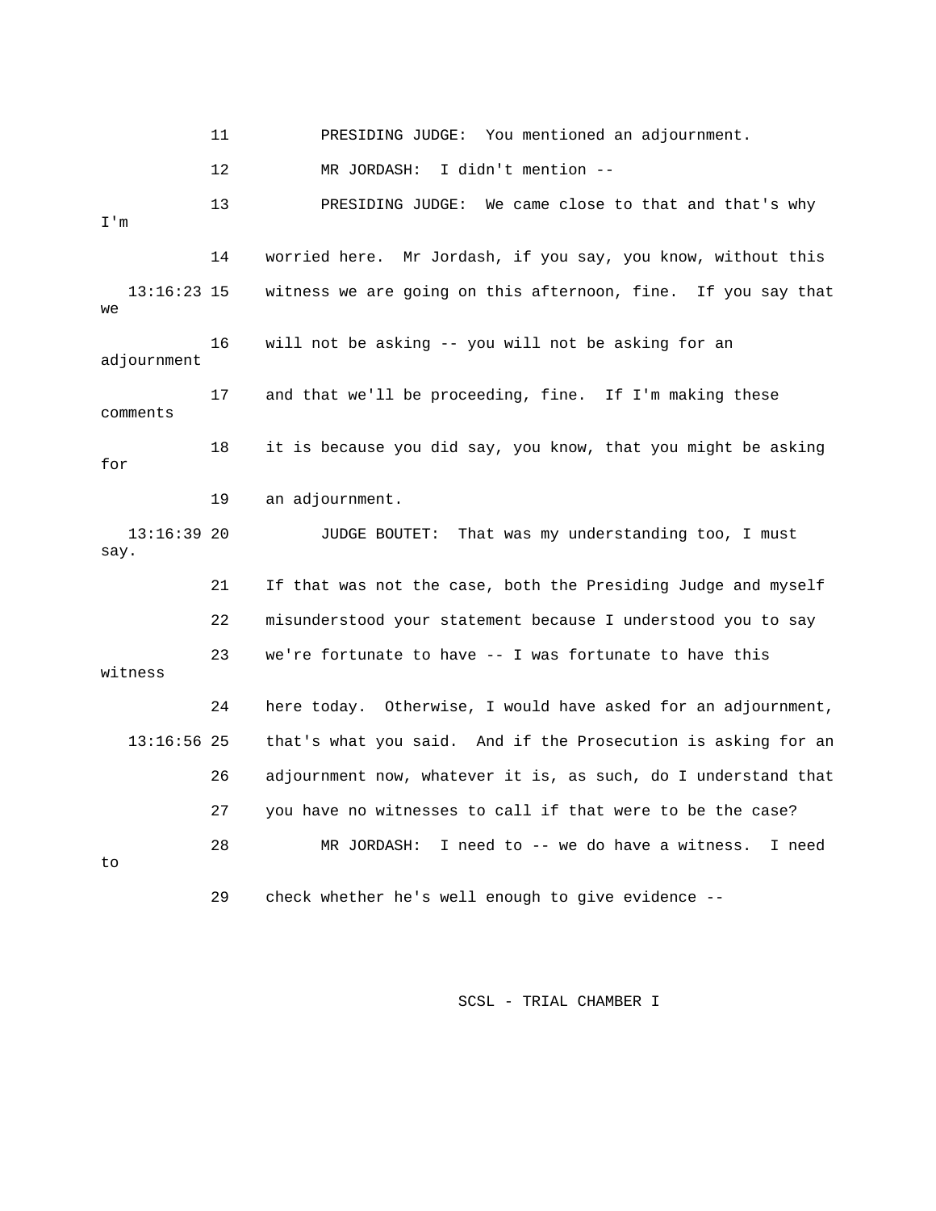11 PRESIDING JUDGE: You mentioned an adjournment.

12 MR JORDASH: I didn't mention --

13 PRESIDING JUDGE: We came close to that and that's why I'm

14 worried here. Mr Jordash, if you say, you know, without this

13:16:23 15 witness we are going on this afternoon, fine. If you say that we

16 will not be asking -- you will not be asking for an adjournment

17 and that we'll be proceeding, fine. If I'm making these comments

18 it is because you did say, you know, that you might be asking for

19 an adjournment.

13:16:39 20 JUDGE BOUTET: That was my understanding too, I must say.

21 If that was not the case, both the Presiding Judge and myself

22 misunderstood your statement because I understood you to say

23 we're fortunate to have -- I was fortunate to have this witness

24 here today. Otherwise, I would have asked for an adjournment,

13:16:56 25 that's what you said. And if the Prosecution is asking for an

26 adjournment now, whatever it is, as such, do I understand that

27 you have no witnesses to call if that were to be the case?

28 MR JORDASH: I need to -- we do have a witness. I need to

29 check whether he's well enough to give evidence --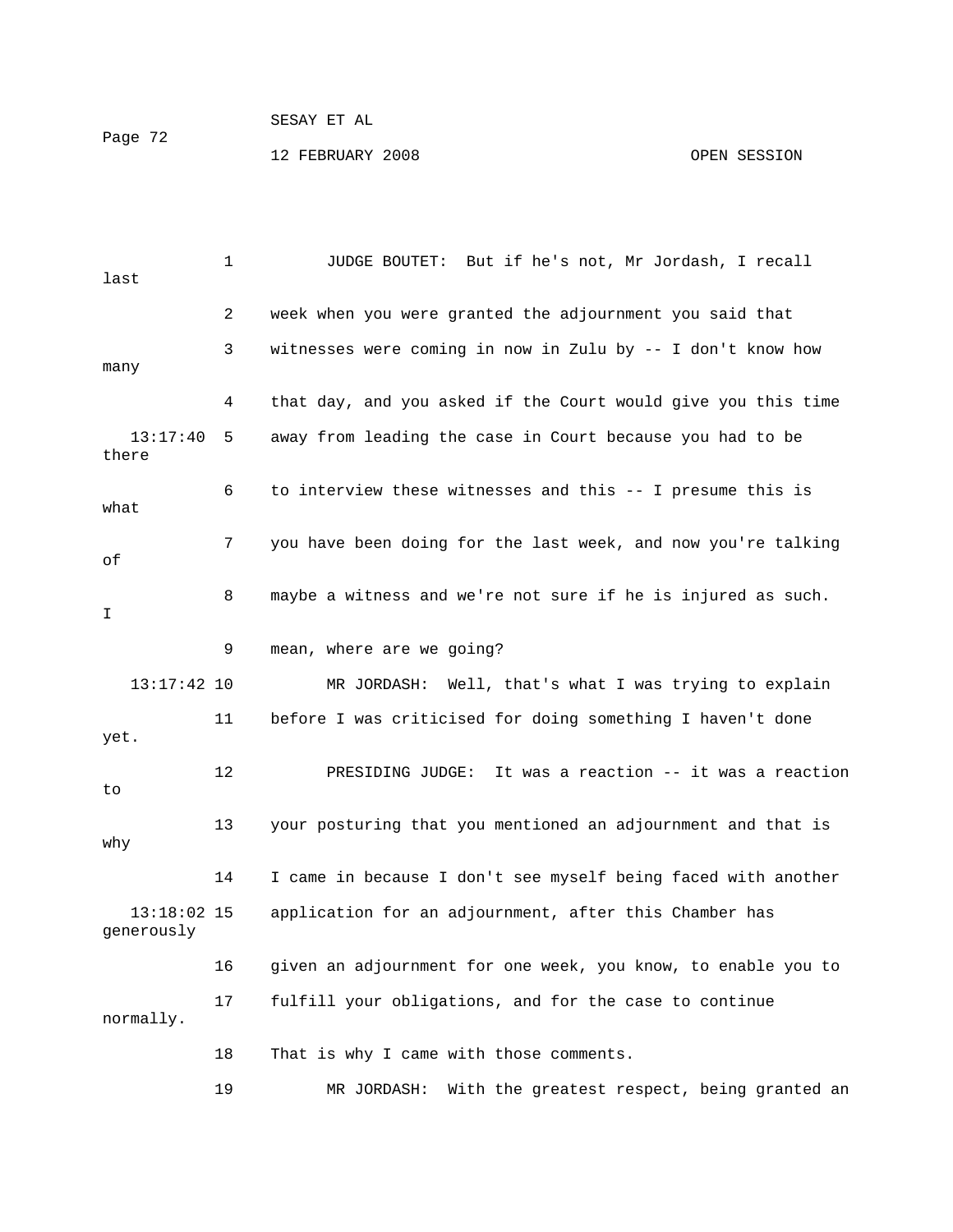JUDGE BOUTET: But if he's not, Mr Jordash, I recall last week when you were granted the adjournment you said that witnesses were coming in now in Zulu by -- I don't know how many that day, and you asked if the Court would give you this time away from leading the case in Court because you had to be there to interview these witnesses and this -- I presume this is what you have been doing for the last week, and now you're talking of maybe a witness and we're not sure if he is injured as such. I mean, where are we going?

MR JORDASH: Well, that's what I was trying to explain before I was criticised for doing something I haven't done yet.

PRESIDING JUDGE: It was a reaction -- it was a reaction to your posturing that you mentioned an adjournment and that is why I came in because I don't see myself being faced with another application for an adjournment, after this Chamber has generously given an adjournment for one week, you know, to enable you to fulfill your obligations, and for the case to continue normally. That is why I came with those comments.

MR JORDASH: With the greatest respect, being granted an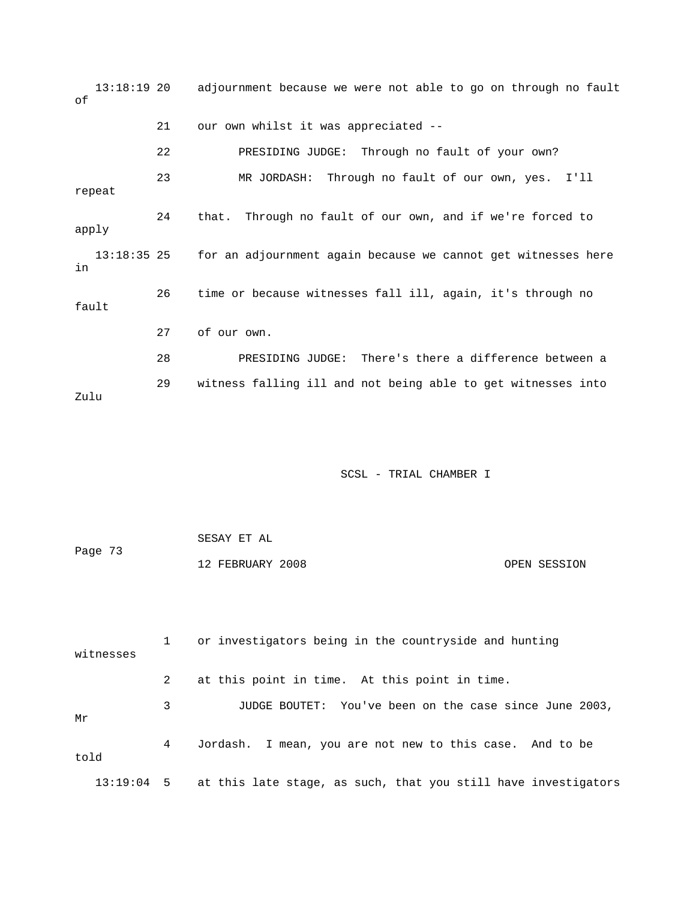13:18:19 20 adjournment because we were not able to go on through no fault of

21 our own whilst it was appreciated --

22 PRESIDING JUDGE: Through no fault of your own?

23 MR JORDASH: Through no fault of our own, yes. I'll repeat

24 that. Through no fault of our own, and if we're forced to apply

13:18:35 25 for an adjournment again because we cannot get witnesses here in

26 time or because witnesses fall ill, again, it's through no fault

27 of our own.

28 PRESIDING JUDGE: There's there a difference between a

29 witness falling ill and not being able to get witnesses into Zulu

SCSL - TRIAL CHAMBER I

SESAY ET AL

Page 73

12 FEBRUARY 2008 OPEN SESSION

1 or investigators being in the countryside and hunting witnesses

2 at this point in time. At this point in time.

3 JUDGE BOUTET: You've been on the case since June 2003, Mr

4 Jordash. I mean, you are not new to this case. And to be told

13:19:04 5 at this late stage, as such, that you still have investigators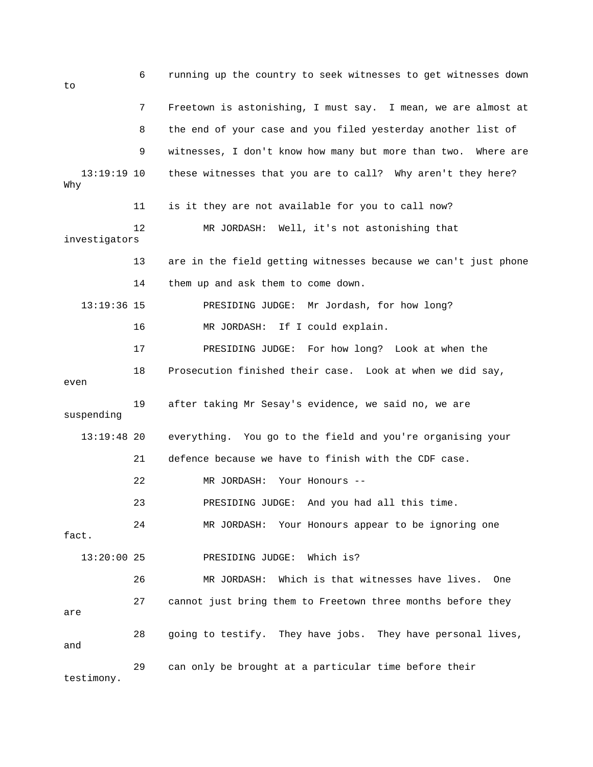6 running up the country to seek witnesses to get witnesses down to

7 Freetown is astonishing, I must say. I mean, we are almost at

8 the end of your case and you filed yesterday another list of

9 witnesses, I don't know how many but more than two. Where are

13:19:19 10 these witnesses that you are to call? Why aren't they here? Why

11 is it they are not available for you to call now?

12 MR JORDASH: Well, it's not astonishing that investigators

13 are in the field getting witnesses because we can't just phone

14 them up and ask them to come down.

13:19:36 15 PRESIDING JUDGE: Mr Jordash, for how long?

16 MR JORDASH: If I could explain.

17 PRESIDING JUDGE: For how long? Look at when the

18 Prosecution finished their case. Look at when we did say, even

19 after taking Mr Sesay's evidence, we said no, we are suspending

13:19:48 20 everything. You go to the field and you're organising your

21 defence because we have to finish with the CDF case.

22 MR JORDASH: Your Honours --

23 PRESIDING JUDGE: And you had all this time.

24 MR JORDASH: Your Honours appear to be ignoring one fact.

13:20:00 25 PRESIDING JUDGE: Which is?

26 MR JORDASH: Which is that witnesses have lives. One

27 cannot just bring them to Freetown three months before they are

28 going to testify. They have jobs. They have personal lives, and

29 can only be brought at a particular time before their testimony.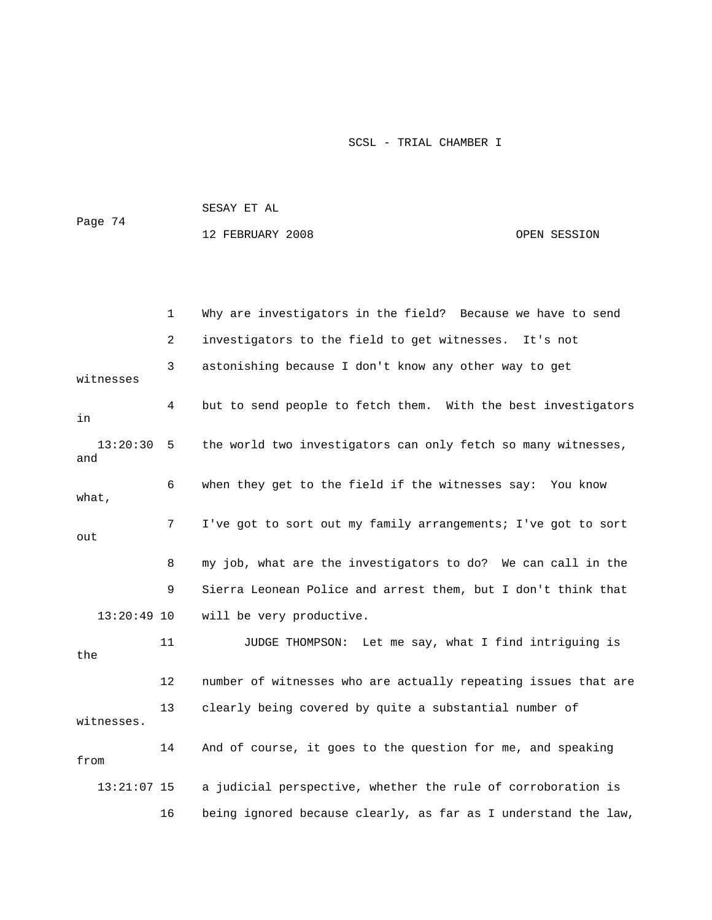Why are investigators in the field? Because we have to send investigators to the field to get witnesses. It's not astonishing because I don't know any other way to get witnesses but to send people to fetch them. With the best investigators in the world two investigators can only fetch so many witnesses, and when they get to the field if the witnesses say: You know what, I've got to sort out my family arrangements; I've got to sort out my job, what are the investigators to do? We can call in the Sierra Leonean Police and arrest them, but I don't think that will be very productive.

JUDGE THOMPSON: Let me say, what I find intriguing is the number of witnesses who are actually repeating issues that are clearly being covered by quite a substantial number of witnesses. And of course, it goes to the question for me, and speaking from a judicial perspective, whether the rule of corroboration is being ignored because clearly, as far as I understand the law,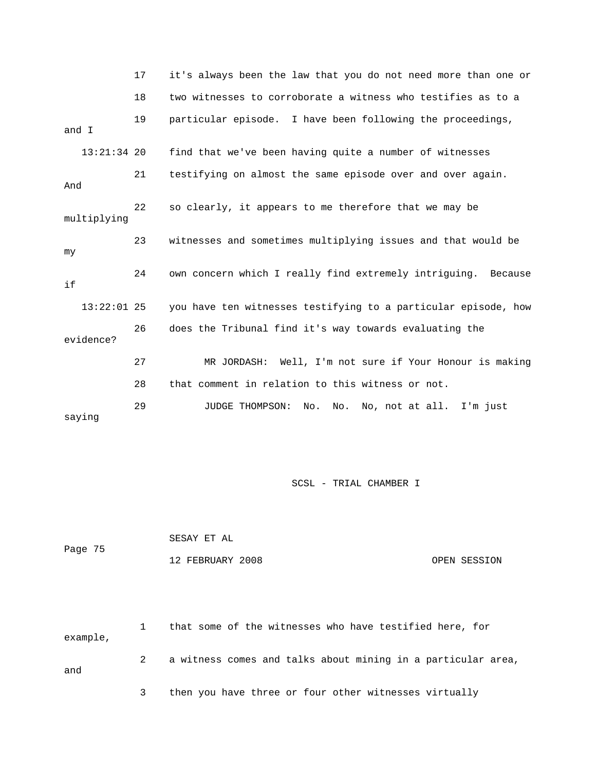17 it's always been the law that you do not need more than one or

18 two witnesses to corroborate a witness who testifies as to a

19 particular episode. I have been following the proceedings, and I

13:21:34 20 find that we've been having quite a number of witnesses

21 testifying on almost the same episode over and over again. And

22 so clearly, it appears to me therefore that we may be multiplying

23 witnesses and sometimes multiplying issues and that would be my

24 own concern which I really find extremely intriguing. Because if

13:22:01 25 you have ten witnesses testifying to a particular episode, how

26 does the Tribunal find it's way towards evaluating the evidence?

27 MR JORDASH: Well, I'm not sure if Your Honour is making

28 that comment in relation to this witness or not.

29 JUDGE THOMPSON: No. No. No, not at all. I'm just saying

SCSL - TRIAL CHAMBER I

SESAY ET AL

Page 75

12 FEBRUARY 2008 OPEN SESSION

1 that some of the witnesses who have testified here, for example,

2 a witness comes and talks about mining in a particular area, and

3 then you have three or four other witnesses virtually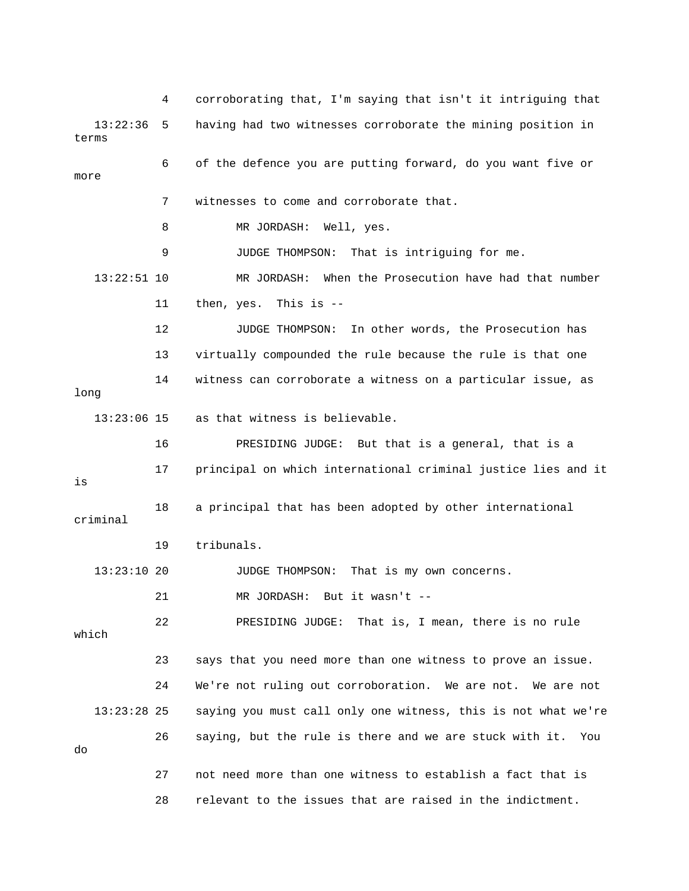4 corroborating that, I'm saying that isn't it intriguing that

13:22:36 5 having had two witnesses corroborate the mining position in terms

6 of the defence you are putting forward, do you want five or more

7 witnesses to come and corroborate that.

8 MR JORDASH: Well, yes.

9 JUDGE THOMPSON: That is intriguing for me.

13:22:51 10 MR JORDASH: When the Prosecution have had that number

11 then, yes. This is --

12 JUDGE THOMPSON: In other words, the Prosecution has

13 virtually compounded the rule because the rule is that one

14 witness can corroborate a witness on a particular issue, as long

13:23:06 15 as that witness is believable.

16 PRESIDING JUDGE: But that is a general, that is a

17 principal on which international criminal justice lies and it is

18 a principal that has been adopted by other international criminal

19 tribunals.

13:23:10 20 JUDGE THOMPSON: That is my own concerns.

21 MR JORDASH: But it wasn't --

22 PRESIDING JUDGE: That is, I mean, there is no rule which

23 says that you need more than one witness to prove an issue.

24 We're not ruling out corroboration. We are not. We are not

13:23:28 25 saying you must call only one witness, this is not what we're

26 saying, but the rule is there and we are stuck with it. You do

27 not need more than one witness to establish a fact that is

28 relevant to the issues that are raised in the indictment.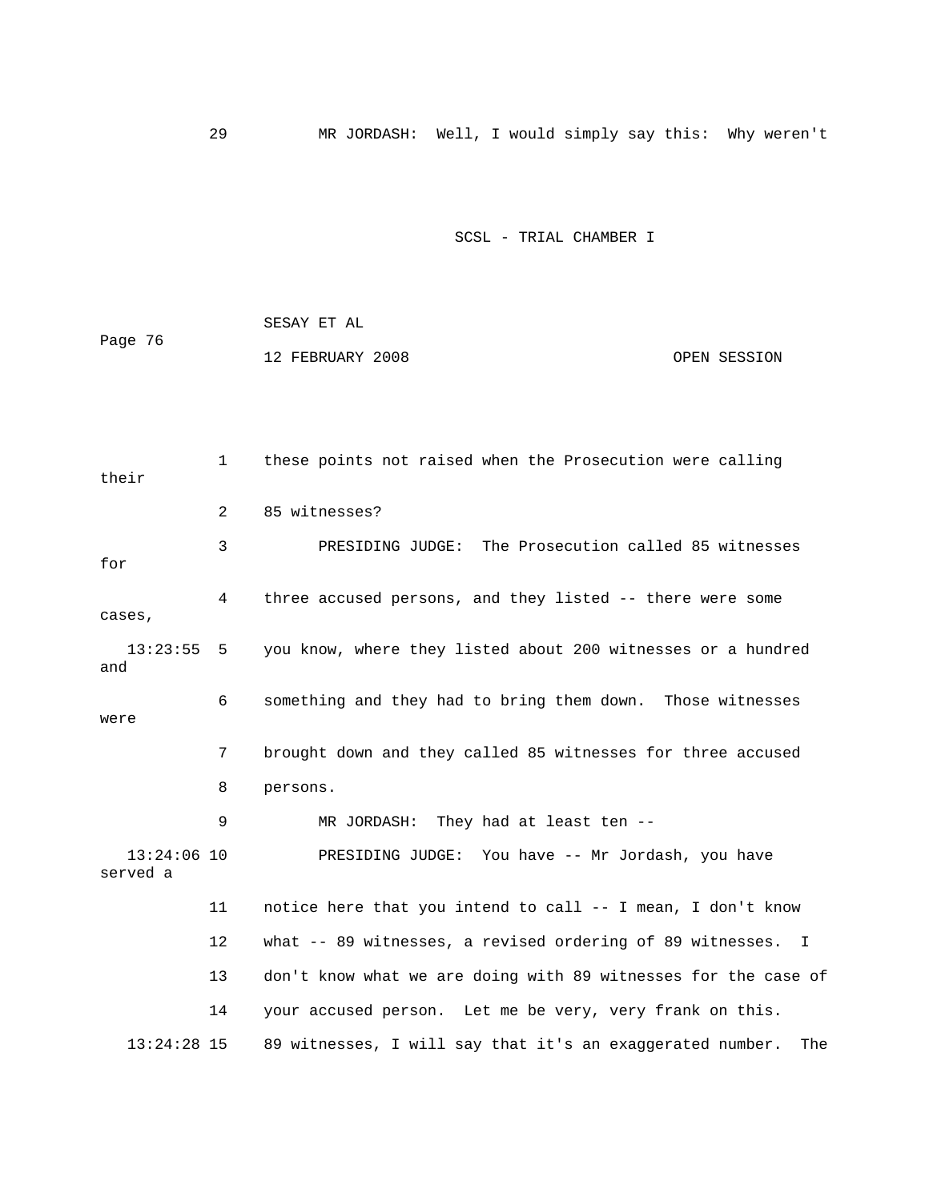29 MR JORDASH: Well, I would simply say this: Why weren't

1 these points not raised when the Prosecution were calling their

2 85 witnesses?

3 PRESIDING JUDGE: The Prosecution called 85 witnesses for

4 three accused persons, and they listed -- there were some cases,

13:23:55 5 you know, where they listed about 200 witnesses or a hundred and

6 something and they had to bring them down. Those witnesses were

7 brought down and they called 85 witnesses for three accused

8 persons.

9 MR JORDASH: They had at least ten --

13:24:06 10 PRESIDING JUDGE: You have -- Mr Jordash, you have served a

11 notice here that you intend to call -- I mean, I don't know

12 what -- 89 witnesses, a revised ordering of 89 witnesses. I

13 don't know what we are doing with 89 witnesses for the case of

14 your accused person. Let me be very, very frank on this.

13:24:28 15 89 witnesses, I will say that it's an exaggerated number. The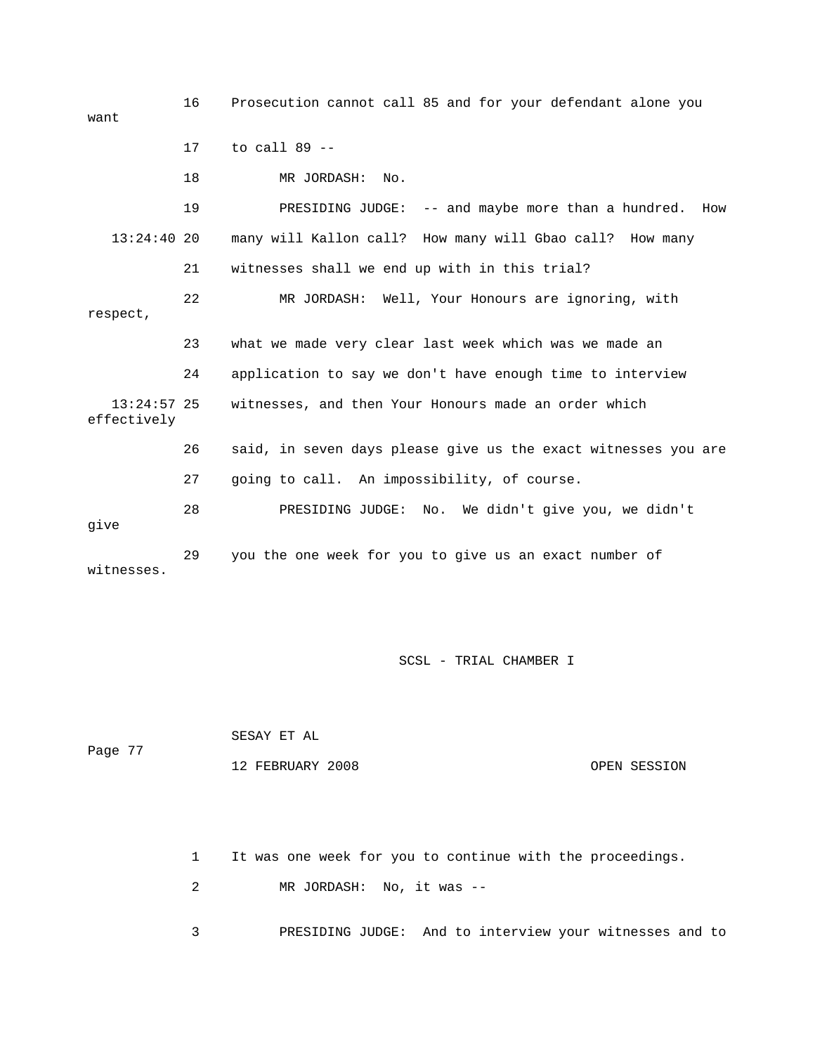16 Prosecution cannot call 85 and for your defendant alone you want

17 to call 89 --

18 MR JORDASH: No.

19 PRESIDING JUDGE: -- and maybe more than a hundred. How

13:24:40 20 many will Kallon call? How many will Gbao call? How many

21 witnesses shall we end up with in this trial?

22 MR JORDASH: Well, Your Honours are ignoring, with respect,

23 what we made very clear last week which was we made an

24 application to say we don't have enough time to interview

13:24:57 25 witnesses, and then Your Honours made an order which effectively

26 said, in seven days please give us the exact witnesses you are

27 going to call. An impossibility, of course.

28 PRESIDING JUDGE: No. We didn't give you, we didn't give

29 you the one week for you to give us an exact number of witnesses.

SCSL - TRIAL CHAMBER I

SESAY ET AL

Page 77

12 FEBRUARY 2008 OPEN SESSION

1 It was one week for you to continue with the proceedings.

2 MR JORDASH: No, it was --

3 PRESIDING JUDGE: And to interview your witnesses and to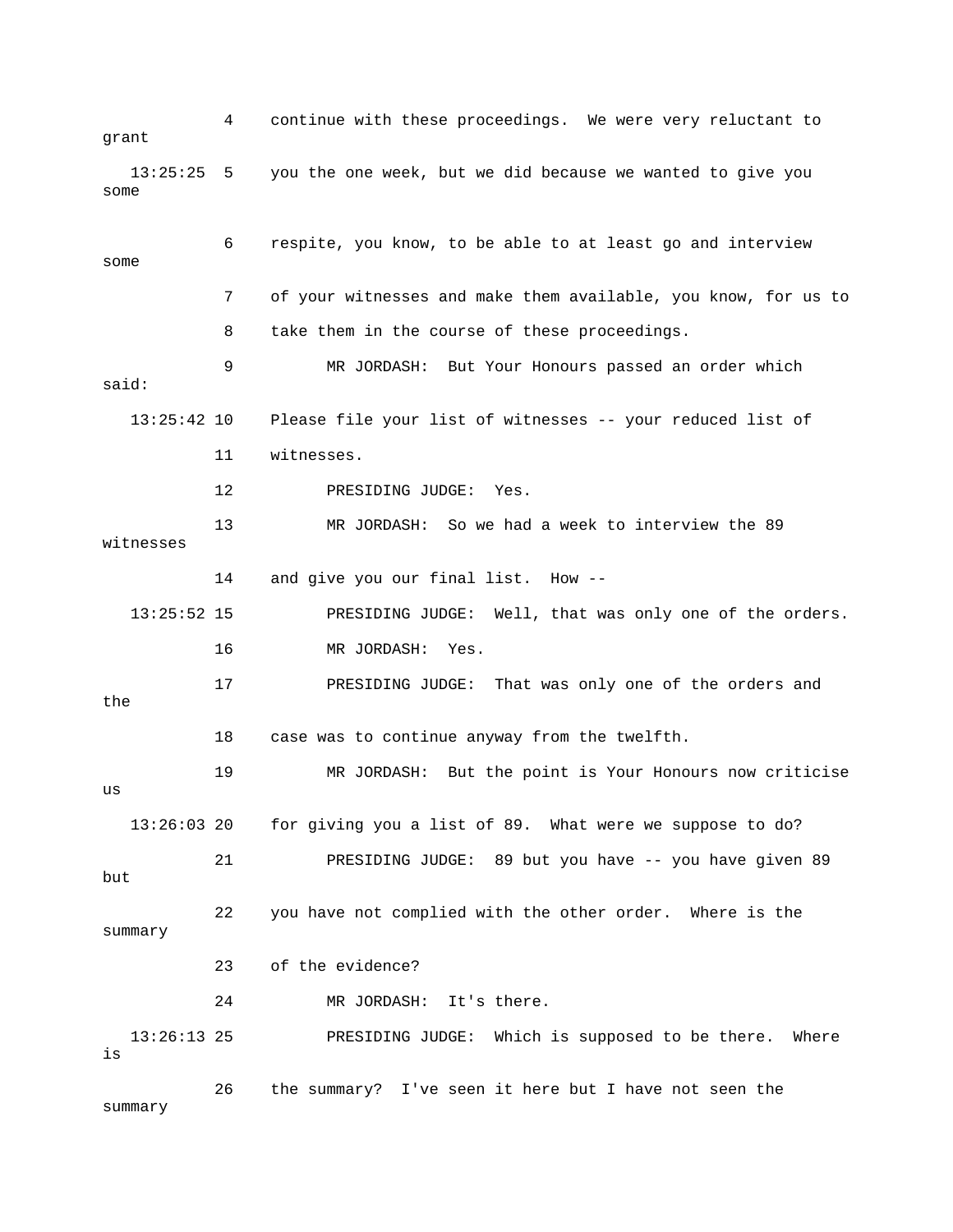4 continue with these proceedings. We were very reluctant to grant

13:25:25 5 you the one week, but we did because we wanted to give you some

6 respite, you know, to be able to at least go and interview some

7 of your witnesses and make them available, you know, for us to

8 take them in the course of these proceedings.

9 MR JORDASH: But Your Honours passed an order which said:

13:25:42 10 Please file your list of witnesses -- your reduced list of

11 witnesses.

12 PRESIDING JUDGE: Yes.

13 MR JORDASH: So we had a week to interview the 89 witnesses

14 and give you our final list. How --

13:25:52 15 PRESIDING JUDGE: Well, that was only one of the orders.

16 MR JORDASH: Yes.

17 PRESIDING JUDGE: That was only one of the orders and the

18 case was to continue anyway from the twelfth.

19 MR JORDASH: But the point is Your Honours now criticise us

13:26:03 20 for giving you a list of 89. What were we suppose to do?

21 PRESIDING JUDGE: 89 but you have -- you have given 89 but

22 you have not complied with the other order. Where is the summary

23 of the evidence?

24 MR JORDASH: It's there.

13:26:13 25 PRESIDING JUDGE: Which is supposed to be there. Where is

26 the summary? I've seen it here but I have not seen the summary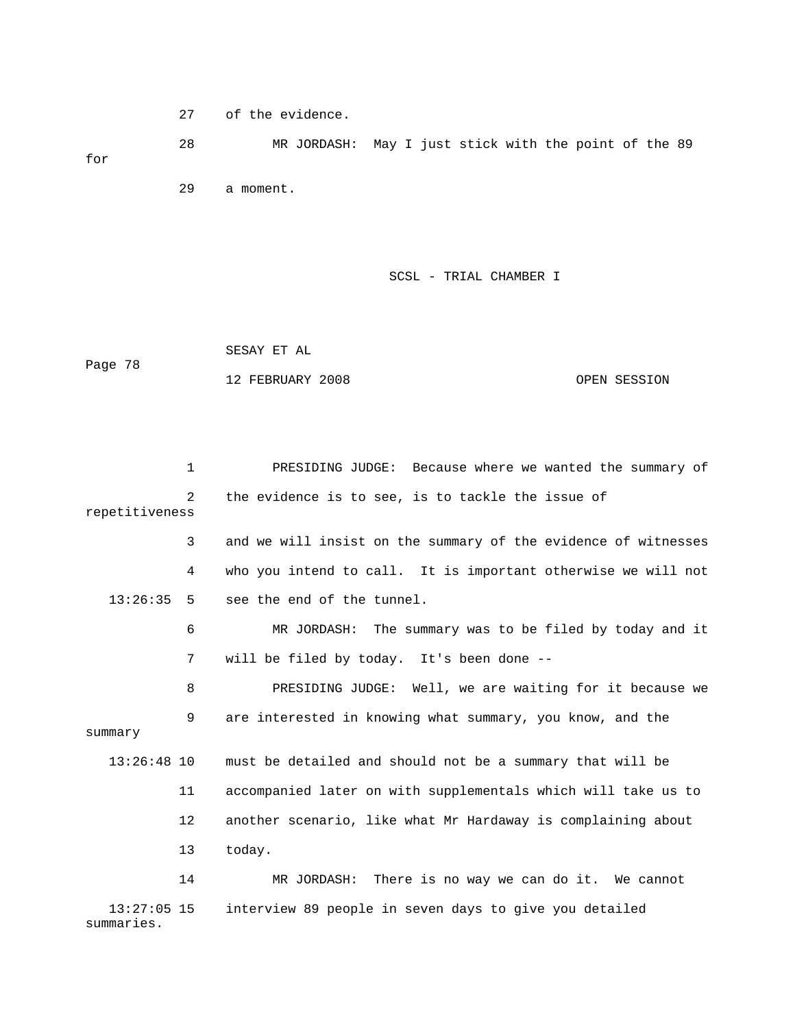27 of the evidence.

28 MR JORDASH: May I just stick with the point of the 89 for

29 a moment.

1 PRESIDING JUDGE: Because where we wanted the summary of

2 the evidence is to see, is to tackle the issue of repetitiveness

3 and we will insist on the summary of the evidence of witnesses

4 who you intend to call. It is important otherwise we will not

13:26:35 5 see the end of the tunnel.

6 MR JORDASH: The summary was to be filed by today and it

7 will be filed by today. It's been done --

8 PRESIDING JUDGE: Well, we are waiting for it because we

9 are interested in knowing what summary, you know, and the summary

13:26:48 10 must be detailed and should not be a summary that will be

11 accompanied later on with supplementals which will take us to

12 another scenario, like what Mr Hardaway is complaining about

13 today.

14 MR JORDASH: There is no way we can do it. We cannot

13:27:05 15 interview 89 people in seven days to give you detailed summaries.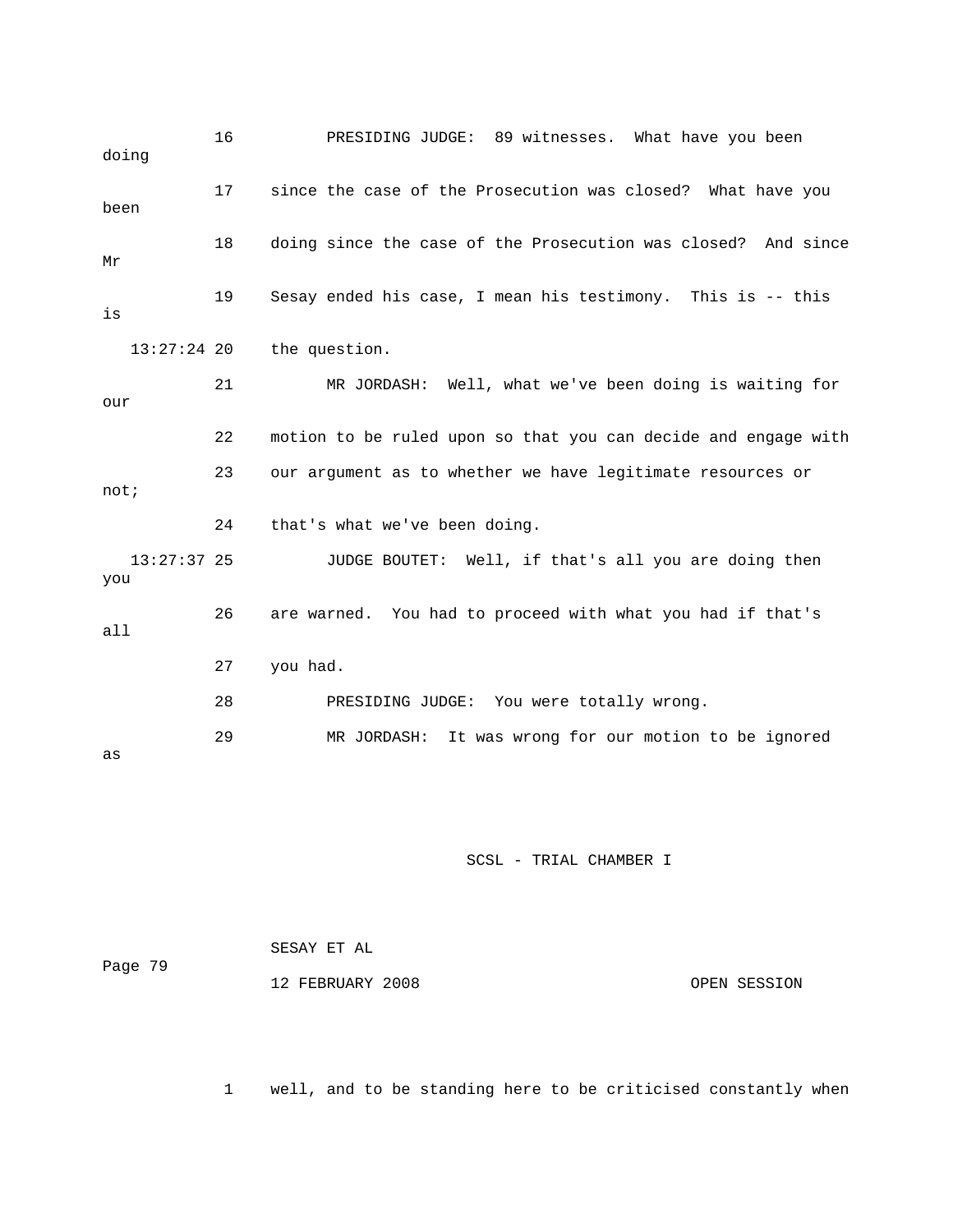16 PRESIDING JUDGE: 89 witnesses. What have you been doing

17 since the case of the Prosecution was closed? What have you been

18 doing since the case of the Prosecution was closed? And since Mr

19 Sesay ended his case, I mean his testimony. This is -- this is

13:27:24 20 the question.

21 MR JORDASH: Well, what we've been doing is waiting for our

22 motion to be ruled upon so that you can decide and engage with

23 our argument as to whether we have legitimate resources or not;

24 that's what we've been doing.

13:27:37 25 JUDGE BOUTET: Well, if that's all you are doing then you

26 are warned. You had to proceed with what you had if that's all

27 you had.

28 PRESIDING JUDGE: You were totally wrong.

29 MR JORDASH: It was wrong for our motion to be ignored as

SCSL - TRIAL CHAMBER I

SESAY ET AL

Page 79

12 FEBRUARY 2008 OPEN SESSION

1 well, and to be standing here to be criticised constantly when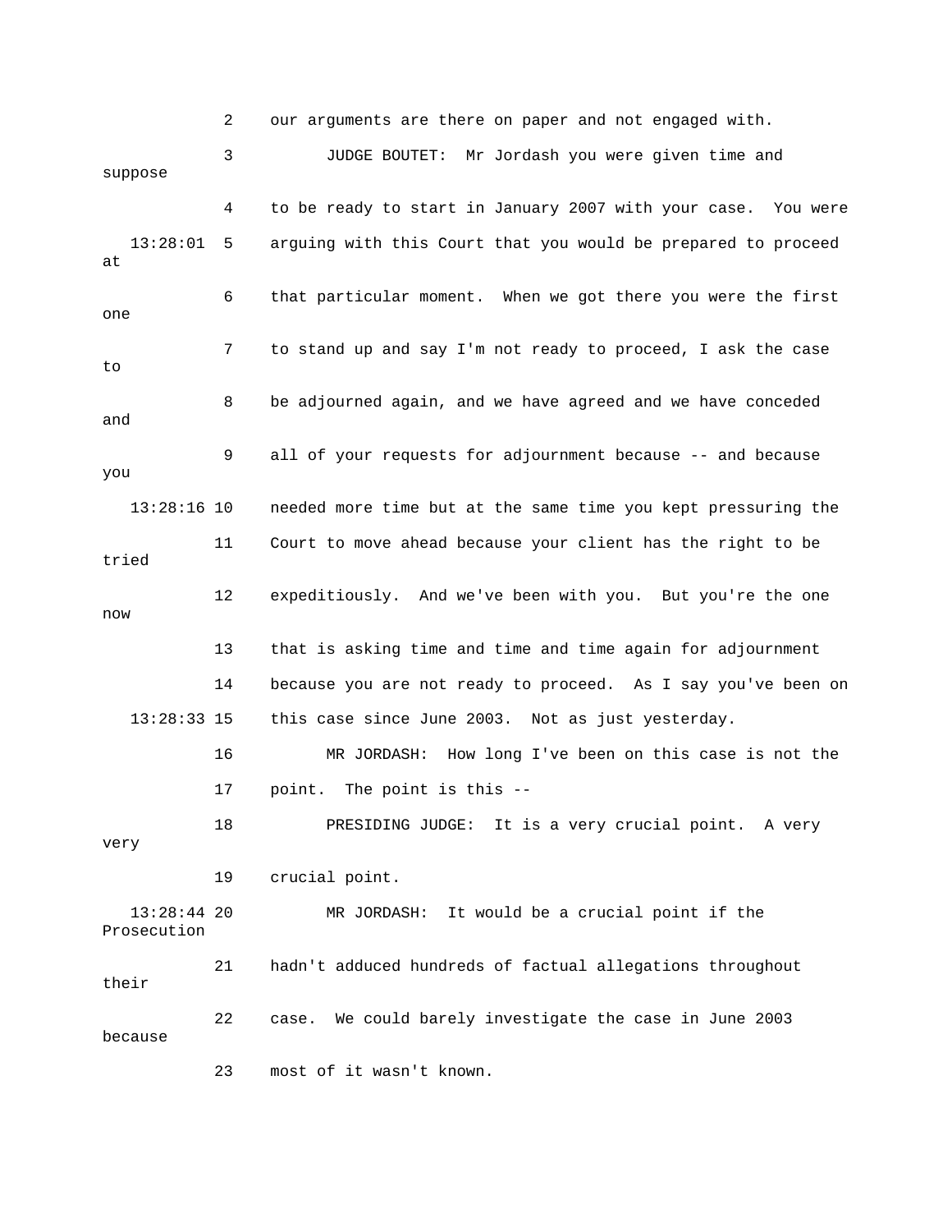2 our arguments are there on paper and not engaged with.

3 JUDGE BOUTET: Mr Jordash you were given time and suppose

4 to be ready to start in January 2007 with your case. You were

13:28:01 5 arguing with this Court that you would be prepared to proceed at

6 that particular moment. When we got there you were the first one

7 to stand up and say I'm not ready to proceed, I ask the case to

8 be adjourned again, and we have agreed and we have conceded and

9 all of your requests for adjournment because -- and because you

13:28:16 10 needed more time but at the same time you kept pressuring the

11 Court to move ahead because your client has the right to be tried

12 expeditiously. And we've been with you. But you're the one now

13 that is asking time and time and time again for adjournment

14 because you are not ready to proceed. As I say you've been on

13:28:33 15 this case since June 2003. Not as just yesterday.

16 MR JORDASH: How long I've been on this case is not the

17 point. The point is this --

18 PRESIDING JUDGE: It is a very crucial point. A very very

19 crucial point.

13:28:44 20 MR JORDASH: It would be a crucial point if the Prosecution

21 hadn't adduced hundreds of factual allegations throughout their

22 case. We could barely investigate the case in June 2003 because

23 most of it wasn't known.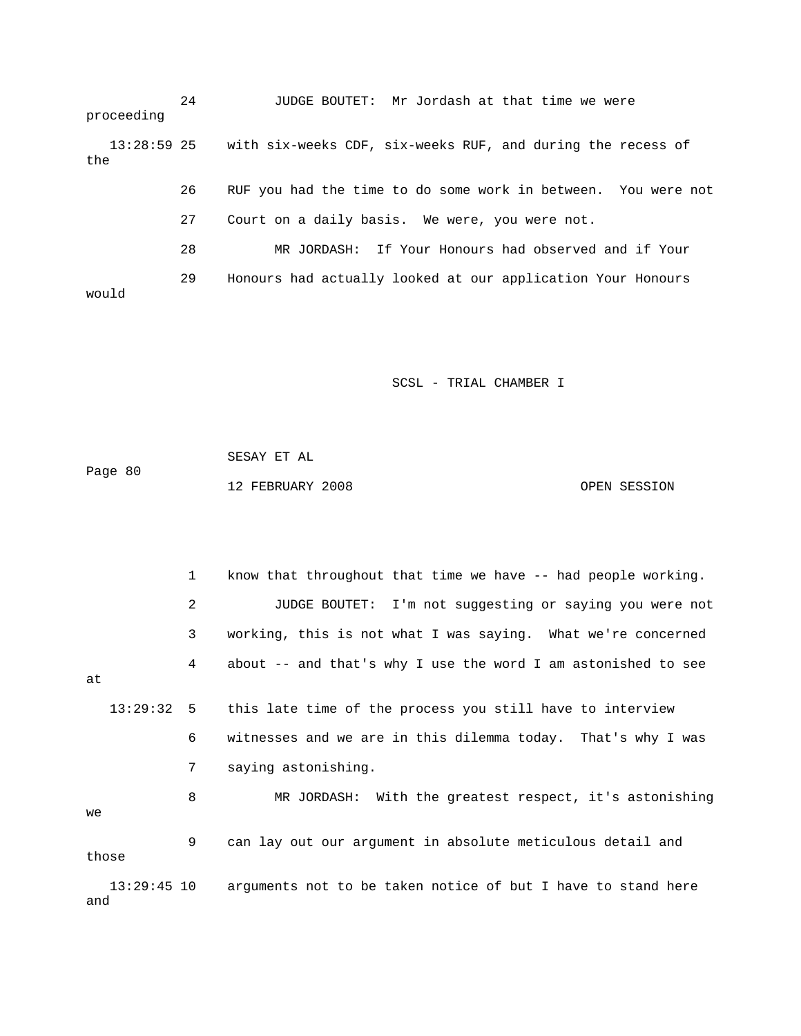24 JUDGE BOUTET: Mr Jordash at that time we were proceeding

13:28:59 25 with six-weeks CDF, six-weeks RUF, and during the recess of the

26 RUF you had the time to do some work in between. You were not

27 Court on a daily basis. We were, you were not.

28 MR JORDASH: If Your Honours had observed and if Your

29 Honours had actually looked at our application Your Honours would

SCSL - TRIAL CHAMBER I

SESAY ET AL

12 FEBRUARY 2008 OPEN SESSION

1 know that throughout that time we have -- had people working.

2 JUDGE BOUTET: I'm not suggesting or saying you were not

3 working, this is not what I was saying. What we're concerned

4 about -- and that's why I use the word I am astonished to see at

13:29:32 5 this late time of the process you still have to interview

6 witnesses and we are in this dilemma today. That's why I was

7 saying astonishing.

8 MR JORDASH: With the greatest respect, it's astonishing we

9 can lay out our argument in absolute meticulous detail and those

13:29:45 10 arguments not to be taken notice of but I have to stand here and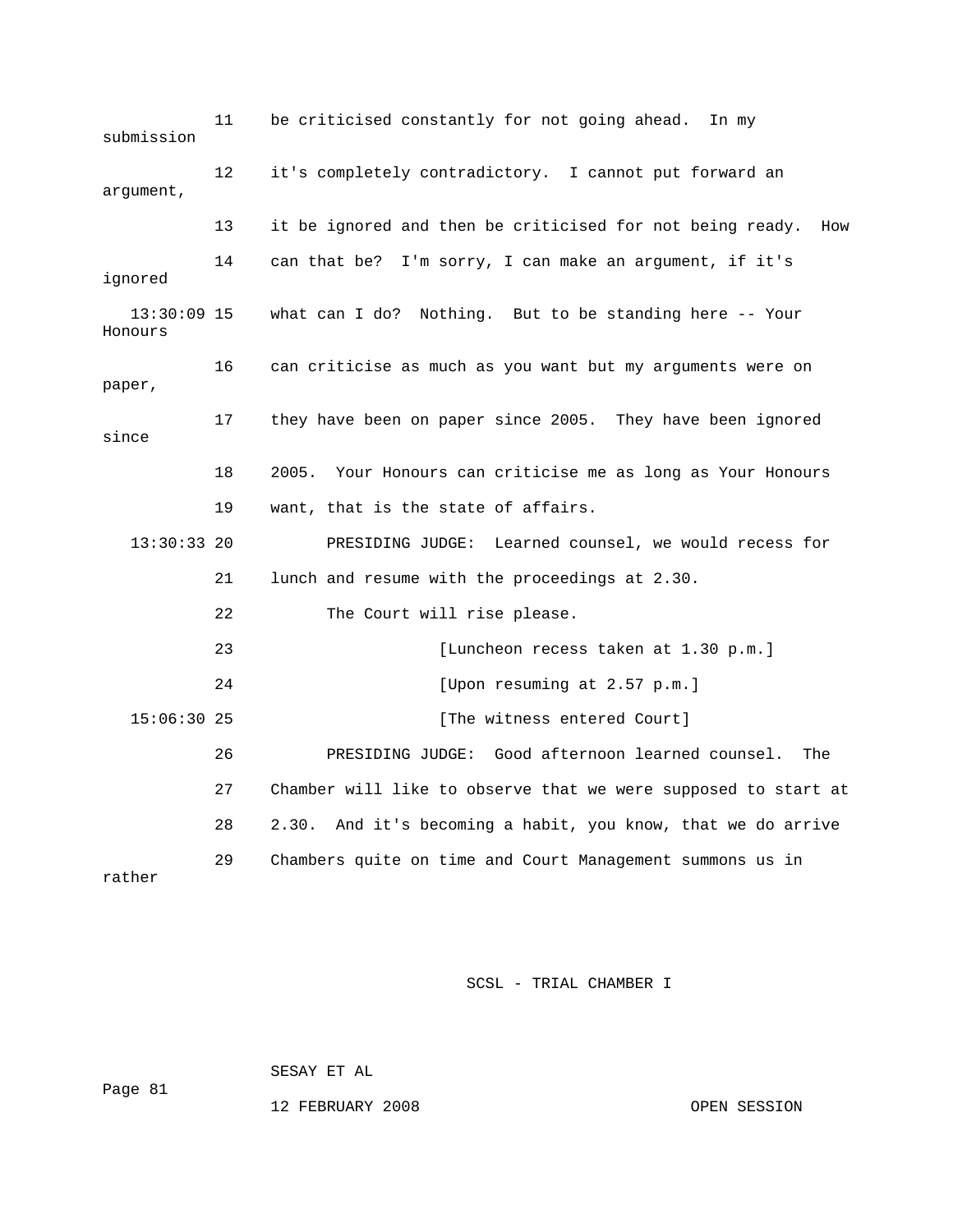11 be criticised constantly for not going ahead. In my submission

12 it's completely contradictory. I cannot put forward an argument,

13 it be ignored and then be criticised for not being ready. How

14 can that be? I'm sorry, I can make an argument, if it's ignored

13:30:09 15 what can I do? Nothing. But to be standing here -- Your Honours

16 can criticise as much as you want but my arguments were on paper,

17 they have been on paper since 2005. They have been ignored since

18 2005. Your Honours can criticise me as long as Your Honours

19 want, that is the state of affairs.

13:30:33 20 PRESIDING JUDGE: Learned counsel, we would recess for

21 lunch and resume with the proceedings at 2.30.

22 The Court will rise please.

23 [Luncheon recess taken at 1.30 p.m.]

24 [Upon resuming at 2.57 p.m.]

15:06:30 25 [The witness entered Court]

26 PRESIDING JUDGE: Good afternoon learned counsel. The

27 Chamber will like to observe that we were supposed to start at

28 2.30. And it's becoming a habit, you know, that we do arrive

29 Chambers quite on time and Court Management summons us in rather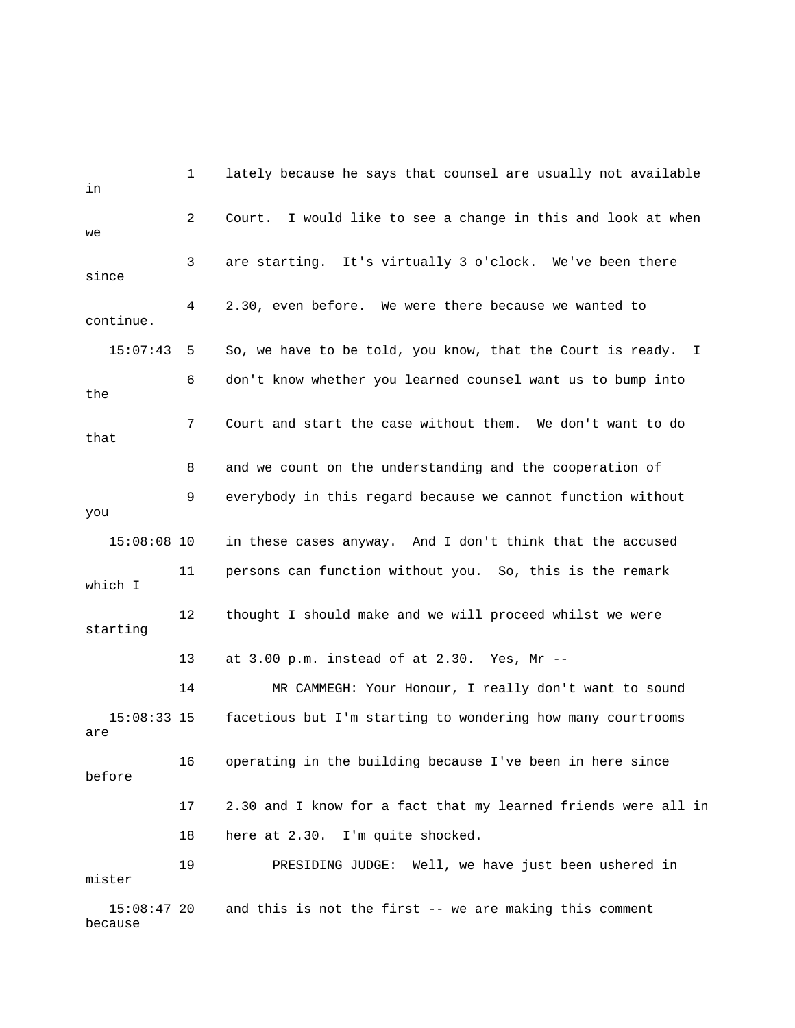1 lately because he says that counsel are usually not available in

2 Court. I would like to see a change in this and look at when we

3 are starting. It's virtually 3 o'clock. We've been there since

4 2.30, even before. We were there because we wanted to continue.

15:07:43 5 So, we have to be told, you know, that the Court is ready. I

6 don't know whether you learned counsel want us to bump into the

7 Court and start the case without them. We don't want to do that

8 and we count on the understanding and the cooperation of

9 everybody in this regard because we cannot function without you

15:08:08 10 in these cases anyway. And I don't think that the accused

11 persons can function without you. So, this is the remark which I

12 thought I should make and we will proceed whilst we were starting

13 at 3.00 p.m. instead of at 2.30. Yes, Mr --

14 MR CAMMEGH: Your Honour, I really don't want to sound

15:08:33 15 facetious but I'm starting to wondering how many courtrooms are

16 operating in the building because I've been in here since before

17 2.30 and I know for a fact that my learned friends were all in

18 here at 2.30. I'm quite shocked.

19 PRESIDING JUDGE: Well, we have just been ushered in mister

15:08:47 20 and this is not the first -- we are making this comment because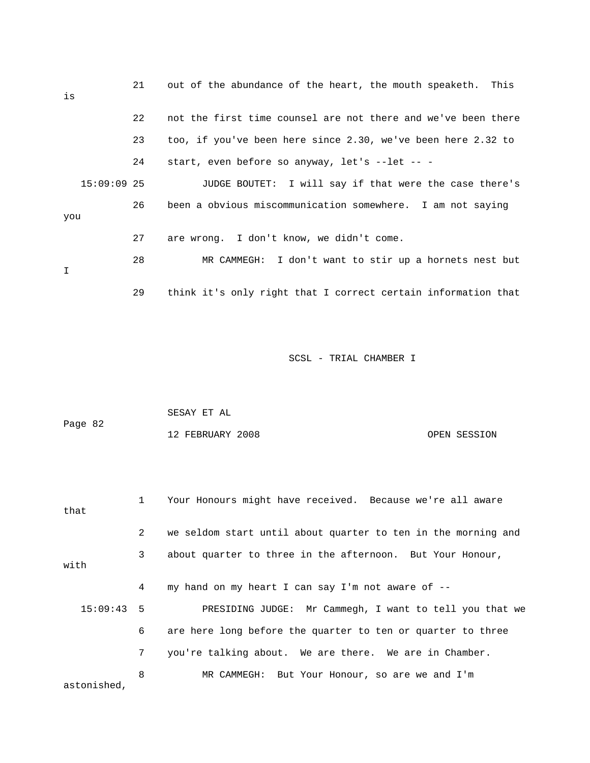21 out of the abundance of the heart, the mouth speaketh. This is

22 not the first time counsel are not there and we've been there

23 too, if you've been here since 2.30, we've been here 2.32 to

24 start, even before so anyway, let's --let -- -

15:09:09 25 JUDGE BOUTET: I will say if that were the case there's

26 been a obvious miscommunication somewhere. I am not saying you

27 are wrong. I don't know, we didn't come.

28 MR CAMMEGH: I don't want to stir up a hornets nest but I

29 think it's only right that I correct certain information that

SCSL - TRIAL CHAMBER I

SESAY ET AL

Page 82

12 FEBRUARY 2008 OPEN SESSION

1 Your Honours might have received. Because we're all aware that

2 we seldom start until about quarter to ten in the morning and

3 about quarter to three in the afternoon. But Your Honour, with

4 my hand on my heart I can say I'm not aware of --

15:09:43 5 PRESIDING JUDGE: Mr Cammegh, I want to tell you that we

6 are here long before the quarter to ten or quarter to three

7 you're talking about. We are there. We are in Chamber.

8 MR CAMMEGH: But Your Honour, so are we and I'm astonished,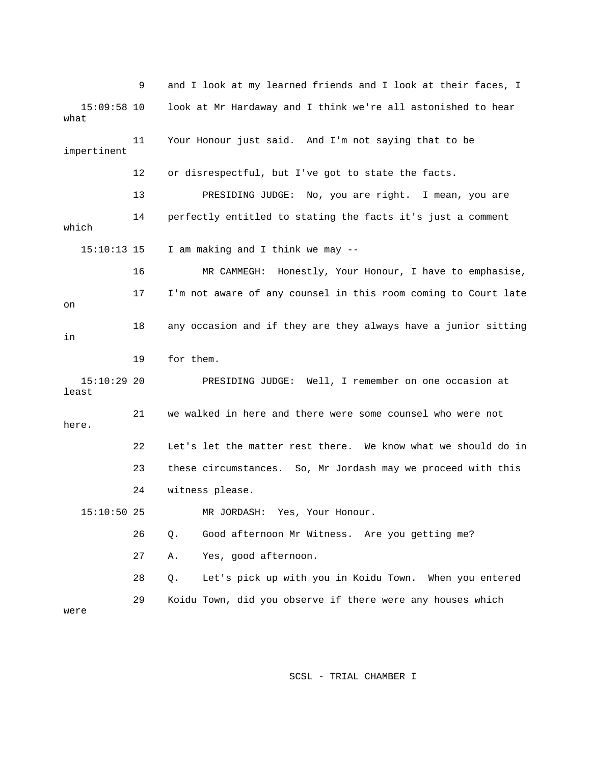9 and I look at my learned friends and I look at their faces, I

15:09:58 10 look at Mr Hardaway and I think we're all astonished to hear what

11 Your Honour just said. And I'm not saying that to be impertinent

12 or disrespectful, but I've got to state the facts.

13 PRESIDING JUDGE: No, you are right. I mean, you are

14 perfectly entitled to stating the facts it's just a comment which

15:10:13 15 I am making and I think we may --

16 MR CAMMEGH: Honestly, Your Honour, I have to emphasise,

17 I'm not aware of any counsel in this room coming to Court late on

18 any occasion and if they are they always have a junior sitting in

19 for them.

15:10:29 20 PRESIDING JUDGE: Well, I remember on one occasion at least

21 we walked in here and there were some counsel who were not here.

22 Let's let the matter rest there. We know what we should do in

23 these circumstances. So, Mr Jordash may we proceed with this

24 witness please.

15:10:50 25 MR JORDASH: Yes, Your Honour.

26 Q. Good afternoon Mr Witness. Are you getting me?

27 A. Yes, good afternoon.

28 Q. Let's pick up with you in Koidu Town. When you entered

29 Koidu Town, did you observe if there were any houses which were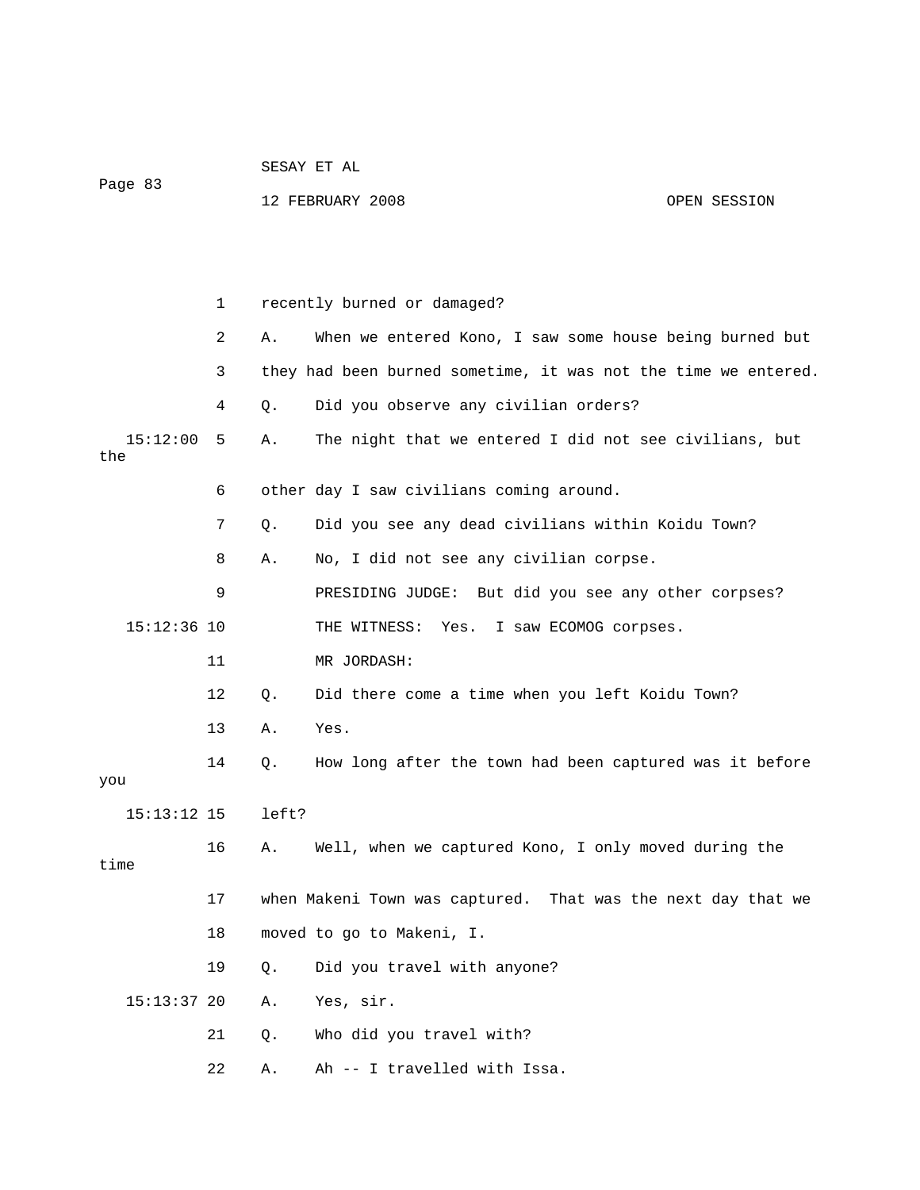1 recently burned or damaged?

2 A. When we entered Kono, I saw some house being burned but

3 they had been burned sometime, it was not the time we entered.

4 Q. Did you observe any civilian orders?

15:12:00 5 A. The night that we entered I did not see civilians, but the

6 other day I saw civilians coming around.

7 Q. Did you see any dead civilians within Koidu Town?

8 A. No, I did not see any civilian corpse.

9 PRESIDING JUDGE: But did you see any other corpses?

15:12:36 10 THE WITNESS: Yes. I saw ECOMOG corpses.

11 MR JORDASH:

12 Q. Did there come a time when you left Koidu Town?

13 A. Yes.

14 Q. How long after the town had been captured was it before you

15:13:12 15 left?

16 A. Well, when we captured Kono, I only moved during the time

17 when Makeni Town was captured. That was the next day that we

18 moved to go to Makeni, I.

19 Q. Did you travel with anyone?

15:13:37 20 A. Yes, sir.

21 Q. Who did you travel with?

22 A. Ah -- I travelled with Issa.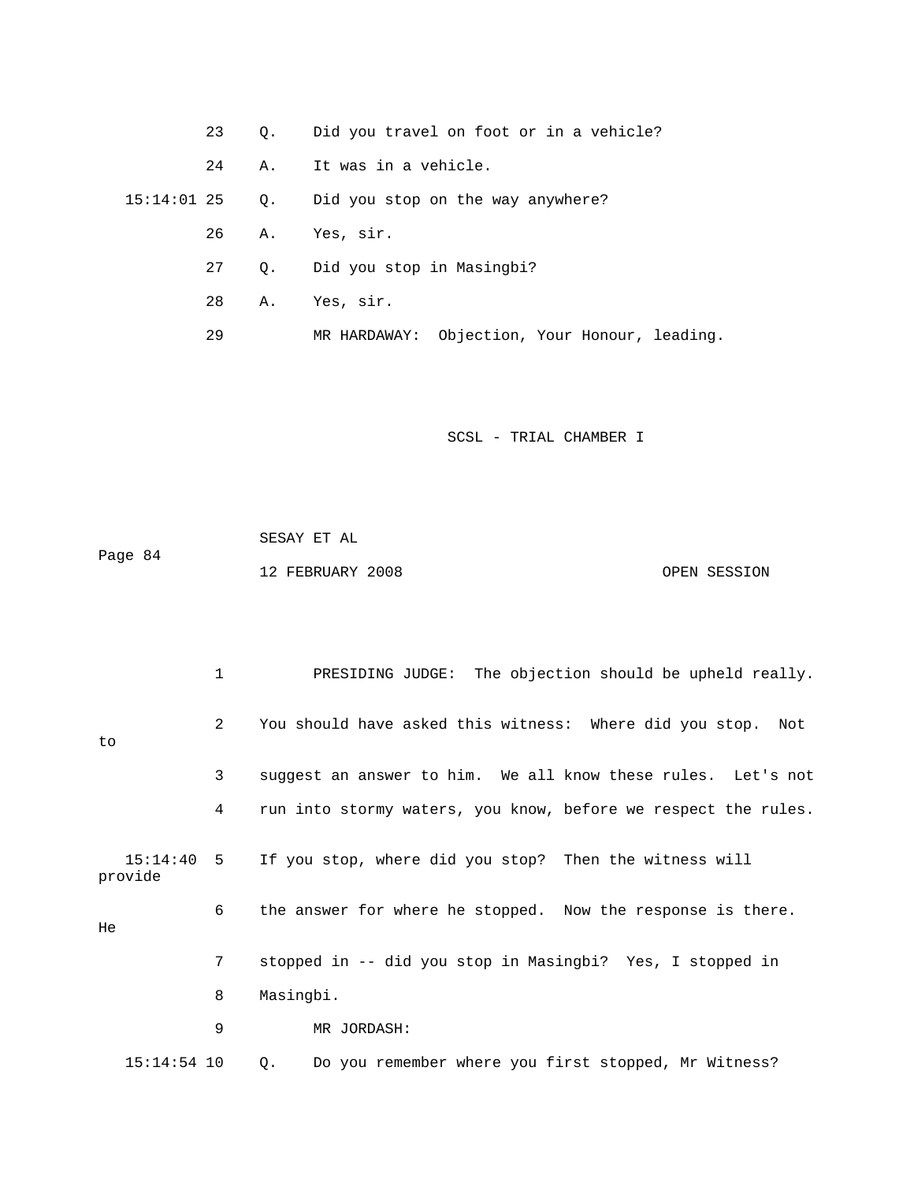23 Q. Did you travel on foot or in a vehicle?

24 A. It was in a vehicle.

15:14:01 25 Q. Did you stop on the way anywhere?

26 A. Yes, sir.

27 Q. Did you stop in Masingbi?

28 A. Yes, sir.

29 MR HARDAWAY: Objection, Your Honour, leading.

1 PRESIDING JUDGE: The objection should be upheld really.

2 You should have asked this witness: Where did you stop. Not to

3 suggest an answer to him. We all know these rules. Let's not

4 run into stormy waters, you know, before we respect the rules.

15:14:40 5 If you stop, where did you stop? Then the witness will provide

6 the answer for where he stopped. Now the response is there. He

7 stopped in -- did you stop in Masingbi? Yes, I stopped in

8 Masingbi.

9 MR JORDASH:

15:14:54 10 Q. Do you remember where you first stopped, Mr Witness?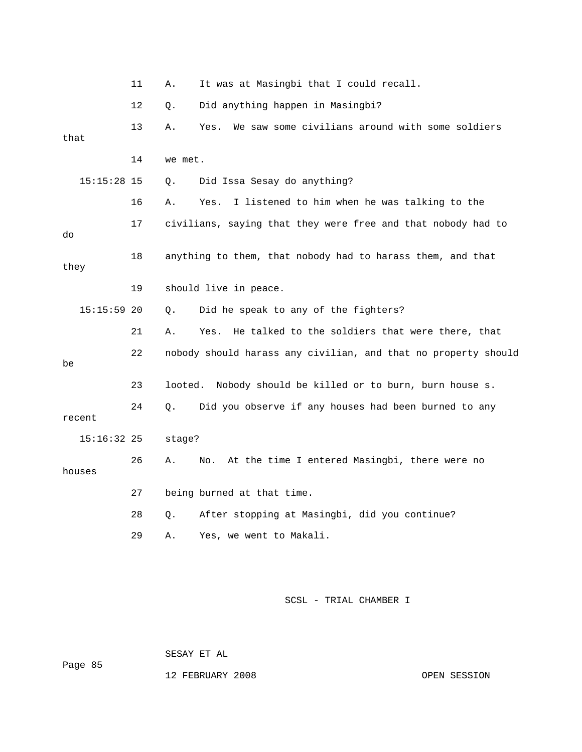11 A. It was at Masingbi that I could recall.

12 Q. Did anything happen in Masingbi?

13 A. Yes. We saw some civilians around with some soldiers that

14 we met.

15:15:28 15 Q. Did Issa Sesay do anything?

16 A. Yes. I listened to him when he was talking to the

17 civilians, saying that they were free and that nobody had to do

18 anything to them, that nobody had to harass them, and that they

19 should live in peace.

15:15:59 20 Q. Did he speak to any of the fighters?

21 A. Yes. He talked to the soldiers that were there, that

22 nobody should harass any civilian, and that no property should be

23 looted. Nobody should be killed or to burn, burn house s.

24 Q. Did you observe if any houses had been burned to any recent

15:16:32 25 stage?

26 A. No. At the time I entered Masingbi, there were no houses

27 being burned at that time.

28 Q. After stopping at Masingbi, did you continue?

29 A. Yes, we went to Makali.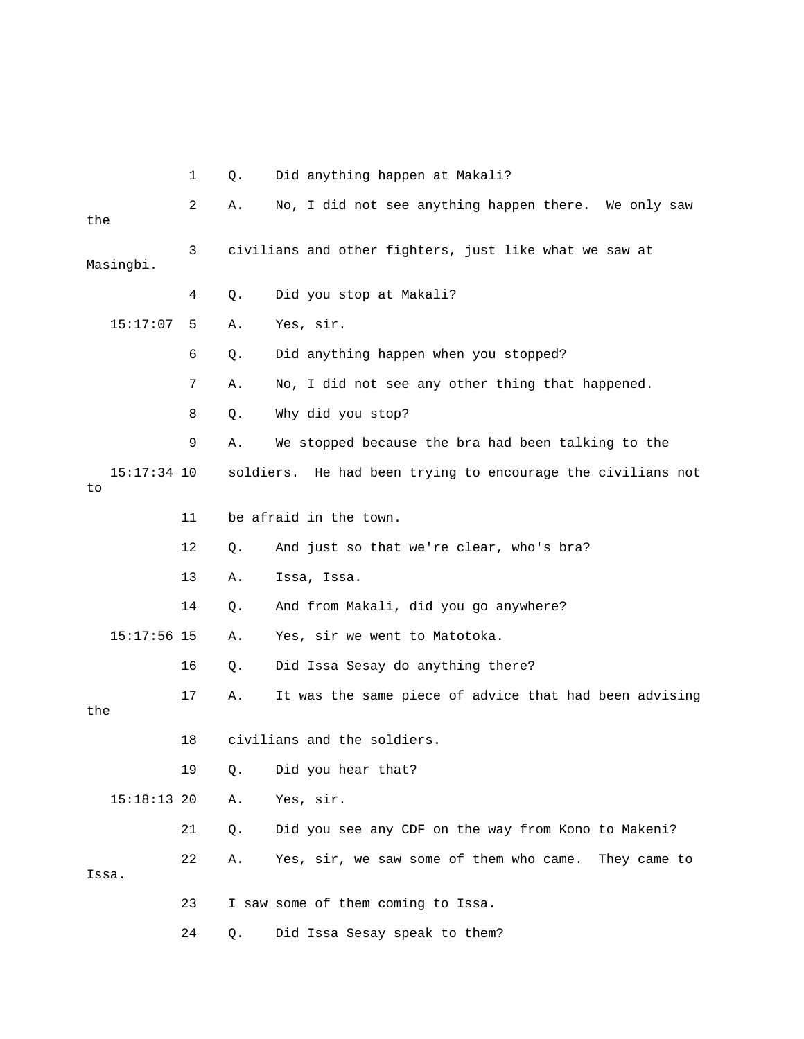1 Q. Did anything happen at Makali?

2 A. No, I did not see anything happen there. We only saw the

3 civilians and other fighters, just like what we saw at Masingbi.

4 Q. Did you stop at Makali?

15:17:07 5 A. Yes, sir.

6 Q. Did anything happen when you stopped?

7 A. No, I did not see any other thing that happened.

8 Q. Why did you stop?

9 A. We stopped because the bra had been talking to the

15:17:34 10 soldiers. He had been trying to encourage the civilians not to

11 be afraid in the town.

12 Q. And just so that we're clear, who's bra?

13 A. Issa, Issa.

14 Q. And from Makali, did you go anywhere?

15:17:56 15 A. Yes, sir we went to Matotoka.

16 Q. Did Issa Sesay do anything there?

17 A. It was the same piece of advice that had been advising the

18 civilians and the soldiers.

19 Q. Did you hear that?

15:18:13 20 A. Yes, sir.

21 Q. Did you see any CDF on the way from Kono to Makeni?

22 A. Yes, sir, we saw some of them who came. They came to Issa.

23 I saw some of them coming to Issa.

24 Q. Did Issa Sesay speak to them?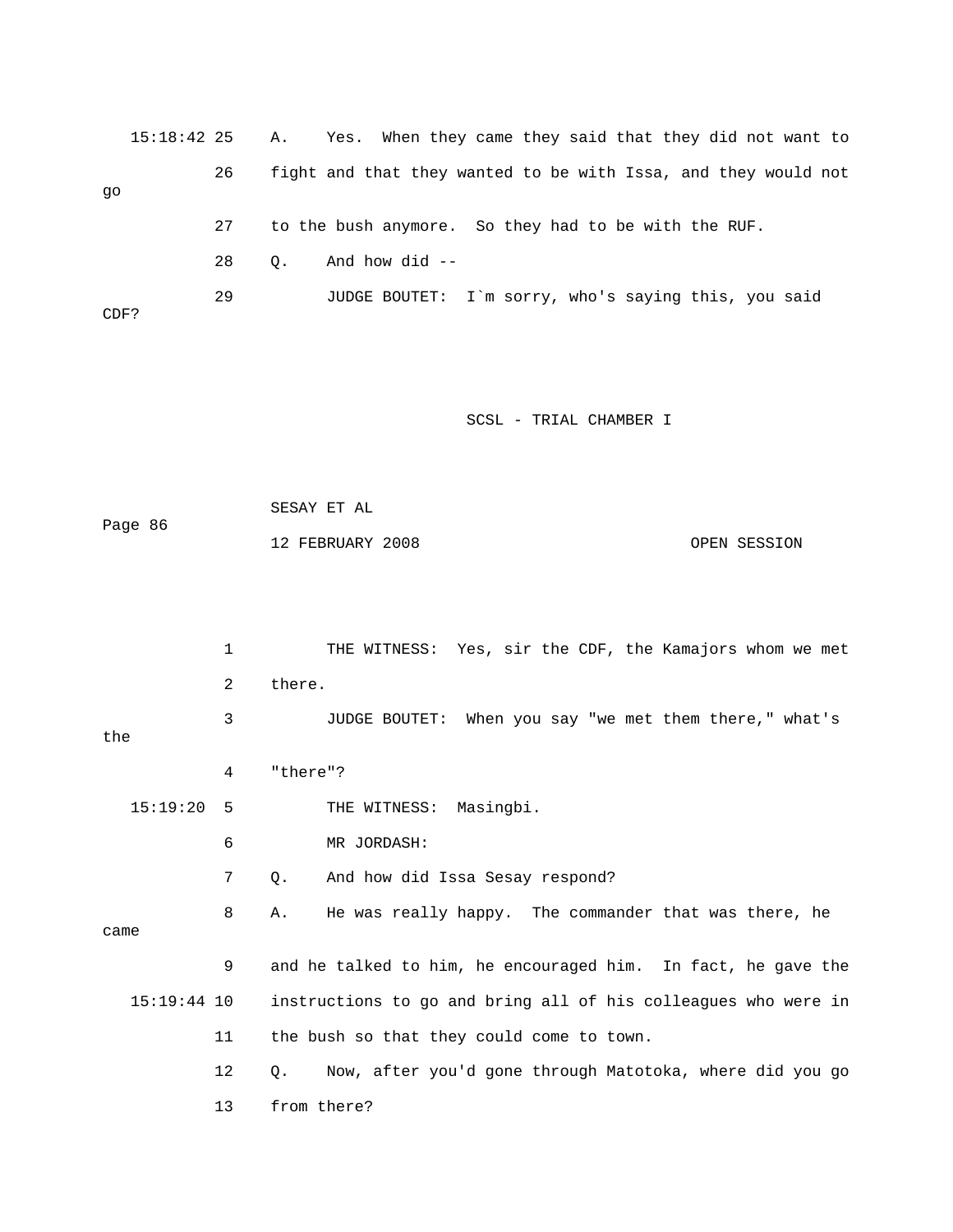15:18:42 25 A. Yes. When they came they said that they did not want to

26 fight and that they wanted to be with Issa, and they would not go

27 to the bush anymore. So they had to be with the RUF.

28 Q. And how did --

29 JUDGE BOUTET: I`m sorry, who's saying this, you said CDF?

1 THE WITNESS: Yes, sir the CDF, the Kamajors whom we met

2 there.

3 JUDGE BOUTET: When you say "we met them there," what's the

4 "there"?

15:19:20 5 THE WITNESS: Masingbi.

6 MR JORDASH:

7 Q. And how did Issa Sesay respond?

8 A. He was really happy. The commander that was there, he came

9 and he talked to him, he encouraged him. In fact, he gave the

15:19:44 10 instructions to go and bring all of his colleagues who were in

11 the bush so that they could come to town.

12 Q. Now, after you'd gone through Matotoka, where did you go

13 from there?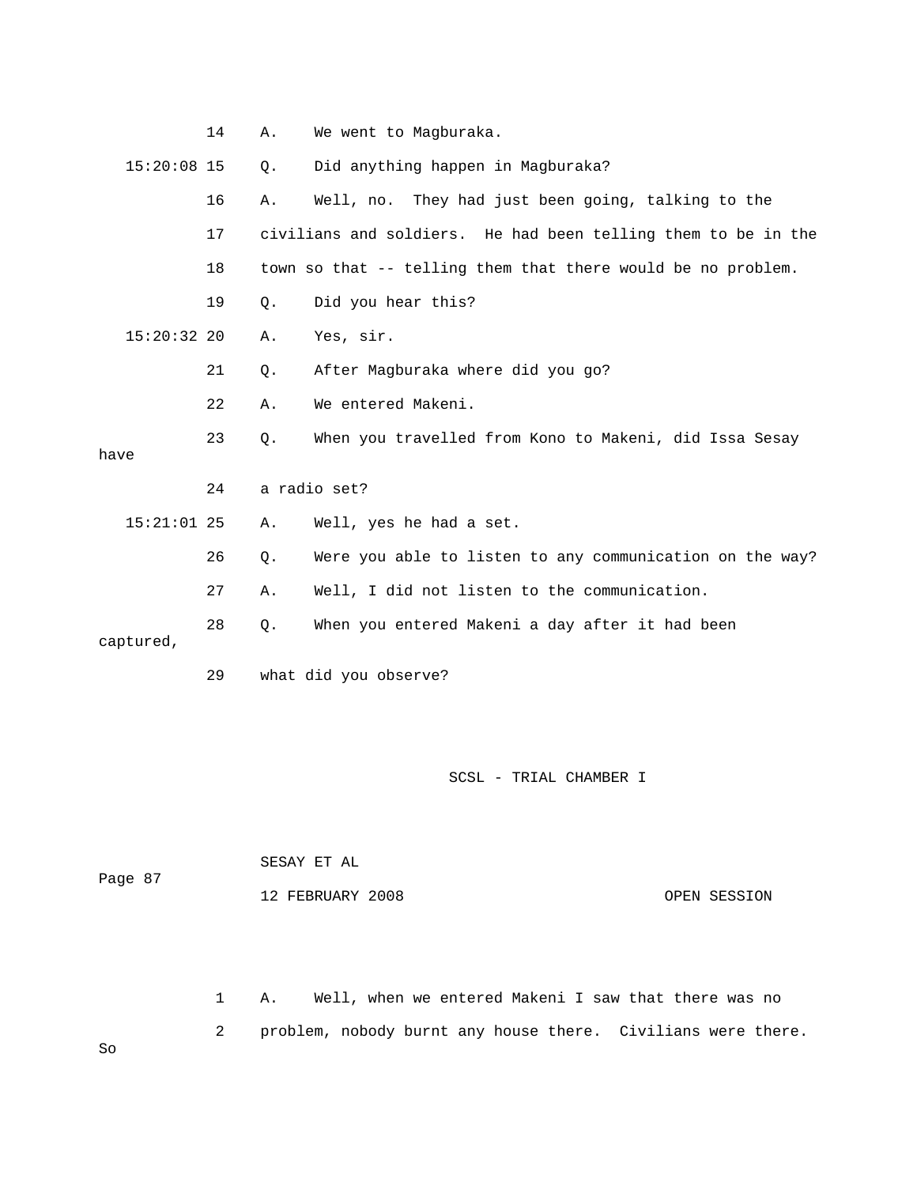14 A. We went to Magburaka.

15:20:08 15 Q. Did anything happen in Magburaka?

16 A. Well, no. They had just been going, talking to the

17 civilians and soldiers. He had been telling them to be in the

18 town so that -- telling them that there would be no problem.

19 Q. Did you hear this?

15:20:32 20 A. Yes, sir.

21 Q. After Magburaka where did you go?

22 A. We entered Makeni.

23 Q. When you travelled from Kono to Makeni, did Issa Sesay have

24 a radio set?

15:21:01 25 A. Well, yes he had a set.

26 Q. Were you able to listen to any communication on the way?

27 A. Well, I did not listen to the communication.

28 Q. When you entered Makeni a day after it had been captured,

29 what did you observe?

1 A. Well, when we entered Makeni I saw that there was no

2 problem, nobody burnt any house there. Civilians were there. So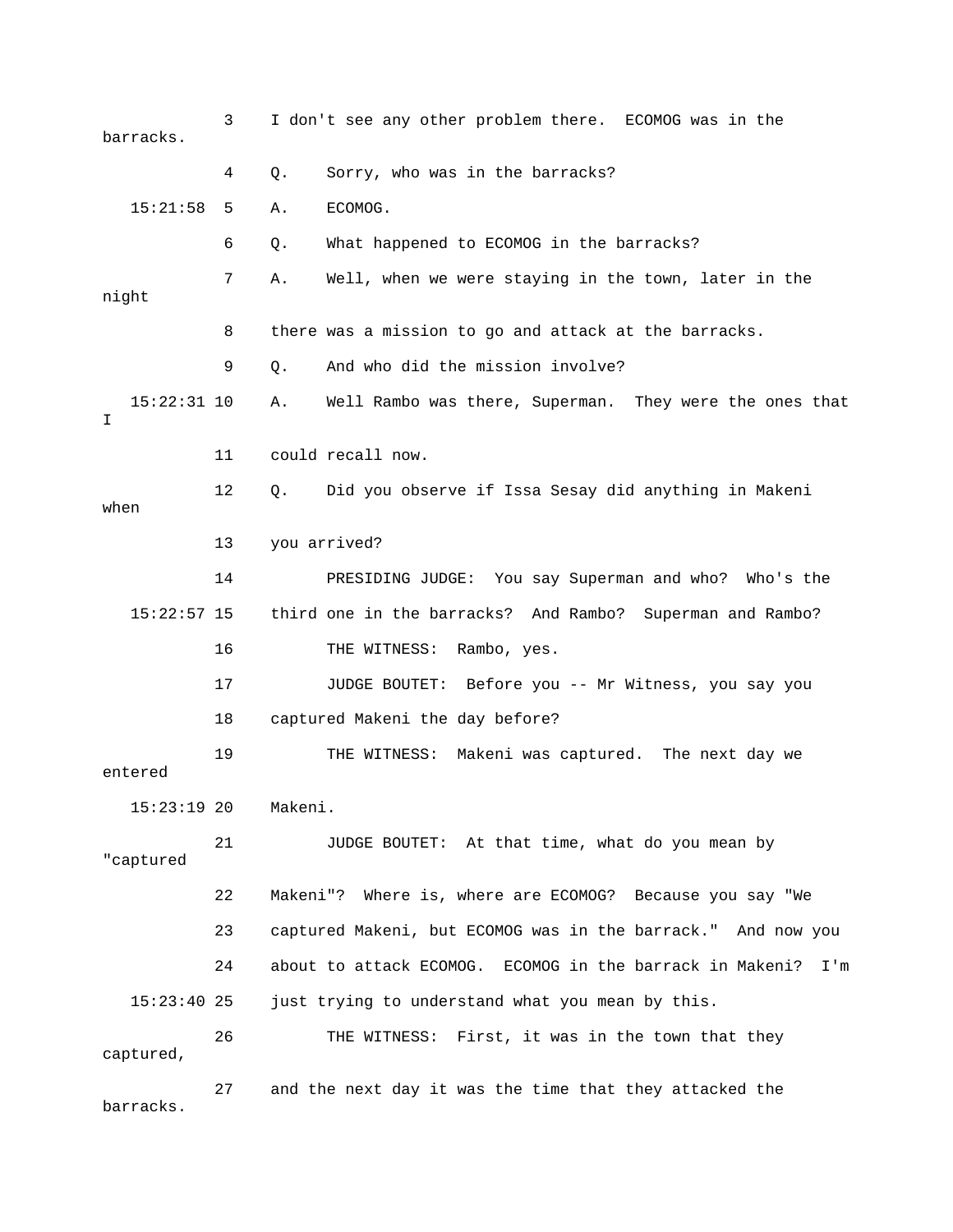3 I don't see any other problem there. ECOMOG was in the barracks.

4 Q. Sorry, who was in the barracks?

15:21:58 5 A. ECOMOG.

6 Q. What happened to ECOMOG in the barracks?

7 A. Well, when we were staying in the town, later in the night

8 there was a mission to go and attack at the barracks.

9 Q. And who did the mission involve?

15:22:31 10 A. Well Rambo was there, Superman. They were the ones that I

11 could recall now.

12 Q. Did you observe if Issa Sesay did anything in Makeni when

13 you arrived?

14 PRESIDING JUDGE: You say Superman and who? Who's the

15:22:57 15 third one in the barracks? And Rambo? Superman and Rambo?

16 THE WITNESS: Rambo, yes.

17 JUDGE BOUTET: Before you -- Mr Witness, you say you

18 captured Makeni the day before?

19 THE WITNESS: Makeni was captured. The next day we entered

15:23:19 20 Makeni.

21 JUDGE BOUTET: At that time, what do you mean by "captured

22 Makeni"? Where is, where are ECOMOG? Because you say "We

23 captured Makeni, but ECOMOG was in the barrack." And now you

24 about to attack ECOMOG. ECOMOG in the barrack in Makeni? I'm

15:23:40 25 just trying to understand what you mean by this.

26 THE WITNESS: First, it was in the town that they captured,

27 and the next day it was the time that they attacked the barracks.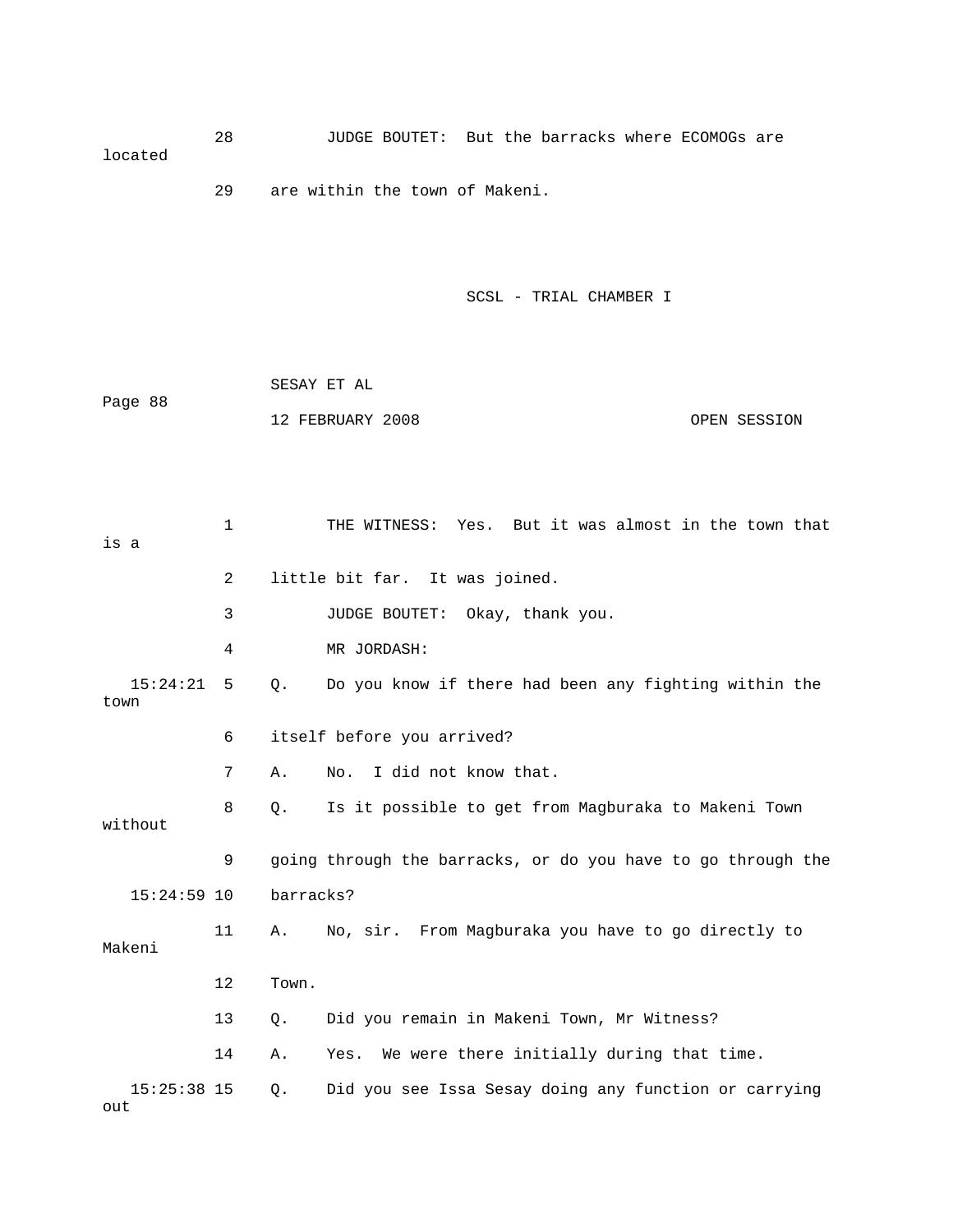28 JUDGE BOUTET: But the barracks where ECOMOGs are located

29 are within the town of Makeni.

SCSL - TRIAL CHAMBER I

SESAY ET AL

12 FEBRUARY 2008 OPEN SESSION

1 THE WITNESS: Yes. But it was almost in the town that is a

2 little bit far. It was joined.

3 JUDGE BOUTET: Okay, thank you.

4 MR JORDASH:

15:24:21 5 Q. Do you know if there had been any fighting within the town

6 itself before you arrived?

7 A. No. I did not know that.

8 Q. Is it possible to get from Magburaka to Makeni Town without

9 going through the barracks, or do you have to go through the

15:24:59 10 barracks?

11 A. No, sir. From Magburaka you have to go directly to Makeni

12 Town.

13 Q. Did you remain in Makeni Town, Mr Witness?

14 A. Yes. We were there initially during that time.

15:25:38 15 Q. Did you see Issa Sesay doing any function or carrying out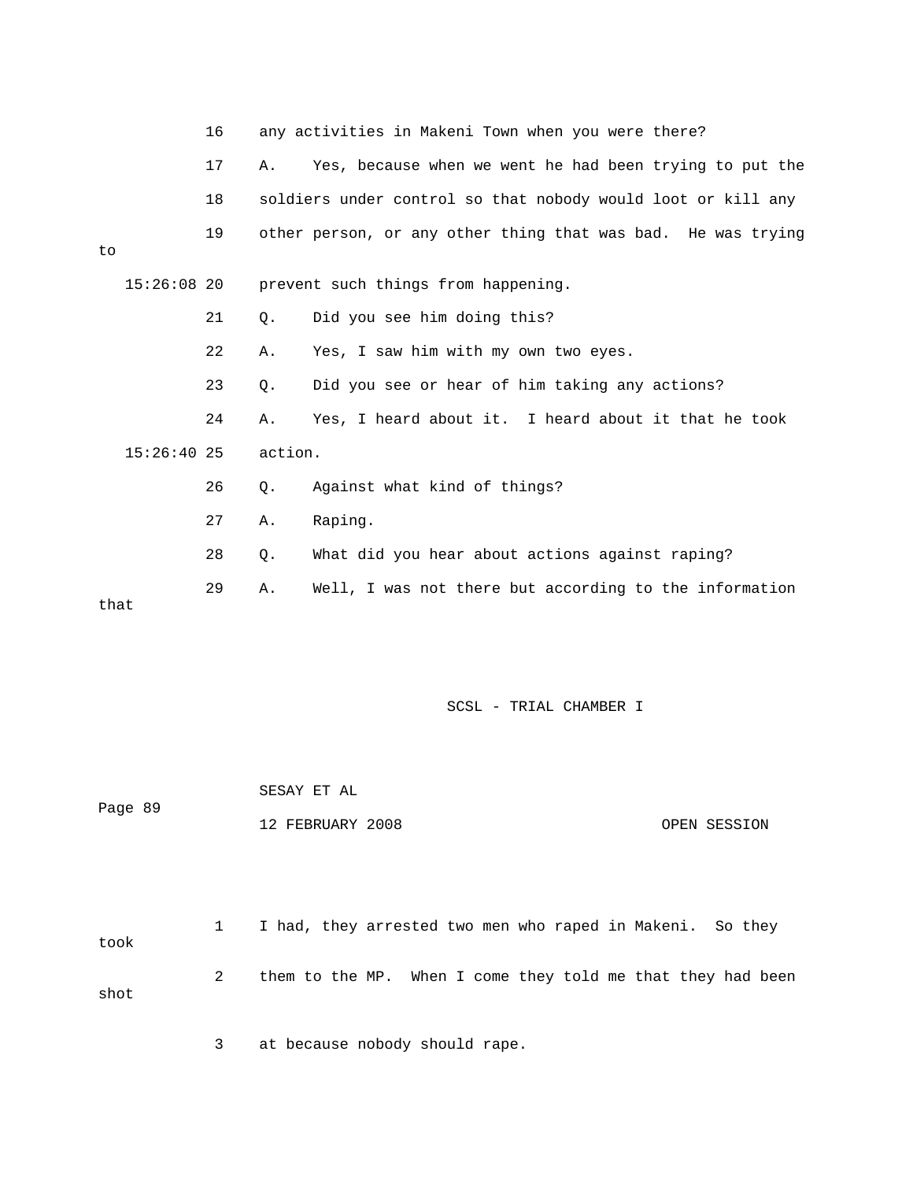16 any activities in Makeni Town when you were there?

17 A. Yes, because when we went he had been trying to put the

18 soldiers under control so that nobody would loot or kill any

19 other person, or any other thing that was bad. He was trying to

15:26:08 20 prevent such things from happening.

21 Q. Did you see him doing this?

22 A. Yes, I saw him with my own two eyes.

23 Q. Did you see or hear of him taking any actions?

24 A. Yes, I heard about it. I heard about it that he took

15:26:40 25 action.

26 Q. Against what kind of things?

27 A. Raping.

28 Q. What did you hear about actions against raping?

29 A. Well, I was not there but according to the information that

1 I had, they arrested two men who raped in Makeni. So they took

2 them to the MP. When I come they told me that they had been shot

3 at because nobody should rape.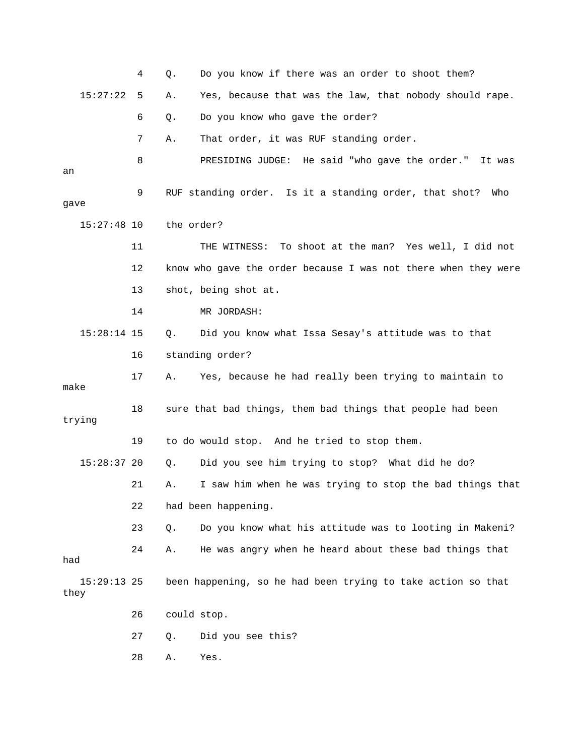4 Q. Do you know if there was an order to shoot them?

15:27:22 5 A. Yes, because that was the law, that nobody should rape.

6 Q. Do you know who gave the order?

7 A. That order, it was RUF standing order.

8 PRESIDING JUDGE: He said "who gave the order." It was an

9 RUF standing order. Is it a standing order, that shot? Who gave

15:27:48 10 the order?

11 THE WITNESS: To shoot at the man? Yes well, I did not

12 know who gave the order because I was not there when they were

13 shot, being shot at.

14 MR JORDASH:

15:28:14 15 Q. Did you know what Issa Sesay's attitude was to that

16 standing order?

17 A. Yes, because he had really been trying to maintain to make

18 sure that bad things, them bad things that people had been trying

19 to do would stop. And he tried to stop them.

15:28:37 20 Q. Did you see him trying to stop? What did he do?

21 A. I saw him when he was trying to stop the bad things that

22 had been happening.

23 Q. Do you know what his attitude was to looting in Makeni?

24 A. He was angry when he heard about these bad things that had

15:29:13 25 been happening, so he had been trying to take action so that they

26 could stop.

27 Q. Did you see this?

28 A. Yes.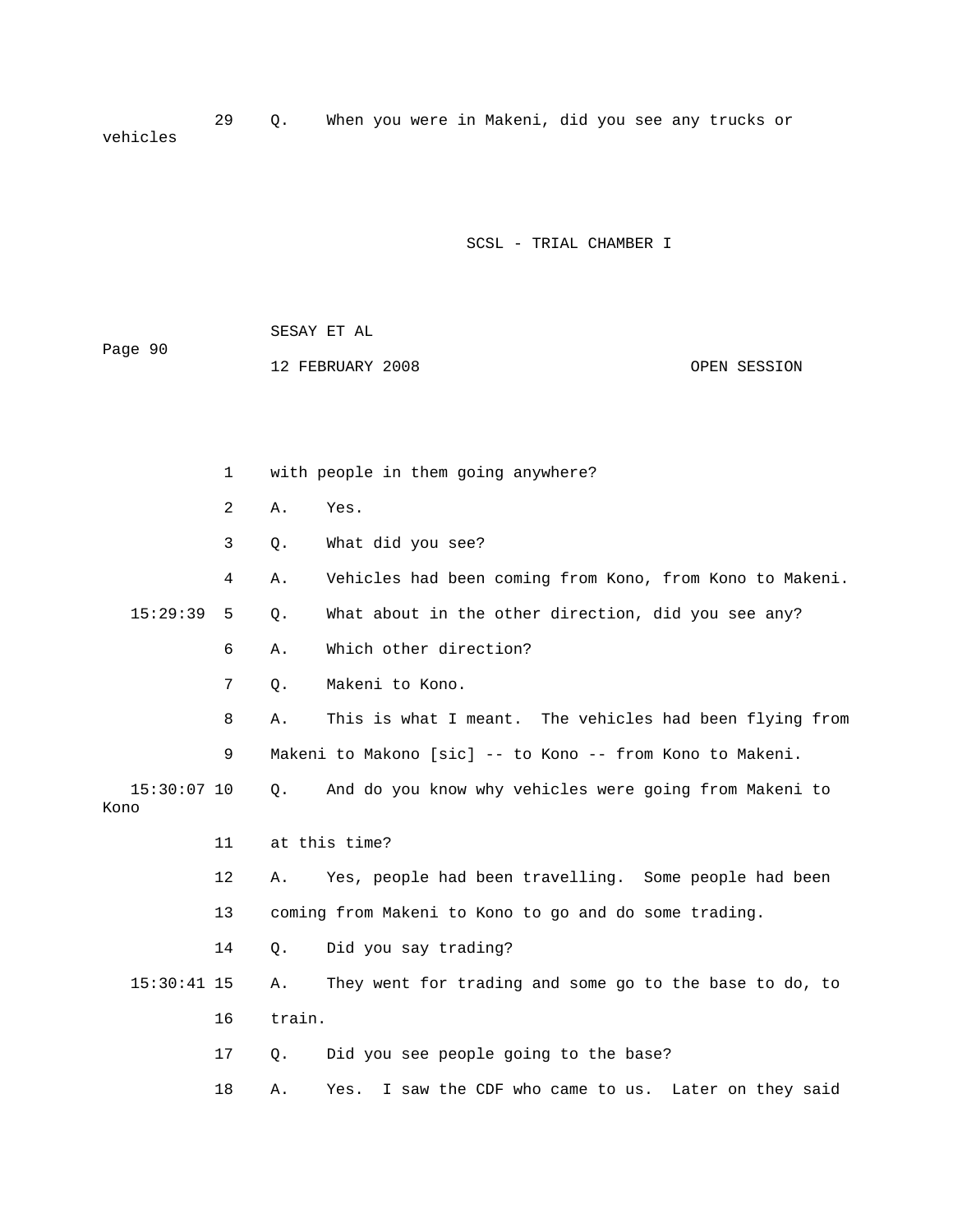29 Q. When you were in Makeni, did you see any trucks or vehicles

1 with people in them going anywhere?

2 A. Yes.

3 Q. What did you see?

4 A. Vehicles had been coming from Kono, from Kono to Makeni.

15:29:39 5 Q. What about in the other direction, did you see any?

6 A. Which other direction?

7 Q. Makeni to Kono.

8 A. This is what I meant. The vehicles had been flying from

9 Makeni to Makono [sic] -- to Kono -- from Kono to Makeni.

15:30:07 10 Q. And do you know why vehicles were going from Makeni to Kono

11 at this time?

12 A. Yes, people had been travelling. Some people had been

13 coming from Makeni to Kono to go and do some trading.

14 Q. Did you say trading?

15:30:41 15 A. They went for trading and some go to the base to do, to

16 train.

17 Q. Did you see people going to the base?

18 A. Yes. I saw the CDF who came to us. Later on they said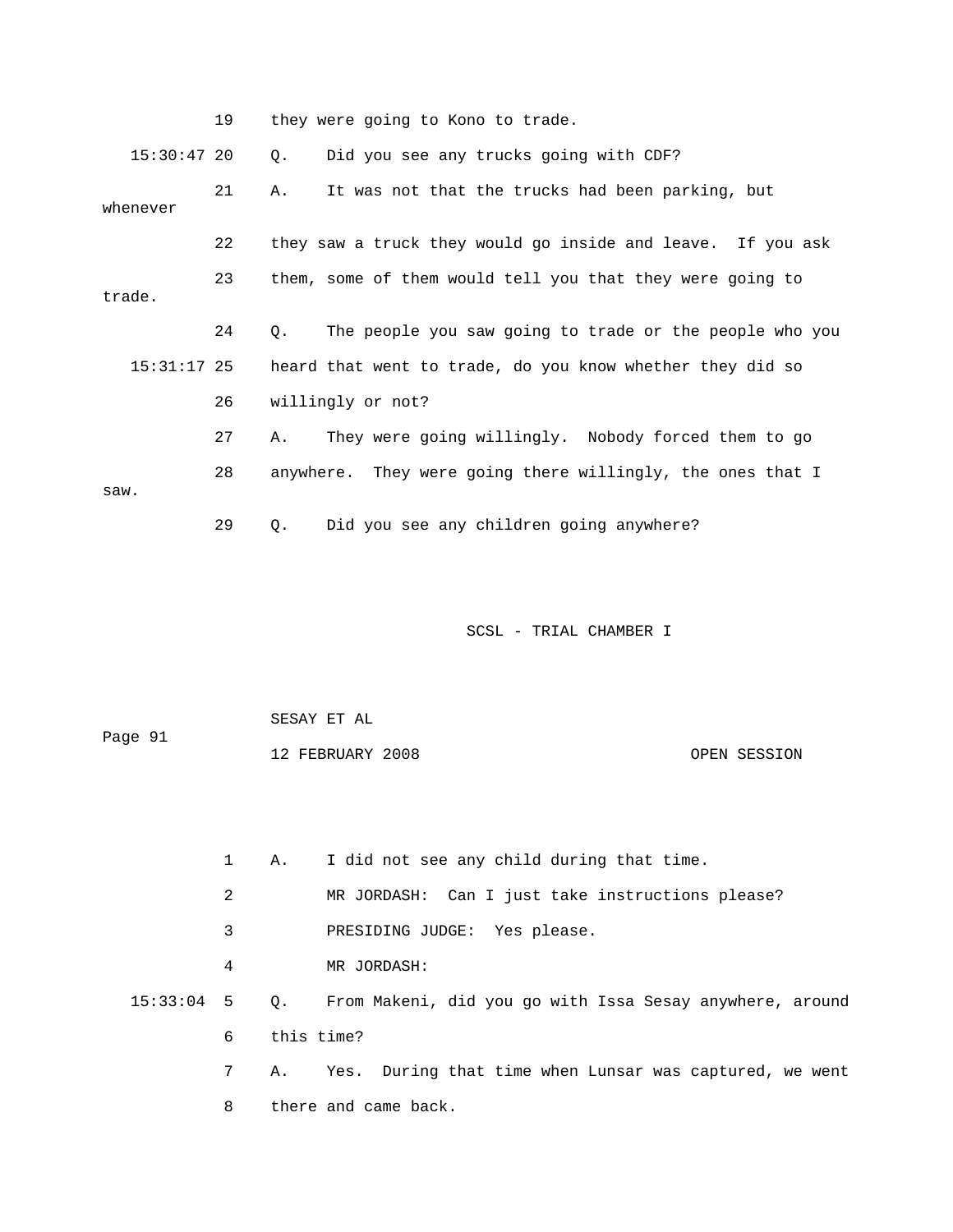19 they were going to Kono to trade.

15:30:47 20 Q. Did you see any trucks going with CDF?

21 A. It was not that the trucks had been parking, but whenever

22 they saw a truck they would go inside and leave. If you ask

23 them, some of them would tell you that they were going to trade.

24 Q. The people you saw going to trade or the people who you

15:31:17 25 heard that went to trade, do you know whether they did so

26 willingly or not?

27 A. They were going willingly. Nobody forced them to go

28 anywhere. They were going there willingly, the ones that I saw.

29 Q. Did you see any children going anywhere?

1 A. I did not see any child during that time.

2 MR JORDASH: Can I just take instructions please?

3 PRESIDING JUDGE: Yes please.

4 MR JORDASH:

15:33:04 5 Q. From Makeni, did you go with Issa Sesay anywhere, around

6 this time?

7 A. Yes. During that time when Lunsar was captured, we went

8 there and came back.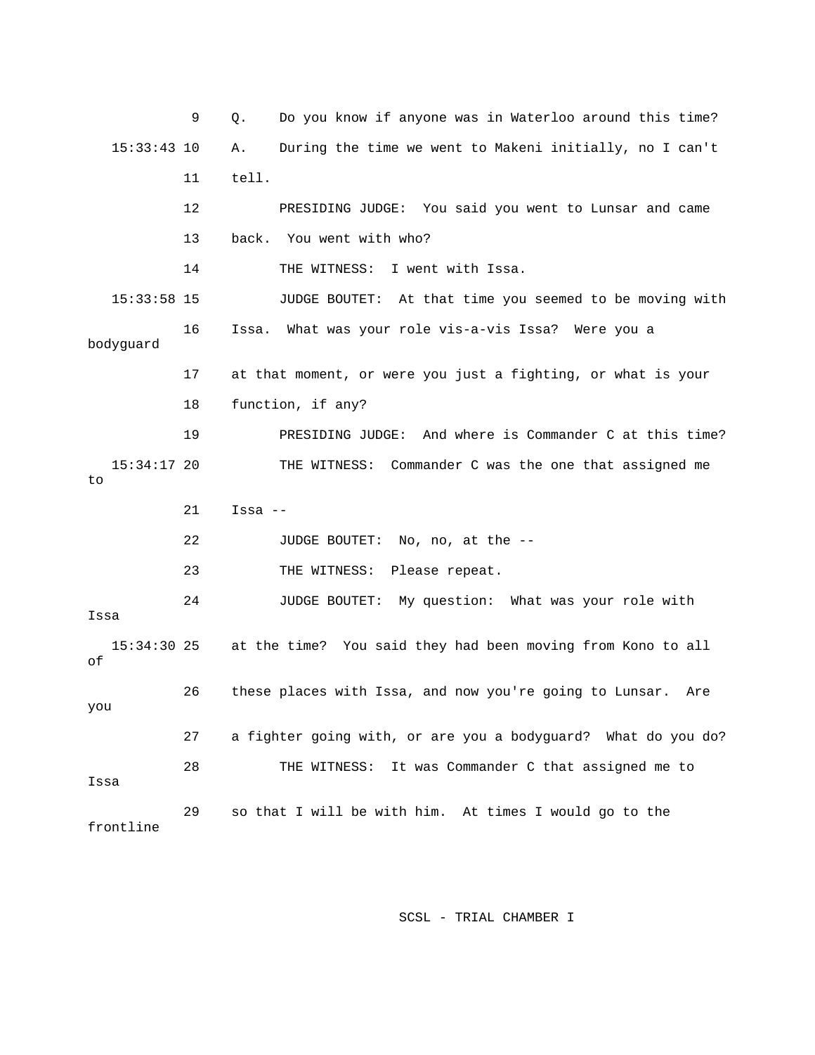9 Q. Do you know if anyone was in Waterloo around this time?

15:33:43 10 A. During the time we went to Makeni initially, no I can't

11 tell.

12 PRESIDING JUDGE: You said you went to Lunsar and came

13 back. You went with who?

14 THE WITNESS: I went with Issa.

15:33:58 15 JUDGE BOUTET: At that time you seemed to be moving with

16 Issa. What was your role vis-a-vis Issa? Were you a bodyguard

17 at that moment, or were you just a fighting, or what is your

18 function, if any?

19 PRESIDING JUDGE: And where is Commander C at this time?

15:34:17 20 THE WITNESS: Commander C was the one that assigned me to

21 Issa --

22 JUDGE BOUTET: No, no, at the --

23 THE WITNESS: Please repeat.

24 JUDGE BOUTET: My question: What was your role with Issa

15:34:30 25 at the time? You said they had been moving from Kono to all of

26 these places with Issa, and now you're going to Lunsar. Are you

27 a fighter going with, or are you a bodyguard? What do you do?

28 THE WITNESS: It was Commander C that assigned me to Issa

29 so that I will be with him. At times I would go to the frontline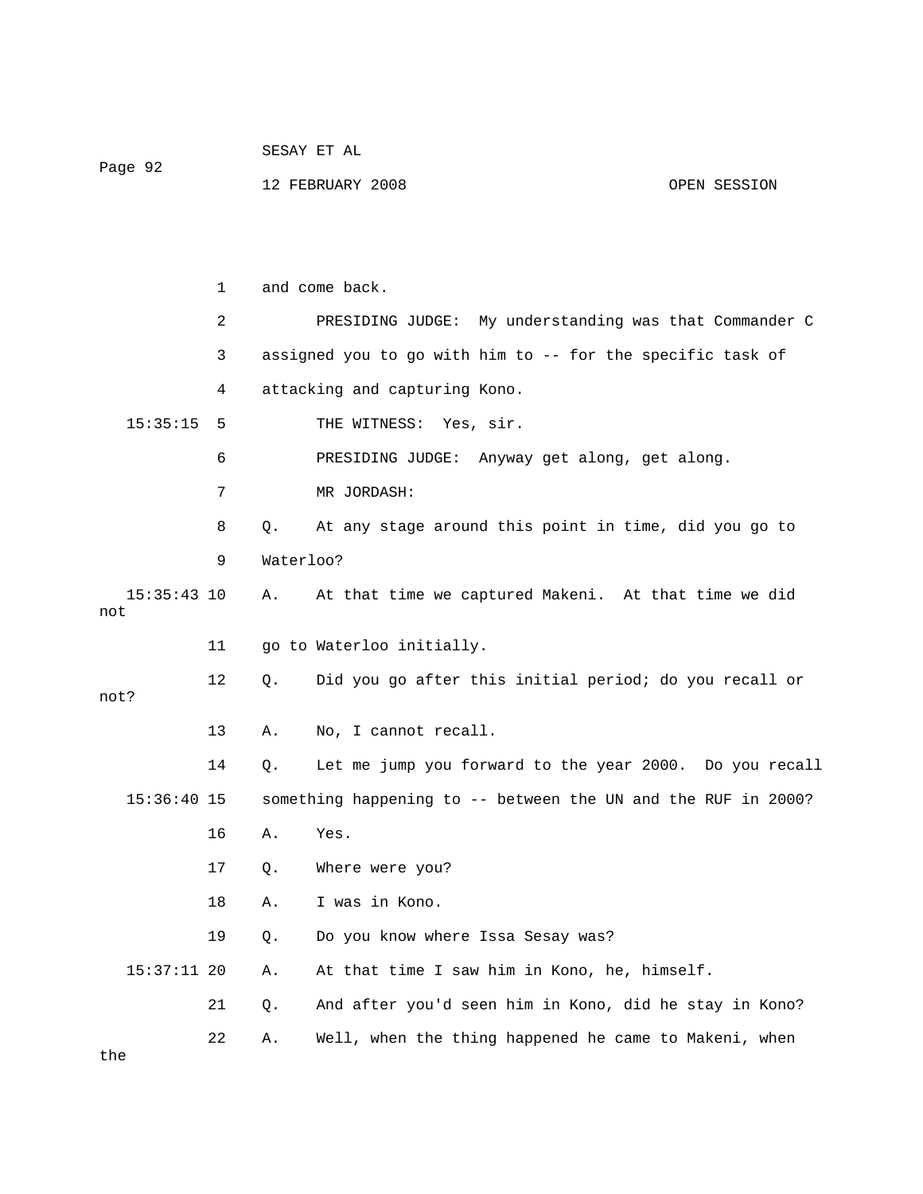1 and come back.

2 PRESIDING JUDGE: My understanding was that Commander C

3 assigned you to go with him to -- for the specific task of

4 attacking and capturing Kono.

15:35:15 5 THE WITNESS: Yes, sir.

6 PRESIDING JUDGE: Anyway get along, get along.

7 MR JORDASH:

8 Q. At any stage around this point in time, did you go to

9 Waterloo?

15:35:43 10 A. At that time we captured Makeni. At that time we did not

11 go to Waterloo initially.

12 Q. Did you go after this initial period; do you recall or not?

13 A. No, I cannot recall.

14 Q. Let me jump you forward to the year 2000. Do you recall

15:36:40 15 something happening to -- between the UN and the RUF in 2000?

16 A. Yes.

17 Q. Where were you?

18 A. I was in Kono.

19 Q. Do you know where Issa Sesay was?

15:37:11 20 A. At that time I saw him in Kono, he, himself.

21 Q. And after you'd seen him in Kono, did he stay in Kono?

22 A. Well, when the thing happened he came to Makeni, when the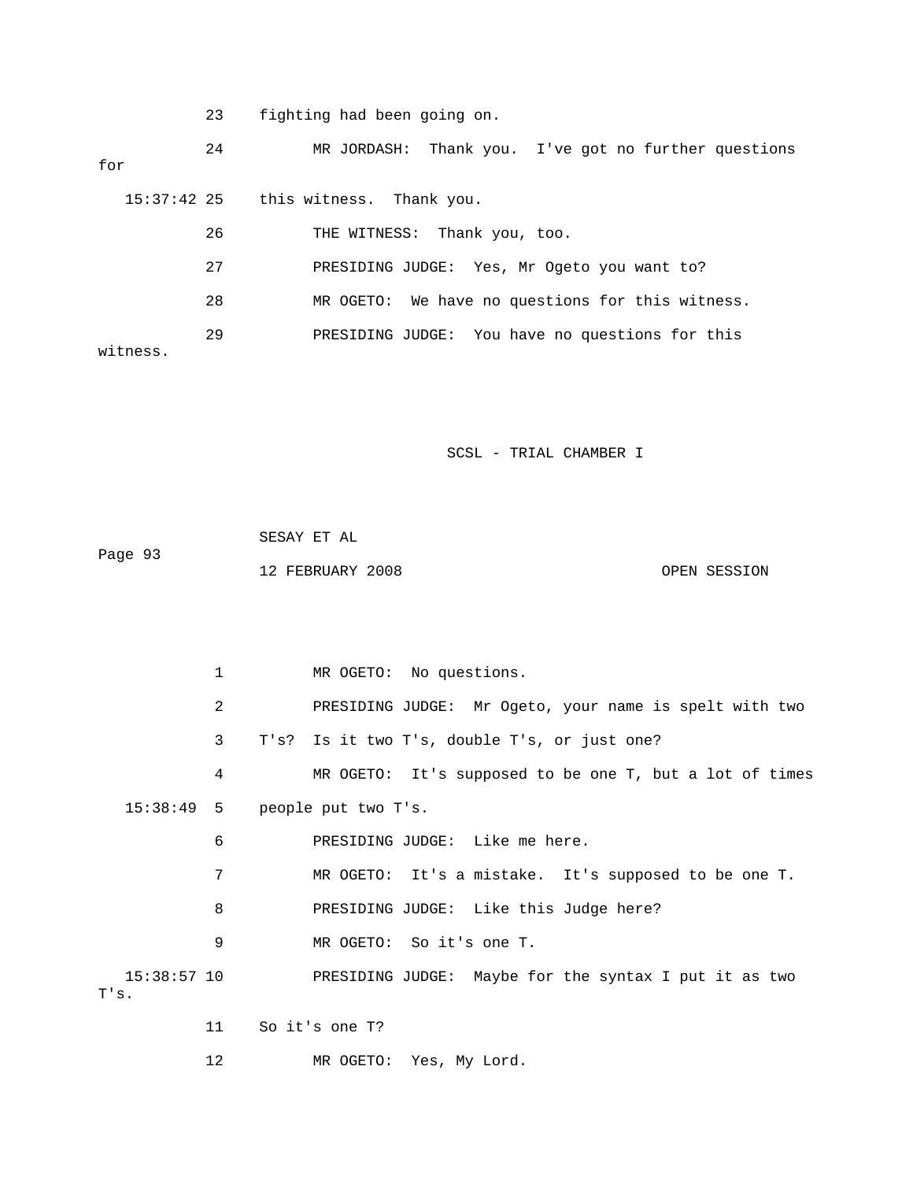23 fighting had been going on.

24 MR JORDASH: Thank you. I've got no further questions for

15:37:42 25 this witness. Thank you.

26 THE WITNESS: Thank you, too.

27 PRESIDING JUDGE: Yes, Mr Ogeto you want to?

28 MR OGETO: We have no questions for this witness.

29 PRESIDING JUDGE: You have no questions for this witness.

1 MR OGETO: No questions.

2 PRESIDING JUDGE: Mr Ogeto, your name is spelt with two

3 T's? Is it two T's, double T's, or just one?

4 MR OGETO: It's supposed to be one T, but a lot of times

15:38:49 5 people put two T's.

6 PRESIDING JUDGE: Like me here.

7 MR OGETO: It's a mistake. It's supposed to be one T.

8 PRESIDING JUDGE: Like this Judge here?

9 MR OGETO: So it's one T.

15:38:57 10 PRESIDING JUDGE: Maybe for the syntax I put it as two T's.

11 So it's one T?

12 MR OGETO: Yes, My Lord.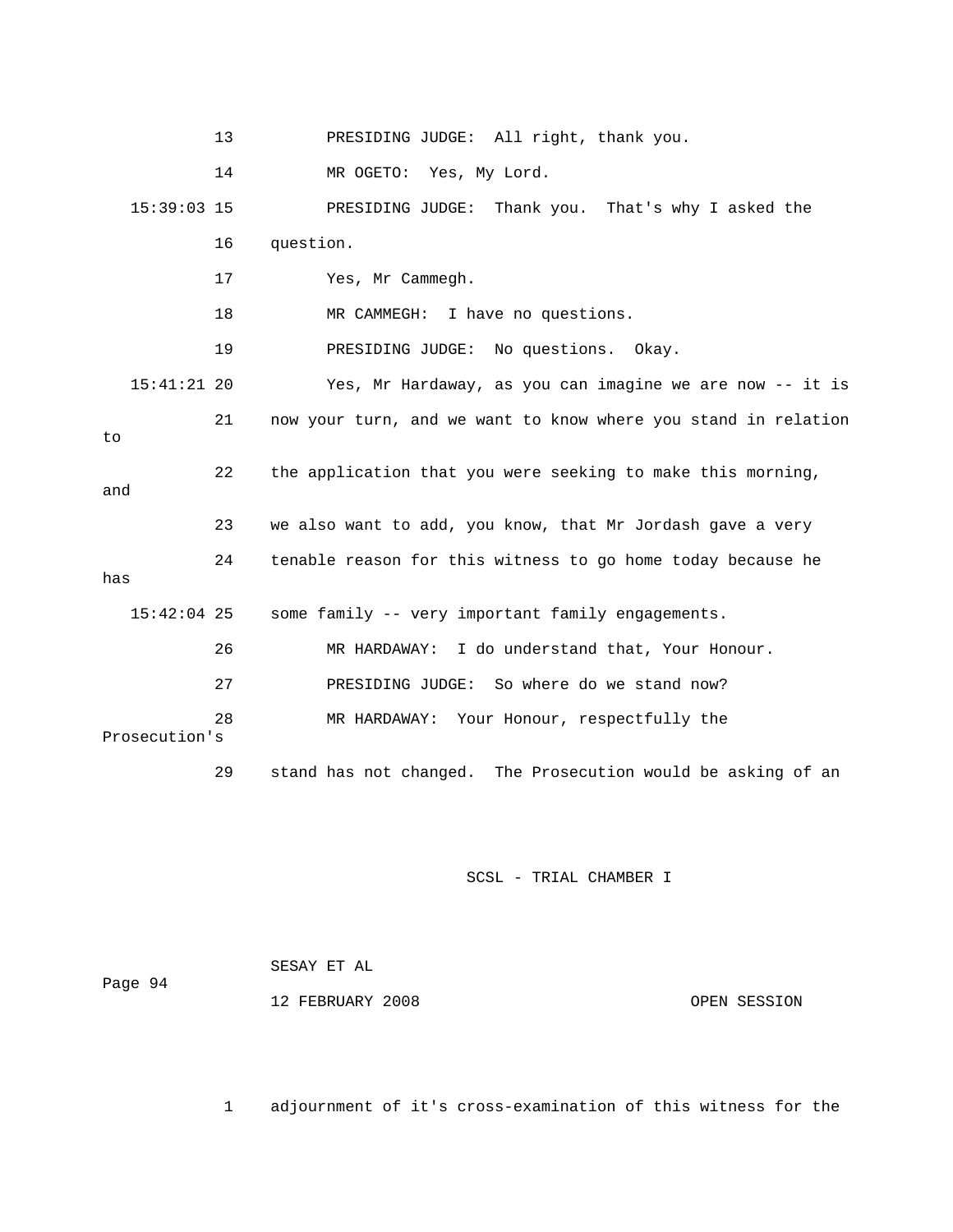13 PRESIDING JUDGE: All right, thank you.

14 MR OGETO: Yes, My Lord.

15:39:03 15 PRESIDING JUDGE: Thank you. That's why I asked the

16 question.

17 Yes, Mr Cammegh.

18 MR CAMMEGH: I have no questions.

19 PRESIDING JUDGE: No questions. Okay.

15:41:21 20 Yes, Mr Hardaway, as you can imagine we are now -- it is

21 now your turn, and we want to know where you stand in relation to

22 the application that you were seeking to make this morning, and

23 we also want to add, you know, that Mr Jordash gave a very

24 tenable reason for this witness to go home today because he has

15:42:04 25 some family -- very important family engagements.

26 MR HARDAWAY: I do understand that, Your Honour.

27 PRESIDING JUDGE: So where do we stand now?

28 MR HARDAWAY: Your Honour, respectfully the Prosecution's

29 stand has not changed. The Prosecution would be asking of an

SCSL - TRIAL CHAMBER I

SESAY ET AL

12 FEBRUARY 2008 OPEN SESSION

1 adjournment of it's cross-examination of this witness for the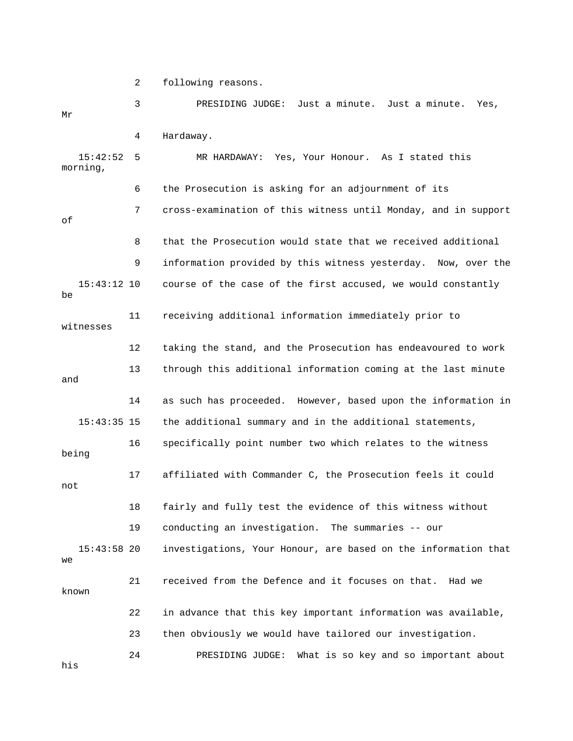2 following reasons.

3 PRESIDING JUDGE: Just a minute. Just a minute. Yes, Mr

4 Hardaway.

15:42:52 5 MR HARDAWAY: Yes, Your Honour. As I stated this morning,

6 the Prosecution is asking for an adjournment of its

7 cross-examination of this witness until Monday, and in support of

8 that the Prosecution would state that we received additional

9 information provided by this witness yesterday. Now, over the

15:43:12 10 course of the case of the first accused, we would constantly be

11 receiving additional information immediately prior to witnesses

12 taking the stand, and the Prosecution has endeavoured to work

13 through this additional information coming at the last minute and

14 as such has proceeded. However, based upon the information in

15:43:35 15 the additional summary and in the additional statements,

16 specifically point number two which relates to the witness being

17 affiliated with Commander C, the Prosecution feels it could not

18 fairly and fully test the evidence of this witness without

19 conducting an investigation. The summaries -- our

15:43:58 20 investigations, Your Honour, are based on the information that we

21 received from the Defence and it focuses on that. Had we known

22 in advance that this key important information was available,

23 then obviously we would have tailored our investigation.

24 PRESIDING JUDGE: What is so key and so important about his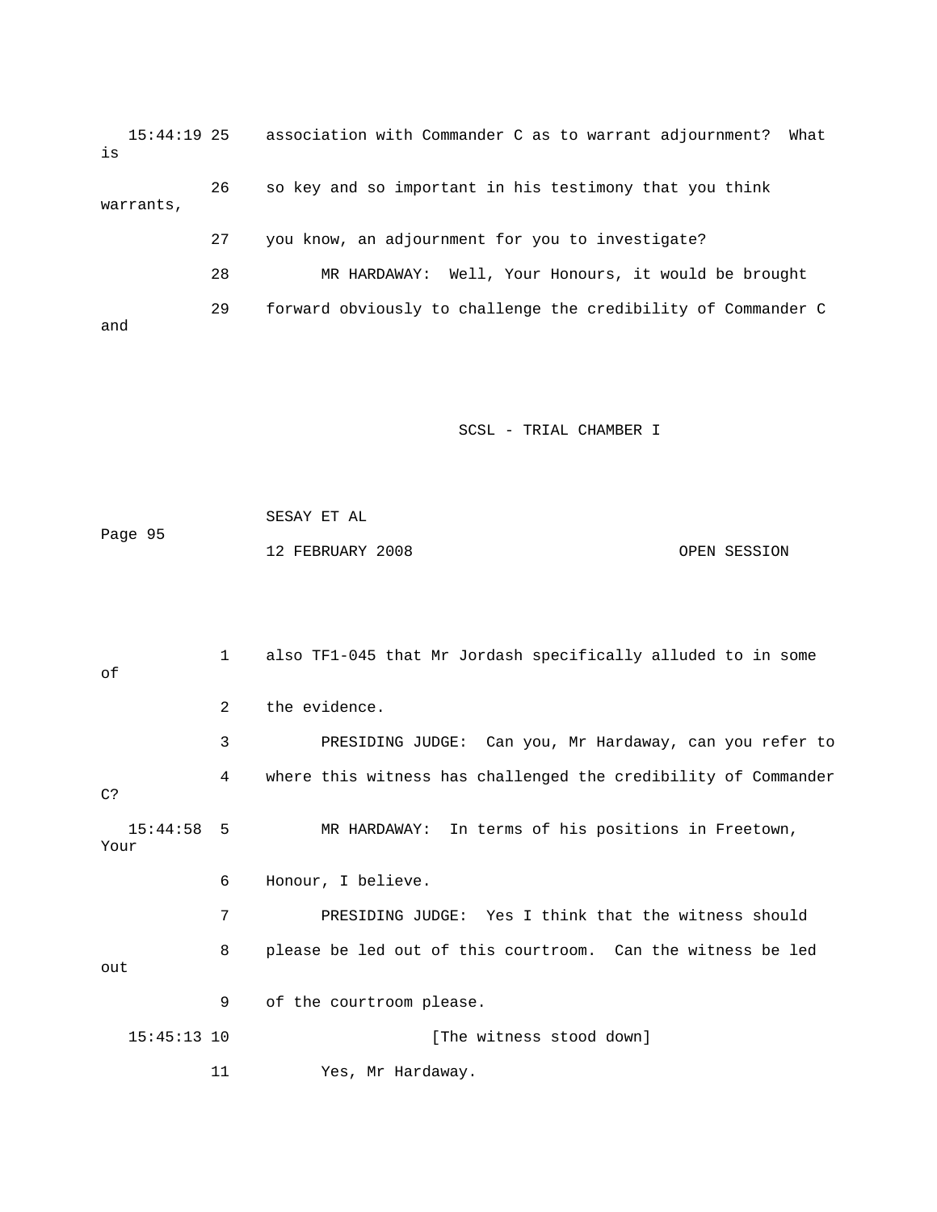15:44:19 25 association with Commander C as to warrant adjournment? What is

26 so key and so important in his testimony that you think warrants,

27 you know, an adjournment for you to investigate?

28 MR HARDAWAY: Well, Your Honours, it would be brought

29 forward obviously to challenge the credibility of Commander C and

1 also TF1-045 that Mr Jordash specifically alluded to in some of

2 the evidence.

3 PRESIDING JUDGE: Can you, Mr Hardaway, can you refer to

4 where this witness has challenged the credibility of Commander C?

15:44:58 5 MR HARDAWAY: In terms of his positions in Freetown, Your

6 Honour, I believe.

7 PRESIDING JUDGE: Yes I think that the witness should

8 please be led out of this courtroom. Can the witness be led out

9 of the courtroom please.

15:45:13 10 [The witness stood down]

11 Yes, Mr Hardaway.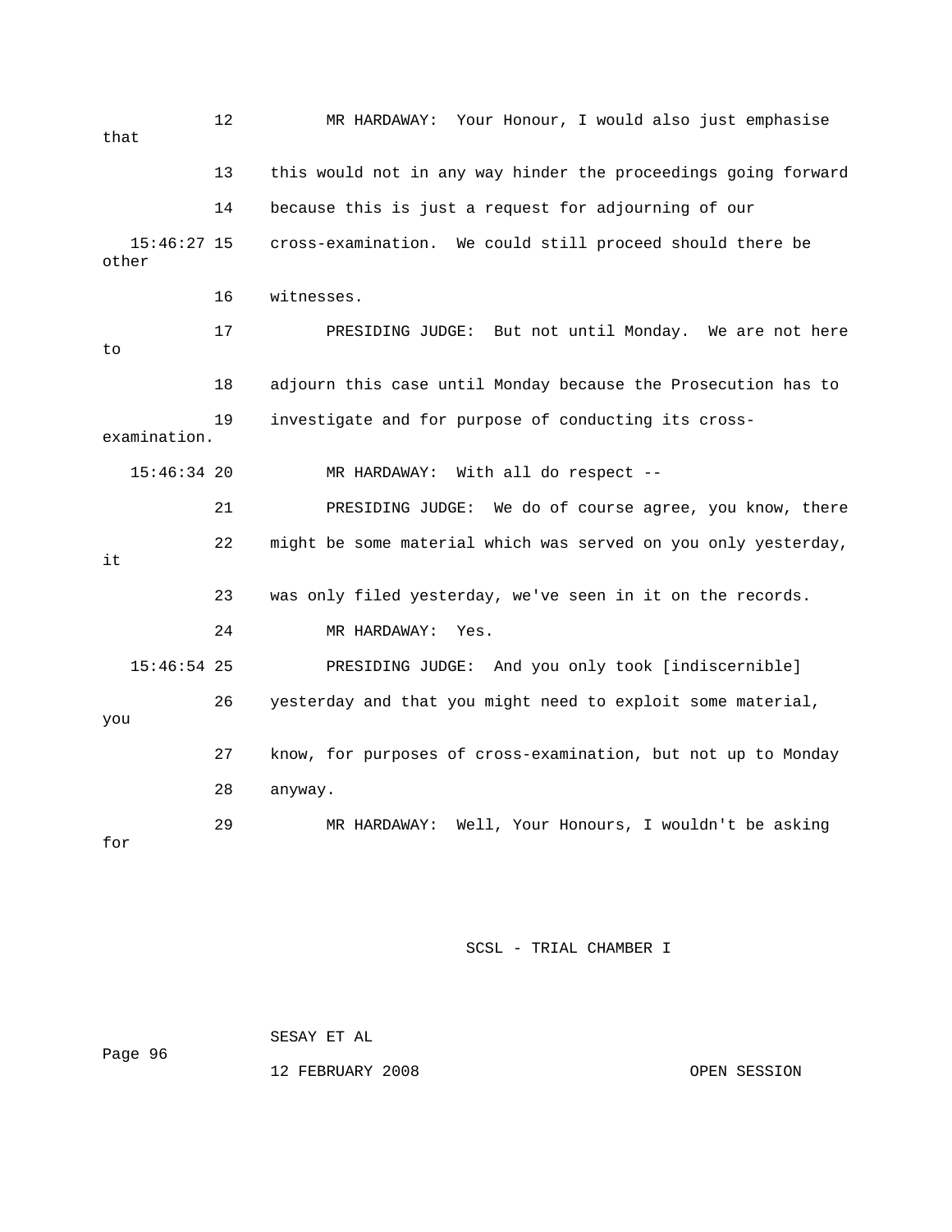12 MR HARDAWAY: Your Honour, I would also just emphasise that

13 this would not in any way hinder the proceedings going forward

14 because this is just a request for adjourning of our

15:46:27 15 cross-examination. We could still proceed should there be other

16 witnesses.

17 PRESIDING JUDGE: But not until Monday. We are not here to

18 adjourn this case until Monday because the Prosecution has to

19 investigate and for purpose of conducting its cross-examination.

15:46:34 20 MR HARDAWAY: With all do respect --

21 PRESIDING JUDGE: We do of course agree, you know, there

22 might be some material which was served on you only yesterday, it

23 was only filed yesterday, we've seen in it on the records.

24 MR HARDAWAY: Yes.

15:46:54 25 PRESIDING JUDGE: And you only took [indiscernible]

26 yesterday and that you might need to exploit some material, you

27 know, for purposes of cross-examination, but not up to Monday

28 anyway.

29 MR HARDAWAY: Well, Your Honours, I wouldn't be asking for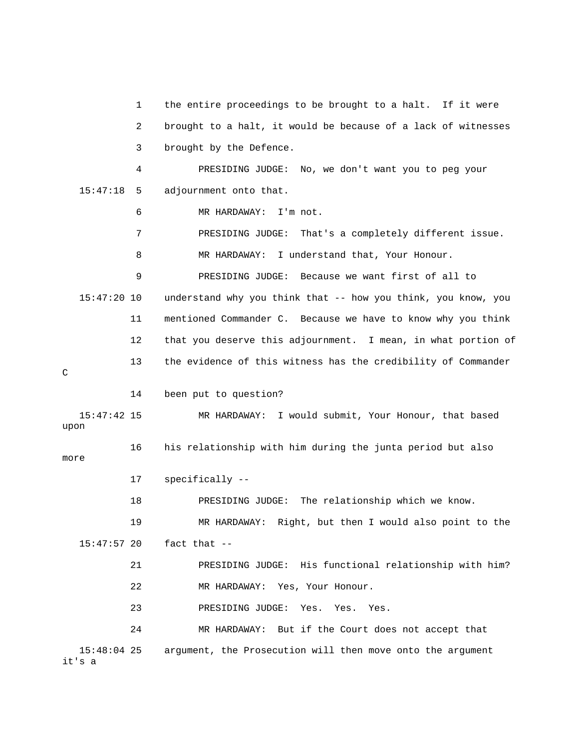1 the entire proceedings to be brought to a halt. If it were

2 brought to a halt, it would be because of a lack of witnesses

3 brought by the Defence.

4 PRESIDING JUDGE: No, we don't want you to peg your

15:47:18 5 adjournment onto that.

6 MR HARDAWAY: I'm not.

7 PRESIDING JUDGE: That's a completely different issue.

8 MR HARDAWAY: I understand that, Your Honour.

9 PRESIDING JUDGE: Because we want first of all to

15:47:20 10 understand why you think that -- how you think, you know, you

11 mentioned Commander C. Because we have to know why you think

12 that you deserve this adjournment. I mean, in what portion of

13 the evidence of this witness has the credibility of Commander C

14 been put to question?

15:47:42 15 MR HARDAWAY: I would submit, Your Honour, that based upon

16 his relationship with him during the junta period but also more

17 specifically --

18 PRESIDING JUDGE: The relationship which we know.

19 MR HARDAWAY: Right, but then I would also point to the

15:47:57 20 fact that --

21 PRESIDING JUDGE: His functional relationship with him?

22 MR HARDAWAY: Yes, Your Honour.

23 PRESIDING JUDGE: Yes. Yes. Yes.

24 MR HARDAWAY: But if the Court does not accept that

15:48:04 25 argument, the Prosecution will then move onto the argument it's a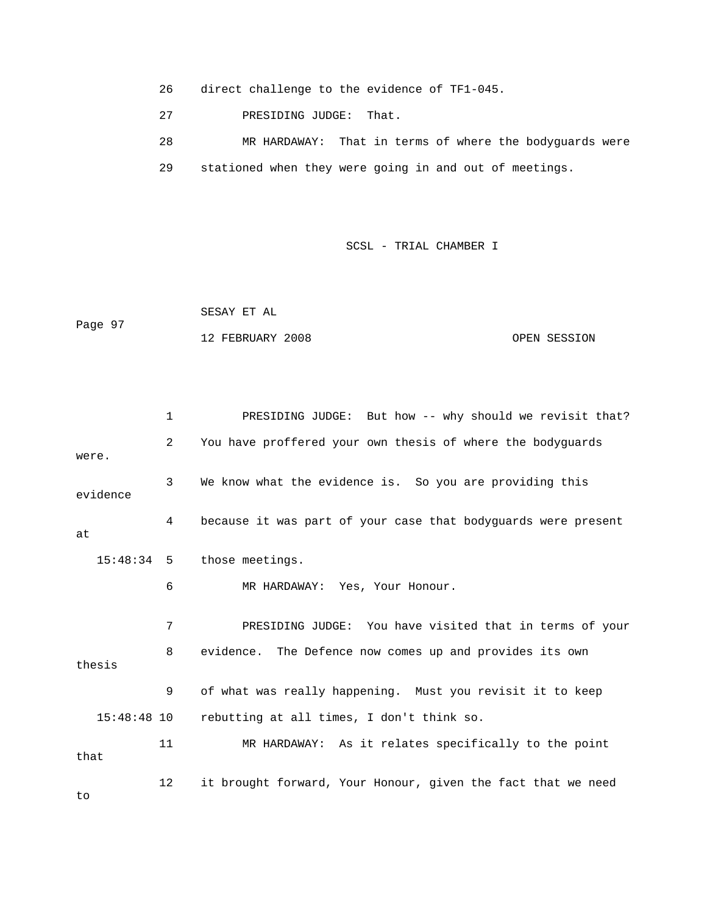26 direct challenge to the evidence of TF1-045.

27 PRESIDING JUDGE: That.

28 MR HARDAWAY: That in terms of where the bodyguards were

29 stationed when they were going in and out of meetings.

1 PRESIDING JUDGE: But how -- why should we revisit that?

2 You have proffered your own thesis of where the bodyguards were.

3 We know what the evidence is. So you are providing this evidence

4 because it was part of your case that bodyguards were present at

15:48:34 5 those meetings.

6 MR HARDAWAY: Yes, Your Honour.

7 PRESIDING JUDGE: You have visited that in terms of your

8 evidence. The Defence now comes up and provides its own thesis

9 of what was really happening. Must you revisit it to keep

15:48:48 10 rebutting at all times, I don't think so.

11 MR HARDAWAY: As it relates specifically to the point that

12 it brought forward, Your Honour, given the fact that we need to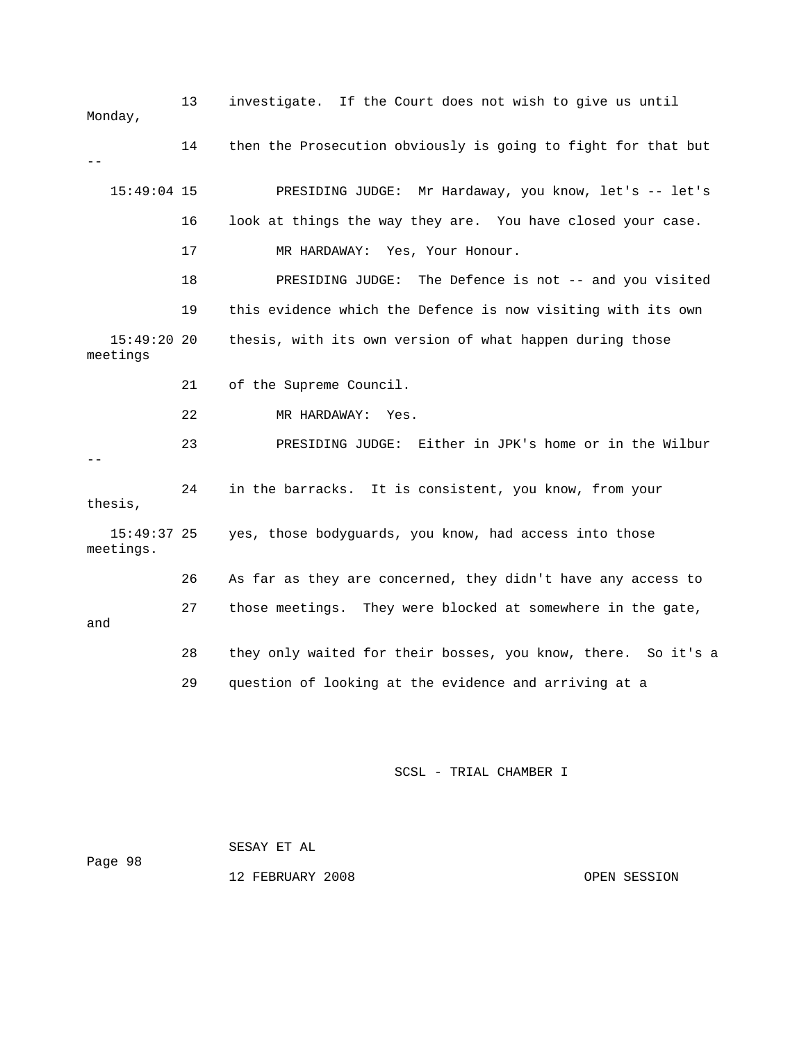investigate. If the Court does not wish to give us until Monday,

then the Prosecution obviously is going to fight for that but --

PRESIDING JUDGE: Mr Hardaway, you know, let's -- let's look at things the way they are. You have closed your case.

MR HARDAWAY: Yes, Your Honour.

PRESIDING JUDGE: The Defence is not -- and you visited this evidence which the Defence is now visiting with its own thesis, with its own version of what happen during those meetings of the Supreme Council.

MR HARDAWAY: Yes.

PRESIDING JUDGE: Either in JPK's home or in the Wilbur -- in the barracks. It is consistent, you know, from your thesis, yes, those bodyguards, you know, had access into those meetings. As far as they are concerned, they didn't have any access to those meetings. They were blocked at somewhere in the gate, and they only waited for their bosses, you know, there. So it's a question of looking at the evidence and arriving at a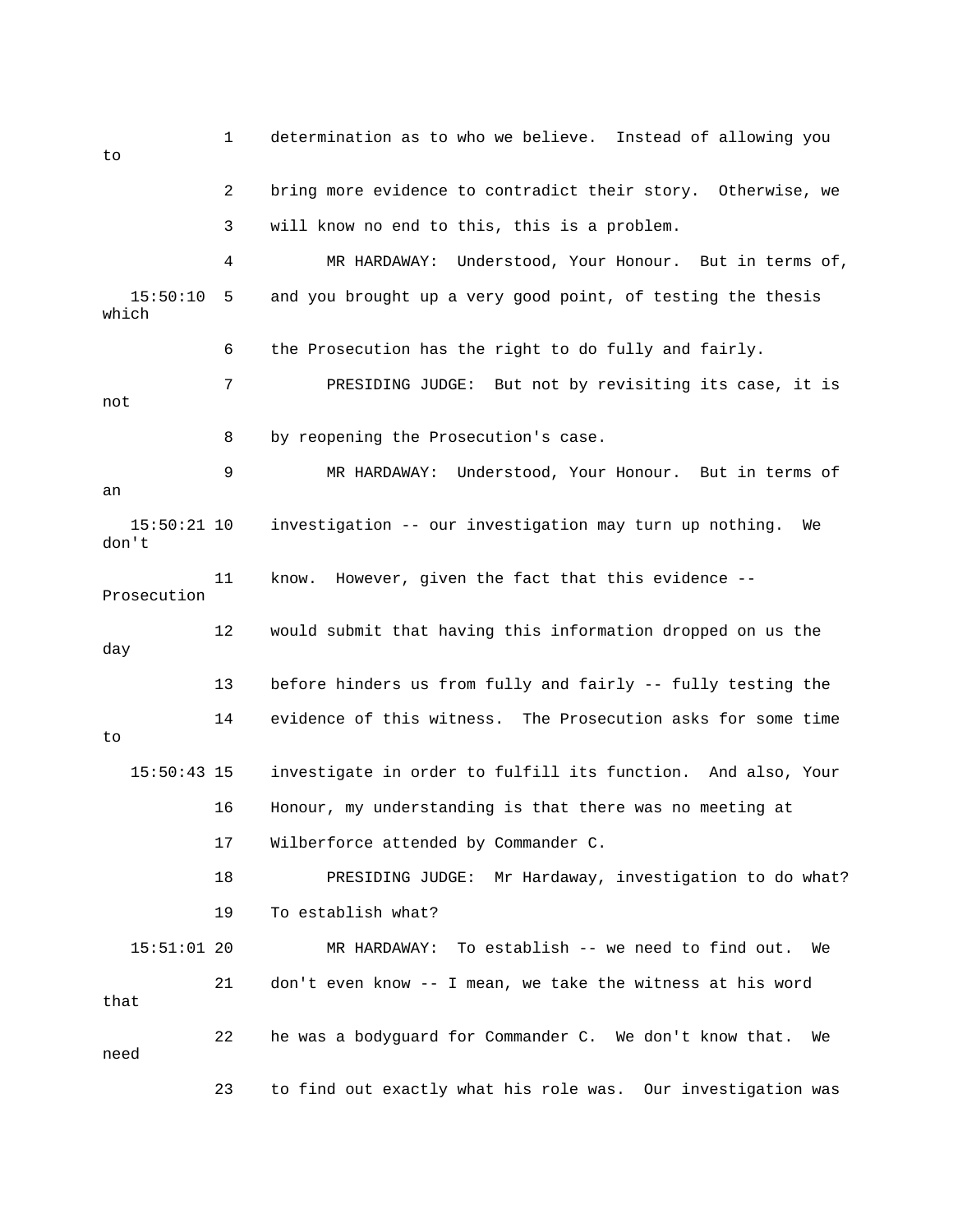1 determination as to who we believe. Instead of allowing you to

2 bring more evidence to contradict their story. Otherwise, we

3 will know no end to this, this is a problem.

4 MR HARDAWAY: Understood, Your Honour. But in terms of,

15:50:10 5 and you brought up a very good point, of testing the thesis which

6 the Prosecution has the right to do fully and fairly.

7 PRESIDING JUDGE: But not by revisiting its case, it is not

8 by reopening the Prosecution's case.

9 MR HARDAWAY: Understood, Your Honour. But in terms of an

15:50:21 10 investigation -- our investigation may turn up nothing. We don't

11 know. However, given the fact that this evidence -- Prosecution

12 would submit that having this information dropped on us the day

13 before hinders us from fully and fairly -- fully testing the

14 evidence of this witness. The Prosecution asks for some time to

15:50:43 15 investigate in order to fulfill its function. And also, Your

16 Honour, my understanding is that there was no meeting at

17 Wilberforce attended by Commander C.

18 PRESIDING JUDGE: Mr Hardaway, investigation to do what?

19 To establish what?

15:51:01 20 MR HARDAWAY: To establish -- we need to find out. We

21 don't even know -- I mean, we take the witness at his word that

22 he was a bodyguard for Commander C. We don't know that. We need

23 to find out exactly what his role was. Our investigation was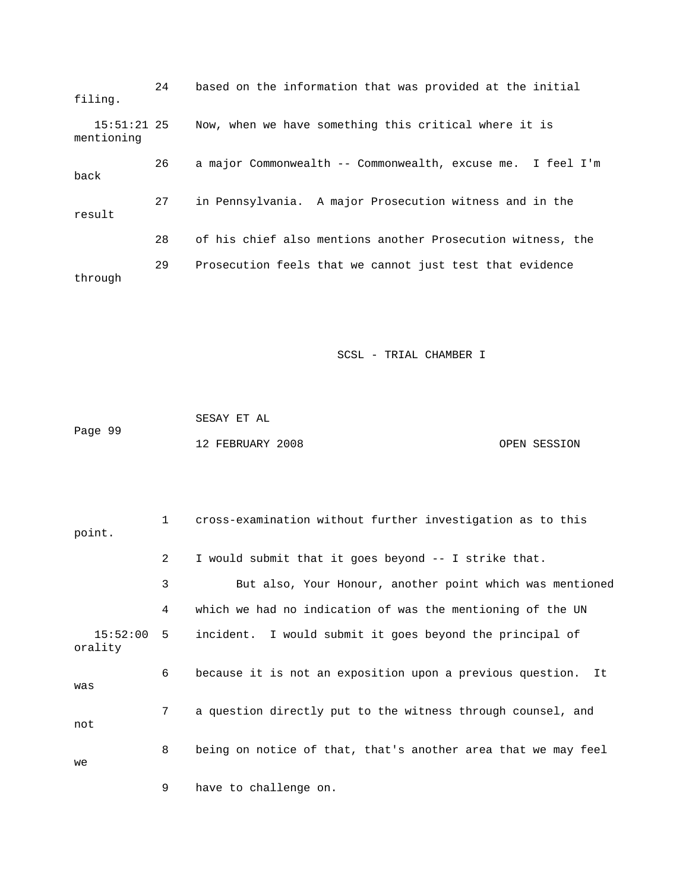24 based on the information that was provided at the initial filing.

15:51:21 25 Now, when we have something this critical where it is mentioning

26 a major Commonwealth -- Commonwealth, excuse me. I feel I'm back

27 in Pennsylvania. A major Prosecution witness and in the result

28 of his chief also mentions another Prosecution witness, the

29 Prosecution feels that we cannot just test that evidence through

1 cross-examination without further investigation as to this point.

2 I would submit that it goes beyond -- I strike that.

3 But also, Your Honour, another point which was mentioned

4 which we had no indication of was the mentioning of the UN

15:52:00 5 incident. I would submit it goes beyond the principal of orality

6 because it is not an exposition upon a previous question. It was

7 a question directly put to the witness through counsel, and not

8 being on notice of that, that's another area that we may feel we

9 have to challenge on.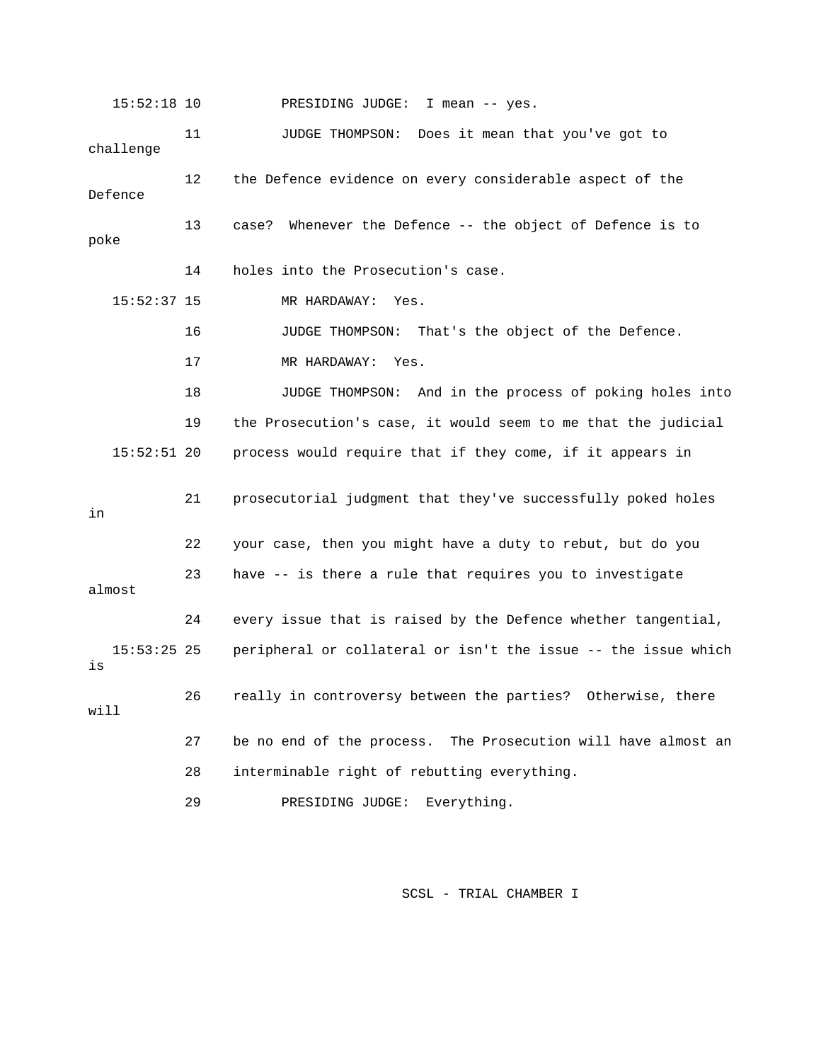15:52:18 10 PRESIDING JUDGE: I mean -- yes.

11 JUDGE THOMPSON: Does it mean that you've got to challenge

12 the Defence evidence on every considerable aspect of the Defence

13 case? Whenever the Defence -- the object of Defence is to poke

14 holes into the Prosecution's case.

15:52:37 15 MR HARDAWAY: Yes.

16 JUDGE THOMPSON: That's the object of the Defence.

17 MR HARDAWAY: Yes.

18 JUDGE THOMPSON: And in the process of poking holes into

19 the Prosecution's case, it would seem to me that the judicial

15:52:51 20 process would require that if they come, if it appears in

21 prosecutorial judgment that they've successfully poked holes in

22 your case, then you might have a duty to rebut, but do you

23 have -- is there a rule that requires you to investigate almost

24 every issue that is raised by the Defence whether tangential,

15:53:25 25 peripheral or collateral or isn't the issue -- the issue which is

26 really in controversy between the parties? Otherwise, there will

27 be no end of the process. The Prosecution will have almost an

28 interminable right of rebutting everything.

29 PRESIDING JUDGE: Everything.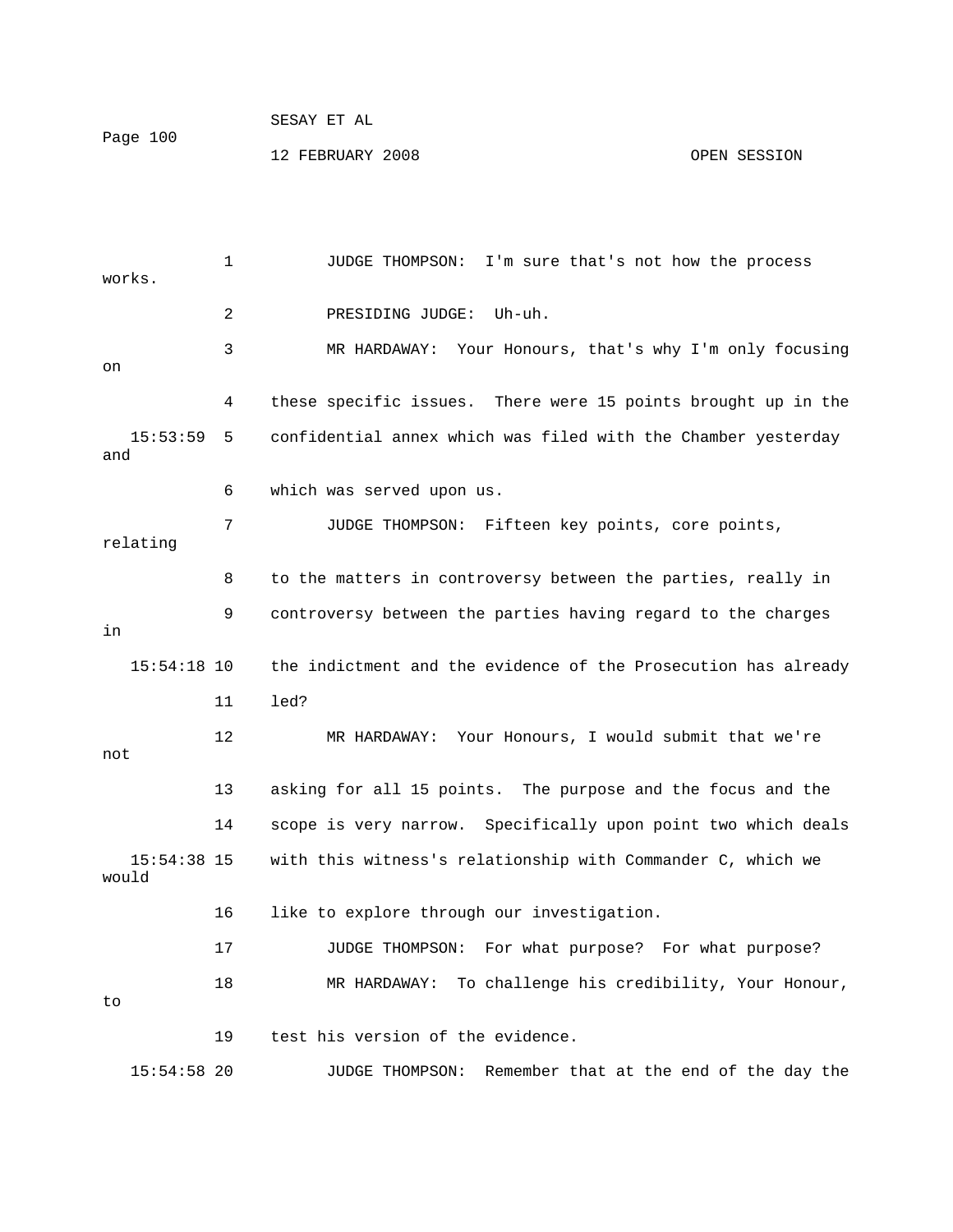JUDGE THOMPSON: I'm sure that's not how the process works.

PRESIDING JUDGE: Uh-uh.

MR HARDAWAY: Your Honours, that's why I'm only focusing on these specific issues. There were 15 points brought up in the confidential annex which was filed with the Chamber yesterday and which was served upon us.

JUDGE THOMPSON: Fifteen key points, core points, relating to the matters in controversy between the parties, really in controversy between the parties having regard to the charges in the indictment and the evidence of the Prosecution has already led?

MR HARDAWAY: Your Honours, I would submit that we're not asking for all 15 points. The purpose and the focus and the scope is very narrow. Specifically upon point two which deals with this witness's relationship with Commander C, which we would like to explore through our investigation.

JUDGE THOMPSON: For what purpose? For what purpose?

MR HARDAWAY: To challenge his credibility, Your Honour, to test his version of the evidence.

JUDGE THOMPSON: Remember that at the end of the day the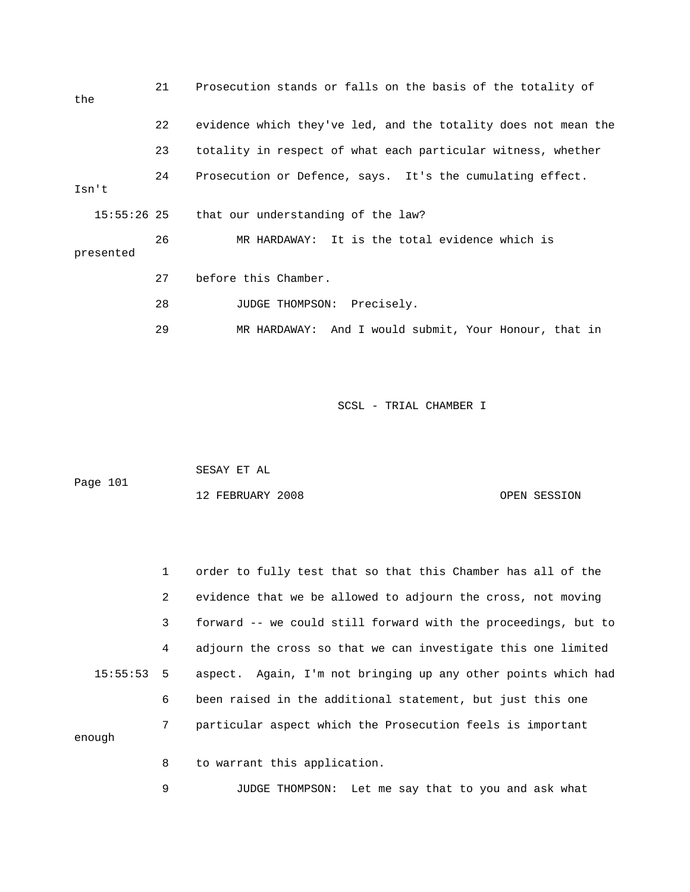21 Prosecution stands or falls on the basis of the totality of the

22 evidence which they've led, and the totality does not mean the

23 totality in respect of what each particular witness, whether

24 Prosecution or Defence, says. It's the cumulating effect. Isn't

15:55:26 25 that our understanding of the law?

26 MR HARDAWAY: It is the total evidence which is presented

27 before this Chamber.

28 JUDGE THOMPSON: Precisely.

29 MR HARDAWAY: And I would submit, Your Honour, that in

1 order to fully test that so that this Chamber has all of the

2 evidence that we be allowed to adjourn the cross, not moving

3 forward -- we could still forward with the proceedings, but to

4 adjourn the cross so that we can investigate this one limited

15:55:53 5 aspect. Again, I'm not bringing up any other points which had

6 been raised in the additional statement, but just this one

7 particular aspect which the Prosecution feels is important enough

8 to warrant this application.

9 JUDGE THOMPSON: Let me say that to you and ask what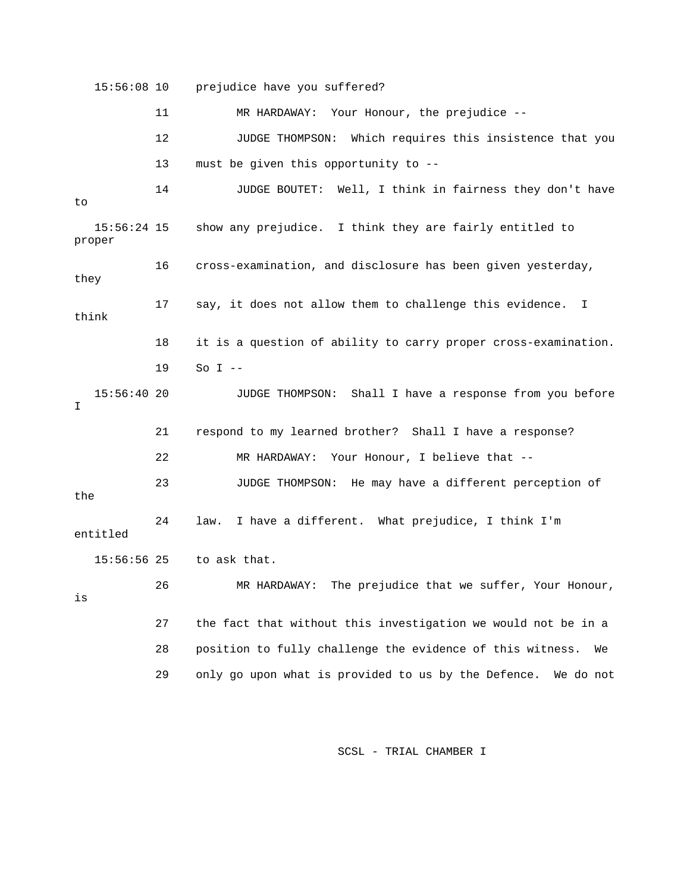15:56:08 10 prejudice have you suffered?

11 MR HARDAWAY: Your Honour, the prejudice --

12 JUDGE THOMPSON: Which requires this insistence that you

13 must be given this opportunity to --

14 JUDGE BOUTET: Well, I think in fairness they don't have to

15:56:24 15 show any prejudice. I think they are fairly entitled to proper

16 cross-examination, and disclosure has been given yesterday, they

17 say, it does not allow them to challenge this evidence. I think

18 it is a question of ability to carry proper cross-examination.

19 So I --

15:56:40 20 JUDGE THOMPSON: Shall I have a response from you before I

21 respond to my learned brother? Shall I have a response?

22 MR HARDAWAY: Your Honour, I believe that --

23 JUDGE THOMPSON: He may have a different perception of the

24 law. I have a different. What prejudice, I think I'm entitled

15:56:56 25 to ask that.

26 MR HARDAWAY: The prejudice that we suffer, Your Honour, is

27 the fact that without this investigation we would not be in a

28 position to fully challenge the evidence of this witness. We

29 only go upon what is provided to us by the Defence. We do not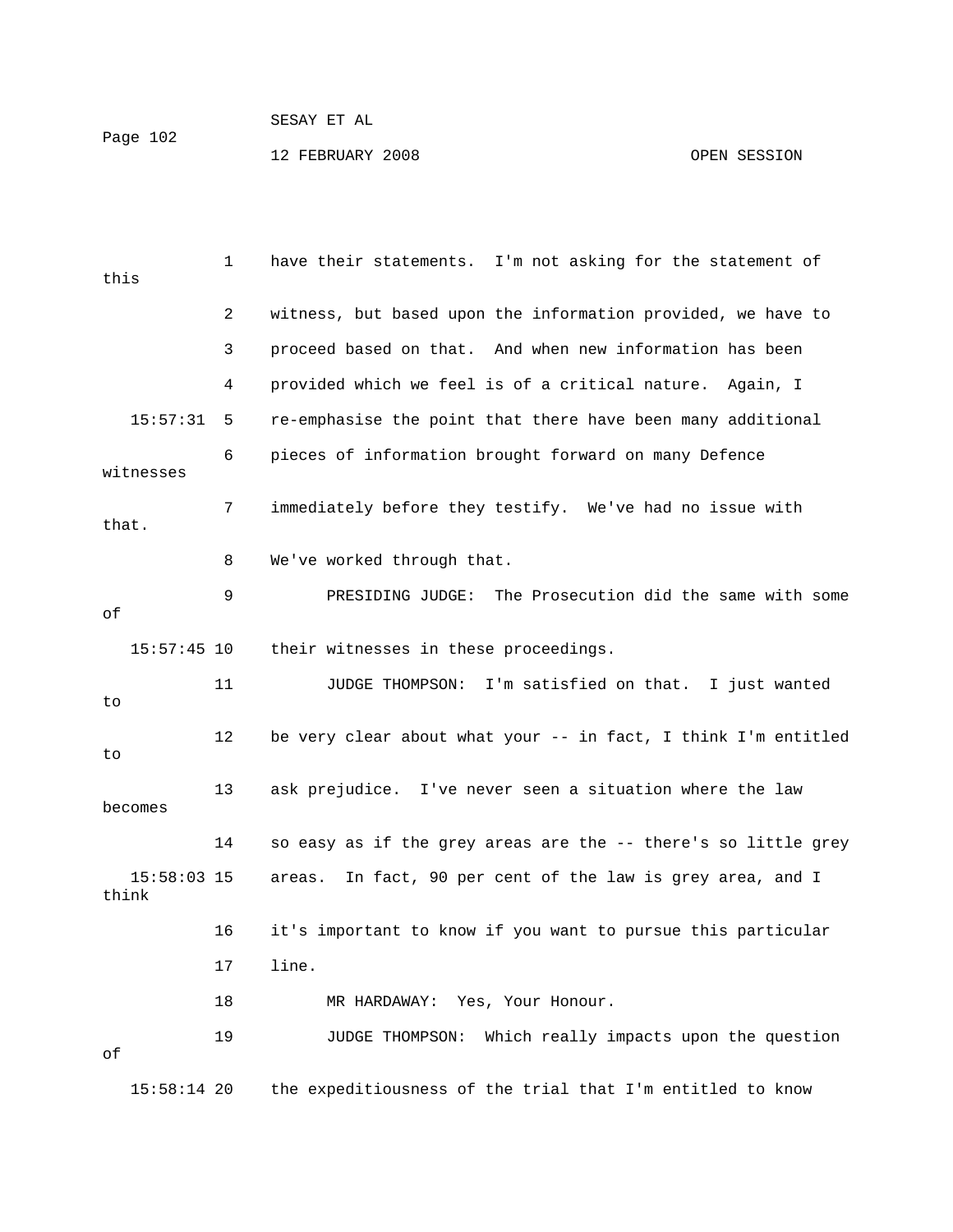1 have their statements. I'm not asking for the statement of this

2 witness, but based upon the information provided, we have to

3 proceed based on that. And when new information has been

4 provided which we feel is of a critical nature. Again, I

15:57:31 5 re-emphasise the point that there have been many additional

6 pieces of information brought forward on many Defence witnesses

7 immediately before they testify. We've had no issue with that.

8 We've worked through that.

9 PRESIDING JUDGE: The Prosecution did the same with some of

15:57:45 10 their witnesses in these proceedings.

11 JUDGE THOMPSON: I'm satisfied on that. I just wanted to

12 be very clear about what your -- in fact, I think I'm entitled to

13 ask prejudice. I've never seen a situation where the law becomes

14 so easy as if the grey areas are the -- there's so little grey

15:58:03 15 areas. In fact, 90 per cent of the law is grey area, and I think

16 it's important to know if you want to pursue this particular

17 line.

18 MR HARDAWAY: Yes, Your Honour.

19 JUDGE THOMPSON: Which really impacts upon the question of

15:58:14 20 the expeditiousness of the trial that I'm entitled to know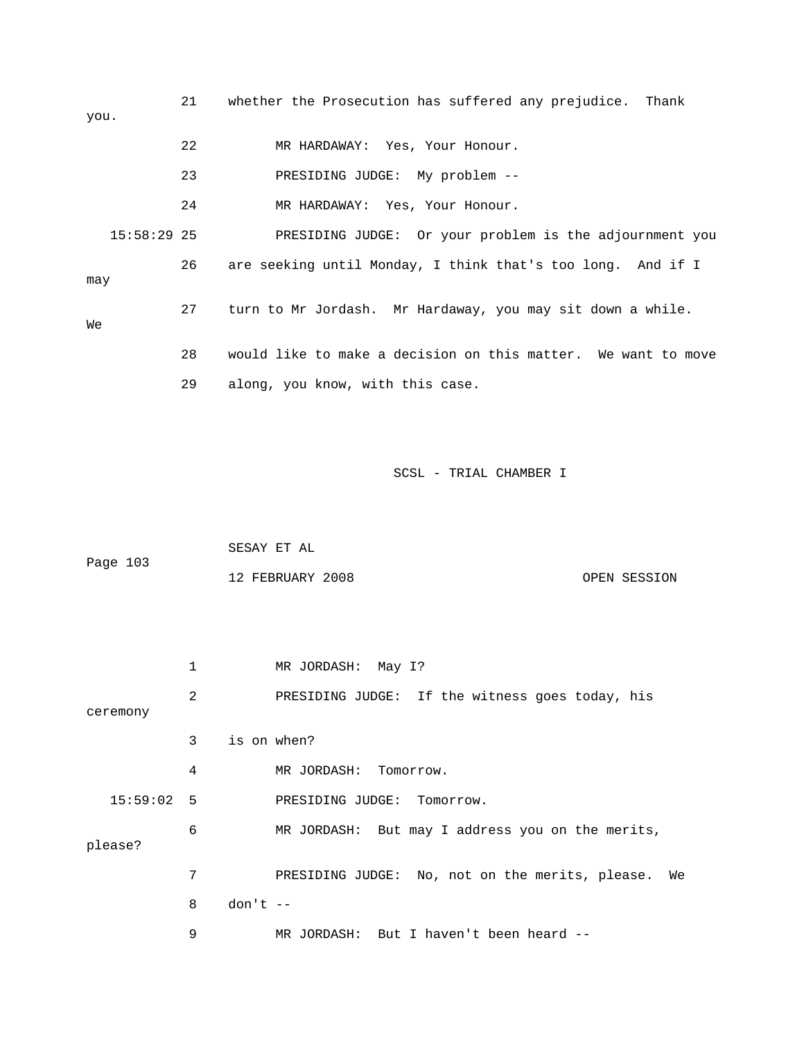21 whether the Prosecution has suffered any prejudice. Thank you.

22 MR HARDAWAY: Yes, Your Honour.

23 PRESIDING JUDGE: My problem --

24 MR HARDAWAY: Yes, Your Honour.

15:58:29 25 PRESIDING JUDGE: Or your problem is the adjournment you

26 are seeking until Monday, I think that's too long. And if I may

27 turn to Mr Jordash. Mr Hardaway, you may sit down a while. We

28 would like to make a decision on this matter. We want to move

29 along, you know, with this case.

SCSL - TRIAL CHAMBER I

SESAY ET AL

Page 103

12 FEBRUARY 2008 OPEN SESSION

1 MR JORDASH: May I?

2 PRESIDING JUDGE: If the witness goes today, his ceremony

3 is on when?

4 MR JORDASH: Tomorrow.

15:59:02 5 PRESIDING JUDGE: Tomorrow.

6 MR JORDASH: But may I address you on the merits, please?

7 PRESIDING JUDGE: No, not on the merits, please. We

8 don't --

9 MR JORDASH: But I haven't been heard --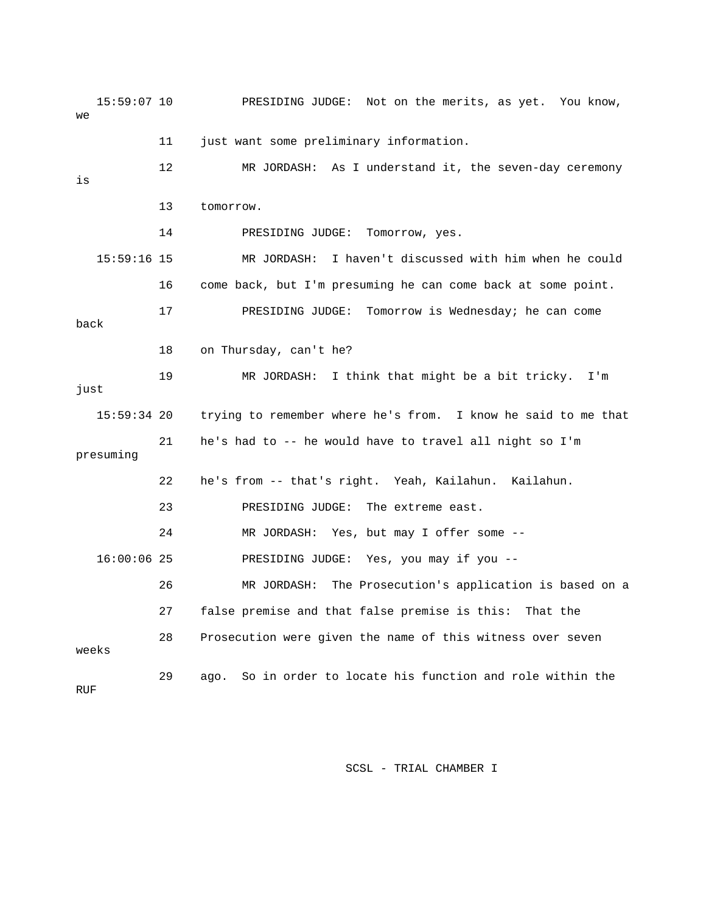15:59:07 10 PRESIDING JUDGE: Not on the merits, as yet. You know, we

11 just want some preliminary information.

12 MR JORDASH: As I understand it, the seven-day ceremony is

13 tomorrow.

14 PRESIDING JUDGE: Tomorrow, yes.

15:59:16 15 MR JORDASH: I haven't discussed with him when he could

16 come back, but I'm presuming he can come back at some point.

17 PRESIDING JUDGE: Tomorrow is Wednesday; he can come back

18 on Thursday, can't he?

19 MR JORDASH: I think that might be a bit tricky. I'm just

15:59:34 20 trying to remember where he's from. I know he said to me that

21 he's had to -- he would have to travel all night so I'm presuming

22 he's from -- that's right. Yeah, Kailahun. Kailahun.

23 PRESIDING JUDGE: The extreme east.

24 MR JORDASH: Yes, but may I offer some --

16:00:06 25 PRESIDING JUDGE: Yes, you may if you --

26 MR JORDASH: The Prosecution's application is based on a

27 false premise and that false premise is this: That the

28 Prosecution were given the name of this witness over seven weeks

29 ago. So in order to locate his function and role within the RUF

SCSL - TRIAL CHAMBER I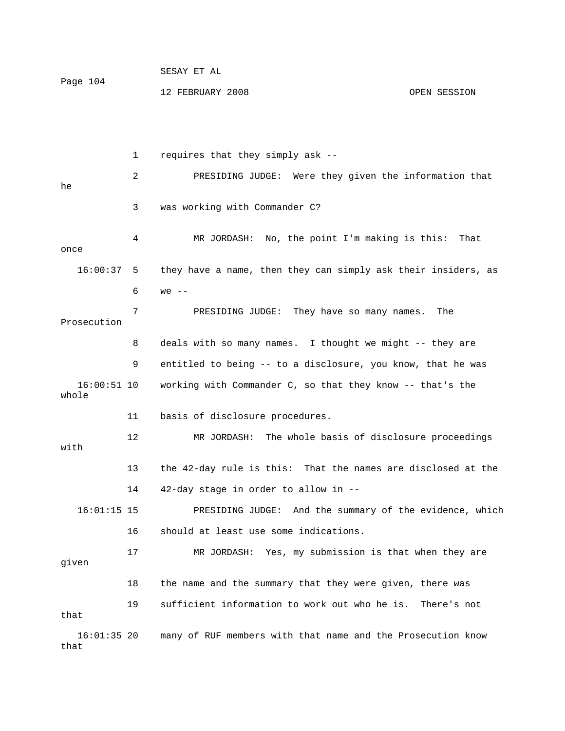1 requires that they simply ask --

2 PRESIDING JUDGE: Were they given the information that he

3 was working with Commander C?

4 MR JORDASH: No, the point I'm making is this: That once

16:00:37 5 they have a name, then they can simply ask their insiders, as

6 we --

7 PRESIDING JUDGE: They have so many names. The Prosecution

8 deals with so many names. I thought we might -- they are

9 entitled to being -- to a disclosure, you know, that he was

16:00:51 10 working with Commander C, so that they know -- that's the whole

11 basis of disclosure procedures.

12 MR JORDASH: The whole basis of disclosure proceedings with

13 the 42-day rule is this: That the names are disclosed at the

14 42-day stage in order to allow in --

16:01:15 15 PRESIDING JUDGE: And the summary of the evidence, which

16 should at least use some indications.

17 MR JORDASH: Yes, my submission is that when they are given

18 the name and the summary that they were given, there was

19 sufficient information to work out who he is. There's not that

16:01:35 20 many of RUF members with that name and the Prosecution know that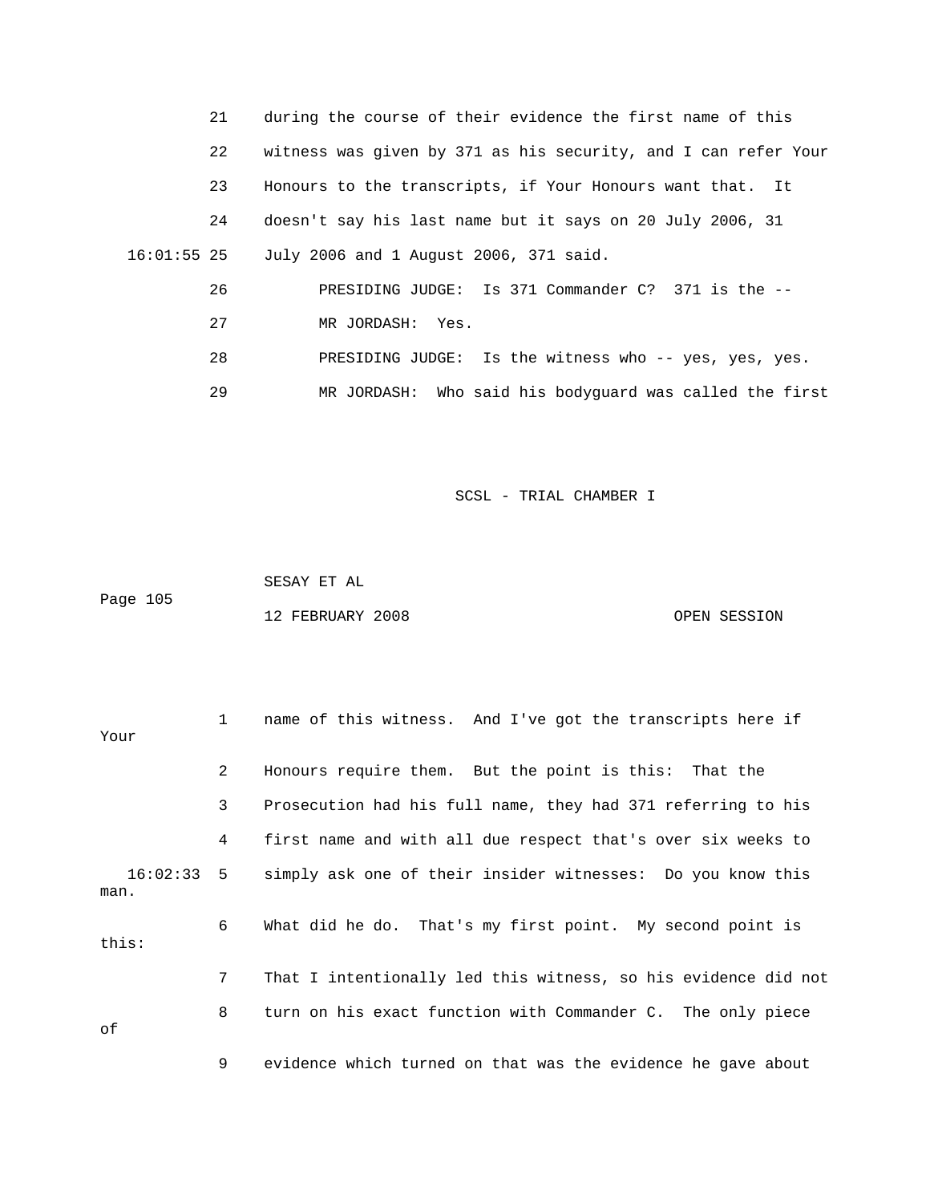21 during the course of their evidence the first name of this

22 witness was given by 371 as his security, and I can refer Your

23 Honours to the transcripts, if Your Honours want that. It

24 doesn't say his last name but it says on 20 July 2006, 31

16:01:55 25 July 2006 and 1 August 2006, 371 said.

26 PRESIDING JUDGE: Is 371 Commander C? 371 is the --

27 MR JORDASH: Yes.

28 PRESIDING JUDGE: Is the witness who -- yes, yes, yes.

29 MR JORDASH: Who said his bodyguard was called the first

1 name of this witness. And I've got the transcripts here if Your

2 Honours require them. But the point is this: That the

3 Prosecution had his full name, they had 371 referring to his

4 first name and with all due respect that's over six weeks to

16:02:33 5 simply ask one of their insider witnesses: Do you know this man.

6 What did he do. That's my first point. My second point is this:

7 That I intentionally led this witness, so his evidence did not

8 turn on his exact function with Commander C. The only piece of

9 evidence which turned on that was the evidence he gave about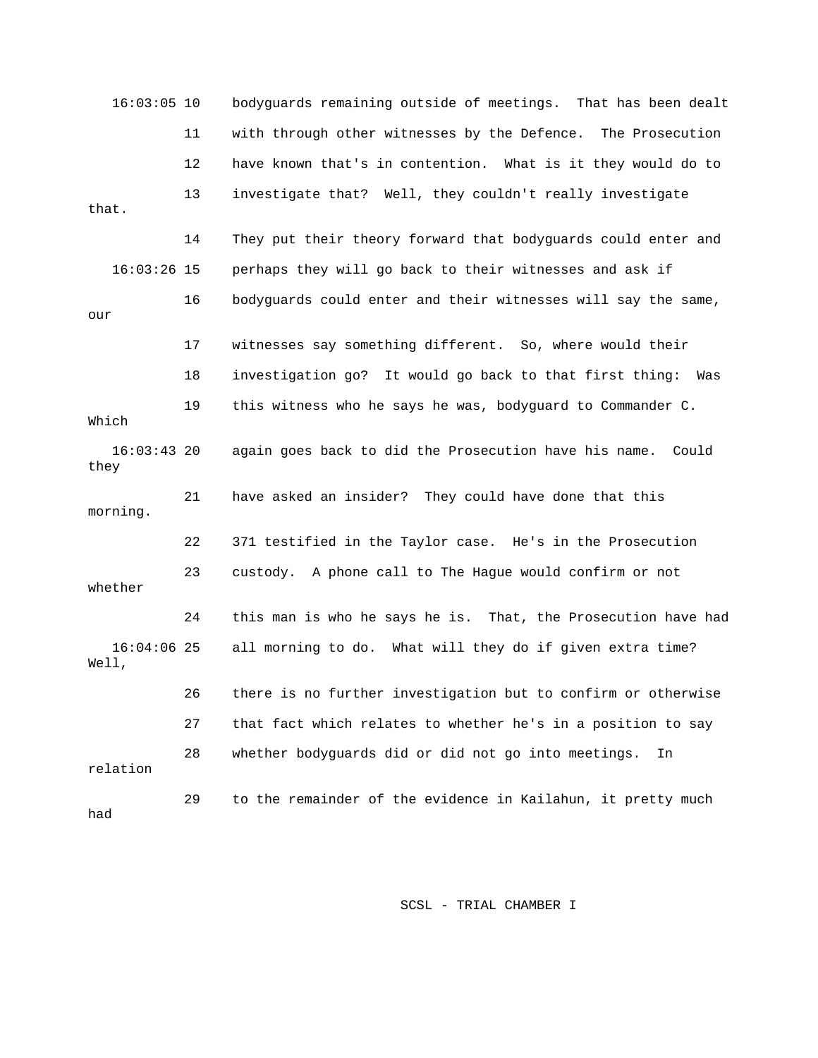16:03:05 10 bodyguards remaining outside of meetings. That has been dealt

11 with through other witnesses by the Defence. The Prosecution

12 have known that's in contention. What is it they would do to

13 investigate that? Well, they couldn't really investigate that.

14 They put their theory forward that bodyguards could enter and

16:03:26 15 perhaps they will go back to their witnesses and ask if

16 bodyguards could enter and their witnesses will say the same, our

17 witnesses say something different. So, where would their

18 investigation go? It would go back to that first thing: Was

19 this witness who he says he was, bodyguard to Commander C. Which

16:03:43 20 again goes back to did the Prosecution have his name. Could they

21 have asked an insider? They could have done that this morning.

22 371 testified in the Taylor case. He's in the Prosecution

23 custody. A phone call to The Hague would confirm or not whether

24 this man is who he says he is. That, the Prosecution have had

16:04:06 25 all morning to do. What will they do if given extra time? Well,

26 there is no further investigation but to confirm or otherwise

27 that fact which relates to whether he's in a position to say

28 whether bodyguards did or did not go into meetings. In relation

29 to the remainder of the evidence in Kailahun, it pretty much had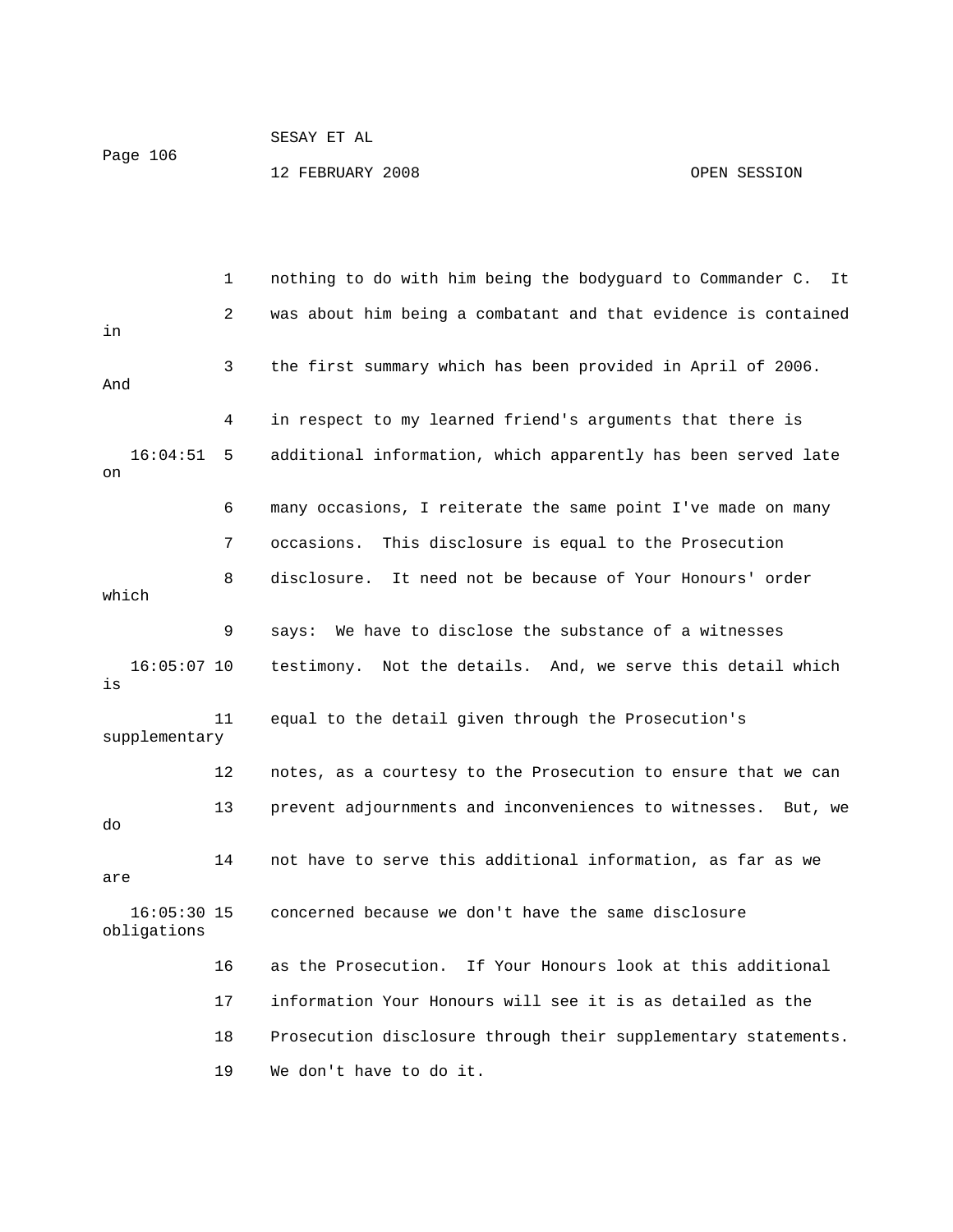1 nothing to do with him being the bodyguard to Commander C. It

2 was about him being a combatant and that evidence is contained in

3 the first summary which has been provided in April of 2006. And

4 in respect to my learned friend's arguments that there is

16:04:51 5 additional information, which apparently has been served late on

6 many occasions, I reiterate the same point I've made on many

7 occasions. This disclosure is equal to the Prosecution

8 disclosure. It need not be because of Your Honours' order which

9 says: We have to disclose the substance of a witnesses

16:05:07 10 testimony. Not the details. And, we serve this detail which is

11 equal to the detail given through the Prosecution's supplementary

12 notes, as a courtesy to the Prosecution to ensure that we can

13 prevent adjournments and inconveniences to witnesses. But, we do

14 not have to serve this additional information, as far as we are

16:05:30 15 concerned because we don't have the same disclosure obligations

16 as the Prosecution. If Your Honours look at this additional

17 information Your Honours will see it is as detailed as the

18 Prosecution disclosure through their supplementary statements.

19 We don't have to do it.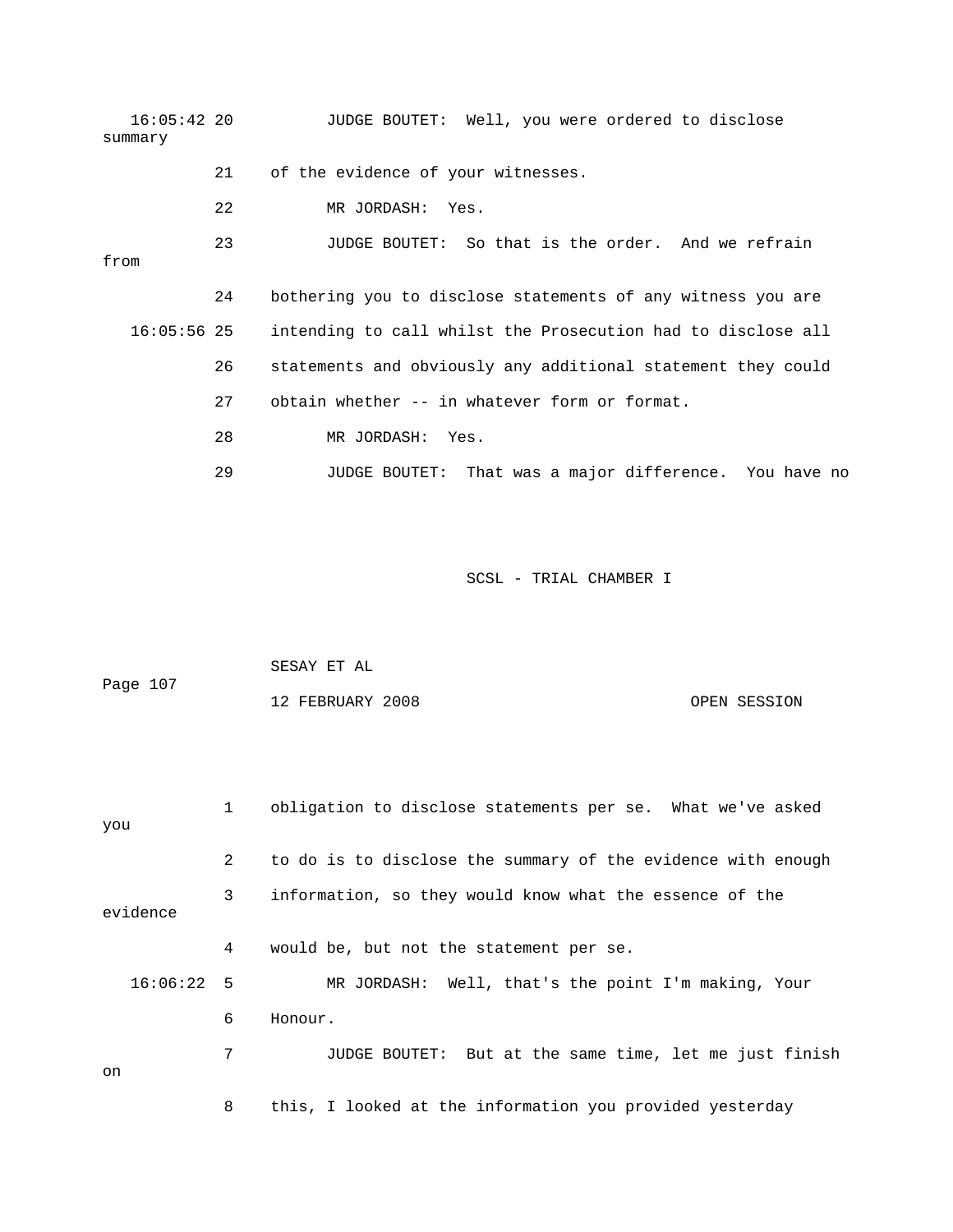16:05:42 20 JUDGE BOUTET: Well, you were ordered to disclose summary

21 of the evidence of your witnesses.

22 MR JORDASH: Yes.

23 JUDGE BOUTET: So that is the order. And we refrain from

24 bothering you to disclose statements of any witness you are

16:05:56 25 intending to call whilst the Prosecution had to disclose all

26 statements and obviously any additional statement they could

27 obtain whether -- in whatever form or format.

28 MR JORDASH: Yes.

29 JUDGE BOUTET: That was a major difference. You have no

1 obligation to disclose statements per se. What we've asked you

2 to do is to disclose the summary of the evidence with enough

3 information, so they would know what the essence of the evidence

4 would be, but not the statement per se.

16:06:22 5 MR JORDASH: Well, that's the point I'm making, Your

6 Honour.

7 JUDGE BOUTET: But at the same time, let me just finish on

8 this, I looked at the information you provided yesterday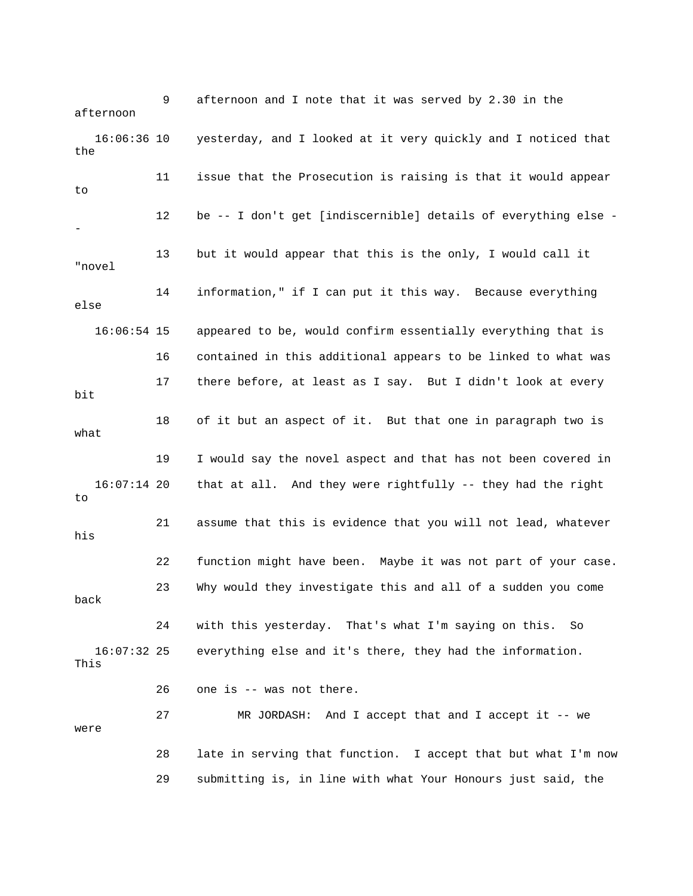9 afternoon and I note that it was served by 2.30 in the afternoon

16:06:36 10 yesterday, and I looked at it very quickly and I noticed that the

11 issue that the Prosecution is raising is that it would appear to

12 be -- I don't get [indiscernible] details of everything else --

13 but it would appear that this is the only, I would call it "novel

14 information," if I can put it this way. Because everything else

16:06:54 15 appeared to be, would confirm essentially everything that is

16 contained in this additional appears to be linked to what was

17 there before, at least as I say. But I didn't look at every bit

18 of it but an aspect of it. But that one in paragraph two is what

19 I would say the novel aspect and that has not been covered in

16:07:14 20 that at all. And they were rightfully -- they had the right to

21 assume that this is evidence that you will not lead, whatever his

22 function might have been. Maybe it was not part of your case.

23 Why would they investigate this and all of a sudden you come back

24 with this yesterday. That's what I'm saying on this. So

16:07:32 25 everything else and it's there, they had the information. This

26 one is -- was not there.

27 MR JORDASH: And I accept that and I accept it -- we were

28 late in serving that function. I accept that but what I'm now

29 submitting is, in line with what Your Honours just said, the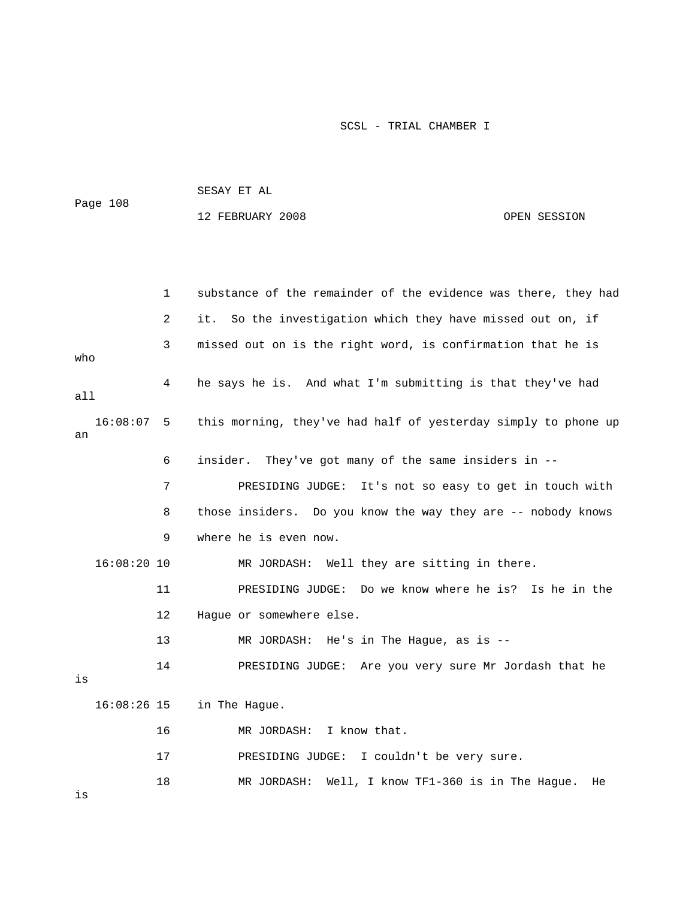1 substance of the remainder of the evidence was there, they had

2 it. So the investigation which they have missed out on, if

3 missed out on is the right word, is confirmation that he is who

4 he says he is. And what I'm submitting is that they've had all

16:08:07 5 this morning, they've had half of yesterday simply to phone up an

6 insider. They've got many of the same insiders in --

7 PRESIDING JUDGE: It's not so easy to get in touch with

8 those insiders. Do you know the way they are -- nobody knows

9 where he is even now.

16:08:20 10 MR JORDASH: Well they are sitting in there.

11 PRESIDING JUDGE: Do we know where he is? Is he in the

12 Hague or somewhere else.

13 MR JORDASH: He's in The Hague, as is --

14 PRESIDING JUDGE: Are you very sure Mr Jordash that he is

16:08:26 15 in The Hague.

16 MR JORDASH: I know that.

17 PRESIDING JUDGE: I couldn't be very sure.

18 MR JORDASH: Well, I know TF1-360 is in The Hague. He is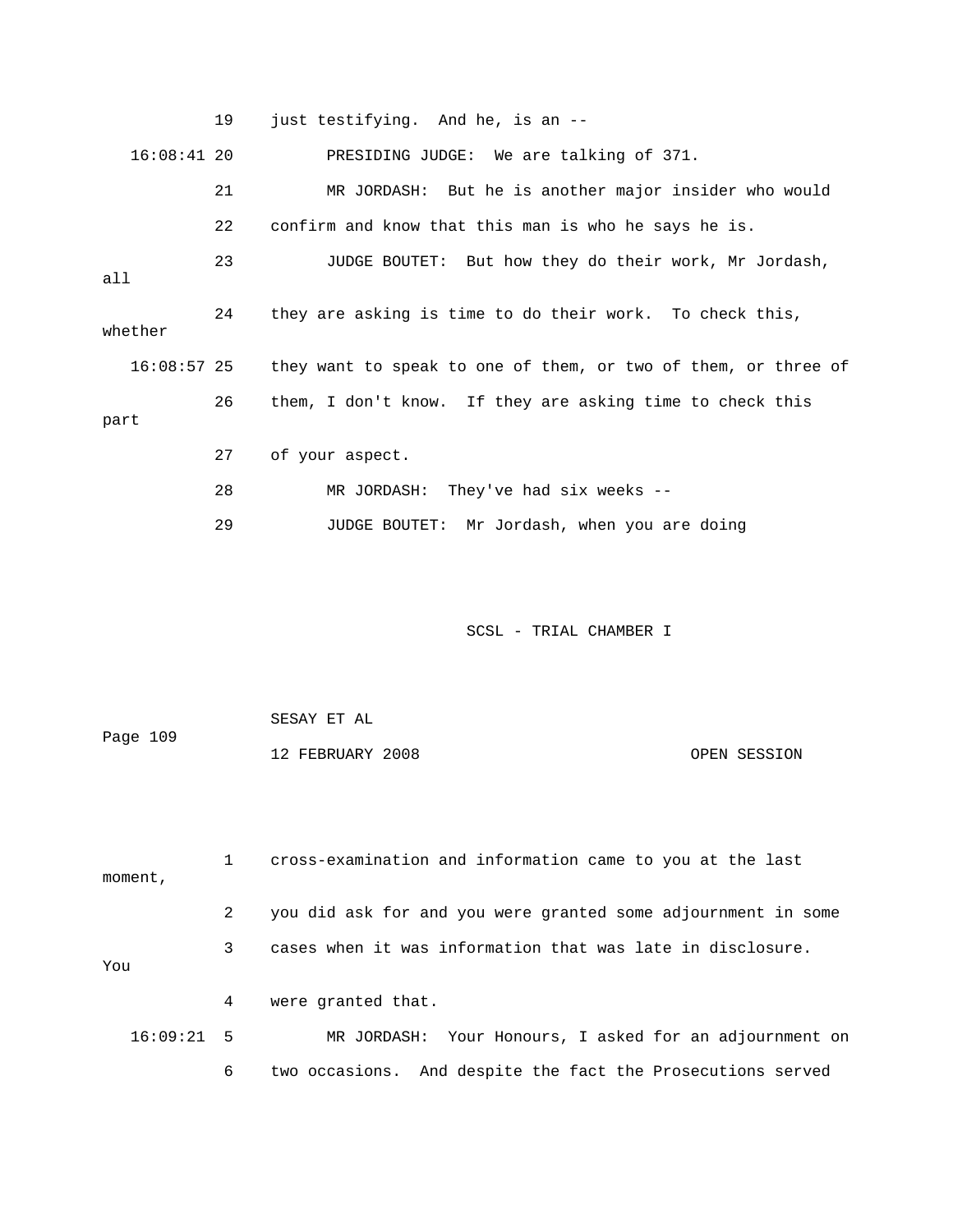19 just testifying. And he, is an --

16:08:41 20 PRESIDING JUDGE: We are talking of 371.

21 MR JORDASH: But he is another major insider who would

22 confirm and know that this man is who he says he is.

23 JUDGE BOUTET: But how they do their work, Mr Jordash, all

24 they are asking is time to do their work. To check this, whether

16:08:57 25 they want to speak to one of them, or two of them, or three of

26 them, I don't know. If they are asking time to check this part

27 of your aspect.

28 MR JORDASH: They've had six weeks --

29 JUDGE BOUTET: Mr Jordash, when you are doing

1 cross-examination and information came to you at the last moment,

2 you did ask for and you were granted some adjournment in some

3 cases when it was information that was late in disclosure. You

4 were granted that.

16:09:21 5 MR JORDASH: Your Honours, I asked for an adjournment on

6 two occasions. And despite the fact the Prosecutions served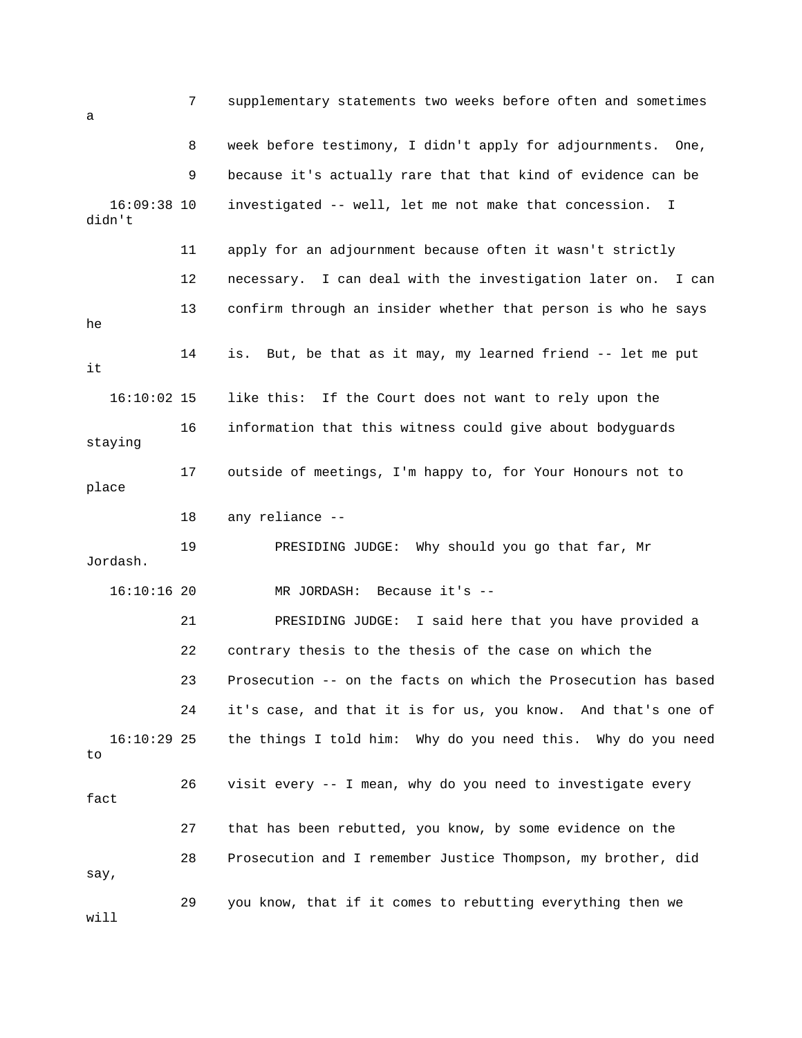7 supplementary statements two weeks before often and sometimes a

8 week before testimony, I didn't apply for adjournments. One,

9 because it's actually rare that that kind of evidence can be

16:09:38 10 investigated -- well, let me not make that concession. I didn't

11 apply for an adjournment because often it wasn't strictly

12 necessary. I can deal with the investigation later on. I can

13 confirm through an insider whether that person is who he says he

14 is. But, be that as it may, my learned friend -- let me put it

16:10:02 15 like this: If the Court does not want to rely upon the

16 information that this witness could give about bodyguards staying

17 outside of meetings, I'm happy to, for Your Honours not to place

18 any reliance --

19 PRESIDING JUDGE: Why should you go that far, Mr Jordash.

16:10:16 20 MR JORDASH: Because it's --

21 PRESIDING JUDGE: I said here that you have provided a

22 contrary thesis to the thesis of the case on which the

23 Prosecution -- on the facts on which the Prosecution has based

24 it's case, and that it is for us, you know. And that's one of

16:10:29 25 the things I told him: Why do you need this. Why do you need to

26 visit every -- I mean, why do you need to investigate every fact

27 that has been rebutted, you know, by some evidence on the

28 Prosecution and I remember Justice Thompson, my brother, did say,

29 you know, that if it comes to rebutting everything then we will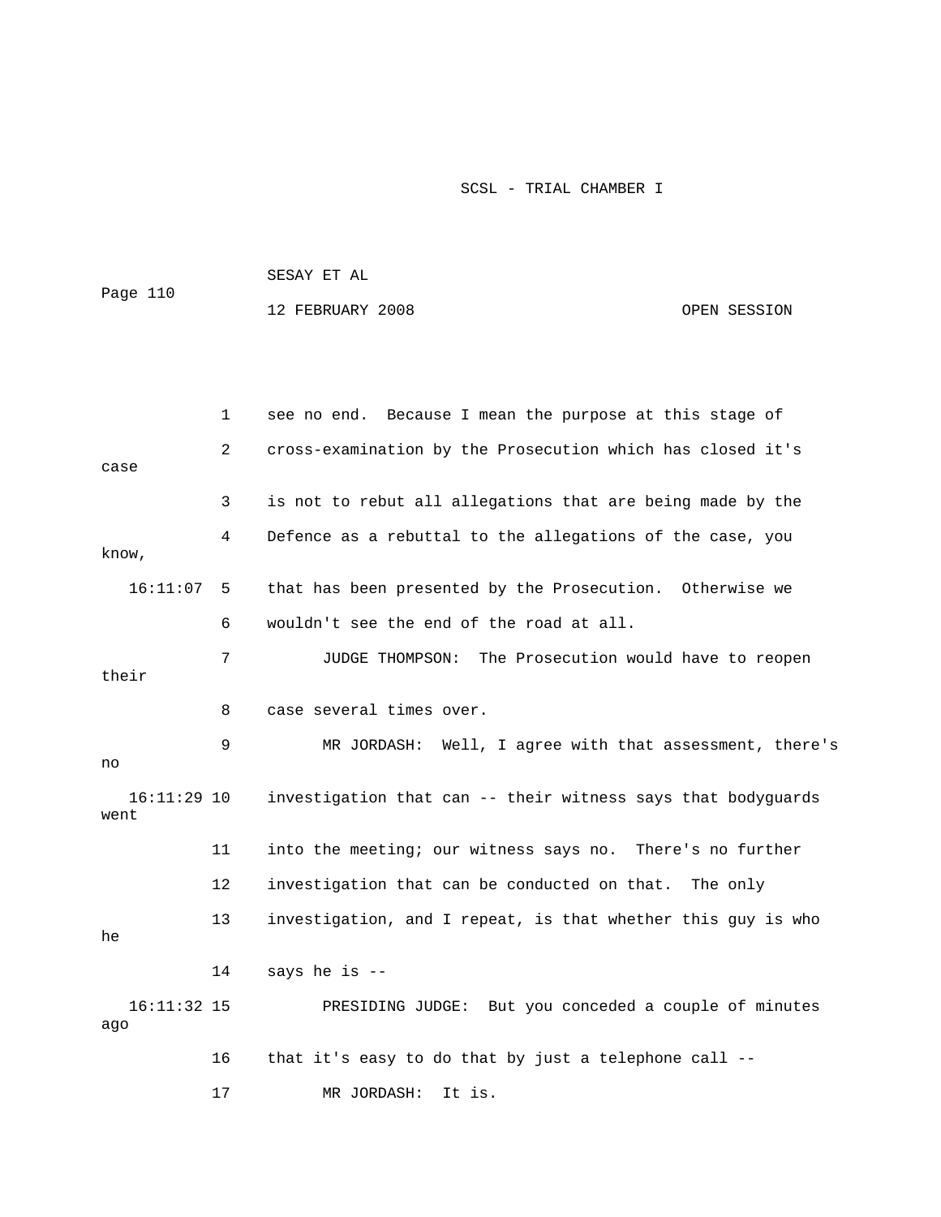see no end. Because I mean the purpose at this stage of cross-examination by the Prosecution which has closed it's case is not to rebut all allegations that are being made by the Defence as a rebuttal to the allegations of the case, you know, that has been presented by the Prosecution. Otherwise we wouldn't see the end of the road at all.

JUDGE THOMPSON: The Prosecution would have to reopen their case several times over.

MR JORDASH: Well, I agree with that assessment, there's no investigation that can -- their witness says that bodyguards went into the meeting; our witness says no. There's no further investigation that can be conducted on that. The only investigation, and I repeat, is that whether this guy is who he says he is --

PRESIDING JUDGE: But you conceded a couple of minutes ago that it's easy to do that by just a telephone call --

MR JORDASH: It is.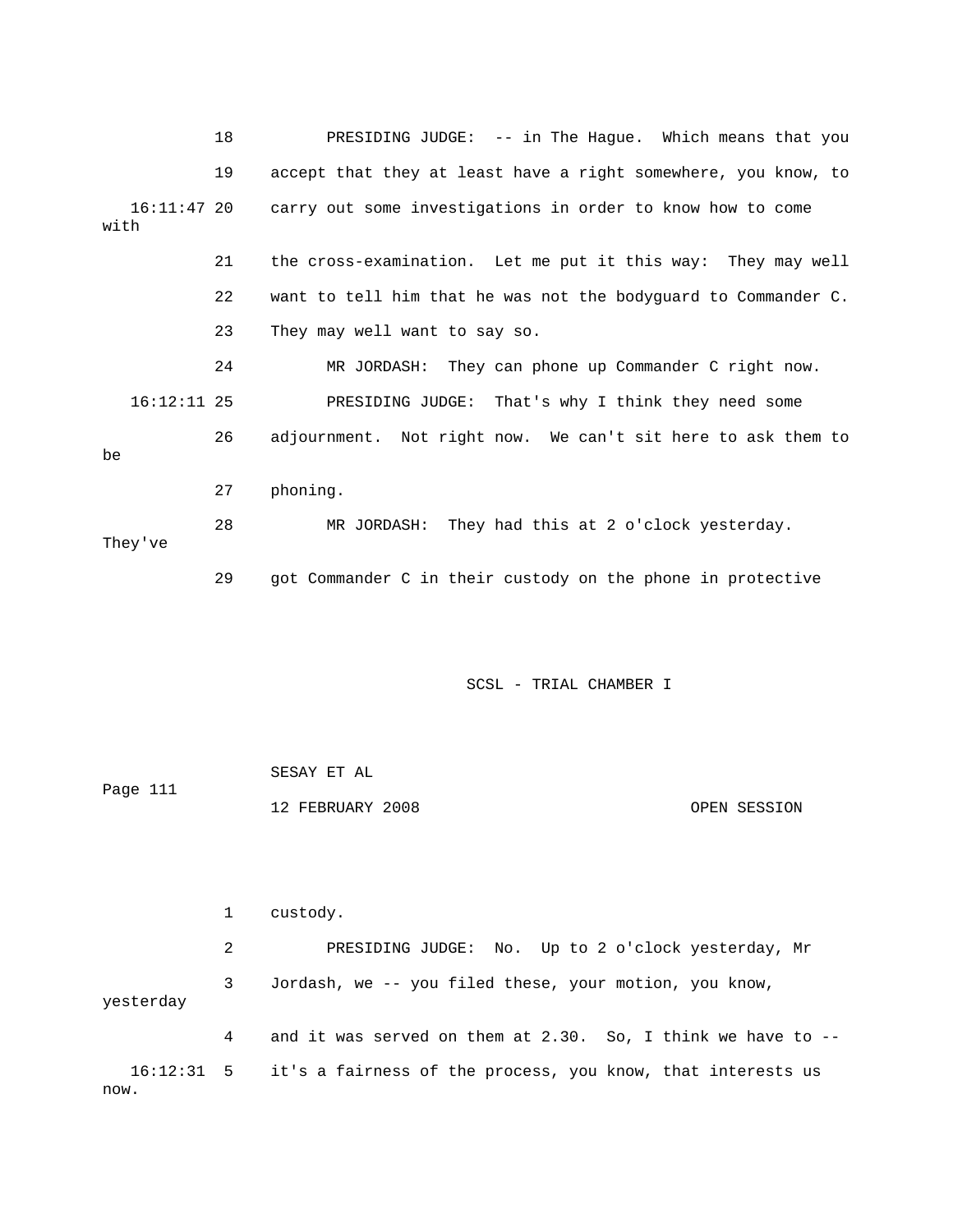18 PRESIDING JUDGE: -- in The Hague. Which means that you
19 accept that they at least have a right somewhere, you know, to
16:11:47 20 carry out some investigations in order to know how to come with
21 the cross-examination. Let me put it this way: They may well
22 want to tell him that he was not the bodyguard to Commander C.
23 They may well want to say so.
24 MR JORDASH: They can phone up Commander C right now.
16:12:11 25 PRESIDING JUDGE: That's why I think they need some
26 adjournment. Not right now. We can't sit here to ask them to be
27 phoning.
28 MR JORDASH: They had this at 2 o'clock yesterday. They've
29 got Commander C in their custody on the phone in protective

SCSL - TRIAL CHAMBER I

SESAY ET AL

12 FEBRUARY 2008 OPEN SESSION

1 custody.
2 PRESIDING JUDGE: No. Up to 2 o'clock yesterday, Mr
3 Jordash, we -- you filed these, your motion, you know, yesterday
4 and it was served on them at 2.30. So, I think we have to --
16:12:31 5 it's a fairness of the process, you know, that interests us now.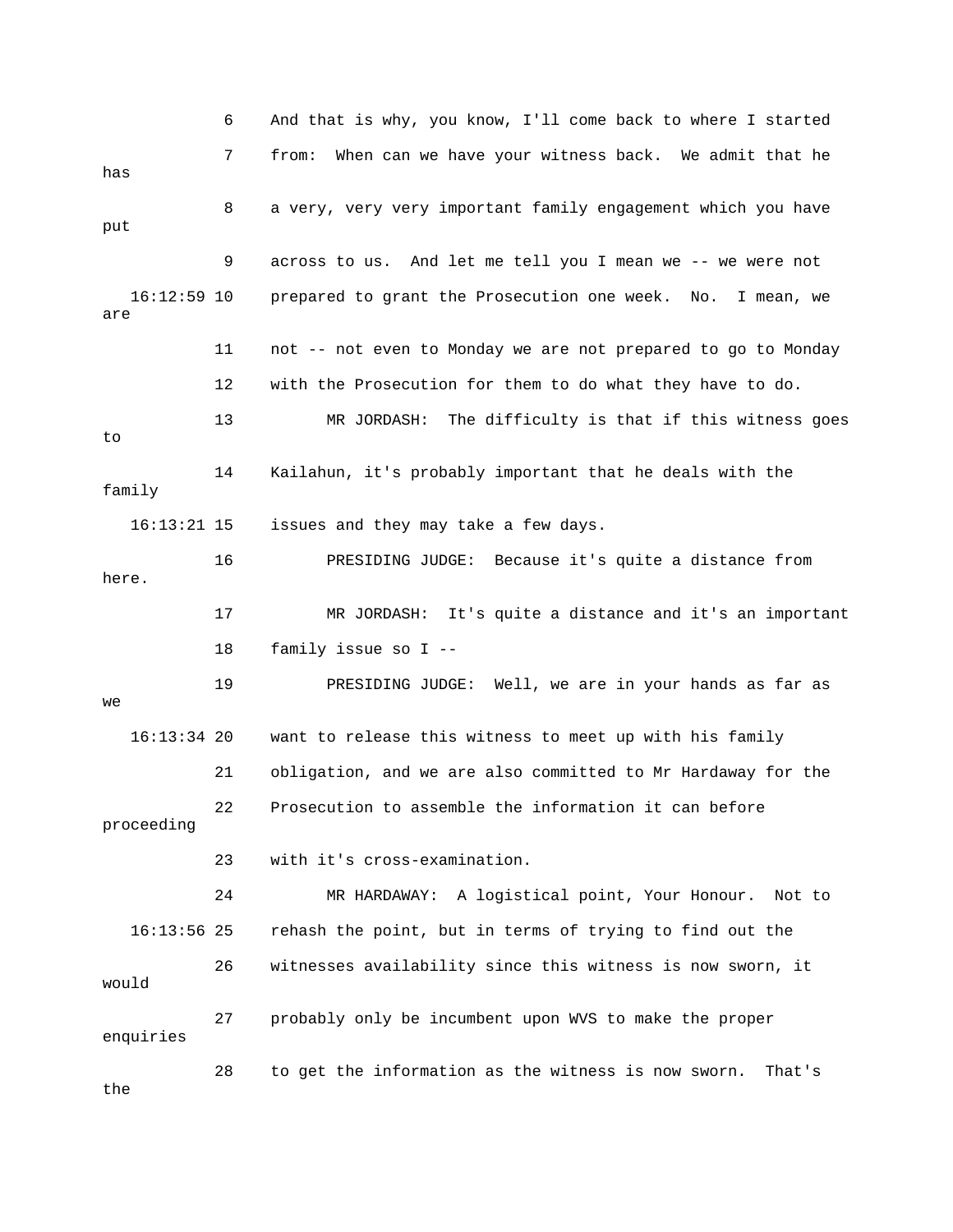6 And that is why, you know, I'll come back to where I started

7 from: When can we have your witness back. We admit that he has

8 a very, very very important family engagement which you have put

9 across to us. And let me tell you I mean we -- we were not

16:12:59 10 prepared to grant the Prosecution one week. No. I mean, we are

11 not -- not even to Monday we are not prepared to go to Monday

12 with the Prosecution for them to do what they have to do.

13 MR JORDASH: The difficulty is that if this witness goes to

14 Kailahun, it's probably important that he deals with the family

16:13:21 15 issues and they may take a few days.

16 PRESIDING JUDGE: Because it's quite a distance from here.

17 MR JORDASH: It's quite a distance and it's an important

18 family issue so I --

19 PRESIDING JUDGE: Well, we are in your hands as far as we

16:13:34 20 want to release this witness to meet up with his family

21 obligation, and we are also committed to Mr Hardaway for the

22 Prosecution to assemble the information it can before proceeding

23 with it's cross-examination.

24 MR HARDAWAY: A logistical point, Your Honour. Not to

16:13:56 25 rehash the point, but in terms of trying to find out the

26 witnesses availability since this witness is now sworn, it would

27 probably only be incumbent upon WVS to make the proper enquiries

28 to get the information as the witness is now sworn. That's the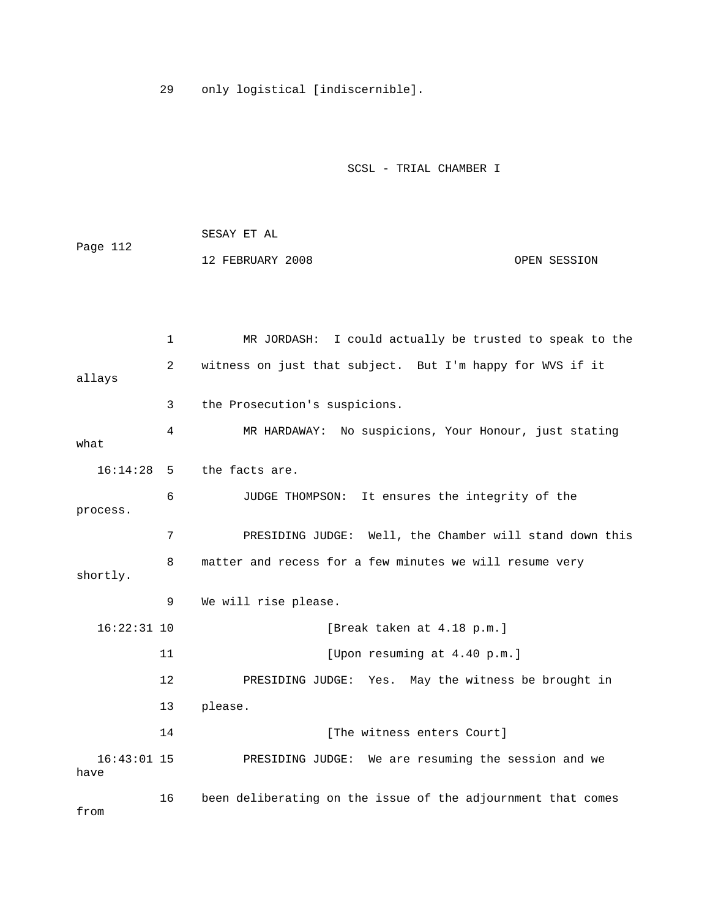29 only logistical [indiscernible].

SCSL - TRIAL CHAMBER I

SESAY ET AL

12 FEBRUARY 2008 OPEN SESSION

1 MR JORDASH: I could actually be trusted to speak to the
2 witness on just that subject. But I'm happy for WVS if it allays
3 the Prosecution's suspicions.
4 MR HARDAWAY: No suspicions, Your Honour, just stating what
16:14:28 5 the facts are.
6 JUDGE THOMPSON: It ensures the integrity of the process.
7 PRESIDING JUDGE: Well, the Chamber will stand down this
8 matter and recess for a few minutes we will resume very shortly.
9 We will rise please.
16:22:31 10 [Break taken at 4.18 p.m.]
11 [Upon resuming at 4.40 p.m.]
12 PRESIDING JUDGE: Yes. May the witness be brought in
13 please.
14 [The witness enters Court]
16:43:01 15 PRESIDING JUDGE: We are resuming the session and we have
16 been deliberating on the issue of the adjournment that comes from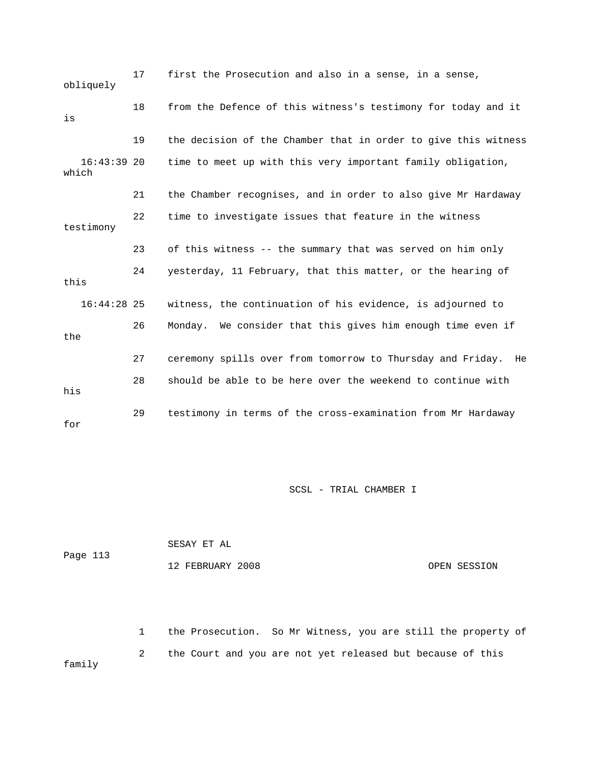17 first the Prosecution and also in a sense, in a sense, obliquely

18 from the Defence of this witness's testimony for today and it is

19 the decision of the Chamber that in order to give this witness

16:43:39 20 time to meet up with this very important family obligation, which

21 the Chamber recognises, and in order to also give Mr Hardaway

22 time to investigate issues that feature in the witness testimony

23 of this witness -- the summary that was served on him only

24 yesterday, 11 February, that this matter, or the hearing of this

16:44:28 25 witness, the continuation of his evidence, is adjourned to

26 Monday. We consider that this gives him enough time even if the

27 ceremony spills over from tomorrow to Thursday and Friday. He

28 should be able to be here over the weekend to continue with his

29 testimony in terms of the cross-examination from Mr Hardaway for

SCSL - TRIAL CHAMBER I

SESAY ET AL

Page 113

12 FEBRUARY 2008 OPEN SESSION

1 the Prosecution. So Mr Witness, you are still the property of

2 the Court and you are not yet released but because of this family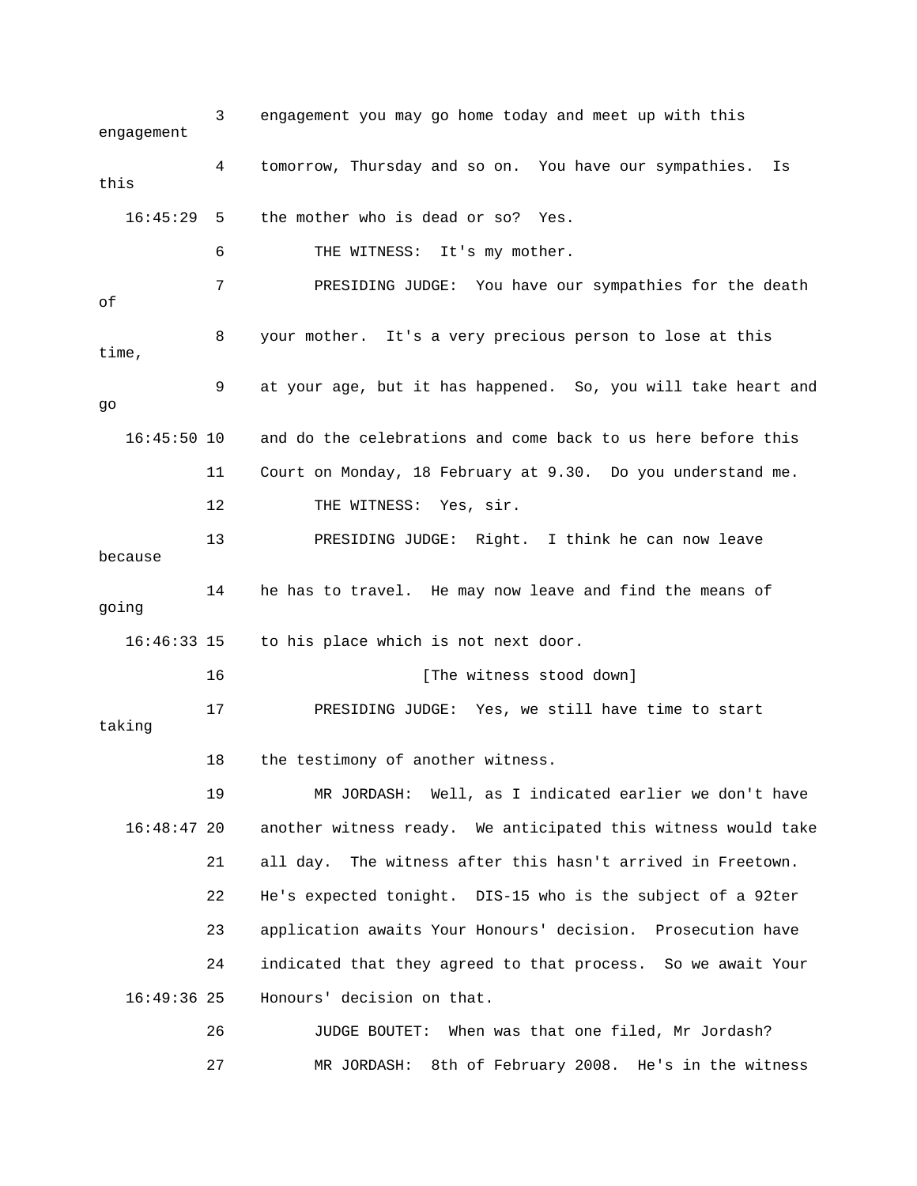3 engagement you may go home today and meet up with this engagement

4 tomorrow, Thursday and so on. You have our sympathies. Is this

16:45:29 5 the mother who is dead or so? Yes.

6 THE WITNESS: It's my mother.

7 PRESIDING JUDGE: You have our sympathies for the death of

8 your mother. It's a very precious person to lose at this time,

9 at your age, but it has happened. So, you will take heart and go

16:45:50 10 and do the celebrations and come back to us here before this

11 Court on Monday, 18 February at 9.30. Do you understand me.

12 THE WITNESS: Yes, sir.

13 PRESIDING JUDGE: Right. I think he can now leave because

14 he has to travel. He may now leave and find the means of going

16:46:33 15 to his place which is not next door.

16 [The witness stood down]

17 PRESIDING JUDGE: Yes, we still have time to start taking

18 the testimony of another witness.

19 MR JORDASH: Well, as I indicated earlier we don't have

16:48:47 20 another witness ready. We anticipated this witness would take

21 all day. The witness after this hasn't arrived in Freetown.

22 He's expected tonight. DIS-15 who is the subject of a 92ter

23 application awaits Your Honours' decision. Prosecution have

24 indicated that they agreed to that process. So we await Your

16:49:36 25 Honours' decision on that.

26 JUDGE BOUTET: When was that one filed, Mr Jordash?

27 MR JORDASH: 8th of February 2008. He's in the witness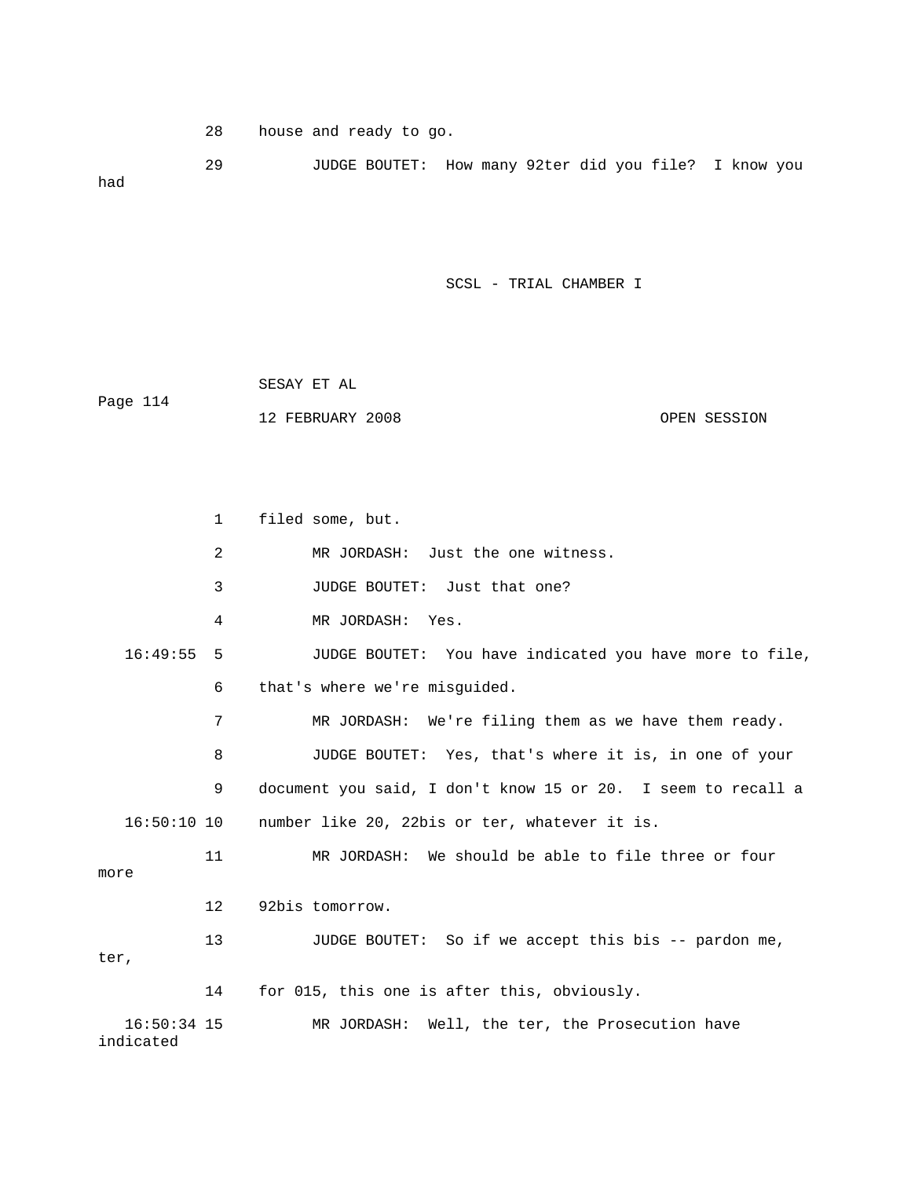28 house and ready to go.

29 JUDGE BOUTET: How many 92ter did you file? I know you had

1 filed some, but.

2 MR JORDASH: Just the one witness.

3 JUDGE BOUTET: Just that one?

4 MR JORDASH: Yes.

16:49:55 5 JUDGE BOUTET: You have indicated you have more to file,

6 that's where we're misguided.

7 MR JORDASH: We're filing them as we have them ready.

8 JUDGE BOUTET: Yes, that's where it is, in one of your

9 document you said, I don't know 15 or 20. I seem to recall a

16:50:10 10 number like 20, 22bis or ter, whatever it is.

11 MR JORDASH: We should be able to file three or four more

12 92bis tomorrow.

13 JUDGE BOUTET: So if we accept this bis -- pardon me, ter,

14 for 015, this one is after this, obviously.

16:50:34 15 MR JORDASH: Well, the ter, the Prosecution have indicated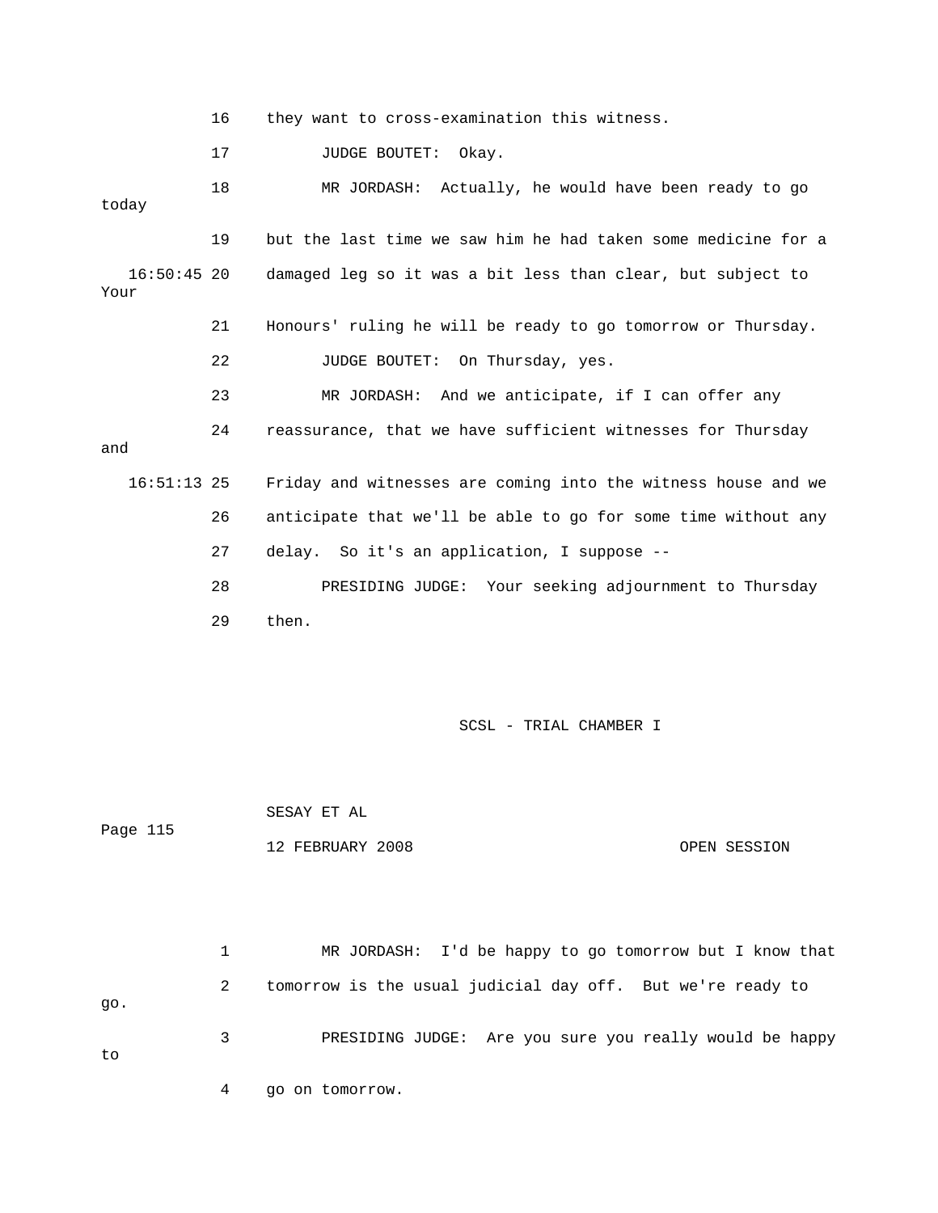16 they want to cross-examination this witness.

17 JUDGE BOUTET: Okay.

18 MR JORDASH: Actually, he would have been ready to go today

19 but the last time we saw him he had taken some medicine for a

16:50:45 20 damaged leg so it was a bit less than clear, but subject to Your

21 Honours' ruling he will be ready to go tomorrow or Thursday.

22 JUDGE BOUTET: On Thursday, yes.

23 MR JORDASH: And we anticipate, if I can offer any

24 reassurance, that we have sufficient witnesses for Thursday and

16:51:13 25 Friday and witnesses are coming into the witness house and we

26 anticipate that we'll be able to go for some time without any

27 delay. So it's an application, I suppose --

28 PRESIDING JUDGE: Your seeking adjournment to Thursday

29 then.

SCSL - TRIAL CHAMBER I

SESAY ET AL

Page 115

12 FEBRUARY 2008 OPEN SESSION

1 MR JORDASH: I'd be happy to go tomorrow but I know that

2 tomorrow is the usual judicial day off. But we're ready to go.

3 PRESIDING JUDGE: Are you sure you really would be happy to

4 go on tomorrow.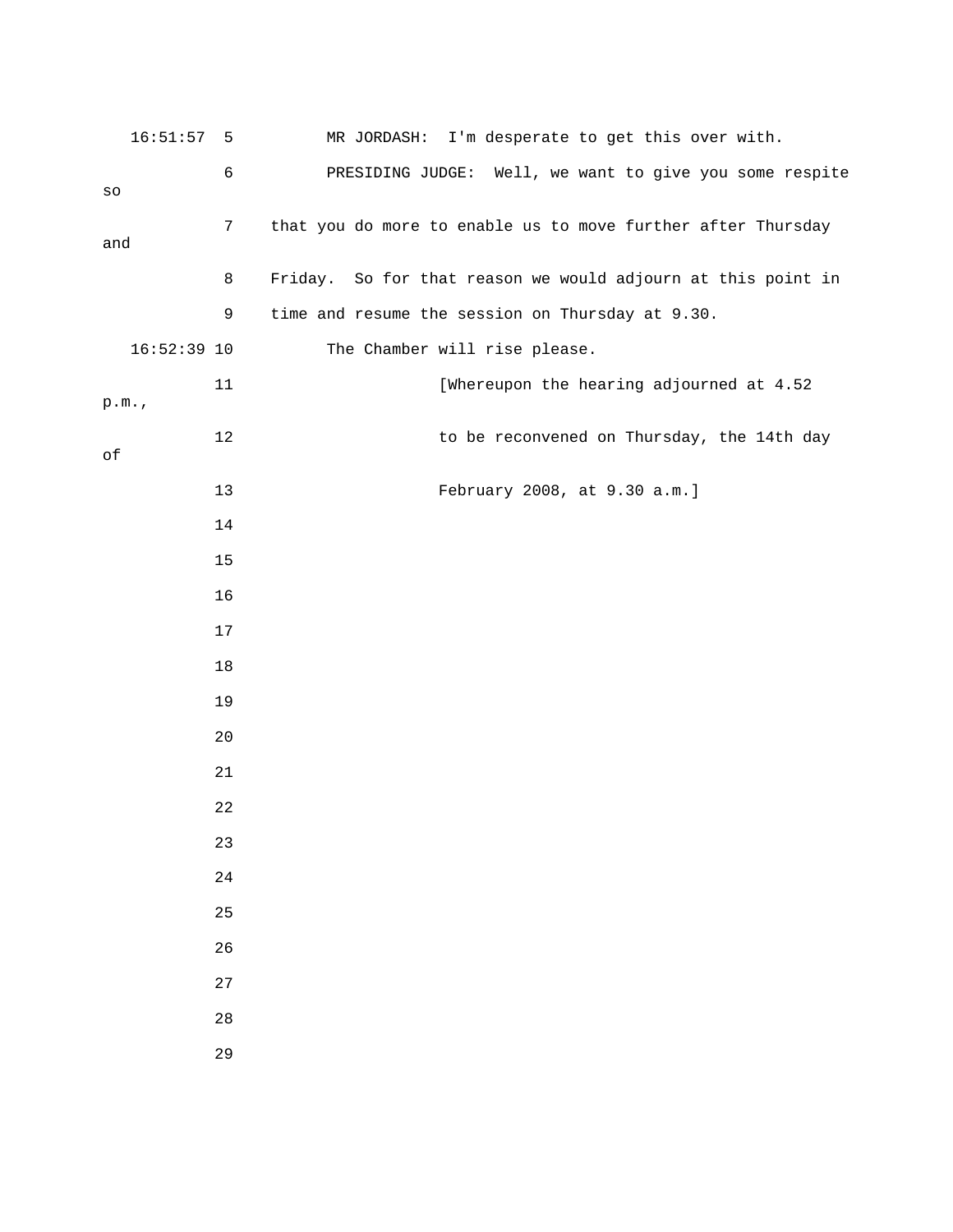16:51:57 5 MR JORDASH: I'm desperate to get this over with.

6 PRESIDING JUDGE: Well, we want to give you some respite so

7 that you do more to enable us to move further after Thursday and

8 Friday. So for that reason we would adjourn at this point in

9 time and resume the session on Thursday at 9.30.

16:52:39 10 The Chamber will rise please.

11 [Whereupon the hearing adjourned at 4.52 p.m.,

12 to be reconvened on Thursday, the 14th day of

13 February 2008, at 9.30 a.m.]

14

15

16

17

18

19

20

21

22

23

24

25

26

27

28

29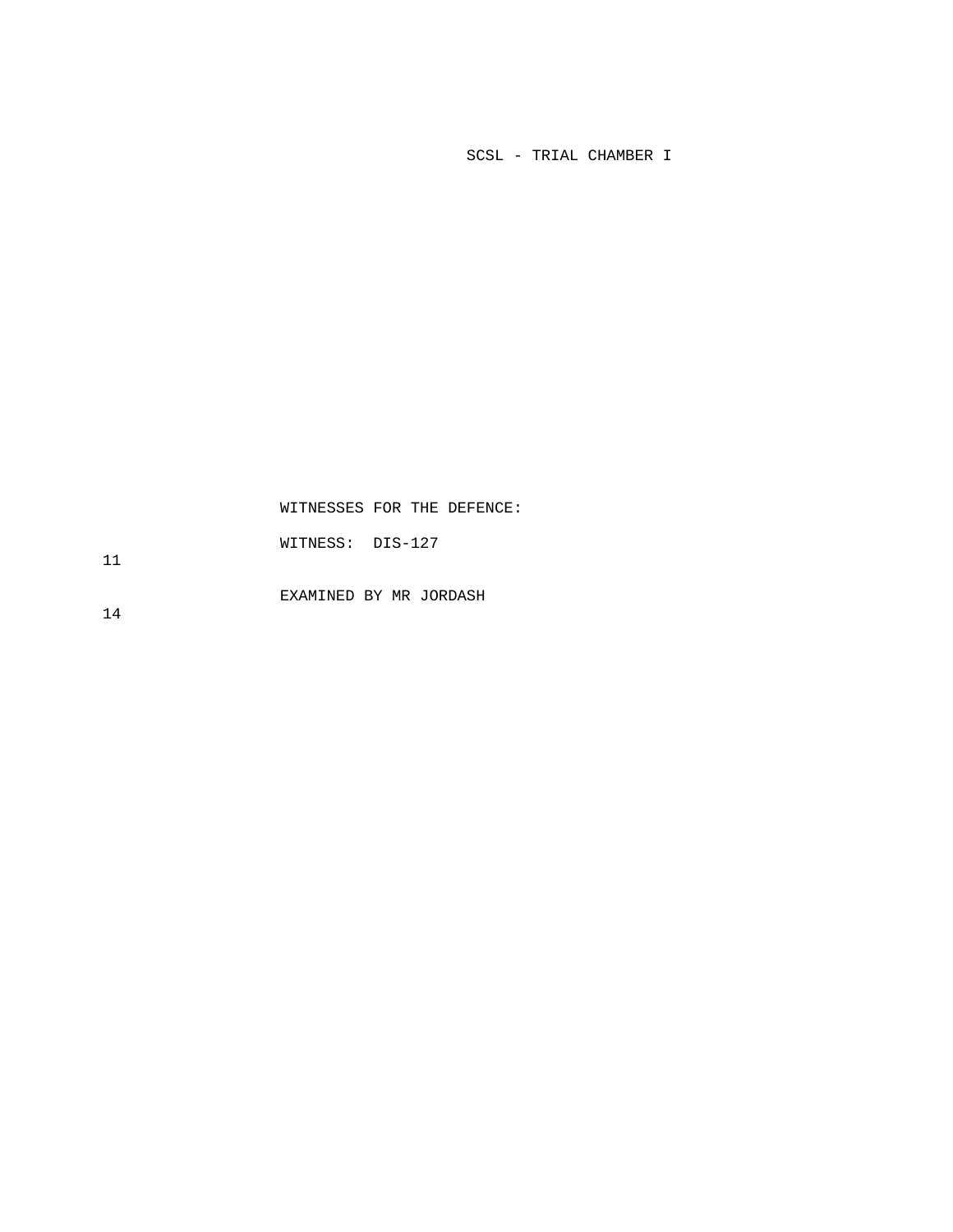WITNESSES FOR THE DEFENCE:

WITNESS: DIS-127

EXAMINED BY MR JORDASH